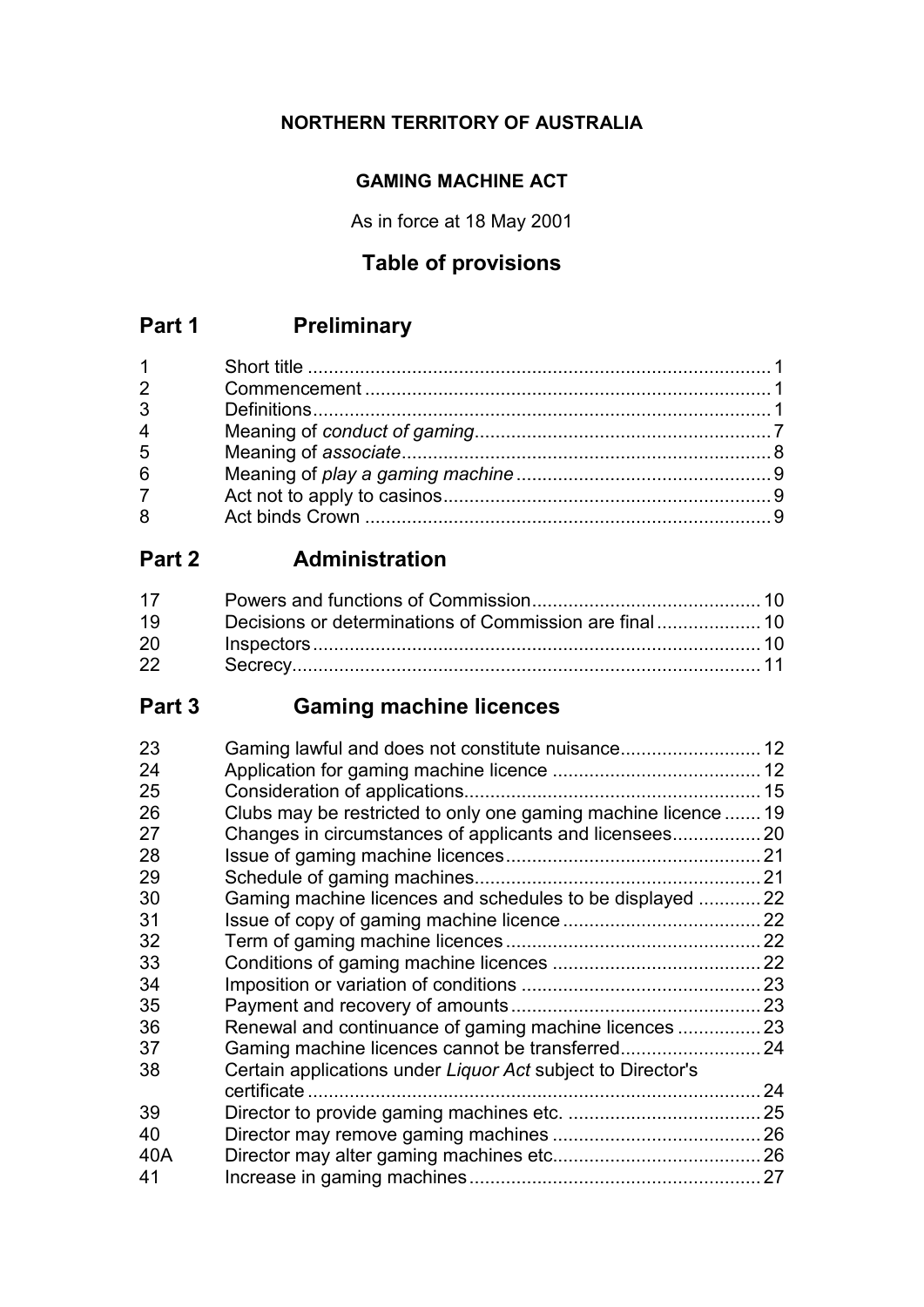**NORTHERN TERRITORY OF AUSTRALIA**

**GAMING MACHINE ACT**

As in force at 18 May 2001

## Table of provisions

## Part 1 Preliminary

| | | |
|---|---|---|
| 1 | Short title | 1 |
| 2 | Commencement | 1 |
| 3 | Definitions | 1 |
| 4 | Meaning of *conduct of gaming* | 7 |
| 5 | Meaning of *associate* | 8 |
| 6 | Meaning of *play a gaming machine* | 9 |
| 7 | Act not to apply to casinos | 9 |
| 8 | Act binds Crown | 9 |

## Part 2 Administration

| | | |
|---|---|---|
| 17 | Powers and functions of Commission | 10 |
| 19 | Decisions or determinations of Commission are final | 10 |
| 20 | Inspectors | 10 |
| 22 | Secrecy | 11 |

## Part 3 Gaming machine licences

| | | |
|---|---|---|
| 23 | Gaming lawful and does not constitute nuisance | 12 |
| 24 | Application for gaming machine licence | 12 |
| 25 | Consideration of applications | 15 |
| 26 | Clubs may be restricted to only one gaming machine licence | 19 |
| 27 | Changes in circumstances of applicants and licensees | 20 |
| 28 | Issue of gaming machine licences | 21 |
| 29 | Schedule of gaming machines | 21 |
| 30 | Gaming machine licences and schedules to be displayed | 22 |
| 31 | Issue of copy of gaming machine licence | 22 |
| 32 | Term of gaming machine licences | 22 |
| 33 | Conditions of gaming machine licences | 22 |
| 34 | Imposition or variation of conditions | 23 |
| 35 | Payment and recovery of amounts | 23 |
| 36 | Renewal and continuance of gaming machine licences | 23 |
| 37 | Gaming machine licences cannot be transferred | 24 |
| 38 | Certain applications under *Liquor Act* subject to Director's certificate | 24 |
| 39 | Director to provide gaming machines etc. | 25 |
| 40 | Director may remove gaming machines | 26 |
| 40A | Director may alter gaming machines etc. | 26 |
| 41 | Increase in gaming machines | 27 |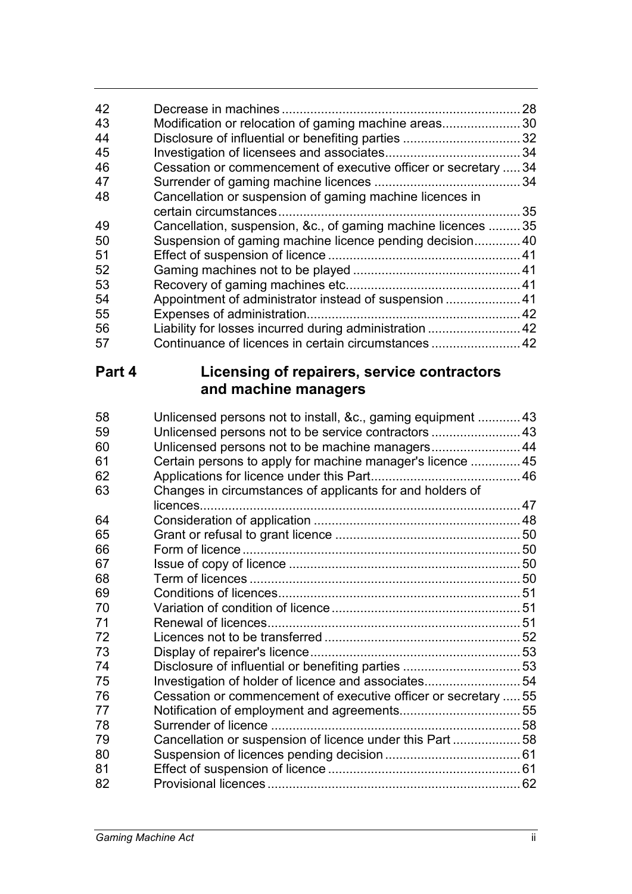| | | |
|---|---|---|
| 42 | Decrease in machines | 28 |
| 43 | Modification or relocation of gaming machine areas | 30 |
| 44 | Disclosure of influential or benefiting parties | 32 |
| 45 | Investigation of licensees and associates | 34 |
| 46 | Cessation or commencement of executive officer or secretary | 34 |
| 47 | Surrender of gaming machine licences | 34 |
| 48 | Cancellation or suspension of gaming machine licences in certain circumstances | 35 |
| 49 | Cancellation, suspension, &c., of gaming machine licences | 35 |
| 50 | Suspension of gaming machine licence pending decision | 40 |
| 51 | Effect of suspension of licence | 41 |
| 52 | Gaming machines not to be played | 41 |
| 53 | Recovery of gaming machines etc. | 41 |
| 54 | Appointment of administrator instead of suspension | 41 |
| 55 | Expenses of administration | 42 |
| 56 | Liability for losses incurred during administration | 42 |
| 57 | Continuance of licences in certain circumstances | 42 |

## Part 4 Licensing of repairers, service contractors and machine managers

| | | |
|---|---|---|
| 58 | Unlicensed persons not to install, &c., gaming equipment | 43 |
| 59 | Unlicensed persons not to be service contractors | 43 |
| 60 | Unlicensed persons not to be machine managers | 44 |
| 61 | Certain persons to apply for machine manager's licence | 45 |
| 62 | Applications for licence under this Part | 46 |
| 63 | Changes in circumstances of applicants for and holders of licences | 47 |
| 64 | Consideration of application | 48 |
| 65 | Grant or refusal to grant licence | 50 |
| 66 | Form of licence | 50 |
| 67 | Issue of copy of licence | 50 |
| 68 | Term of licences | 50 |
| 69 | Conditions of licences | 51 |
| 70 | Variation of condition of licence | 51 |
| 71 | Renewal of licences | 51 |
| 72 | Licences not to be transferred | 52 |
| 73 | Display of repairer's licence | 53 |
| 74 | Disclosure of influential or benefiting parties | 53 |
| 75 | Investigation of holder of licence and associates | 54 |
| 76 | Cessation or commencement of executive officer or secretary | 55 |
| 77 | Notification of employment and agreements | 55 |
| 78 | Surrender of licence | 58 |
| 79 | Cancellation or suspension of licence under this Part | 58 |
| 80 | Suspension of licences pending decision | 61 |
| 81 | Effect of suspension of licence | 61 |
| 82 | Provisional licences | 62 |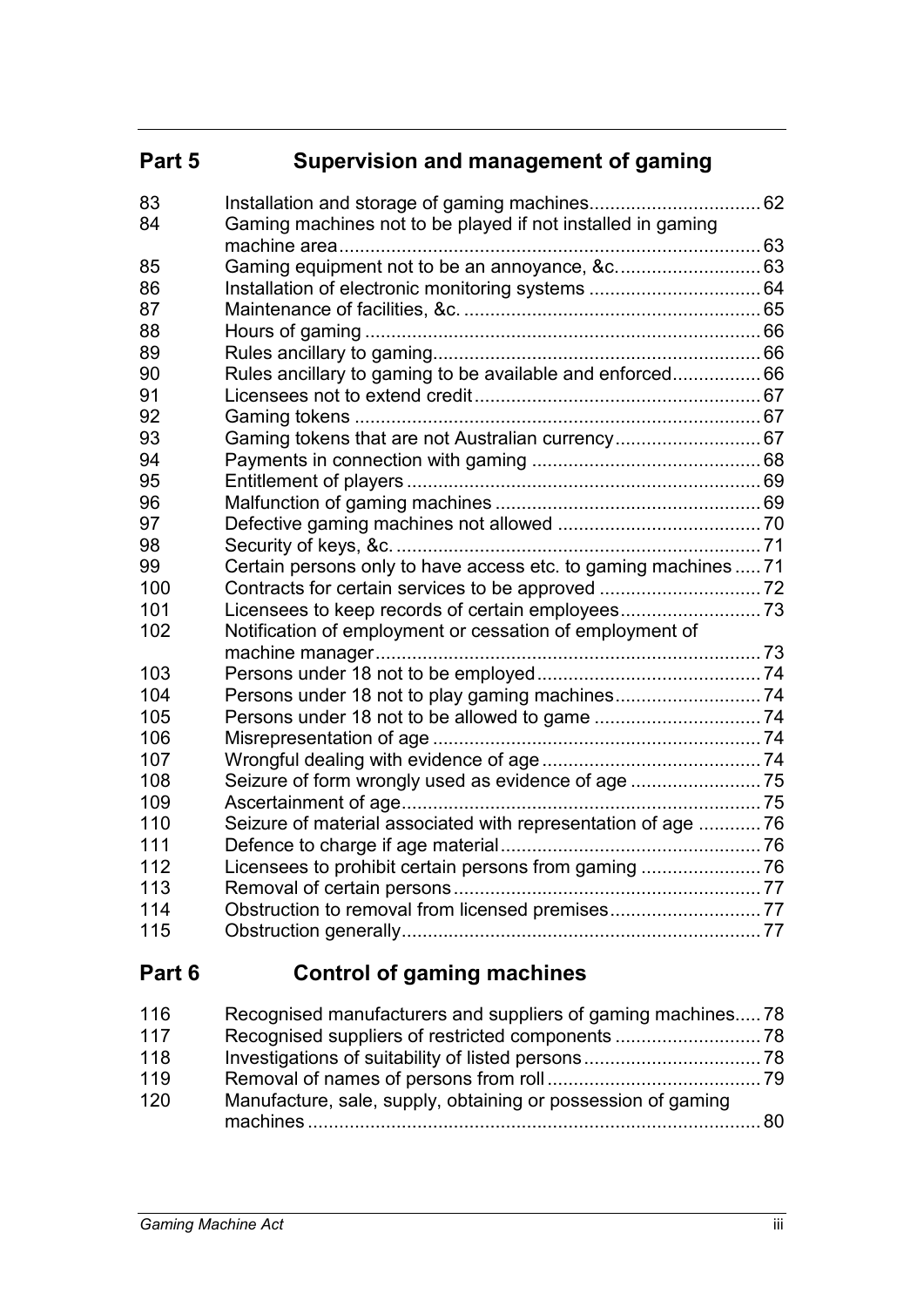## Part 5 Supervision and management of gaming

| | | |
|---|---|---|
| 83 | Installation and storage of gaming machines | 62 |
| 84 | Gaming machines not to be played if not installed in gaming machine area | 63 |
| 85 | Gaming equipment not to be an annoyance, &c. | 63 |
| 86 | Installation of electronic monitoring systems | 64 |
| 87 | Maintenance of facilities, &c. | 65 |
| 88 | Hours of gaming | 66 |
| 89 | Rules ancillary to gaming | 66 |
| 90 | Rules ancillary to gaming to be available and enforced | 66 |
| 91 | Licensees not to extend credit | 67 |
| 92 | Gaming tokens | 67 |
| 93 | Gaming tokens that are not Australian currency | 67 |
| 94 | Payments in connection with gaming | 68 |
| 95 | Entitlement of players | 69 |
| 96 | Malfunction of gaming machines | 69 |
| 97 | Defective gaming machines not allowed | 70 |
| 98 | Security of keys, &c. | 71 |
| 99 | Certain persons only to have access etc. to gaming machines | 71 |
| 100 | Contracts for certain services to be approved | 72 |
| 101 | Licensees to keep records of certain employees | 73 |
| 102 | Notification of employment or cessation of employment of machine manager | 73 |
| 103 | Persons under 18 not to be employed | 74 |
| 104 | Persons under 18 not to play gaming machines | 74 |
| 105 | Persons under 18 not to be allowed to game | 74 |
| 106 | Misrepresentation of age | 74 |
| 107 | Wrongful dealing with evidence of age | 74 |
| 108 | Seizure of form wrongly used as evidence of age | 75 |
| 109 | Ascertainment of age | 75 |
| 110 | Seizure of material associated with representation of age | 76 |
| 111 | Defence to charge if age material | 76 |
| 112 | Licensees to prohibit certain persons from gaming | 76 |
| 113 | Removal of certain persons | 77 |
| 114 | Obstruction to removal from licensed premises | 77 |
| 115 | Obstruction generally | 77 |

## Part 6 Control of gaming machines

| | | |
|---|---|---|
| 116 | Recognised manufacturers and suppliers of gaming machines | 78 |
| 117 | Recognised suppliers of restricted components | 78 |
| 118 | Investigations of suitability of listed persons | 78 |
| 119 | Removal of names of persons from roll | 79 |
| 120 | Manufacture, sale, supply, obtaining or possession of gaming machines | 80 |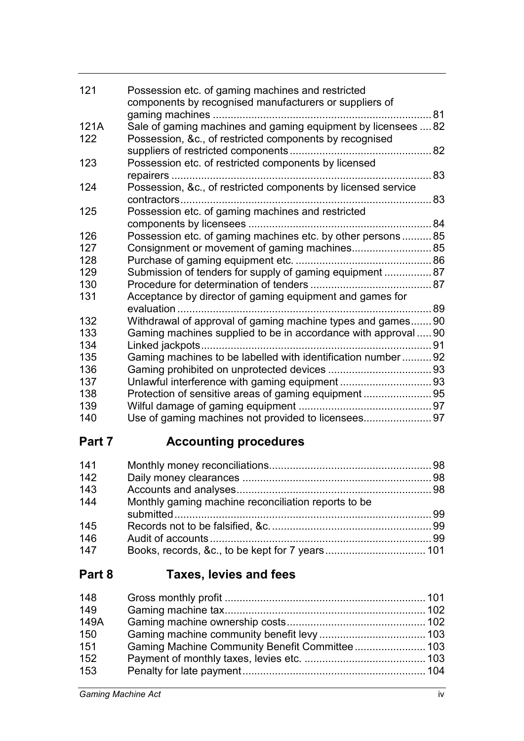| | | |
|---|---|---|
| 121 | Possession etc. of gaming machines and restricted components by recognised manufacturers or suppliers of gaming machines | 81 |
| 121A | Sale of gaming machines and gaming equipment by licensees | 82 |
| 122 | Possession, &c., of restricted components by recognised suppliers of restricted components | 82 |
| 123 | Possession etc. of restricted components by licensed repairers | 83 |
| 124 | Possession, &c., of restricted components by licensed service contractors | 83 |
| 125 | Possession etc. of gaming machines and restricted components by licensees | 84 |
| 126 | Possession etc. of gaming machines etc. by other persons | 85 |
| 127 | Consignment or movement of gaming machines | 85 |
| 128 | Purchase of gaming equipment etc. | 86 |
| 129 | Submission of tenders for supply of gaming equipment | 87 |
| 130 | Procedure for determination of tenders | 87 |
| 131 | Acceptance by director of gaming equipment and games for evaluation | 89 |
| 132 | Withdrawal of approval of gaming machine types and games | 90 |
| 133 | Gaming machines supplied to be in accordance with approval | 90 |
| 134 | Linked jackpots | 91 |
| 135 | Gaming machines to be labelled with identification number | 92 |
| 136 | Gaming prohibited on unprotected devices | 93 |
| 137 | Unlawful interference with gaming equipment | 93 |
| 138 | Protection of sensitive areas of gaming equipment | 95 |
| 139 | Wilful damage of gaming equipment | 97 |
| 140 | Use of gaming machines not provided to licensees | 97 |

## Part 7 Accounting procedures

| | | |
|---|---|---|
| 141 | Monthly money reconciliations | 98 |
| 142 | Daily money clearances | 98 |
| 143 | Accounts and analyses | 98 |
| 144 | Monthly gaming machine reconciliation reports to be submitted | 99 |
| 145 | Records not to be falsified, &c. | 99 |
| 146 | Audit of accounts | 99 |
| 147 | Books, records, &c., to be kept for 7 years | 101 |

## Part 8 Taxes, levies and fees

| | | |
|---|---|---|
| 148 | Gross monthly profit | 101 |
| 149 | Gaming machine tax | 102 |
| 149A | Gaming machine ownership costs | 102 |
| 150 | Gaming machine community benefit levy | 103 |
| 151 | Gaming Machine Community Benefit Committee | 103 |
| 152 | Payment of monthly taxes, levies etc. | 103 |
| 153 | Penalty for late payment | 104 |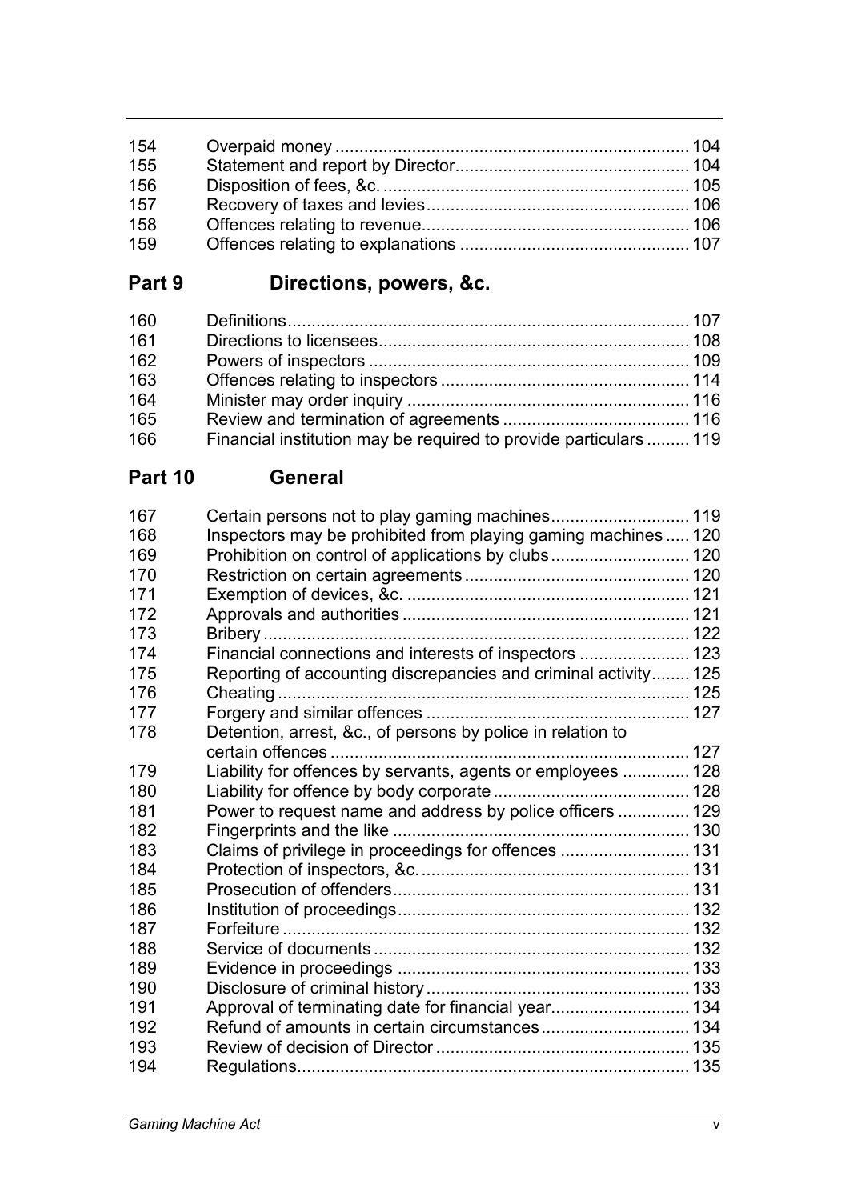| | | |
|---|---|---|
| 154 | Overpaid money | 104 |
| 155 | Statement and report by Director | 104 |
| 156 | Disposition of fees, &c. | 105 |
| 157 | Recovery of taxes and levies | 106 |
| 158 | Offences relating to revenue | 106 |
| 159 | Offences relating to explanations | 107 |

## Part 9 Directions, powers, &c.

| | | |
|---|---|---|
| 160 | Definitions | 107 |
| 161 | Directions to licensees | 108 |
| 162 | Powers of inspectors | 109 |
| 163 | Offences relating to inspectors | 114 |
| 164 | Minister may order inquiry | 116 |
| 165 | Review and termination of agreements | 116 |
| 166 | Financial institution may be required to provide particulars | 119 |

## Part 10 General

| | | |
|---|---|---|
| 167 | Certain persons not to play gaming machines | 119 |
| 168 | Inspectors may be prohibited from playing gaming machines | 120 |
| 169 | Prohibition on control of applications by clubs | 120 |
| 170 | Restriction on certain agreements | 120 |
| 171 | Exemption of devices, &c. | 121 |
| 172 | Approvals and authorities | 121 |
| 173 | Bribery | 122 |
| 174 | Financial connections and interests of inspectors | 123 |
| 175 | Reporting of accounting discrepancies and criminal activity | 125 |
| 176 | Cheating | 125 |
| 177 | Forgery and similar offences | 127 |
| 178 | Detention, arrest, &c., of persons by police in relation to certain offences | 127 |
| 179 | Liability for offences by servants, agents or employees | 128 |
| 180 | Liability for offence by body corporate | 128 |
| 181 | Power to request name and address by police officers | 129 |
| 182 | Fingerprints and the like | 130 |
| 183 | Claims of privilege in proceedings for offences | 131 |
| 184 | Protection of inspectors, &c. | 131 |
| 185 | Prosecution of offenders | 131 |
| 186 | Institution of proceedings | 132 |
| 187 | Forfeiture | 132 |
| 188 | Service of documents | 132 |
| 189 | Evidence in proceedings | 133 |
| 190 | Disclosure of criminal history | 133 |
| 191 | Approval of terminating date for financial year | 134 |
| 192 | Refund of amounts in certain circumstances | 134 |
| 193 | Review of decision of Director | 135 |
| 194 | Regulations | 135 |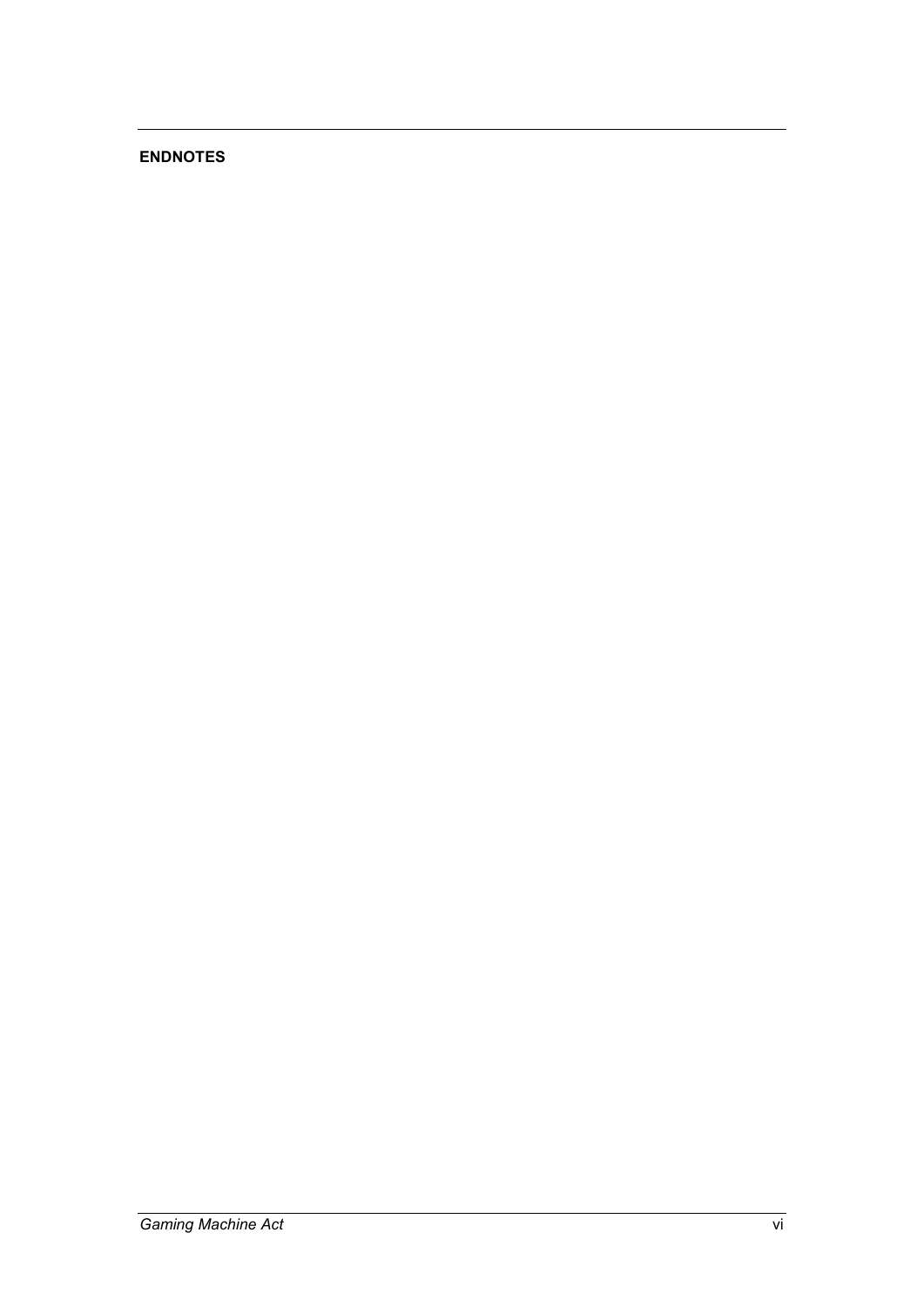**ENDNOTES**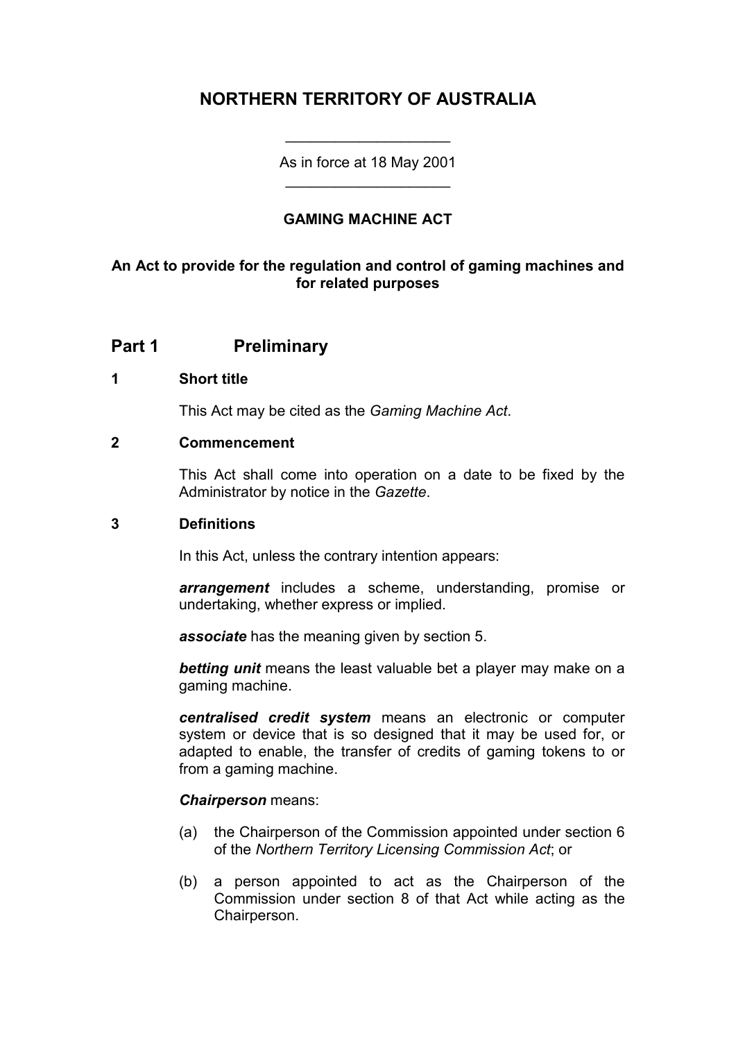# NORTHERN TERRITORY OF AUSTRALIA

As in force at 18 May 2001

### GAMING MACHINE ACT

**An Act to provide for the regulation and control of gaming machines and for related purposes**

## Part 1 Preliminary

### 1 Short title

This Act may be cited as the *Gaming Machine Act*.

### 2 Commencement

This Act shall come into operation on a date to be fixed by the Administrator by notice in the *Gazette*.

### 3 Definitions

In this Act, unless the contrary intention appears:

***arrangement*** includes a scheme, understanding, promise or undertaking, whether express or implied.

***associate*** has the meaning given by section 5.

***betting unit*** means the least valuable bet a player may make on a gaming machine.

***centralised credit system*** means an electronic or computer system or device that is so designed that it may be used for, or adapted to enable, the transfer of credits of gaming tokens to or from a gaming machine.

***Chairperson*** means:

(a) the Chairperson of the Commission appointed under section 6 of the *Northern Territory Licensing Commission Act*; or

(b) a person appointed to act as the Chairperson of the Commission under section 8 of that Act while acting as the Chairperson.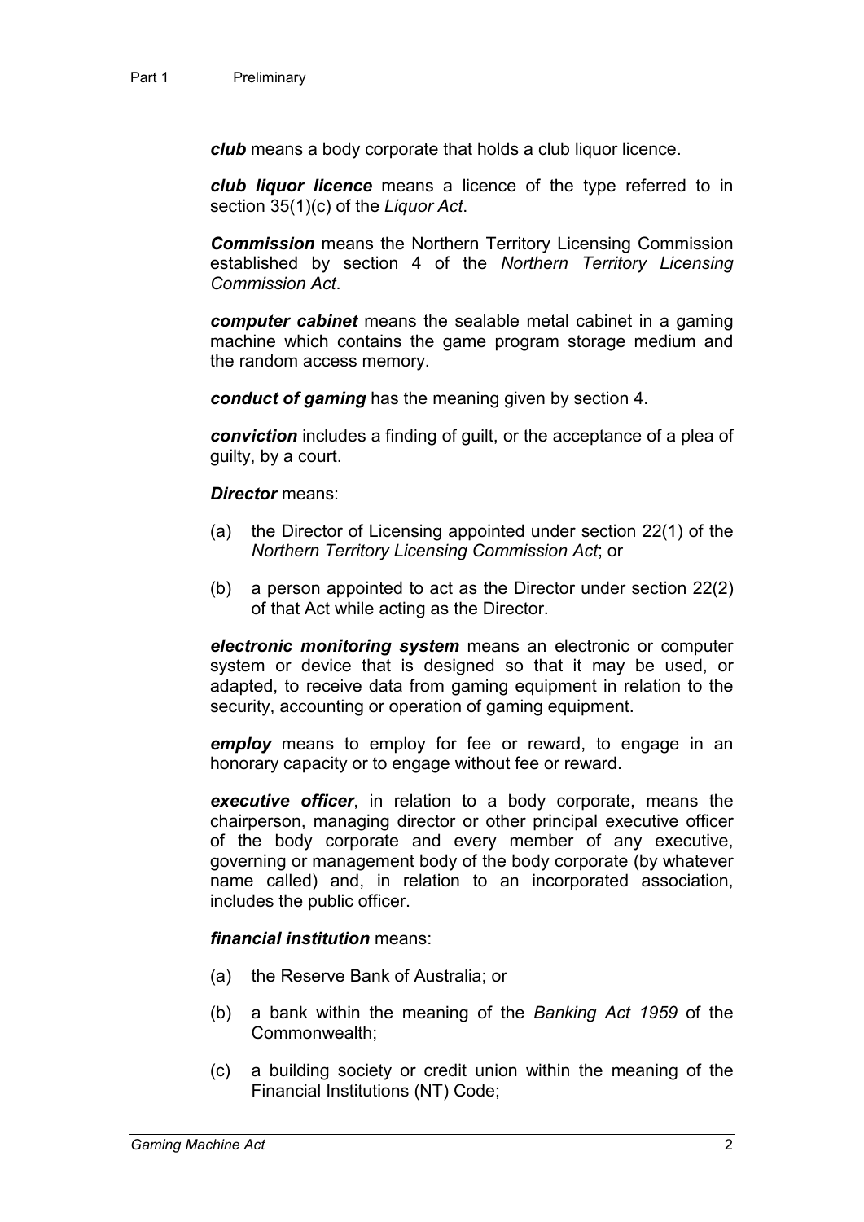***club*** means a body corporate that holds a club liquor licence.

***club liquor licence*** means a licence of the type referred to in section 35(1)(c) of the *Liquor Act*.

***Commission*** means the Northern Territory Licensing Commission established by section 4 of the *Northern Territory Licensing Commission Act*.

***computer cabinet*** means the sealable metal cabinet in a gaming machine which contains the game program storage medium and the random access memory.

***conduct of gaming*** has the meaning given by section 4.

***conviction*** includes a finding of guilt, or the acceptance of a plea of guilty, by a court.

***Director*** means:

(a) the Director of Licensing appointed under section 22(1) of the *Northern Territory Licensing Commission Act*; or

(b) a person appointed to act as the Director under section 22(2) of that Act while acting as the Director.

***electronic monitoring system*** means an electronic or computer system or device that is designed so that it may be used, or adapted, to receive data from gaming equipment in relation to the security, accounting or operation of gaming equipment.

***employ*** means to employ for fee or reward, to engage in an honorary capacity or to engage without fee or reward.

***executive officer***, in relation to a body corporate, means the chairperson, managing director or other principal executive officer of the body corporate and every member of any executive, governing or management body of the body corporate (by whatever name called) and, in relation to an incorporated association, includes the public officer.

***financial institution*** means:

(a) the Reserve Bank of Australia; or

(b) a bank within the meaning of the *Banking Act 1959* of the Commonwealth;

(c) a building society or credit union within the meaning of the Financial Institutions (NT) Code;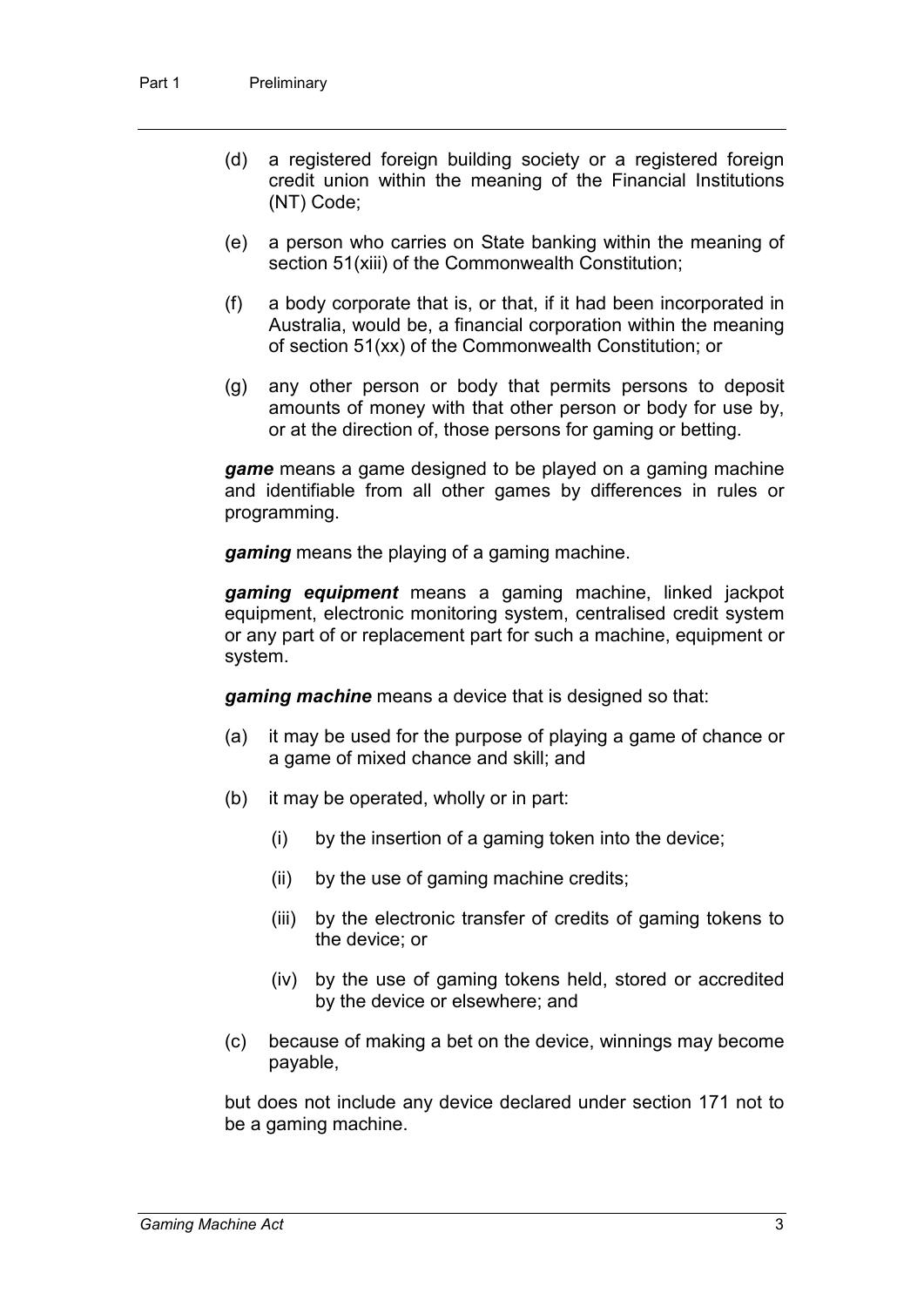(d) a registered foreign building society or a registered foreign credit union within the meaning of the Financial Institutions (NT) Code;

(e) a person who carries on State banking within the meaning of section 51(xiii) of the Commonwealth Constitution;

(f) a body corporate that is, or that, if it had been incorporated in Australia, would be, a financial corporation within the meaning of section 51(xx) of the Commonwealth Constitution; or

(g) any other person or body that permits persons to deposit amounts of money with that other person or body for use by, or at the direction of, those persons for gaming or betting.

***game*** means a game designed to be played on a gaming machine and identifiable from all other games by differences in rules or programming.

***gaming*** means the playing of a gaming machine.

***gaming equipment*** means a gaming machine, linked jackpot equipment, electronic monitoring system, centralised credit system or any part of or replacement part for such a machine, equipment or system.

***gaming machine*** means a device that is designed so that:

(a) it may be used for the purpose of playing a game of chance or a game of mixed chance and skill; and

(b) it may be operated, wholly or in part:

   (i) by the insertion of a gaming token into the device;

   (ii) by the use of gaming machine credits;

   (iii) by the electronic transfer of credits of gaming tokens to the device; or

   (iv) by the use of gaming tokens held, stored or accredited by the device or elsewhere; and

(c) because of making a bet on the device, winnings may become payable,

but does not include any device declared under section 171 not to be a gaming machine.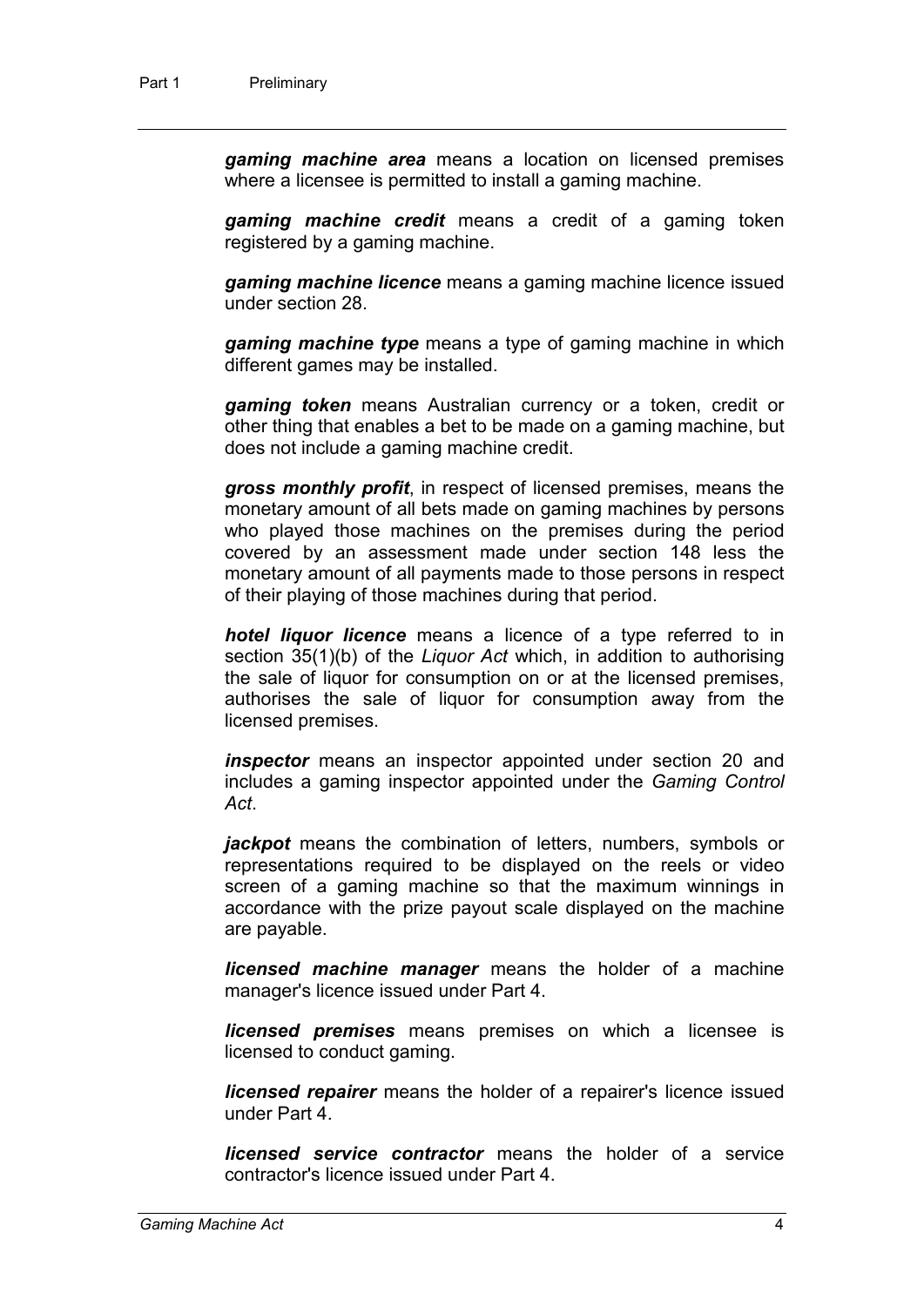***gaming machine area*** means a location on licensed premises where a licensee is permitted to install a gaming machine.

***gaming machine credit*** means a credit of a gaming token registered by a gaming machine.

***gaming machine licence*** means a gaming machine licence issued under section 28.

***gaming machine type*** means a type of gaming machine in which different games may be installed.

***gaming token*** means Australian currency or a token, credit or other thing that enables a bet to be made on a gaming machine, but does not include a gaming machine credit.

***gross monthly profit***, in respect of licensed premises, means the monetary amount of all bets made on gaming machines by persons who played those machines on the premises during the period covered by an assessment made under section 148 less the monetary amount of all payments made to those persons in respect of their playing of those machines during that period.

***hotel liquor licence*** means a licence of a type referred to in section 35(1)(b) of the *Liquor Act* which, in addition to authorising the sale of liquor for consumption on or at the licensed premises, authorises the sale of liquor for consumption away from the licensed premises.

***inspector*** means an inspector appointed under section 20 and includes a gaming inspector appointed under the *Gaming Control Act*.

***jackpot*** means the combination of letters, numbers, symbols or representations required to be displayed on the reels or video screen of a gaming machine so that the maximum winnings in accordance with the prize payout scale displayed on the machine are payable.

***licensed machine manager*** means the holder of a machine manager's licence issued under Part 4.

***licensed premises*** means premises on which a licensee is licensed to conduct gaming.

***licensed repairer*** means the holder of a repairer's licence issued under Part 4.

***licensed service contractor*** means the holder of a service contractor's licence issued under Part 4.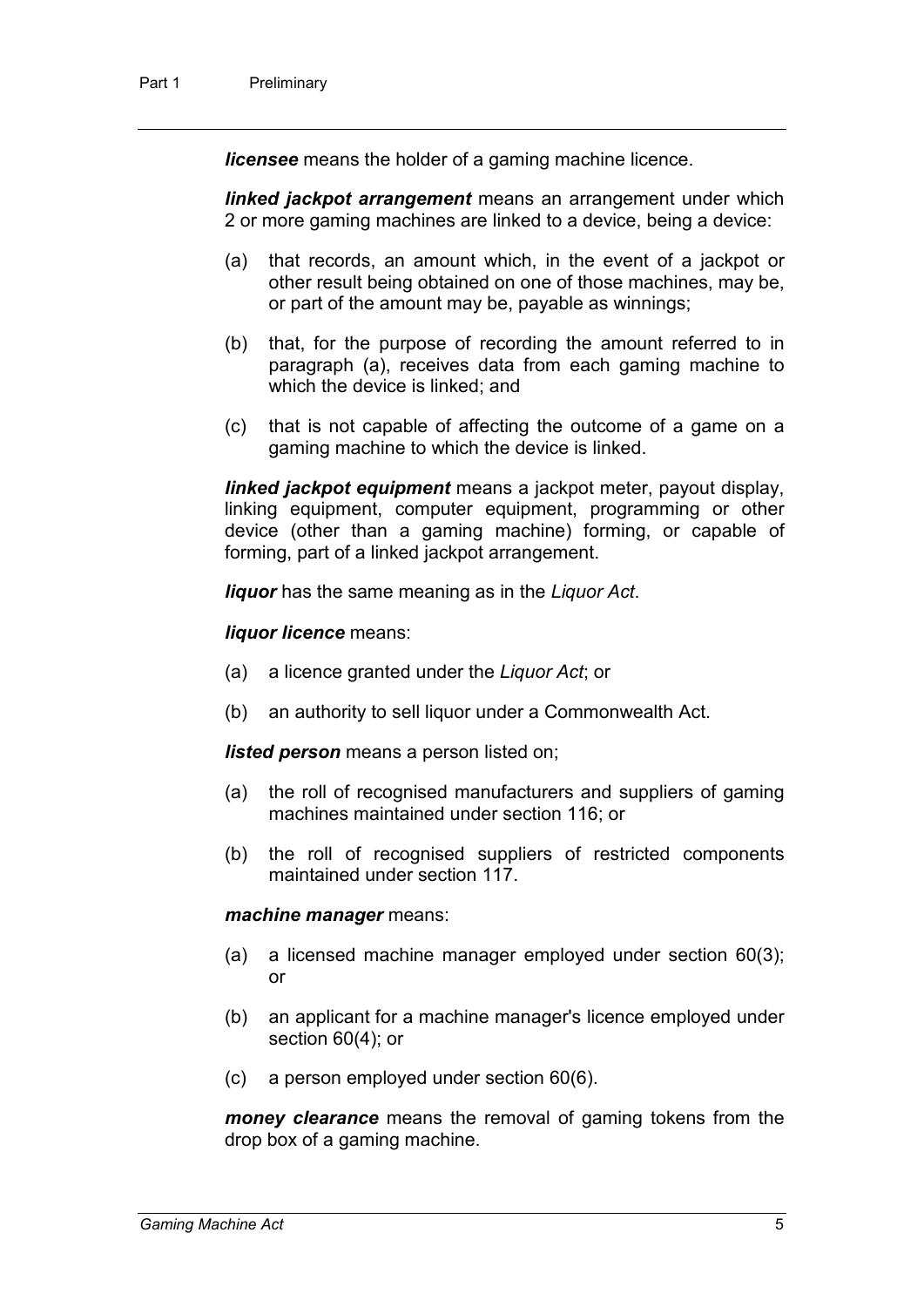***licensee*** means the holder of a gaming machine licence.

***linked jackpot arrangement*** means an arrangement under which 2 or more gaming machines are linked to a device, being a device:

(a) that records, an amount which, in the event of a jackpot or other result being obtained on one of those machines, may be, or part of the amount may be, payable as winnings;

(b) that, for the purpose of recording the amount referred to in paragraph (a), receives data from each gaming machine to which the device is linked; and

(c) that is not capable of affecting the outcome of a game on a gaming machine to which the device is linked.

***linked jackpot equipment*** means a jackpot meter, payout display, linking equipment, computer equipment, programming or other device (other than a gaming machine) forming, or capable of forming, part of a linked jackpot arrangement.

***liquor*** has the same meaning as in the *Liquor Act*.

***liquor licence*** means:

(a) a licence granted under the *Liquor Act*; or

(b) an authority to sell liquor under a Commonwealth Act.

***listed person*** means a person listed on;

(a) the roll of recognised manufacturers and suppliers of gaming machines maintained under section 116; or

(b) the roll of recognised suppliers of restricted components maintained under section 117.

***machine manager*** means:

(a) a licensed machine manager employed under section 60(3); or

(b) an applicant for a machine manager's licence employed under section 60(4); or

(c) a person employed under section 60(6).

***money clearance*** means the removal of gaming tokens from the drop box of a gaming machine.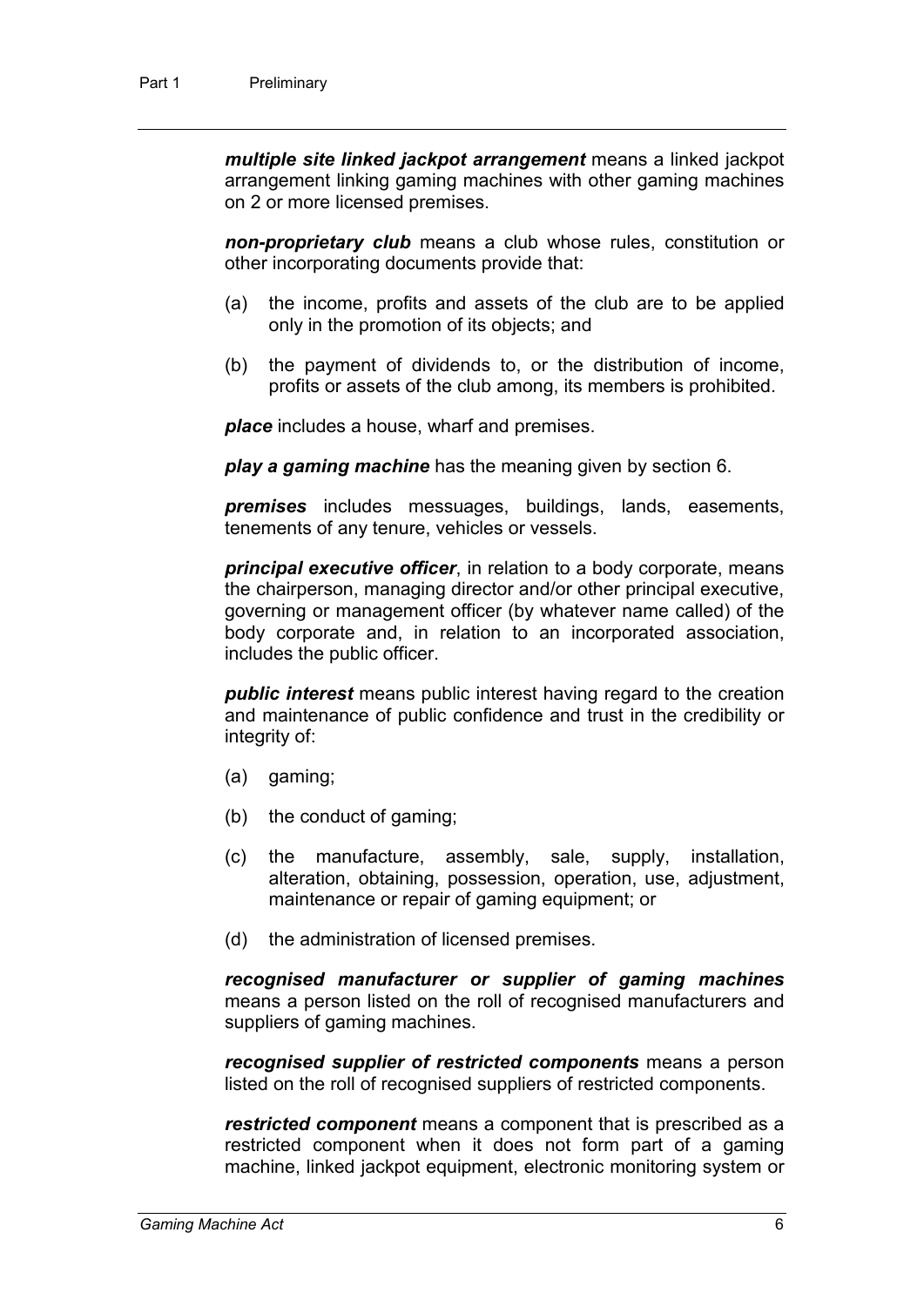***multiple site linked jackpot arrangement*** means a linked jackpot arrangement linking gaming machines with other gaming machines on 2 or more licensed premises.

***non-proprietary club*** means a club whose rules, constitution or other incorporating documents provide that:

(a) the income, profits and assets of the club are to be applied only in the promotion of its objects; and

(b) the payment of dividends to, or the distribution of income, profits or assets of the club among, its members is prohibited.

***place*** includes a house, wharf and premises.

***play a gaming machine*** has the meaning given by section 6.

***premises*** includes messuages, buildings, lands, easements, tenements of any tenure, vehicles or vessels.

***principal executive officer***, in relation to a body corporate, means the chairperson, managing director and/or other principal executive, governing or management officer (by whatever name called) of the body corporate and, in relation to an incorporated association, includes the public officer.

***public interest*** means public interest having regard to the creation and maintenance of public confidence and trust in the credibility or integrity of:

(a) gaming;

(b) the conduct of gaming;

(c) the manufacture, assembly, sale, supply, installation, alteration, obtaining, possession, operation, use, adjustment, maintenance or repair of gaming equipment; or

(d) the administration of licensed premises.

***recognised manufacturer or supplier of gaming machines*** means a person listed on the roll of recognised manufacturers and suppliers of gaming machines.

***recognised supplier of restricted components*** means a person listed on the roll of recognised suppliers of restricted components.

***restricted component*** means a component that is prescribed as a restricted component when it does not form part of a gaming machine, linked jackpot equipment, electronic monitoring system or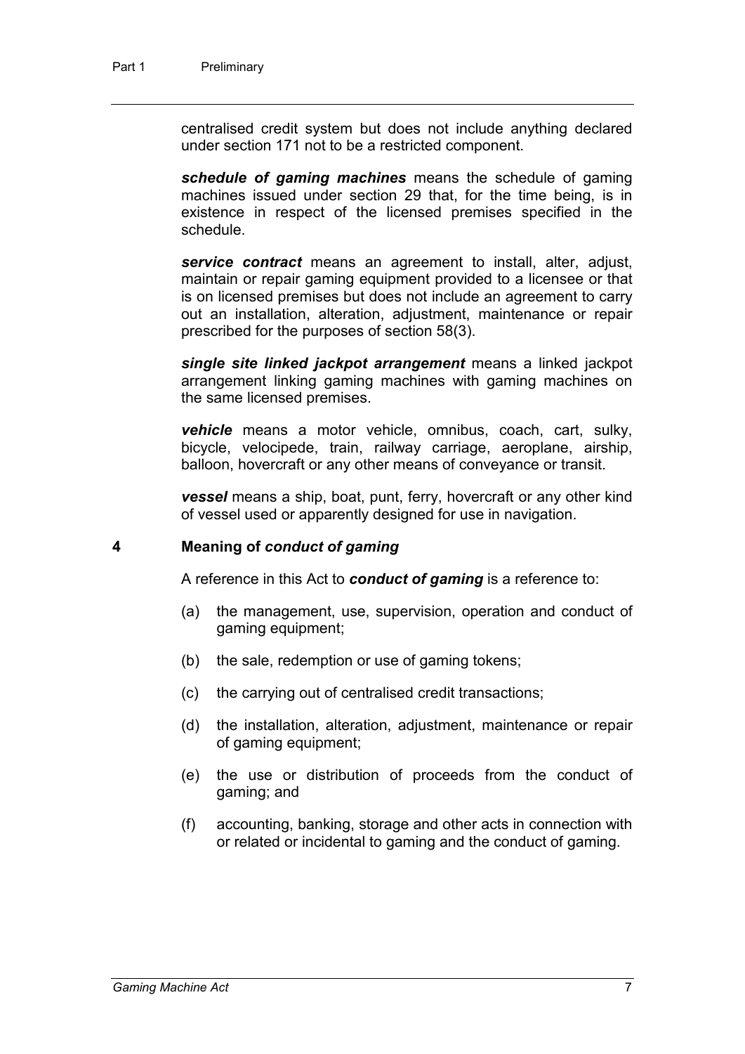centralised credit system but does not include anything declared under section 171 not to be a restricted component.

***schedule of gaming machines*** means the schedule of gaming machines issued under section 29 that, for the time being, is in existence in respect of the licensed premises specified in the schedule.

***service contract*** means an agreement to install, alter, adjust, maintain or repair gaming equipment provided to a licensee or that is on licensed premises but does not include an agreement to carry out an installation, alteration, adjustment, maintenance or repair prescribed for the purposes of section 58(3).

***single site linked jackpot arrangement*** means a linked jackpot arrangement linking gaming machines with gaming machines on the same licensed premises.

***vehicle*** means a motor vehicle, omnibus, coach, cart, sulky, bicycle, velocipede, train, railway carriage, aeroplane, airship, balloon, hovercraft or any other means of conveyance or transit.

***vessel*** means a ship, boat, punt, ferry, hovercraft or any other kind of vessel used or apparently designed for use in navigation.

### 4 Meaning of *conduct of gaming*

A reference in this Act to ***conduct of gaming*** is a reference to:

(a) the management, use, supervision, operation and conduct of gaming equipment;

(b) the sale, redemption or use of gaming tokens;

(c) the carrying out of centralised credit transactions;

(d) the installation, alteration, adjustment, maintenance or repair of gaming equipment;

(e) the use or distribution of proceeds from the conduct of gaming; and

(f) accounting, banking, storage and other acts in connection with or related or incidental to gaming and the conduct of gaming.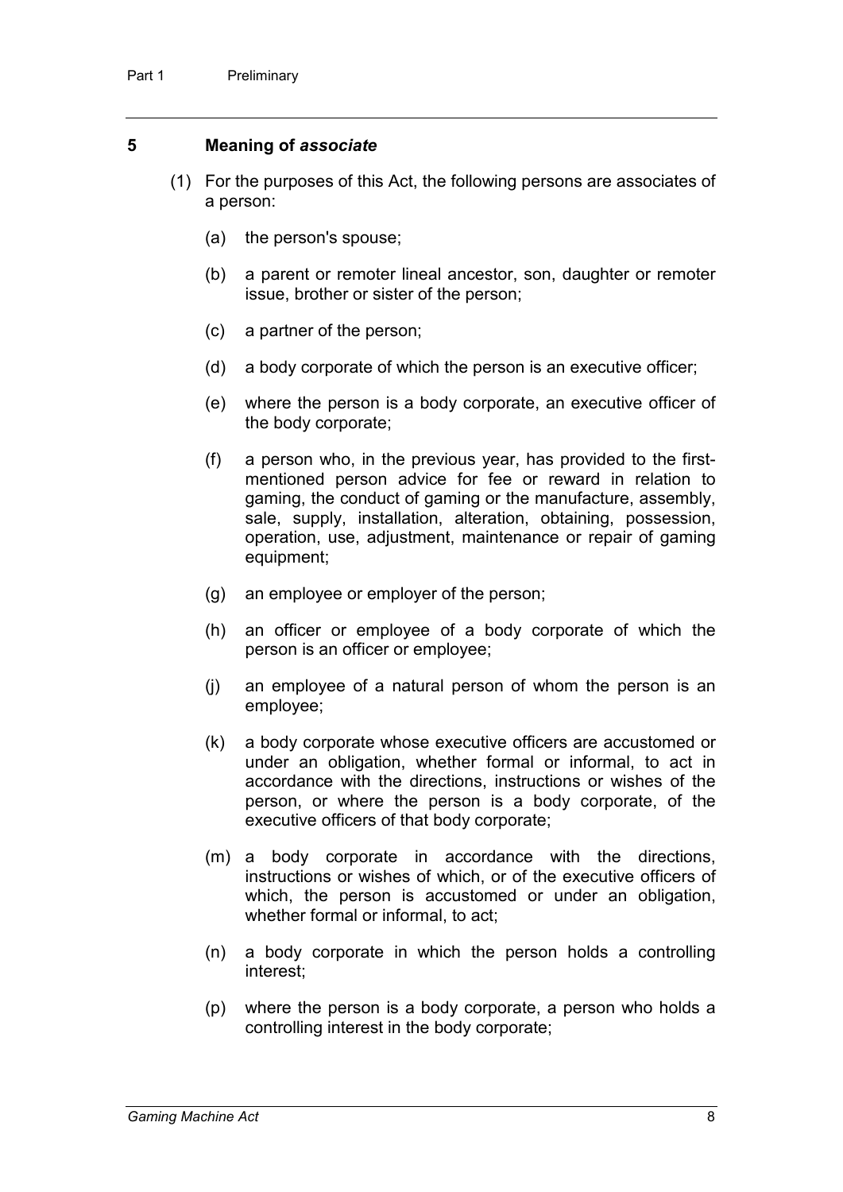## 5 Meaning of *associate*

(1) For the purposes of this Act, the following persons are associates of a person:

(a) the person's spouse;

(b) a parent or remoter lineal ancestor, son, daughter or remoter issue, brother or sister of the person;

(c) a partner of the person;

(d) a body corporate of which the person is an executive officer;

(e) where the person is a body corporate, an executive officer of the body corporate;

(f) a person who, in the previous year, has provided to the first-mentioned person advice for fee or reward in relation to gaming, the conduct of gaming or the manufacture, assembly, sale, supply, installation, alteration, obtaining, possession, operation, use, adjustment, maintenance or repair of gaming equipment;

(g) an employee or employer of the person;

(h) an officer or employee of a body corporate of which the person is an officer or employee;

(j) an employee of a natural person of whom the person is an employee;

(k) a body corporate whose executive officers are accustomed or under an obligation, whether formal or informal, to act in accordance with the directions, instructions or wishes of the person, or where the person is a body corporate, of the executive officers of that body corporate;

(m) a body corporate in accordance with the directions, instructions or wishes of which, or of the executive officers of which, the person is accustomed or under an obligation, whether formal or informal, to act;

(n) a body corporate in which the person holds a controlling interest;

(p) where the person is a body corporate, a person who holds a controlling interest in the body corporate;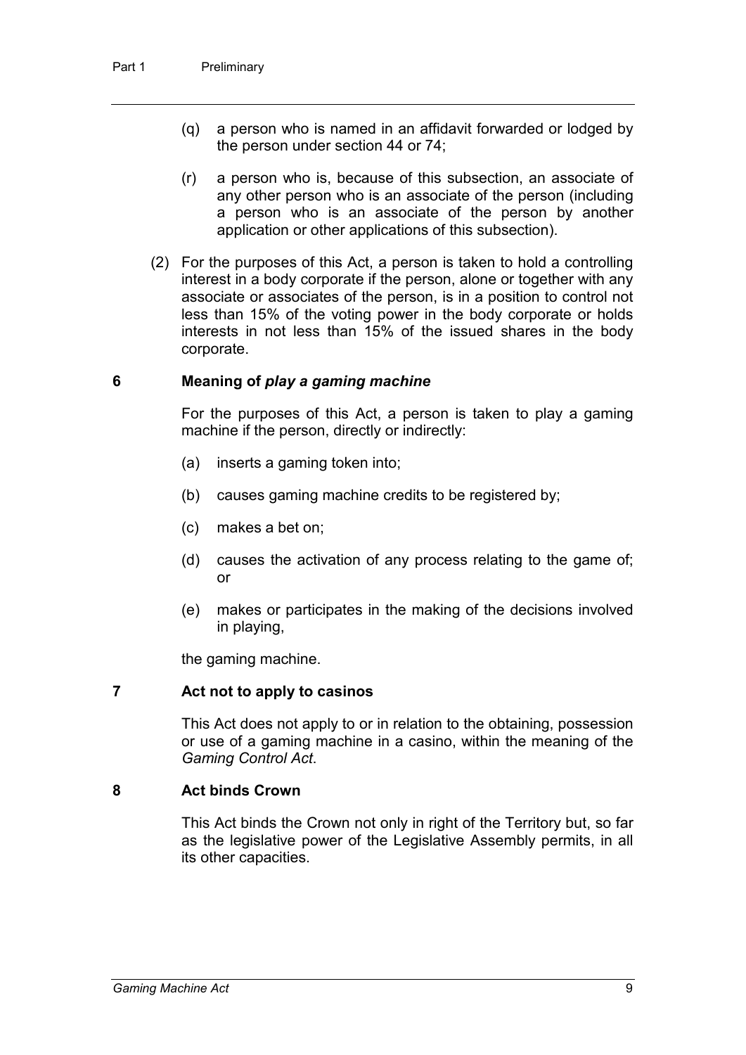(q) a person who is named in an affidavit forwarded or lodged by the person under section 44 or 74;

(r) a person who is, because of this subsection, an associate of any other person who is an associate of the person (including a person who is an associate of the person by another application or other applications of this subsection).

(2) For the purposes of this Act, a person is taken to hold a controlling interest in a body corporate if the person, alone or together with any associate or associates of the person, is in a position to control not less than 15% of the voting power in the body corporate or holds interests in not less than 15% of the issued shares in the body corporate.

### 6 Meaning of *play a gaming machine*

For the purposes of this Act, a person is taken to play a gaming machine if the person, directly or indirectly:

(a) inserts a gaming token into;

(b) causes gaming machine credits to be registered by;

(c) makes a bet on;

(d) causes the activation of any process relating to the game of; or

(e) makes or participates in the making of the decisions involved in playing,

the gaming machine.

### 7 Act not to apply to casinos

This Act does not apply to or in relation to the obtaining, possession or use of a gaming machine in a casino, within the meaning of the *Gaming Control Act*.

### 8 Act binds Crown

This Act binds the Crown not only in right of the Territory but, so far as the legislative power of the Legislative Assembly permits, in all its other capacities.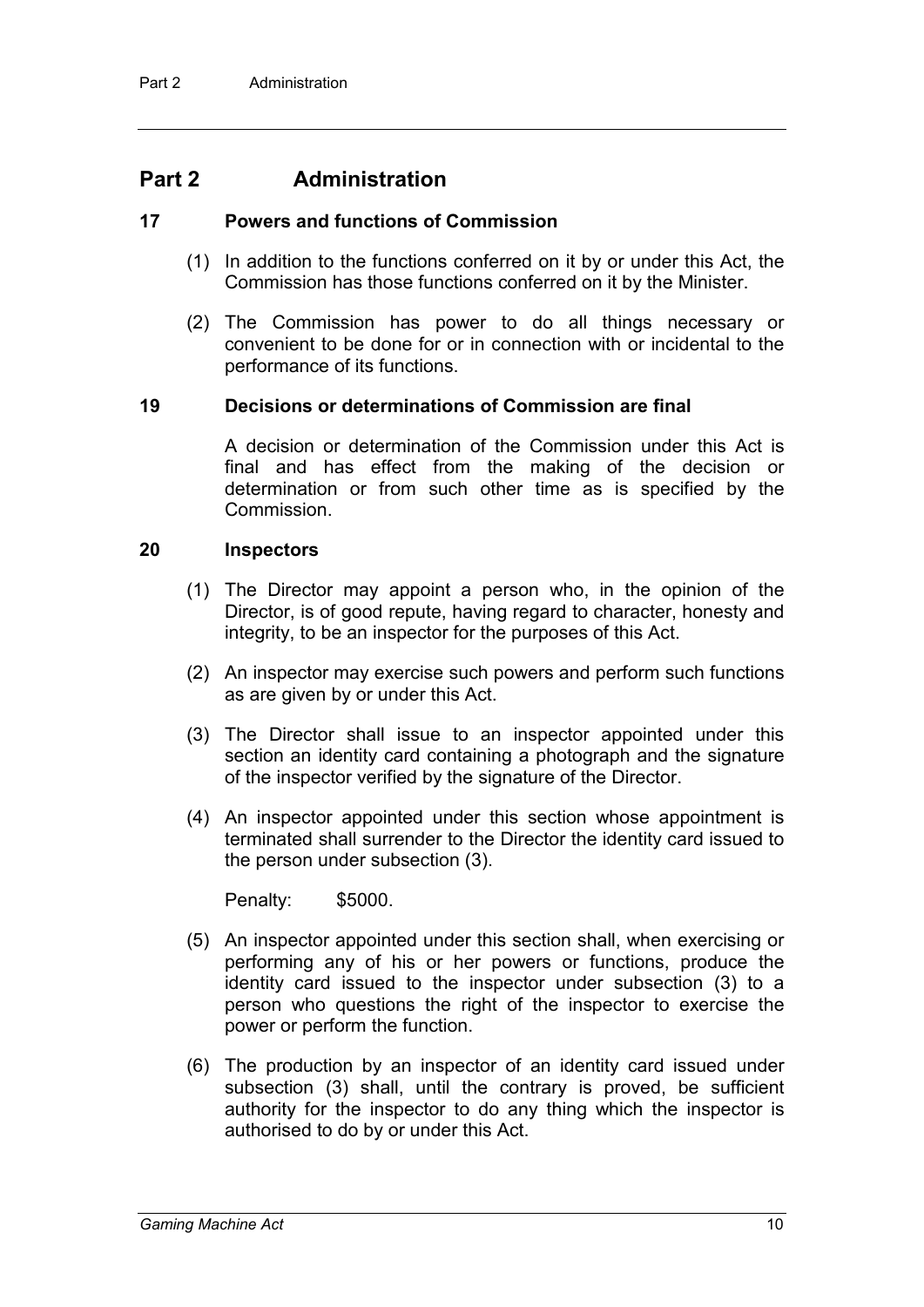## Part 2 Administration

### 17 Powers and functions of Commission

(1) In addition to the functions conferred on it by or under this Act, the Commission has those functions conferred on it by the Minister.

(2) The Commission has power to do all things necessary or convenient to be done for or in connection with or incidental to the performance of its functions.

### 19 Decisions or determinations of Commission are final

A decision or determination of the Commission under this Act is final and has effect from the making of the decision or determination or from such other time as is specified by the Commission.

### 20 Inspectors

(1) The Director may appoint a person who, in the opinion of the Director, is of good repute, having regard to character, honesty and integrity, to be an inspector for the purposes of this Act.

(2) An inspector may exercise such powers and perform such functions as are given by or under this Act.

(3) The Director shall issue to an inspector appointed under this section an identity card containing a photograph and the signature of the inspector verified by the signature of the Director.

(4) An inspector appointed under this section whose appointment is terminated shall surrender to the Director the identity card issued to the person under subsection (3).

Penalty: $5000.

(5) An inspector appointed under this section shall, when exercising or performing any of his or her powers or functions, produce the identity card issued to the inspector under subsection (3) to a person who questions the right of the inspector to exercise the power or perform the function.

(6) The production by an inspector of an identity card issued under subsection (3) shall, until the contrary is proved, be sufficient authority for the inspector to do any thing which the inspector is authorised to do by or under this Act.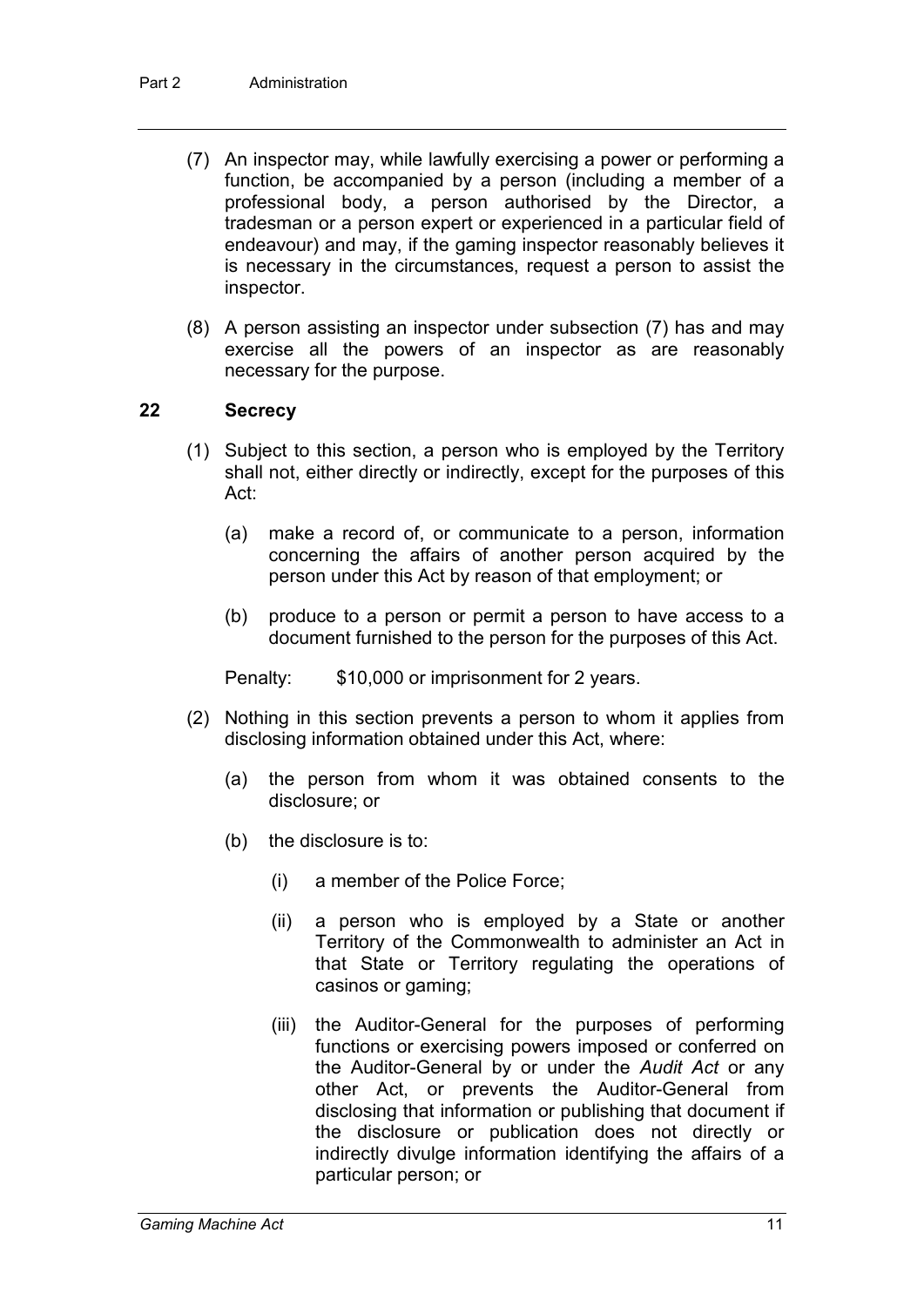(7) An inspector may, while lawfully exercising a power or performing a function, be accompanied by a person (including a member of a professional body, a person authorised by the Director, a tradesman or a person expert or experienced in a particular field of endeavour) and may, if the gaming inspector reasonably believes it is necessary in the circumstances, request a person to assist the inspector.

(8) A person assisting an inspector under subsection (7) has and may exercise all the powers of an inspector as are reasonably necessary for the purpose.

### 22 Secrecy

(1) Subject to this section, a person who is employed by the Territory shall not, either directly or indirectly, except for the purposes of this Act:

(a) make a record of, or communicate to a person, information concerning the affairs of another person acquired by the person under this Act by reason of that employment; or

(b) produce to a person or permit a person to have access to a document furnished to the person for the purposes of this Act.

Penalty: $10,000 or imprisonment for 2 years.

(2) Nothing in this section prevents a person to whom it applies from disclosing information obtained under this Act, where:

(a) the person from whom it was obtained consents to the disclosure; or

(b) the disclosure is to:

(i) a member of the Police Force;

(ii) a person who is employed by a State or another Territory of the Commonwealth to administer an Act in that State or Territory regulating the operations of casinos or gaming;

(iii) the Auditor-General for the purposes of performing functions or exercising powers imposed or conferred on the Auditor-General by or under the *Audit Act* or any other Act, or prevents the Auditor-General from disclosing that information or publishing that document if the disclosure or publication does not directly or indirectly divulge information identifying the affairs of a particular person; or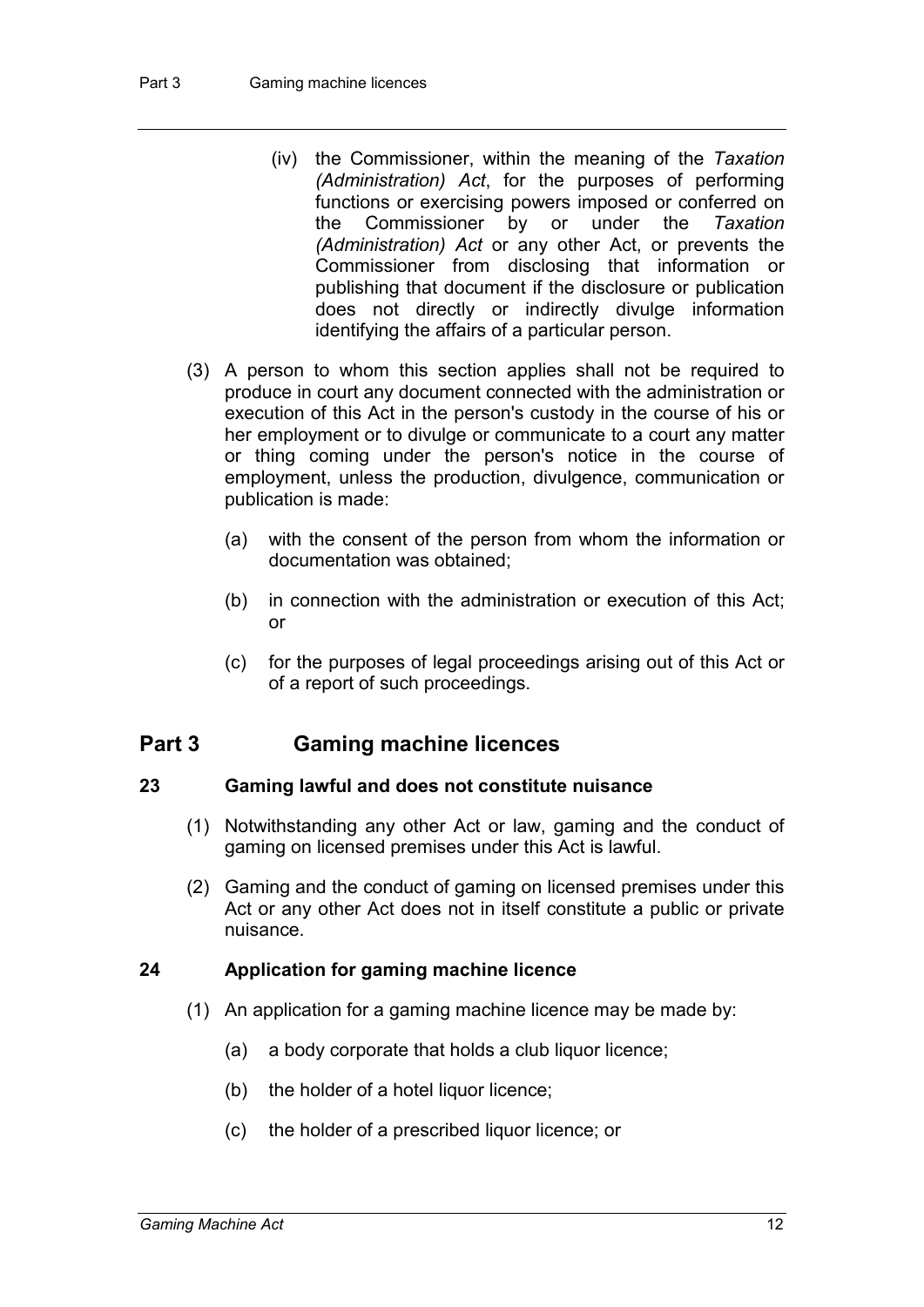(iv) the Commissioner, within the meaning of the *Taxation (Administration) Act*, for the purposes of performing functions or exercising powers imposed or conferred on the Commissioner by or under the *Taxation (Administration) Act* or any other Act, or prevents the Commissioner from disclosing that information or publishing that document if the disclosure or publication does not directly or indirectly divulge information identifying the affairs of a particular person.

(3) A person to whom this section applies shall not be required to produce in court any document connected with the administration or execution of this Act in the person's custody in the course of his or her employment or to divulge or communicate to a court any matter or thing coming under the person's notice in the course of employment, unless the production, divulgence, communication or publication is made:

(a) with the consent of the person from whom the information or documentation was obtained;

(b) in connection with the administration or execution of this Act; or

(c) for the purposes of legal proceedings arising out of this Act or of a report of such proceedings.

## Part 3 Gaming machine licences

### 23 Gaming lawful and does not constitute nuisance

(1) Notwithstanding any other Act or law, gaming and the conduct of gaming on licensed premises under this Act is lawful.

(2) Gaming and the conduct of gaming on licensed premises under this Act or any other Act does not in itself constitute a public or private nuisance.

### 24 Application for gaming machine licence

(1) An application for a gaming machine licence may be made by:

(a) a body corporate that holds a club liquor licence;

(b) the holder of a hotel liquor licence;

(c) the holder of a prescribed liquor licence; or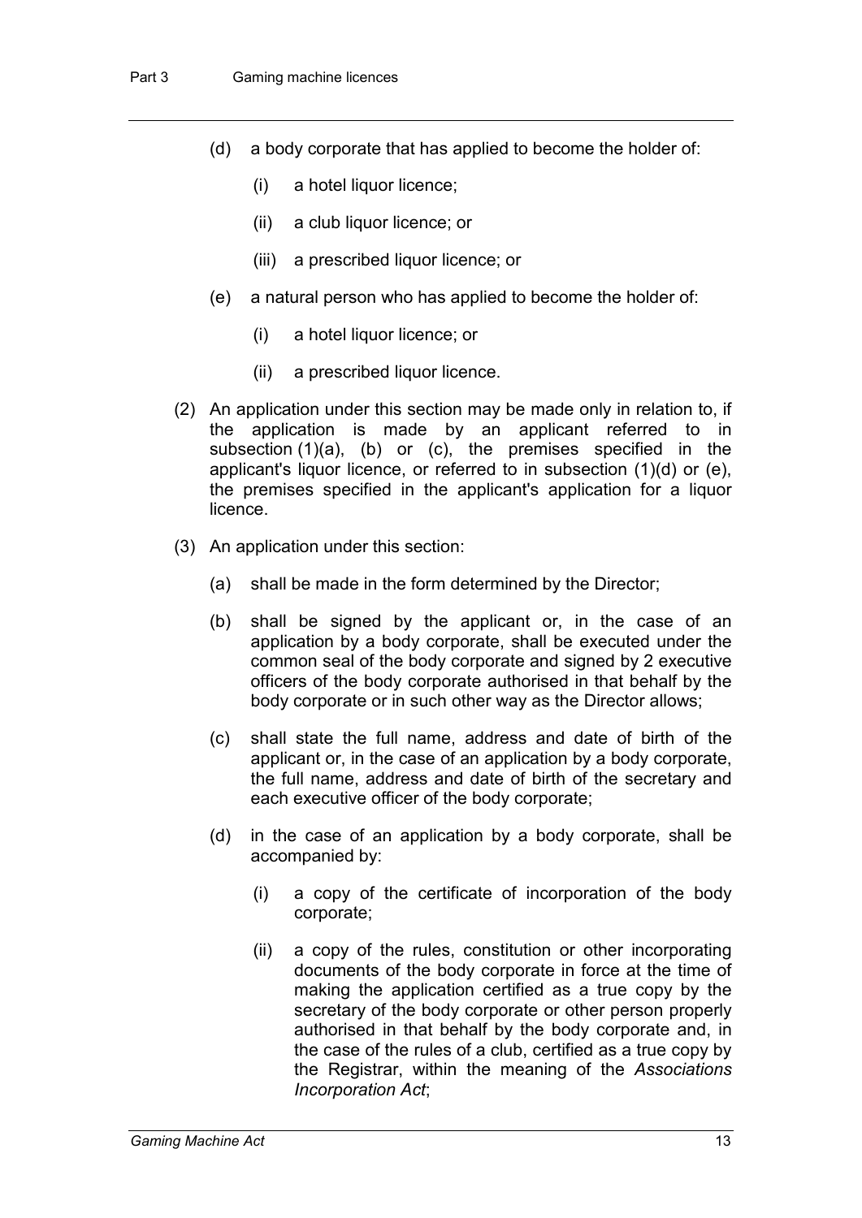(d) a body corporate that has applied to become the holder of:

  (i) a hotel liquor licence;

  (ii) a club liquor licence; or

  (iii) a prescribed liquor licence; or

(e) a natural person who has applied to become the holder of:

  (i) a hotel liquor licence; or

  (ii) a prescribed liquor licence.

(2) An application under this section may be made only in relation to, if the application is made by an applicant referred to in subsection (1)(a), (b) or (c), the premises specified in the applicant's liquor licence, or referred to in subsection (1)(d) or (e), the premises specified in the applicant's application for a liquor licence.

(3) An application under this section:

  (a) shall be made in the form determined by the Director;

  (b) shall be signed by the applicant or, in the case of an application by a body corporate, shall be executed under the common seal of the body corporate and signed by 2 executive officers of the body corporate authorised in that behalf by the body corporate or in such other way as the Director allows;

  (c) shall state the full name, address and date of birth of the applicant or, in the case of an application by a body corporate, the full name, address and date of birth of the secretary and each executive officer of the body corporate;

  (d) in the case of an application by a body corporate, shall be accompanied by:

    (i) a copy of the certificate of incorporation of the body corporate;

    (ii) a copy of the rules, constitution or other incorporating documents of the body corporate in force at the time of making the application certified as a true copy by the secretary of the body corporate or other person properly authorised in that behalf by the body corporate and, in the case of the rules of a club, certified as a true copy by the Registrar, within the meaning of the *Associations Incorporation Act*;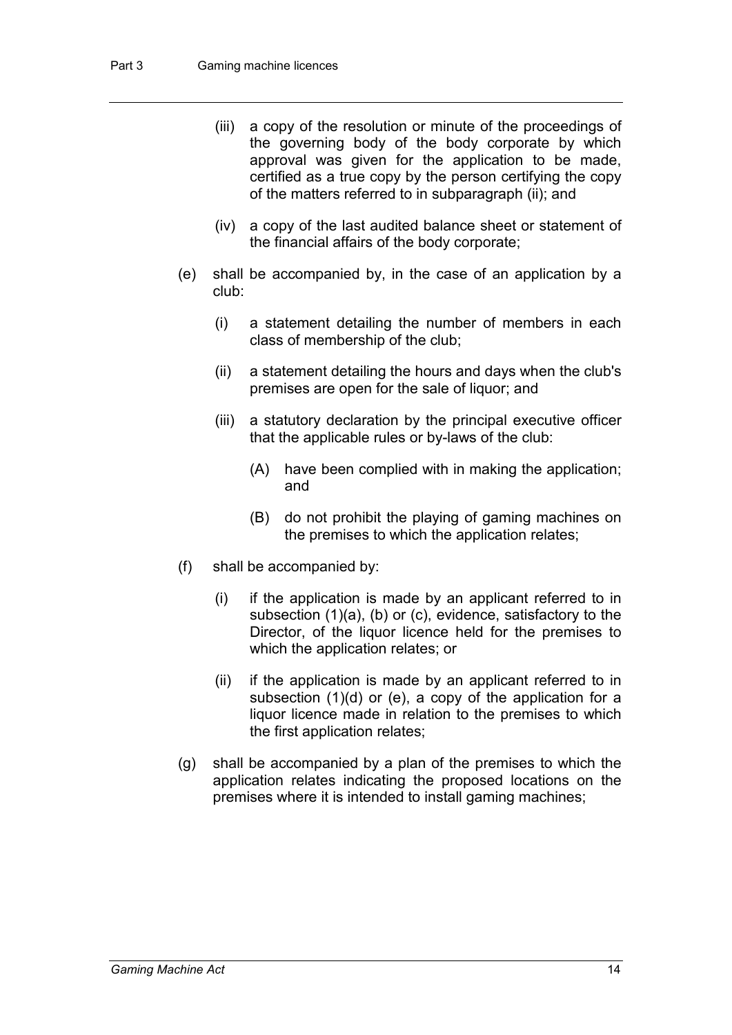(iii) a copy of the resolution or minute of the proceedings of the governing body of the body corporate by which approval was given for the application to be made, certified as a true copy by the person certifying the copy of the matters referred to in subparagraph (ii); and

(iv) a copy of the last audited balance sheet or statement of the financial affairs of the body corporate;

(e) shall be accompanied by, in the case of an application by a club:

(i) a statement detailing the number of members in each class of membership of the club;

(ii) a statement detailing the hours and days when the club's premises are open for the sale of liquor; and

(iii) a statutory declaration by the principal executive officer that the applicable rules or by-laws of the club:

(A) have been complied with in making the application; and

(B) do not prohibit the playing of gaming machines on the premises to which the application relates;

(f) shall be accompanied by:

(i) if the application is made by an applicant referred to in subsection (1)(a), (b) or (c), evidence, satisfactory to the Director, of the liquor licence held for the premises to which the application relates; or

(ii) if the application is made by an applicant referred to in subsection (1)(d) or (e), a copy of the application for a liquor licence made in relation to the premises to which the first application relates;

(g) shall be accompanied by a plan of the premises to which the application relates indicating the proposed locations on the premises where it is intended to install gaming machines;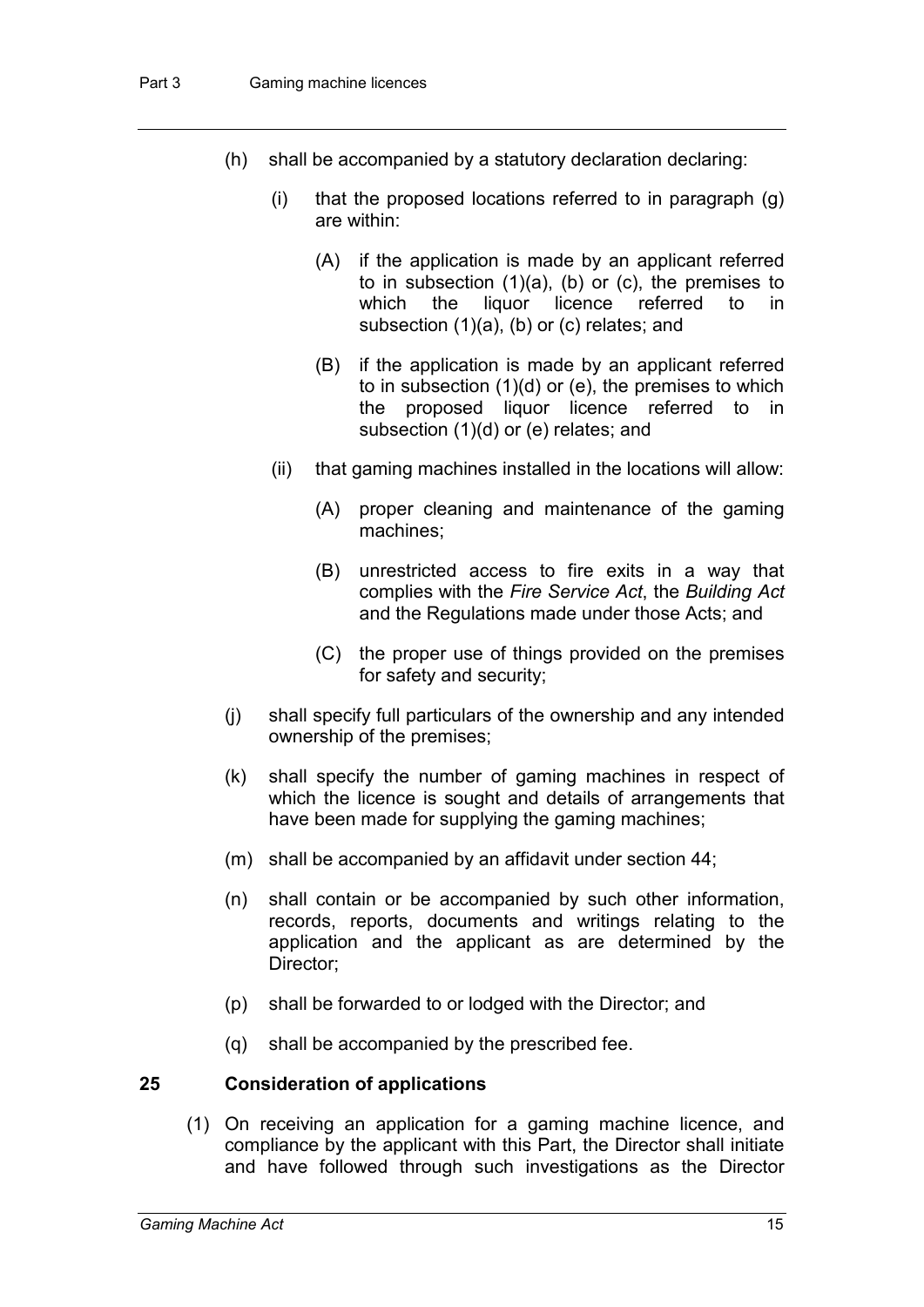(h) shall be accompanied by a statutory declaration declaring:

   (i) that the proposed locations referred to in paragraph (g) are within:

      (A) if the application is made by an applicant referred to in subsection (1)(a), (b) or (c), the premises to which the liquor licence referred to in subsection (1)(a), (b) or (c) relates; and

      (B) if the application is made by an applicant referred to in subsection (1)(d) or (e), the premises to which the proposed liquor licence referred to in subsection (1)(d) or (e) relates; and

   (ii) that gaming machines installed in the locations will allow:

      (A) proper cleaning and maintenance of the gaming machines;

      (B) unrestricted access to fire exits in a way that complies with the *Fire Service Act*, the *Building Act* and the Regulations made under those Acts; and

      (C) the proper use of things provided on the premises for safety and security;

(j) shall specify full particulars of the ownership and any intended ownership of the premises;

(k) shall specify the number of gaming machines in respect of which the licence is sought and details of arrangements that have been made for supplying the gaming machines;

(m) shall be accompanied by an affidavit under section 44;

(n) shall contain or be accompanied by such other information, records, reports, documents and writings relating to the application and the applicant as are determined by the Director;

(p) shall be forwarded to or lodged with the Director; and

(q) shall be accompanied by the prescribed fee.

### 25 Consideration of applications

(1) On receiving an application for a gaming machine licence, and compliance by the applicant with this Part, the Director shall initiate and have followed through such investigations as the Director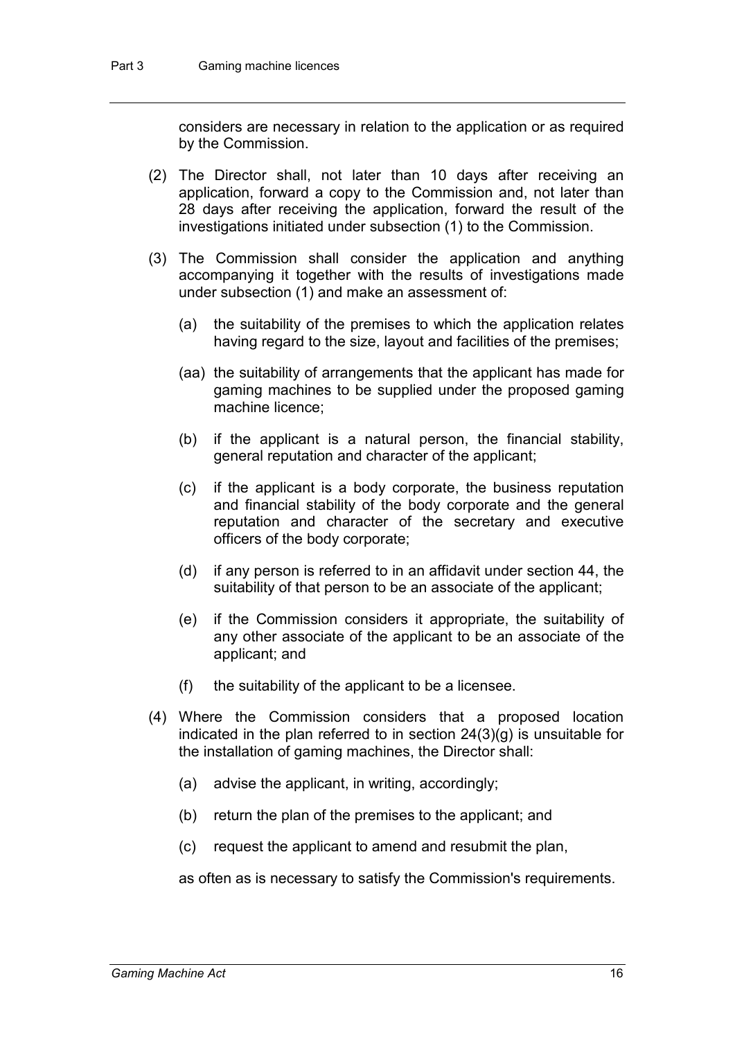considers are necessary in relation to the application or as required by the Commission.

(2) The Director shall, not later than 10 days after receiving an application, forward a copy to the Commission and, not later than 28 days after receiving the application, forward the result of the investigations initiated under subsection (1) to the Commission.

(3) The Commission shall consider the application and anything accompanying it together with the results of investigations made under subsection (1) and make an assessment of:

(a) the suitability of the premises to which the application relates having regard to the size, layout and facilities of the premises;

(aa) the suitability of arrangements that the applicant has made for gaming machines to be supplied under the proposed gaming machine licence;

(b) if the applicant is a natural person, the financial stability, general reputation and character of the applicant;

(c) if the applicant is a body corporate, the business reputation and financial stability of the body corporate and the general reputation and character of the secretary and executive officers of the body corporate;

(d) if any person is referred to in an affidavit under section 44, the suitability of that person to be an associate of the applicant;

(e) if the Commission considers it appropriate, the suitability of any other associate of the applicant to be an associate of the applicant; and

(f) the suitability of the applicant to be a licensee.

(4) Where the Commission considers that a proposed location indicated in the plan referred to in section 24(3)(g) is unsuitable for the installation of gaming machines, the Director shall:

(a) advise the applicant, in writing, accordingly;

(b) return the plan of the premises to the applicant; and

(c) request the applicant to amend and resubmit the plan,

as often as is necessary to satisfy the Commission's requirements.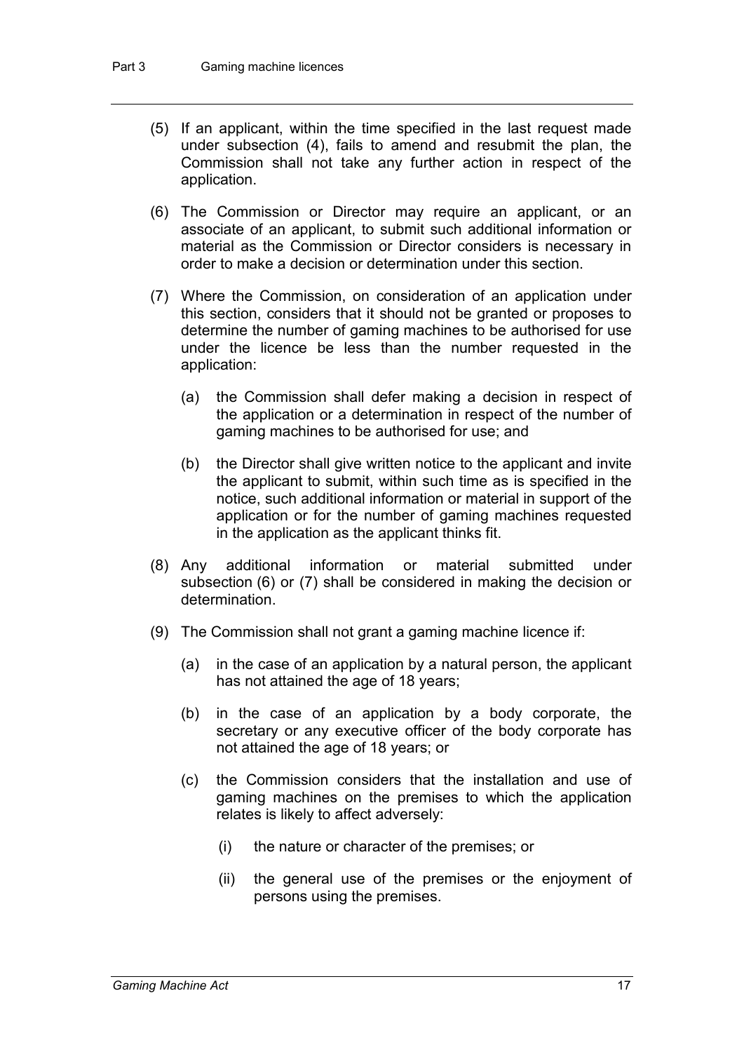(5) If an applicant, within the time specified in the last request made under subsection (4), fails to amend and resubmit the plan, the Commission shall not take any further action in respect of the application.

(6) The Commission or Director may require an applicant, or an associate of an applicant, to submit such additional information or material as the Commission or Director considers is necessary in order to make a decision or determination under this section.

(7) Where the Commission, on consideration of an application under this section, considers that it should not be granted or proposes to determine the number of gaming machines to be authorised for use under the licence be less than the number requested in the application:

(a) the Commission shall defer making a decision in respect of the application or a determination in respect of the number of gaming machines to be authorised for use; and

(b) the Director shall give written notice to the applicant and invite the applicant to submit, within such time as is specified in the notice, such additional information or material in support of the application or for the number of gaming machines requested in the application as the applicant thinks fit.

(8) Any additional information or material submitted under subsection (6) or (7) shall be considered in making the decision or determination.

(9) The Commission shall not grant a gaming machine licence if:

(a) in the case of an application by a natural person, the applicant has not attained the age of 18 years;

(b) in the case of an application by a body corporate, the secretary or any executive officer of the body corporate has not attained the age of 18 years; or

(c) the Commission considers that the installation and use of gaming machines on the premises to which the application relates is likely to affect adversely:

(i) the nature or character of the premises; or

(ii) the general use of the premises or the enjoyment of persons using the premises.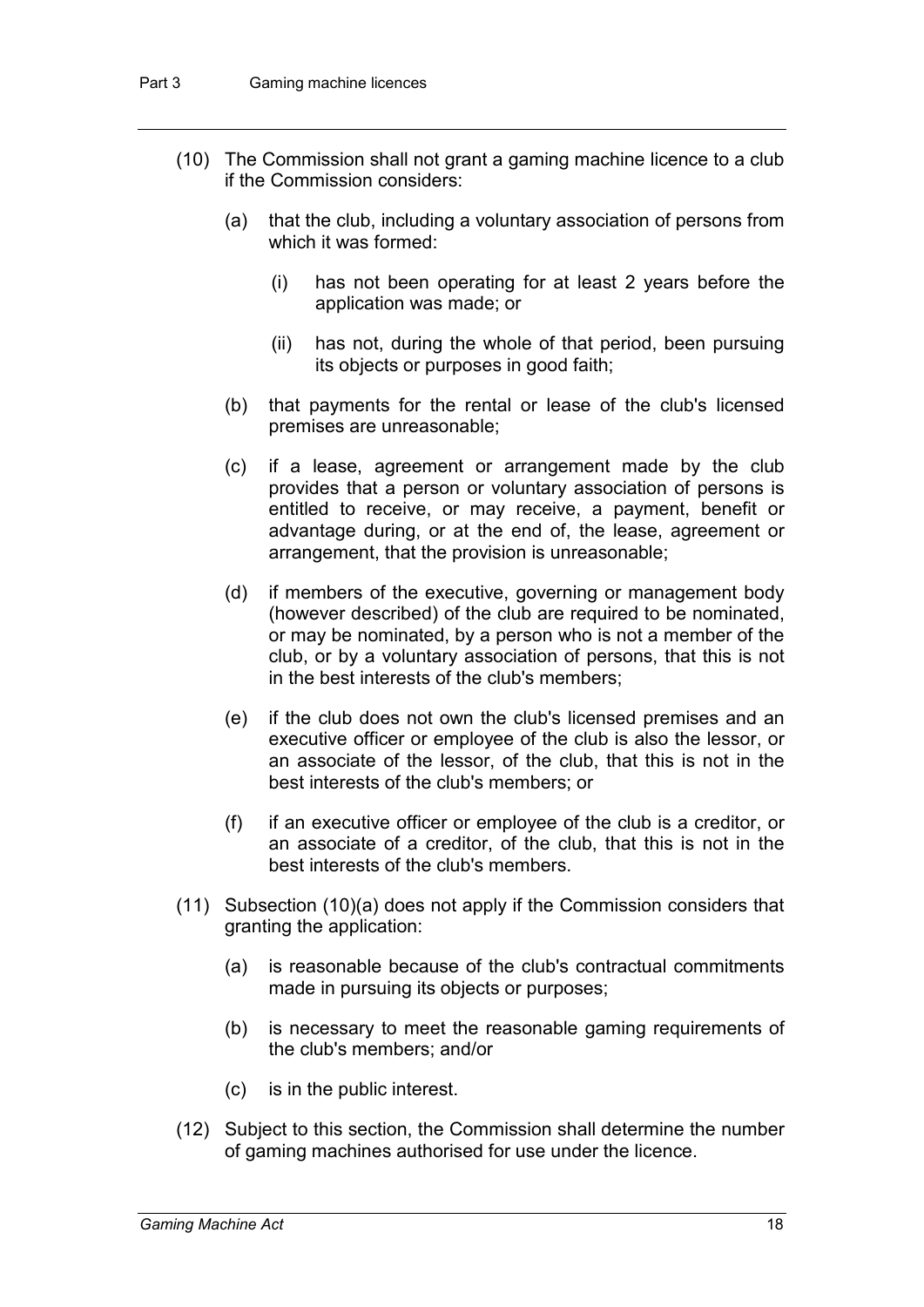(10) The Commission shall not grant a gaming machine licence to a club if the Commission considers:

  (a) that the club, including a voluntary association of persons from which it was formed:

    (i) has not been operating for at least 2 years before the application was made; or

    (ii) has not, during the whole of that period, been pursuing its objects or purposes in good faith;

  (b) that payments for the rental or lease of the club's licensed premises are unreasonable;

  (c) if a lease, agreement or arrangement made by the club provides that a person or voluntary association of persons is entitled to receive, or may receive, a payment, benefit or advantage during, or at the end of, the lease, agreement or arrangement, that the provision is unreasonable;

  (d) if members of the executive, governing or management body (however described) of the club are required to be nominated, or may be nominated, by a person who is not a member of the club, or by a voluntary association of persons, that this is not in the best interests of the club's members;

  (e) if the club does not own the club's licensed premises and an executive officer or employee of the club is also the lessor, or an associate of the lessor, of the club, that this is not in the best interests of the club's members; or

  (f) if an executive officer or employee of the club is a creditor, or an associate of a creditor, of the club, that this is not in the best interests of the club's members.

(11) Subsection (10)(a) does not apply if the Commission considers that granting the application:

  (a) is reasonable because of the club's contractual commitments made in pursuing its objects or purposes;

  (b) is necessary to meet the reasonable gaming requirements of the club's members; and/or

  (c) is in the public interest.

(12) Subject to this section, the Commission shall determine the number of gaming machines authorised for use under the licence.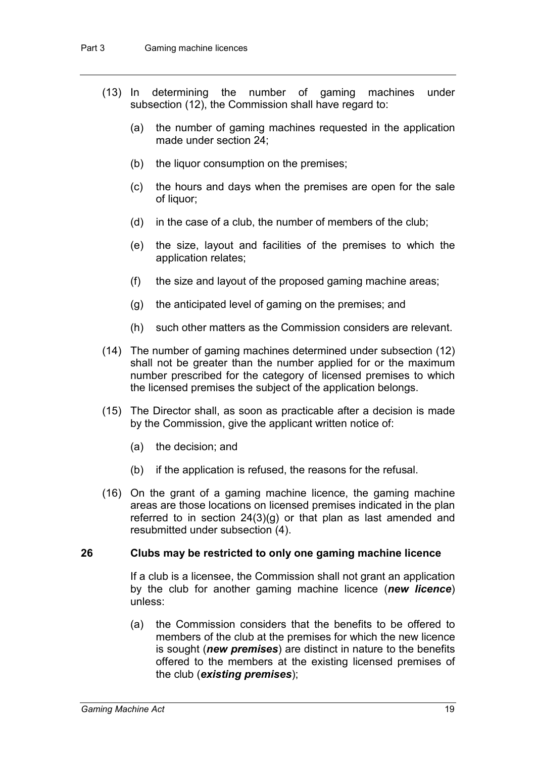(13) In determining the number of gaming machines under subsection (12), the Commission shall have regard to:

(a) the number of gaming machines requested in the application made under section 24;

(b) the liquor consumption on the premises;

(c) the hours and days when the premises are open for the sale of liquor;

(d) in the case of a club, the number of members of the club;

(e) the size, layout and facilities of the premises to which the application relates;

(f) the size and layout of the proposed gaming machine areas;

(g) the anticipated level of gaming on the premises; and

(h) such other matters as the Commission considers are relevant.

(14) The number of gaming machines determined under subsection (12) shall not be greater than the number applied for or the maximum number prescribed for the category of licensed premises to which the licensed premises the subject of the application belongs.

(15) The Director shall, as soon as practicable after a decision is made by the Commission, give the applicant written notice of:

(a) the decision; and

(b) if the application is refused, the reasons for the refusal.

(16) On the grant of a gaming machine licence, the gaming machine areas are those locations on licensed premises indicated in the plan referred to in section 24(3)(g) or that plan as last amended and resubmitted under subsection (4).

## 26 Clubs may be restricted to only one gaming machine licence

If a club is a licensee, the Commission shall not grant an application by the club for another gaming machine licence (***new licence***) unless:

(a) the Commission considers that the benefits to be offered to members of the club at the premises for which the new licence is sought (***new premises***) are distinct in nature to the benefits offered to the members at the existing licensed premises of the club (***existing premises***);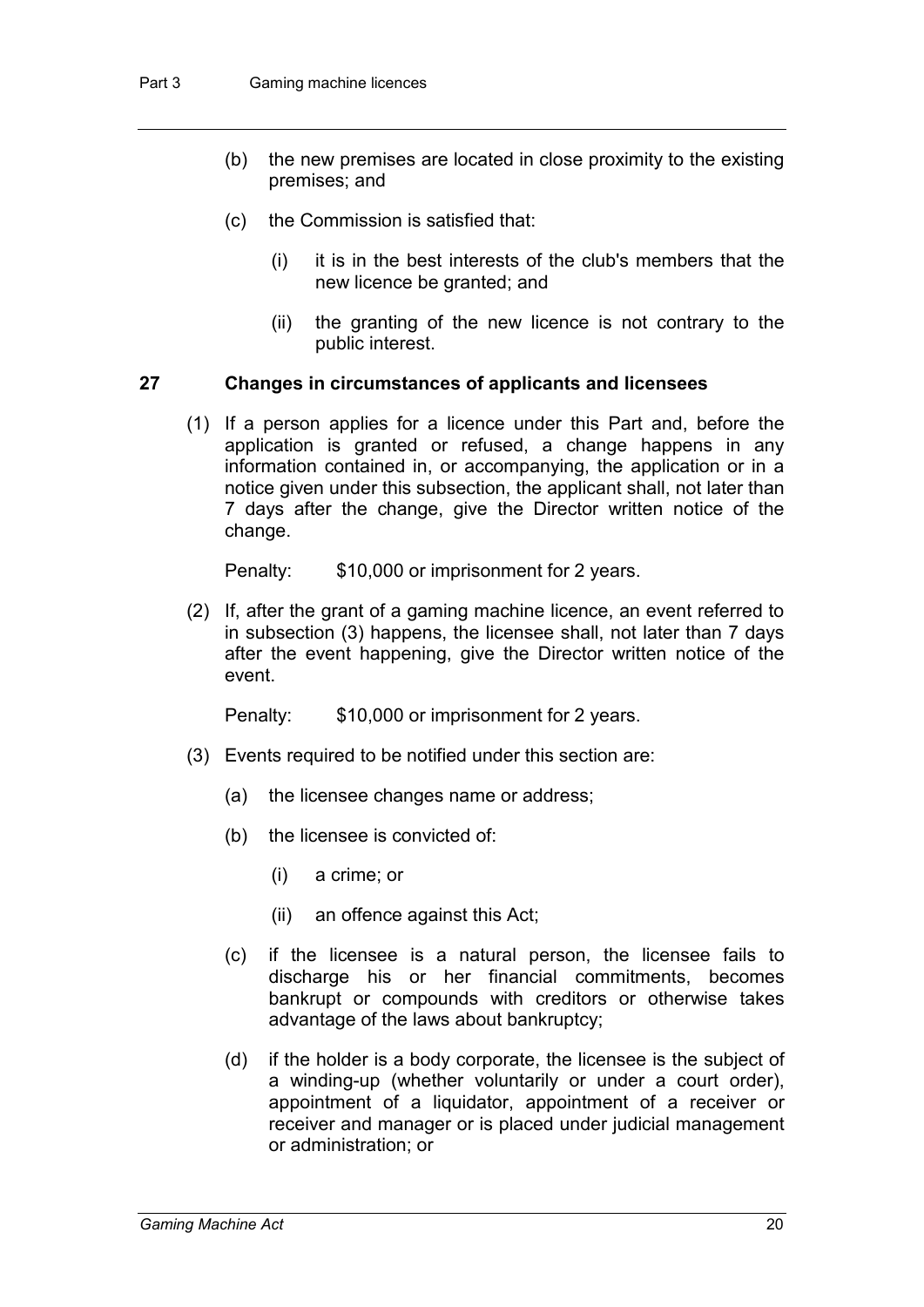(b) the new premises are located in close proximity to the existing premises; and

(c) the Commission is satisfied that:

(i) it is in the best interests of the club's members that the new licence be granted; and

(ii) the granting of the new licence is not contrary to the public interest.

## 27 Changes in circumstances of applicants and licensees

(1) If a person applies for a licence under this Part and, before the application is granted or refused, a change happens in any information contained in, or accompanying, the application or in a notice given under this subsection, the applicant shall, not later than 7 days after the change, give the Director written notice of the change.

Penalty: $10,000 or imprisonment for 2 years.

(2) If, after the grant of a gaming machine licence, an event referred to in subsection (3) happens, the licensee shall, not later than 7 days after the event happening, give the Director written notice of the event.

Penalty: $10,000 or imprisonment for 2 years.

(3) Events required to be notified under this section are:

(a) the licensee changes name or address;

(b) the licensee is convicted of:

(i) a crime; or

(ii) an offence against this Act;

(c) if the licensee is a natural person, the licensee fails to discharge his or her financial commitments, becomes bankrupt or compounds with creditors or otherwise takes advantage of the laws about bankruptcy;

(d) if the holder is a body corporate, the licensee is the subject of a winding-up (whether voluntarily or under a court order), appointment of a liquidator, appointment of a receiver or receiver and manager or is placed under judicial management or administration; or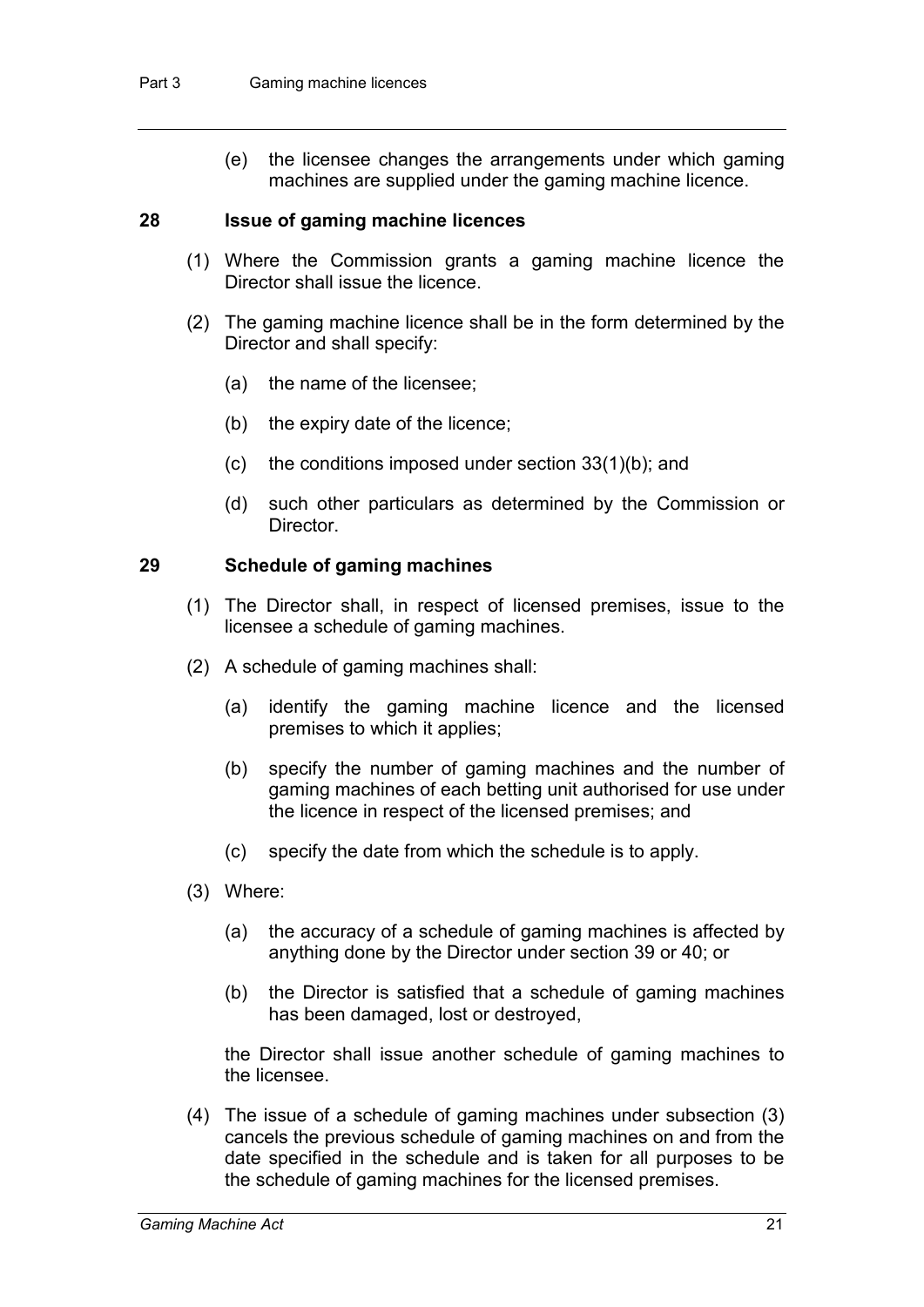(e) the licensee changes the arrangements under which gaming machines are supplied under the gaming machine licence.

## 28 Issue of gaming machine licences

(1) Where the Commission grants a gaming machine licence the Director shall issue the licence.

(2) The gaming machine licence shall be in the form determined by the Director and shall specify:

(a) the name of the licensee;

(b) the expiry date of the licence;

(c) the conditions imposed under section 33(1)(b); and

(d) such other particulars as determined by the Commission or Director.

## 29 Schedule of gaming machines

(1) The Director shall, in respect of licensed premises, issue to the licensee a schedule of gaming machines.

(2) A schedule of gaming machines shall:

(a) identify the gaming machine licence and the licensed premises to which it applies;

(b) specify the number of gaming machines and the number of gaming machines of each betting unit authorised for use under the licence in respect of the licensed premises; and

(c) specify the date from which the schedule is to apply.

(3) Where:

(a) the accuracy of a schedule of gaming machines is affected by anything done by the Director under section 39 or 40; or

(b) the Director is satisfied that a schedule of gaming machines has been damaged, lost or destroyed,

the Director shall issue another schedule of gaming machines to the licensee.

(4) The issue of a schedule of gaming machines under subsection (3) cancels the previous schedule of gaming machines on and from the date specified in the schedule and is taken for all purposes to be the schedule of gaming machines for the licensed premises.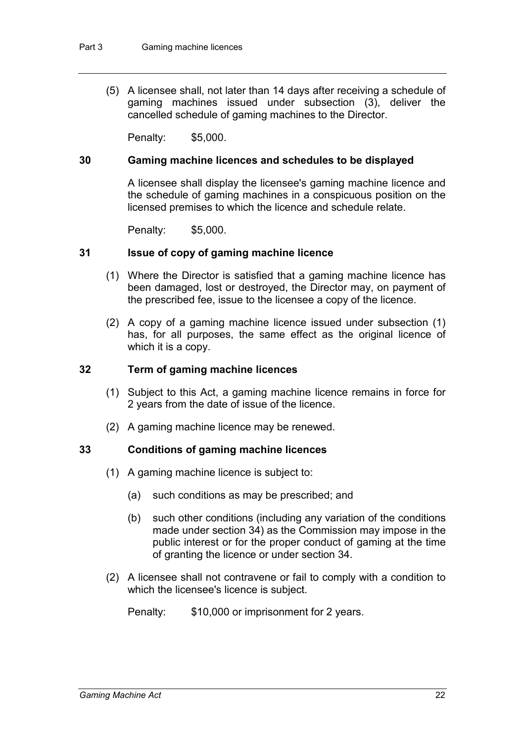(5) A licensee shall, not later than 14 days after receiving a schedule of gaming machines issued under subsection (3), deliver the cancelled schedule of gaming machines to the Director.

Penalty: $5,000.

### 30 Gaming machine licences and schedules to be displayed

A licensee shall display the licensee's gaming machine licence and the schedule of gaming machines in a conspicuous position on the licensed premises to which the licence and schedule relate.

Penalty: $5,000.

### 31 Issue of copy of gaming machine licence

(1) Where the Director is satisfied that a gaming machine licence has been damaged, lost or destroyed, the Director may, on payment of the prescribed fee, issue to the licensee a copy of the licence.

(2) A copy of a gaming machine licence issued under subsection (1) has, for all purposes, the same effect as the original licence of which it is a copy.

### 32 Term of gaming machine licences

(1) Subject to this Act, a gaming machine licence remains in force for 2 years from the date of issue of the licence.

(2) A gaming machine licence may be renewed.

### 33 Conditions of gaming machine licences

(1) A gaming machine licence is subject to:

(a) such conditions as may be prescribed; and

(b) such other conditions (including any variation of the conditions made under section 34) as the Commission may impose in the public interest or for the proper conduct of gaming at the time of granting the licence or under section 34.

(2) A licensee shall not contravene or fail to comply with a condition to which the licensee's licence is subject.

Penalty: $10,000 or imprisonment for 2 years.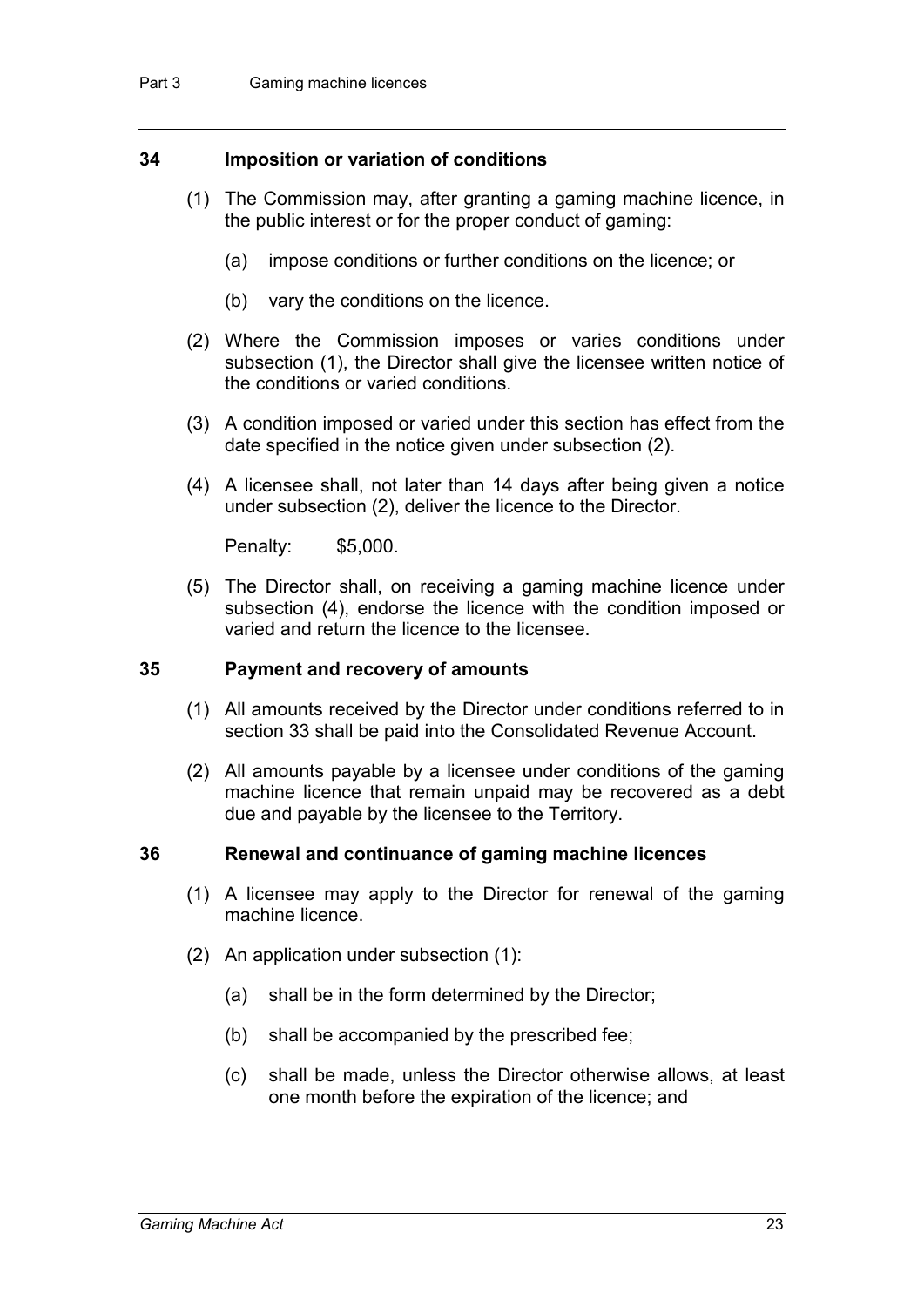### 34 Imposition or variation of conditions

(1) The Commission may, after granting a gaming machine licence, in the public interest or for the proper conduct of gaming:

(a) impose conditions or further conditions on the licence; or

(b) vary the conditions on the licence.

(2) Where the Commission imposes or varies conditions under subsection (1), the Director shall give the licensee written notice of the conditions or varied conditions.

(3) A condition imposed or varied under this section has effect from the date specified in the notice given under subsection (2).

(4) A licensee shall, not later than 14 days after being given a notice under subsection (2), deliver the licence to the Director.

Penalty: $5,000.

(5) The Director shall, on receiving a gaming machine licence under subsection (4), endorse the licence with the condition imposed or varied and return the licence to the licensee.

### 35 Payment and recovery of amounts

(1) All amounts received by the Director under conditions referred to in section 33 shall be paid into the Consolidated Revenue Account.

(2) All amounts payable by a licensee under conditions of the gaming machine licence that remain unpaid may be recovered as a debt due and payable by the licensee to the Territory.

### 36 Renewal and continuance of gaming machine licences

(1) A licensee may apply to the Director for renewal of the gaming machine licence.

(2) An application under subsection (1):

(a) shall be in the form determined by the Director;

(b) shall be accompanied by the prescribed fee;

(c) shall be made, unless the Director otherwise allows, at least one month before the expiration of the licence; and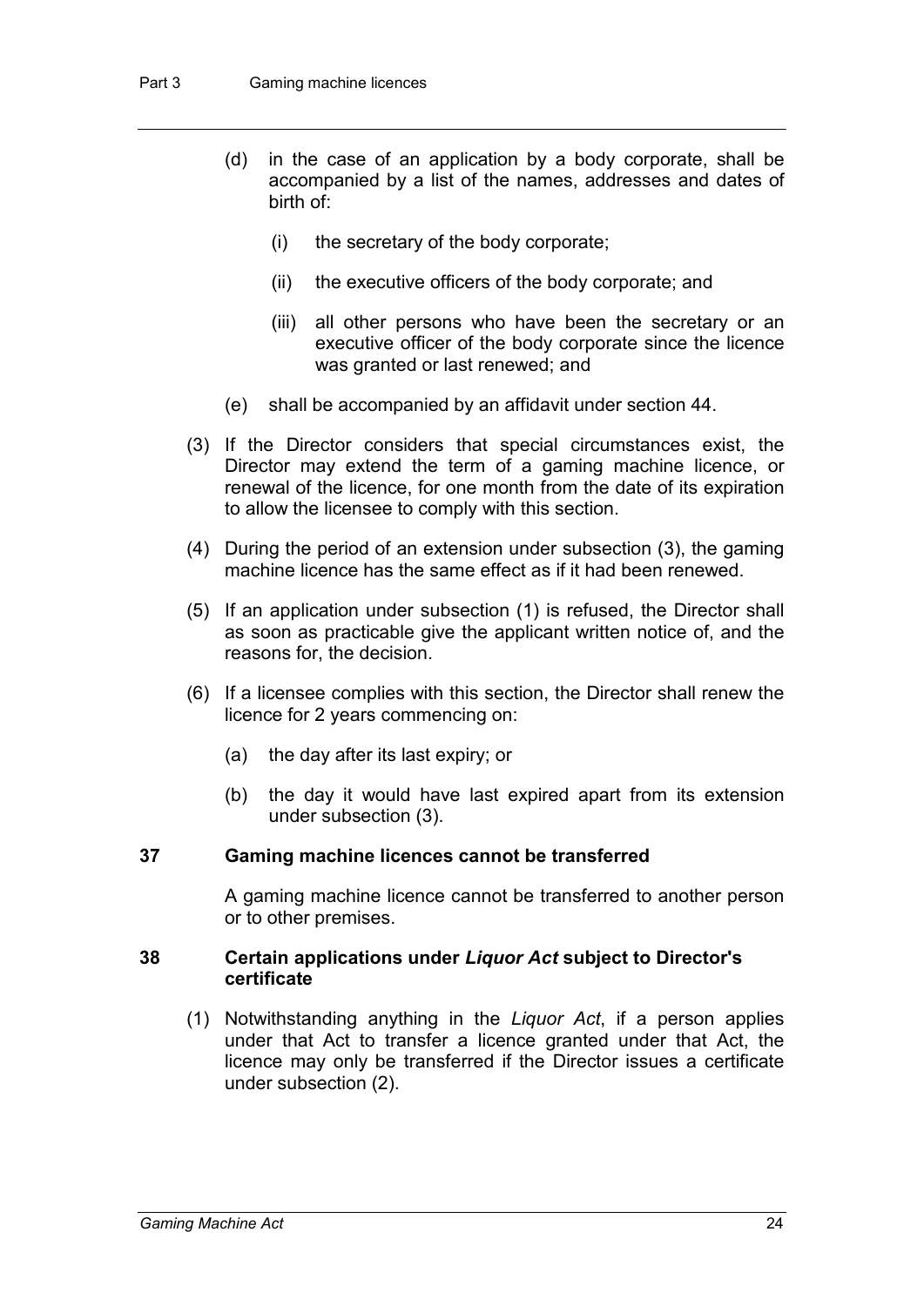(d) in the case of an application by a body corporate, shall be accompanied by a list of the names, addresses and dates of birth of:

(i) the secretary of the body corporate;

(ii) the executive officers of the body corporate; and

(iii) all other persons who have been the secretary or an executive officer of the body corporate since the licence was granted or last renewed; and

(e) shall be accompanied by an affidavit under section 44.

(3) If the Director considers that special circumstances exist, the Director may extend the term of a gaming machine licence, or renewal of the licence, for one month from the date of its expiration to allow the licensee to comply with this section.

(4) During the period of an extension under subsection (3), the gaming machine licence has the same effect as if it had been renewed.

(5) If an application under subsection (1) is refused, the Director shall as soon as practicable give the applicant written notice of, and the reasons for, the decision.

(6) If a licensee complies with this section, the Director shall renew the licence for 2 years commencing on:

(a) the day after its last expiry; or

(b) the day it would have last expired apart from its extension under subsection (3).

### 37 Gaming machine licences cannot be transferred

A gaming machine licence cannot be transferred to another person or to other premises.

### 38 Certain applications under *Liquor Act* subject to Director's certificate

(1) Notwithstanding anything in the *Liquor Act*, if a person applies under that Act to transfer a licence granted under that Act, the licence may only be transferred if the Director issues a certificate under subsection (2).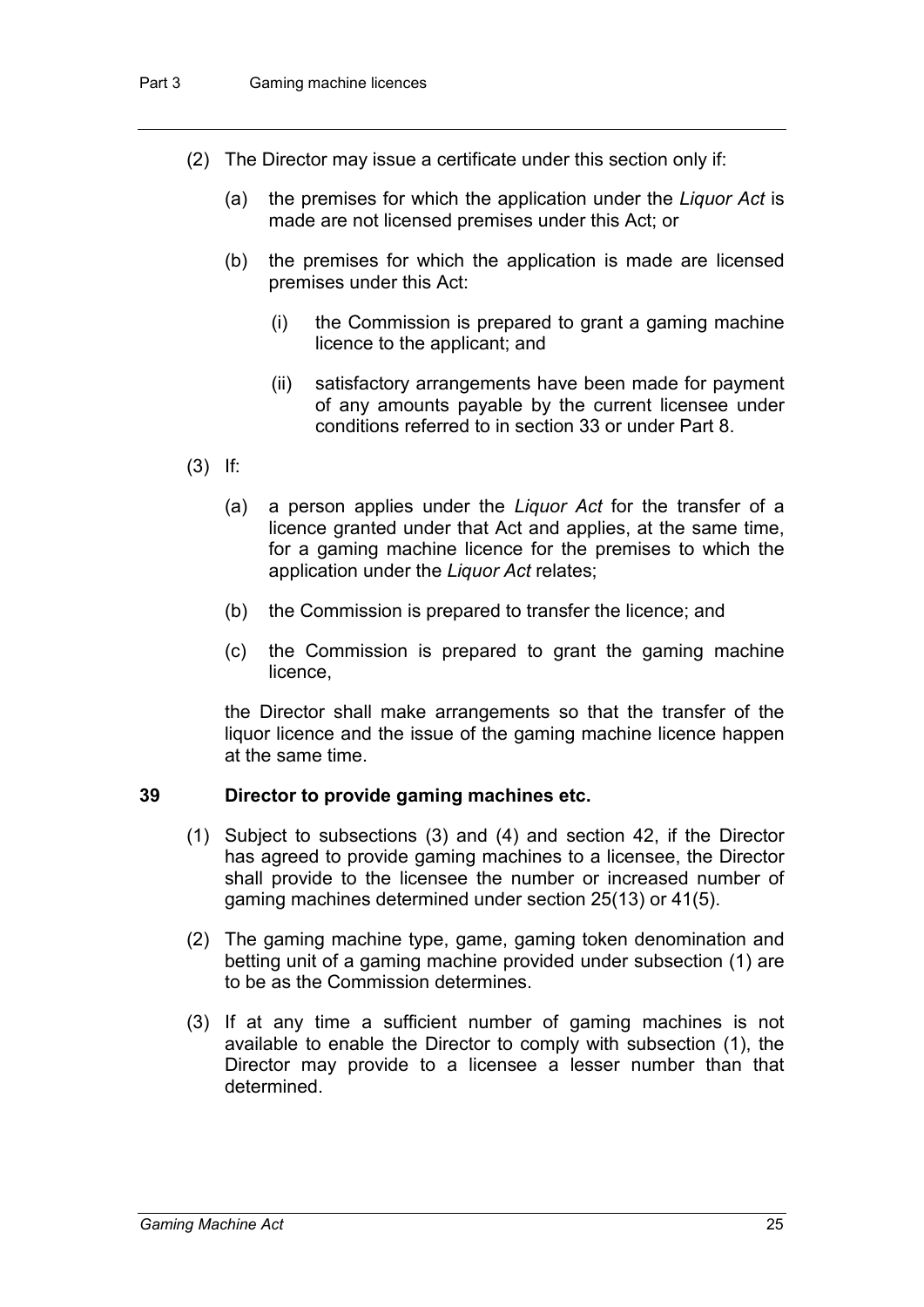(2) The Director may issue a certificate under this section only if:

(a) the premises for which the application under the *Liquor Act* is made are not licensed premises under this Act; or

(b) the premises for which the application is made are licensed premises under this Act:

(i) the Commission is prepared to grant a gaming machine licence to the applicant; and

(ii) satisfactory arrangements have been made for payment of any amounts payable by the current licensee under conditions referred to in section 33 or under Part 8.

(3) If:

(a) a person applies under the *Liquor Act* for the transfer of a licence granted under that Act and applies, at the same time, for a gaming machine licence for the premises to which the application under the *Liquor Act* relates;

(b) the Commission is prepared to transfer the licence; and

(c) the Commission is prepared to grant the gaming machine licence,

the Director shall make arrangements so that the transfer of the liquor licence and the issue of the gaming machine licence happen at the same time.

### 39 Director to provide gaming machines etc.

(1) Subject to subsections (3) and (4) and section 42, if the Director has agreed to provide gaming machines to a licensee, the Director shall provide to the licensee the number or increased number of gaming machines determined under section 25(13) or 41(5).

(2) The gaming machine type, game, gaming token denomination and betting unit of a gaming machine provided under subsection (1) are to be as the Commission determines.

(3) If at any time a sufficient number of gaming machines is not available to enable the Director to comply with subsection (1), the Director may provide to a licensee a lesser number than that determined.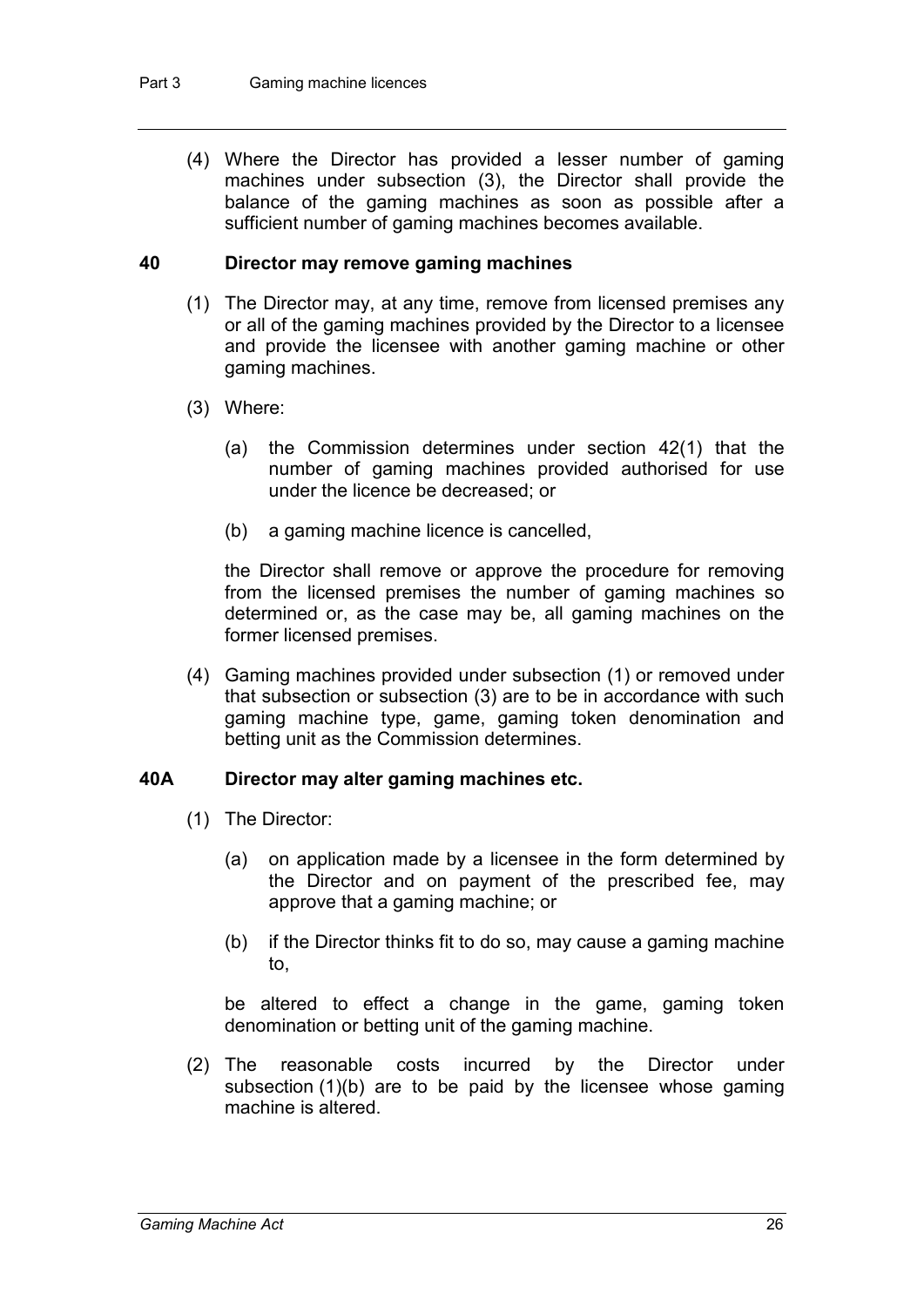(4) Where the Director has provided a lesser number of gaming machines under subsection (3), the Director shall provide the balance of the gaming machines as soon as possible after a sufficient number of gaming machines becomes available.

### 40 Director may remove gaming machines

(1) The Director may, at any time, remove from licensed premises any or all of the gaming machines provided by the Director to a licensee and provide the licensee with another gaming machine or other gaming machines.

(3) Where:

(a) the Commission determines under section 42(1) that the number of gaming machines provided authorised for use under the licence be decreased; or

(b) a gaming machine licence is cancelled,

the Director shall remove or approve the procedure for removing from the licensed premises the number of gaming machines so determined or, as the case may be, all gaming machines on the former licensed premises.

(4) Gaming machines provided under subsection (1) or removed under that subsection or subsection (3) are to be in accordance with such gaming machine type, game, gaming token denomination and betting unit as the Commission determines.

### 40A Director may alter gaming machines etc.

(1) The Director:

(a) on application made by a licensee in the form determined by the Director and on payment of the prescribed fee, may approve that a gaming machine; or

(b) if the Director thinks fit to do so, may cause a gaming machine to,

be altered to effect a change in the game, gaming token denomination or betting unit of the gaming machine.

(2) The reasonable costs incurred by the Director under subsection (1)(b) are to be paid by the licensee whose gaming machine is altered.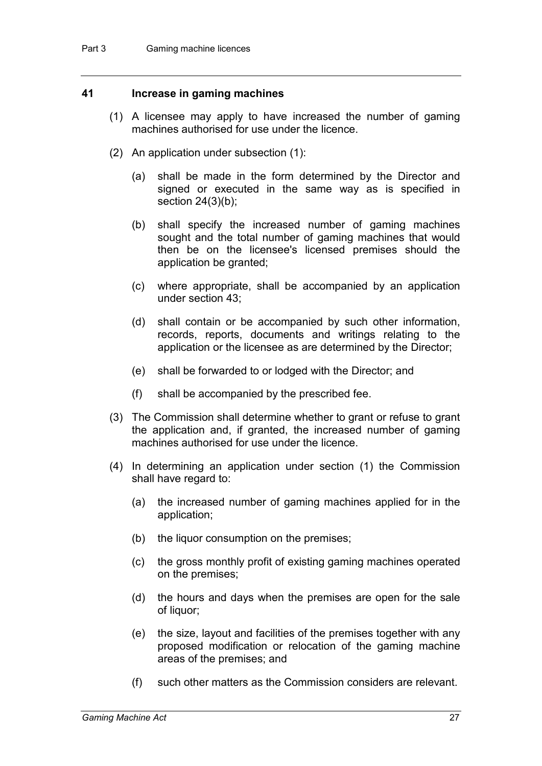## 41 Increase in gaming machines

(1) A licensee may apply to have increased the number of gaming machines authorised for use under the licence.

(2) An application under subsection (1):

(a) shall be made in the form determined by the Director and signed or executed in the same way as is specified in section 24(3)(b);

(b) shall specify the increased number of gaming machines sought and the total number of gaming machines that would then be on the licensee's licensed premises should the application be granted;

(c) where appropriate, shall be accompanied by an application under section 43;

(d) shall contain or be accompanied by such other information, records, reports, documents and writings relating to the application or the licensee as are determined by the Director;

(e) shall be forwarded to or lodged with the Director; and

(f) shall be accompanied by the prescribed fee.

(3) The Commission shall determine whether to grant or refuse to grant the application and, if granted, the increased number of gaming machines authorised for use under the licence.

(4) In determining an application under section (1) the Commission shall have regard to:

(a) the increased number of gaming machines applied for in the application;

(b) the liquor consumption on the premises;

(c) the gross monthly profit of existing gaming machines operated on the premises;

(d) the hours and days when the premises are open for the sale of liquor;

(e) the size, layout and facilities of the premises together with any proposed modification or relocation of the gaming machine areas of the premises; and

(f) such other matters as the Commission considers are relevant.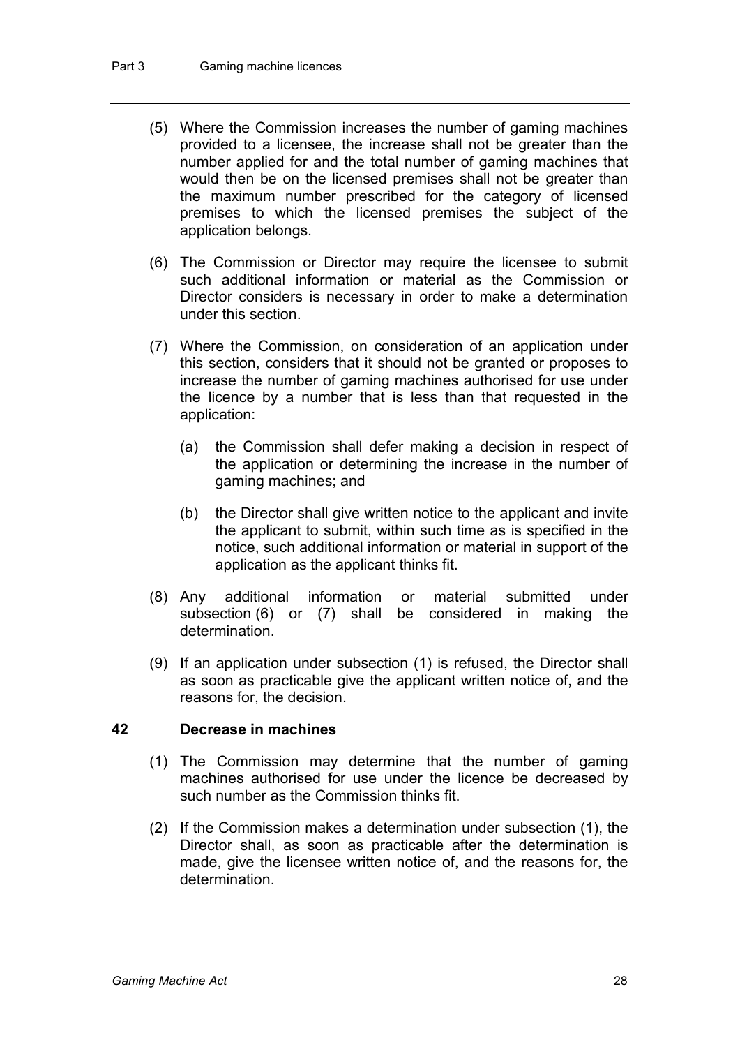(5) Where the Commission increases the number of gaming machines provided to a licensee, the increase shall not be greater than the number applied for and the total number of gaming machines that would then be on the licensed premises shall not be greater than the maximum number prescribed for the category of licensed premises to which the licensed premises the subject of the application belongs.

(6) The Commission or Director may require the licensee to submit such additional information or material as the Commission or Director considers is necessary in order to make a determination under this section.

(7) Where the Commission, on consideration of an application under this section, considers that it should not be granted or proposes to increase the number of gaming machines authorised for use under the licence by a number that is less than that requested in the application:

   (a) the Commission shall defer making a decision in respect of the application or determining the increase in the number of gaming machines; and

   (b) the Director shall give written notice to the applicant and invite the applicant to submit, within such time as is specified in the notice, such additional information or material in support of the application as the applicant thinks fit.

(8) Any additional information or material submitted under subsection (6) or (7) shall be considered in making the determination.

(9) If an application under subsection (1) is refused, the Director shall as soon as practicable give the applicant written notice of, and the reasons for, the decision.

## 42 Decrease in machines

(1) The Commission may determine that the number of gaming machines authorised for use under the licence be decreased by such number as the Commission thinks fit.

(2) If the Commission makes a determination under subsection (1), the Director shall, as soon as practicable after the determination is made, give the licensee written notice of, and the reasons for, the determination.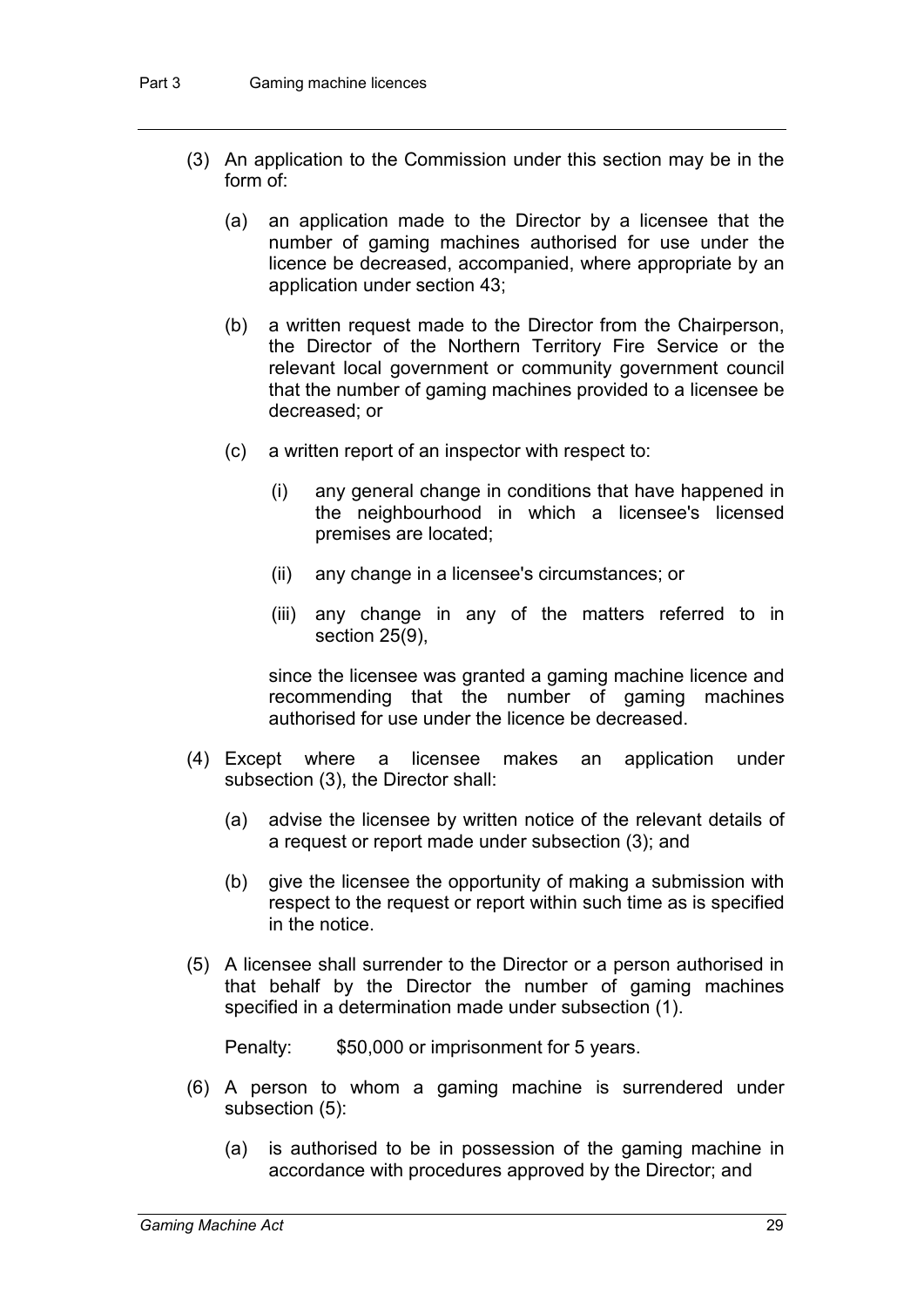(3) An application to the Commission under this section may be in the form of:

  (a) an application made to the Director by a licensee that the number of gaming machines authorised for use under the licence be decreased, accompanied, where appropriate by an application under section 43;

  (b) a written request made to the Director from the Chairperson, the Director of the Northern Territory Fire Service or the relevant local government or community government council that the number of gaming machines provided to a licensee be decreased; or

  (c) a written report of an inspector with respect to:

    (i) any general change in conditions that have happened in the neighbourhood in which a licensee's licensed premises are located;

    (ii) any change in a licensee's circumstances; or

    (iii) any change in any of the matters referred to in section 25(9),

  since the licensee was granted a gaming machine licence and recommending that the number of gaming machines authorised for use under the licence be decreased.

(4) Except where a licensee makes an application under subsection (3), the Director shall:

  (a) advise the licensee by written notice of the relevant details of a request or report made under subsection (3); and

  (b) give the licensee the opportunity of making a submission with respect to the request or report within such time as is specified in the notice.

(5) A licensee shall surrender to the Director or a person authorised in that behalf by the Director the number of gaming machines specified in a determination made under subsection (1).

Penalty: $50,000 or imprisonment for 5 years.

(6) A person to whom a gaming machine is surrendered under subsection (5):

  (a) is authorised to be in possession of the gaming machine in accordance with procedures approved by the Director; and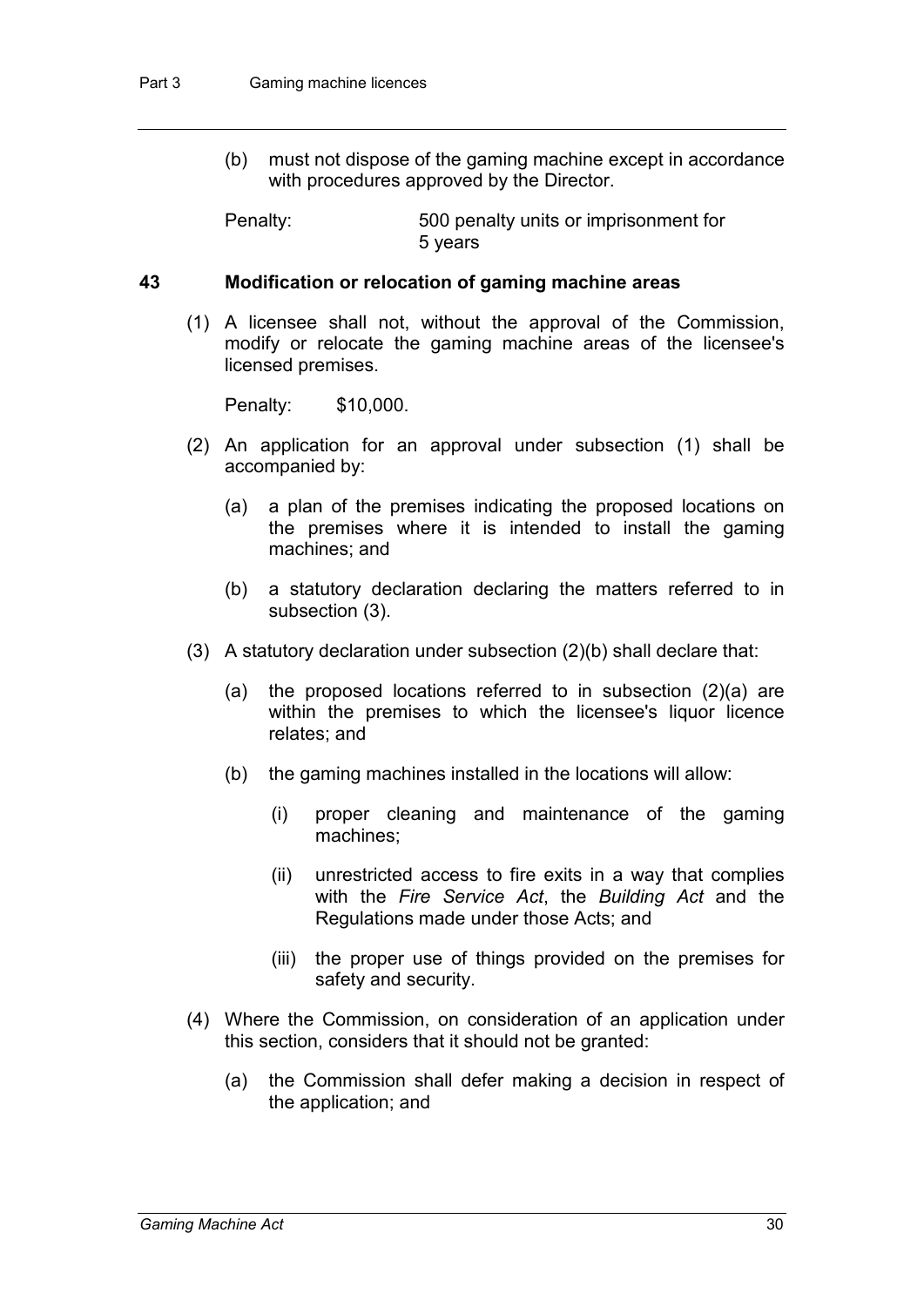(b) must not dispose of the gaming machine except in accordance with procedures approved by the Director.

Penalty: 500 penalty units or imprisonment for 5 years

### 43 Modification or relocation of gaming machine areas

(1) A licensee shall not, without the approval of the Commission, modify or relocate the gaming machine areas of the licensee's licensed premises.

Penalty: $10,000.

(2) An application for an approval under subsection (1) shall be accompanied by:

(a) a plan of the premises indicating the proposed locations on the premises where it is intended to install the gaming machines; and

(b) a statutory declaration declaring the matters referred to in subsection (3).

(3) A statutory declaration under subsection (2)(b) shall declare that:

(a) the proposed locations referred to in subsection (2)(a) are within the premises to which the licensee's liquor licence relates; and

(b) the gaming machines installed in the locations will allow:

(i) proper cleaning and maintenance of the gaming machines;

(ii) unrestricted access to fire exits in a way that complies with the *Fire Service Act*, the *Building Act* and the Regulations made under those Acts; and

(iii) the proper use of things provided on the premises for safety and security.

(4) Where the Commission, on consideration of an application under this section, considers that it should not be granted:

(a) the Commission shall defer making a decision in respect of the application; and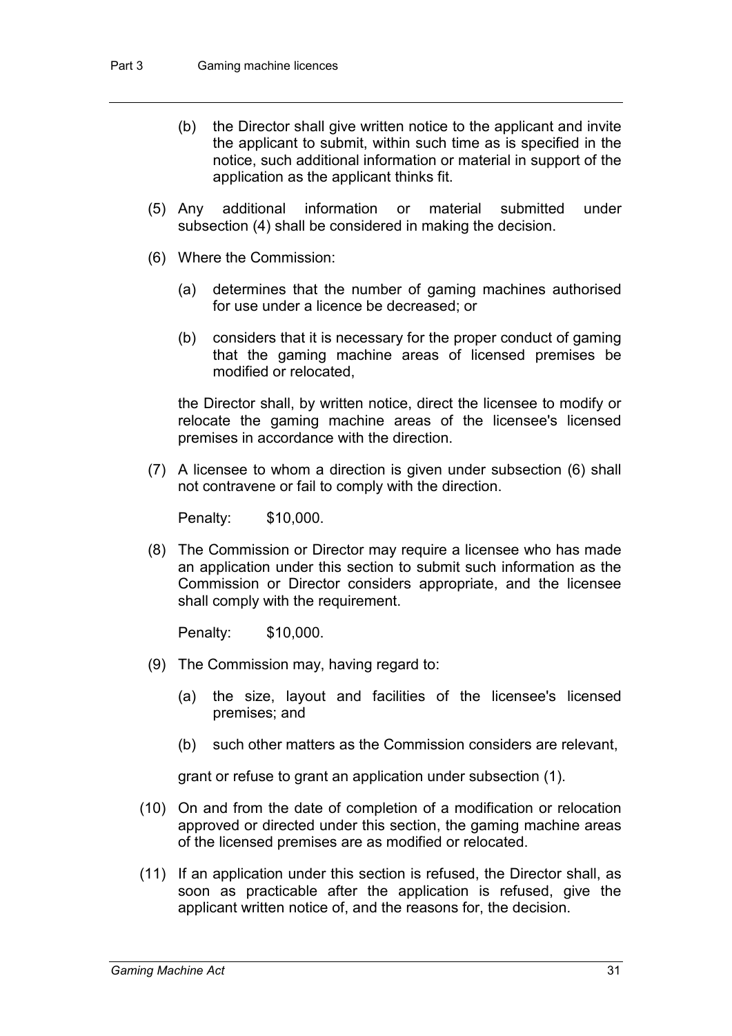(b) the Director shall give written notice to the applicant and invite the applicant to submit, within such time as is specified in the notice, such additional information or material in support of the application as the applicant thinks fit.

(5) Any additional information or material submitted under subsection (4) shall be considered in making the decision.

(6) Where the Commission:

(a) determines that the number of gaming machines authorised for use under a licence be decreased; or

(b) considers that it is necessary for the proper conduct of gaming that the gaming machine areas of licensed premises be modified or relocated,

the Director shall, by written notice, direct the licensee to modify or relocate the gaming machine areas of the licensee's licensed premises in accordance with the direction.

(7) A licensee to whom a direction is given under subsection (6) shall not contravene or fail to comply with the direction.

Penalty: $10,000.

(8) The Commission or Director may require a licensee who has made an application under this section to submit such information as the Commission or Director considers appropriate, and the licensee shall comply with the requirement.

Penalty: $10,000.

(9) The Commission may, having regard to:

(a) the size, layout and facilities of the licensee's licensed premises; and

(b) such other matters as the Commission considers are relevant,

grant or refuse to grant an application under subsection (1).

(10) On and from the date of completion of a modification or relocation approved or directed under this section, the gaming machine areas of the licensed premises are as modified or relocated.

(11) If an application under this section is refused, the Director shall, as soon as practicable after the application is refused, give the applicant written notice of, and the reasons for, the decision.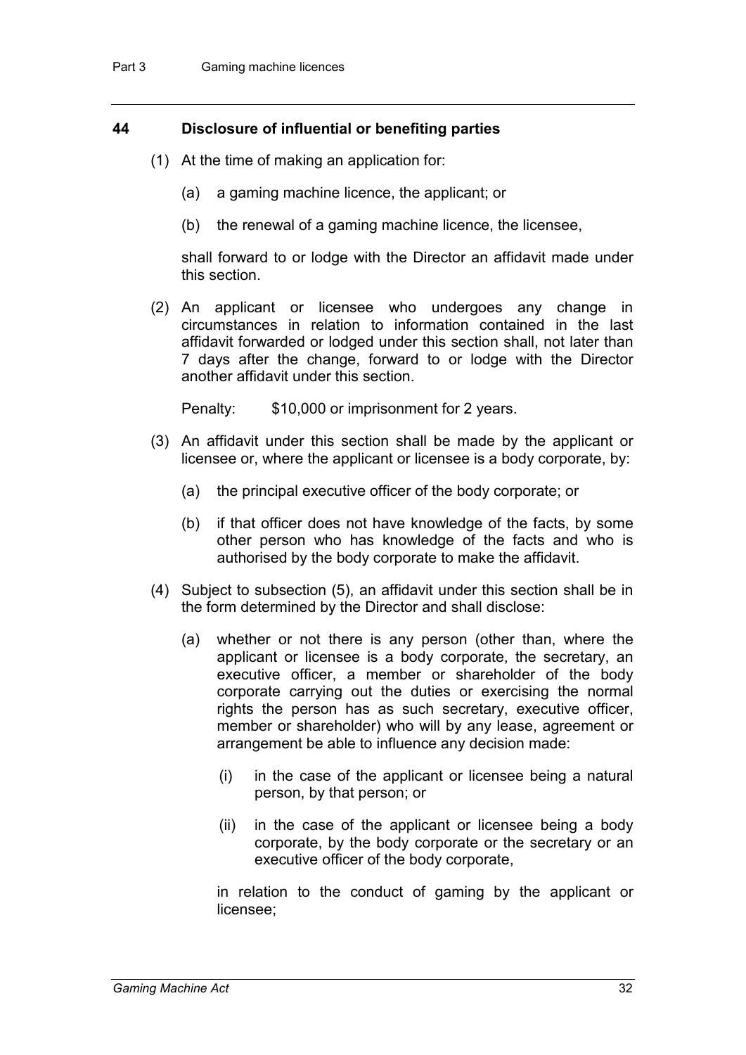## 44 Disclosure of influential or benefiting parties

(1) At the time of making an application for:

(a) a gaming machine licence, the applicant; or

(b) the renewal of a gaming machine licence, the licensee,

shall forward to or lodge with the Director an affidavit made under this section.

(2) An applicant or licensee who undergoes any change in circumstances in relation to information contained in the last affidavit forwarded or lodged under this section shall, not later than 7 days after the change, forward to or lodge with the Director another affidavit under this section.

Penalty: $10,000 or imprisonment for 2 years.

(3) An affidavit under this section shall be made by the applicant or licensee or, where the applicant or licensee is a body corporate, by:

(a) the principal executive officer of the body corporate; or

(b) if that officer does not have knowledge of the facts, by some other person who has knowledge of the facts and who is authorised by the body corporate to make the affidavit.

(4) Subject to subsection (5), an affidavit under this section shall be in the form determined by the Director and shall disclose:

(a) whether or not there is any person (other than, where the applicant or licensee is a body corporate, the secretary, an executive officer, a member or shareholder of the body corporate carrying out the duties or exercising the normal rights the person has as such secretary, executive officer, member or shareholder) who will by any lease, agreement or arrangement be able to influence any decision made:

(i) in the case of the applicant or licensee being a natural person, by that person; or

(ii) in the case of the applicant or licensee being a body corporate, by the body corporate or the secretary or an executive officer of the body corporate,

in relation to the conduct of gaming by the applicant or licensee;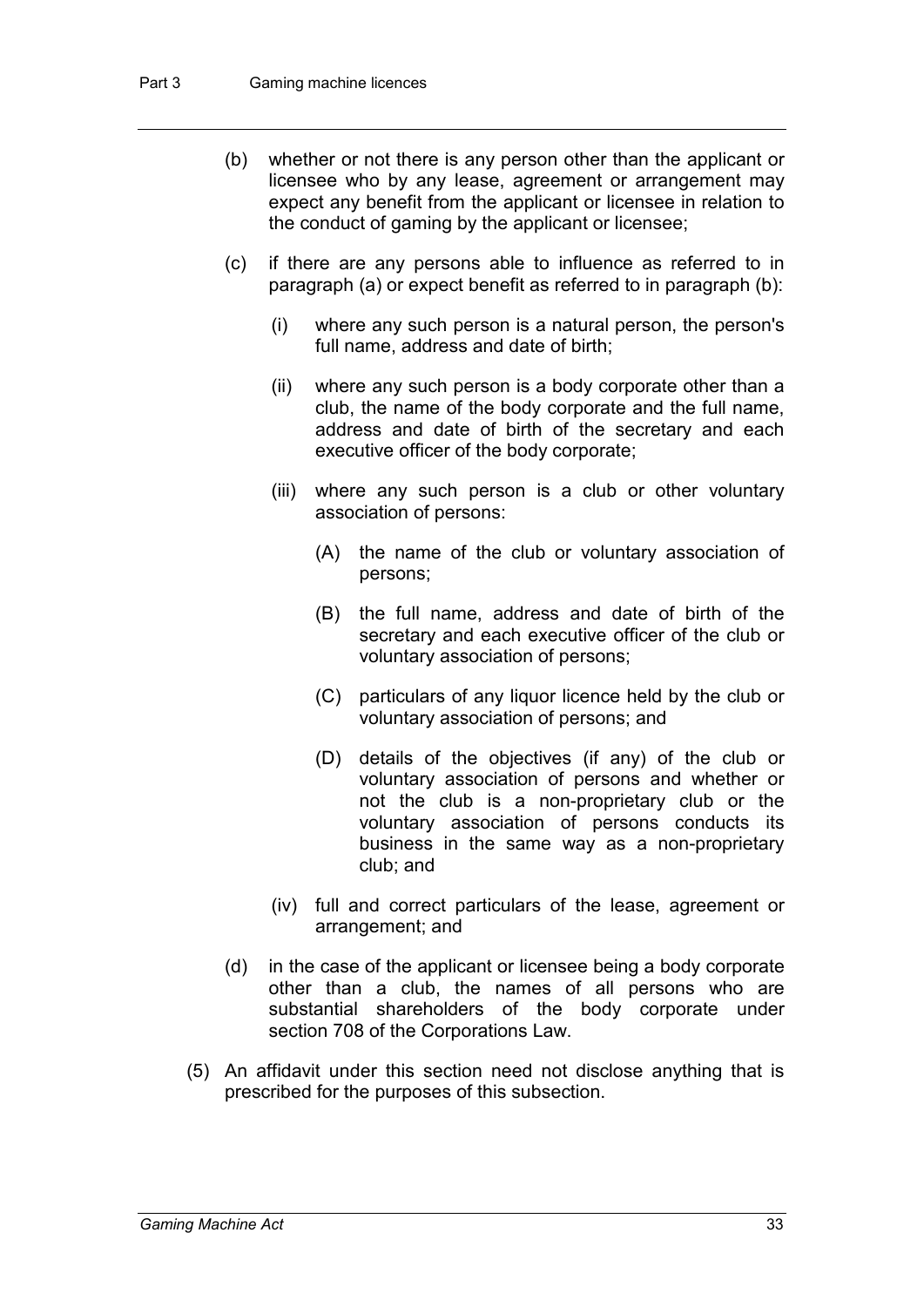(b) whether or not there is any person other than the applicant or licensee who by any lease, agreement or arrangement may expect any benefit from the applicant or licensee in relation to the conduct of gaming by the applicant or licensee;

(c) if there are any persons able to influence as referred to in paragraph (a) or expect benefit as referred to in paragraph (b):

   (i) where any such person is a natural person, the person's full name, address and date of birth;

   (ii) where any such person is a body corporate other than a club, the name of the body corporate and the full name, address and date of birth of the secretary and each executive officer of the body corporate;

   (iii) where any such person is a club or other voluntary association of persons:

      (A) the name of the club or voluntary association of persons;

      (B) the full name, address and date of birth of the secretary and each executive officer of the club or voluntary association of persons;

      (C) particulars of any liquor licence held by the club or voluntary association of persons; and

      (D) details of the objectives (if any) of the club or voluntary association of persons and whether or not the club is a non-proprietary club or the voluntary association of persons conducts its business in the same way as a non-proprietary club; and

   (iv) full and correct particulars of the lease, agreement or arrangement; and

(d) in the case of the applicant or licensee being a body corporate other than a club, the names of all persons who are substantial shareholders of the body corporate under section 708 of the Corporations Law.

(5) An affidavit under this section need not disclose anything that is prescribed for the purposes of this subsection.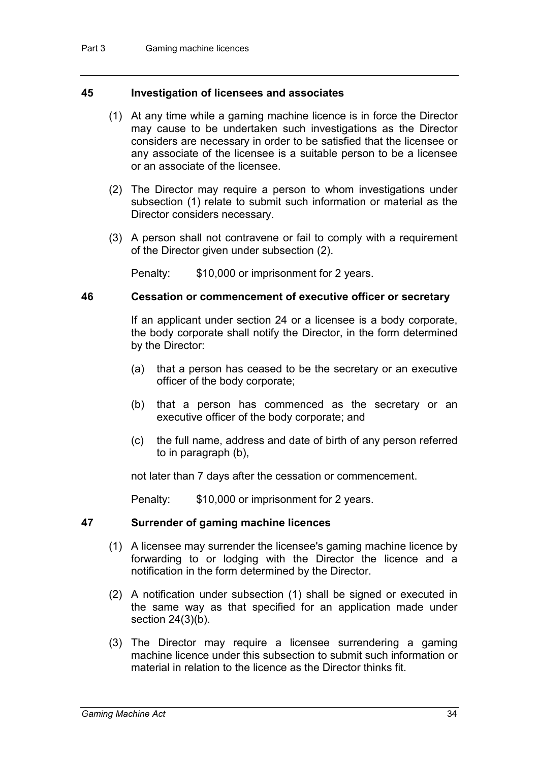### 45 Investigation of licensees and associates

(1) At any time while a gaming machine licence is in force the Director may cause to be undertaken such investigations as the Director considers are necessary in order to be satisfied that the licensee or any associate of the licensee is a suitable person to be a licensee or an associate of the licensee.

(2) The Director may require a person to whom investigations under subsection (1) relate to submit such information or material as the Director considers necessary.

(3) A person shall not contravene or fail to comply with a requirement of the Director given under subsection (2).

Penalty: $10,000 or imprisonment for 2 years.

### 46 Cessation or commencement of executive officer or secretary

If an applicant under section 24 or a licensee is a body corporate, the body corporate shall notify the Director, in the form determined by the Director:

(a) that a person has ceased to be the secretary or an executive officer of the body corporate;

(b) that a person has commenced as the secretary or an executive officer of the body corporate; and

(c) the full name, address and date of birth of any person referred to in paragraph (b),

not later than 7 days after the cessation or commencement.

Penalty: $10,000 or imprisonment for 2 years.

### 47 Surrender of gaming machine licences

(1) A licensee may surrender the licensee's gaming machine licence by forwarding to or lodging with the Director the licence and a notification in the form determined by the Director.

(2) A notification under subsection (1) shall be signed or executed in the same way as that specified for an application made under section 24(3)(b).

(3) The Director may require a licensee surrendering a gaming machine licence under this subsection to submit such information or material in relation to the licence as the Director thinks fit.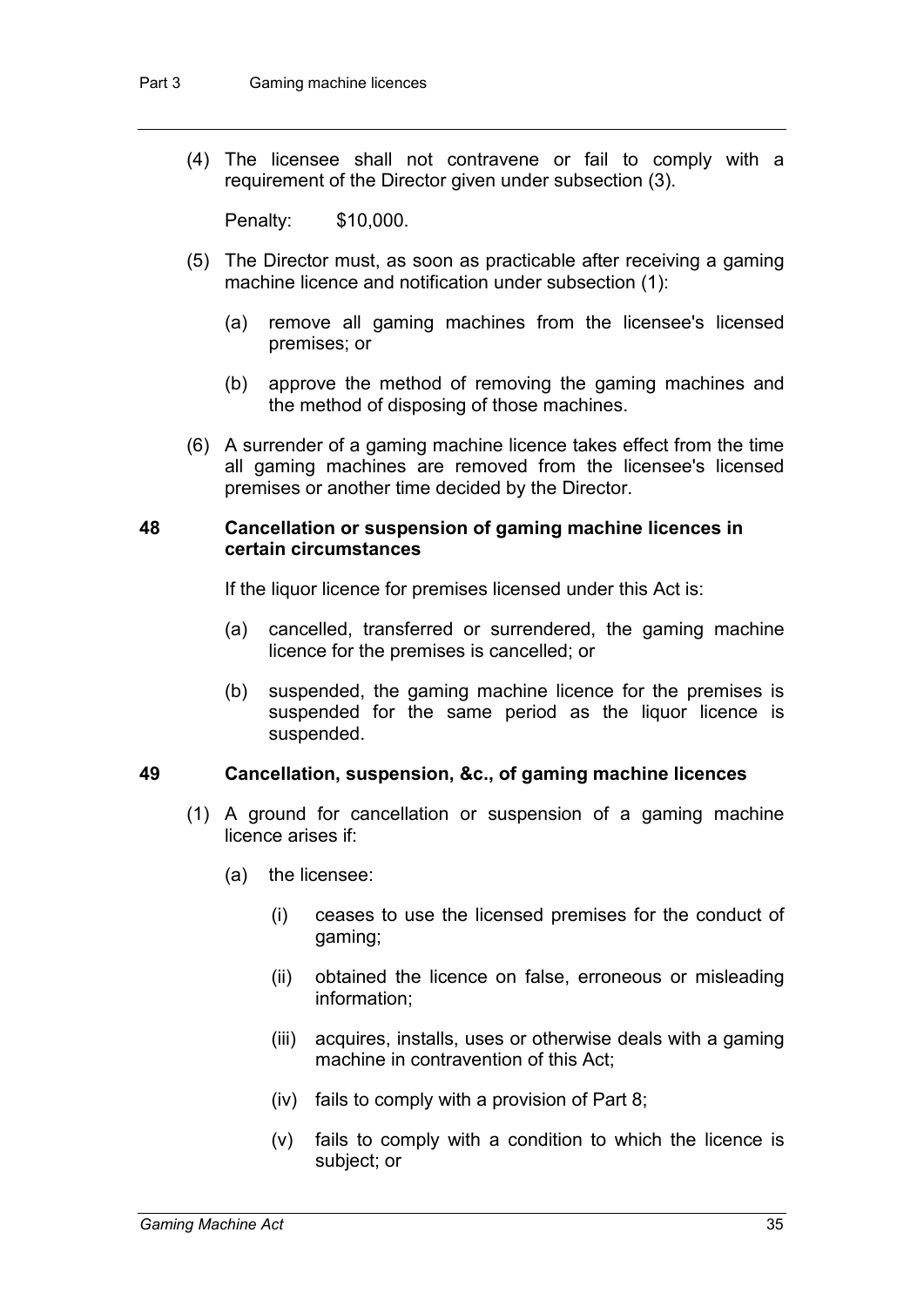(4) The licensee shall not contravene or fail to comply with a requirement of the Director given under subsection (3).

Penalty: $10,000.

(5) The Director must, as soon as practicable after receiving a gaming machine licence and notification under subsection (1):

(a) remove all gaming machines from the licensee's licensed premises; or

(b) approve the method of removing the gaming machines and the method of disposing of those machines.

(6) A surrender of a gaming machine licence takes effect from the time all gaming machines are removed from the licensee's licensed premises or another time decided by the Director.

### 48 Cancellation or suspension of gaming machine licences in certain circumstances

If the liquor licence for premises licensed under this Act is:

(a) cancelled, transferred or surrendered, the gaming machine licence for the premises is cancelled; or

(b) suspended, the gaming machine licence for the premises is suspended for the same period as the liquor licence is suspended.

### 49 Cancellation, suspension, &c., of gaming machine licences

(1) A ground for cancellation or suspension of a gaming machine licence arises if:

(a) the licensee:

(i) ceases to use the licensed premises for the conduct of gaming;

(ii) obtained the licence on false, erroneous or misleading information;

(iii) acquires, installs, uses or otherwise deals with a gaming machine in contravention of this Act;

(iv) fails to comply with a provision of Part 8;

(v) fails to comply with a condition to which the licence is subject; or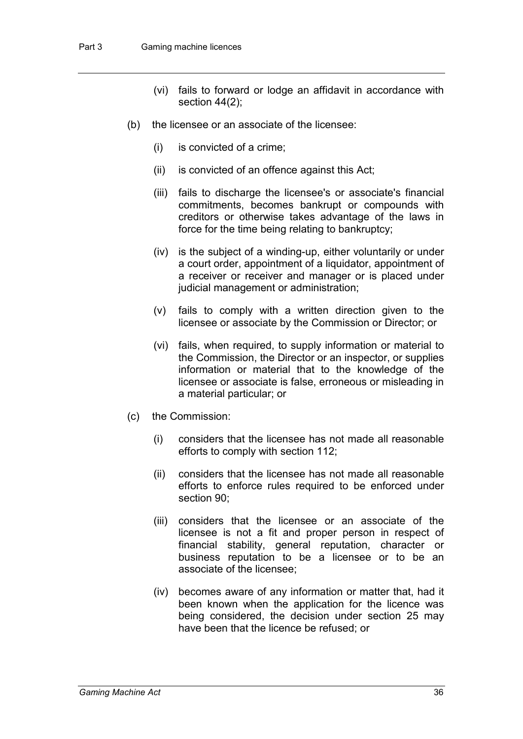(vi) fails to forward or lodge an affidavit in accordance with section 44(2);

(b) the licensee or an associate of the licensee:

(i) is convicted of a crime;

(ii) is convicted of an offence against this Act;

(iii) fails to discharge the licensee's or associate's financial commitments, becomes bankrupt or compounds with creditors or otherwise takes advantage of the laws in force for the time being relating to bankruptcy;

(iv) is the subject of a winding-up, either voluntarily or under a court order, appointment of a liquidator, appointment of a receiver or receiver and manager or is placed under judicial management or administration;

(v) fails to comply with a written direction given to the licensee or associate by the Commission or Director; or

(vi) fails, when required, to supply information or material to the Commission, the Director or an inspector, or supplies information or material that to the knowledge of the licensee or associate is false, erroneous or misleading in a material particular; or

(c) the Commission:

(i) considers that the licensee has not made all reasonable efforts to comply with section 112;

(ii) considers that the licensee has not made all reasonable efforts to enforce rules required to be enforced under section 90;

(iii) considers that the licensee or an associate of the licensee is not a fit and proper person in respect of financial stability, general reputation, character or business reputation to be a licensee or to be an associate of the licensee;

(iv) becomes aware of any information or matter that, had it been known when the application for the licence was being considered, the decision under section 25 may have been that the licence be refused; or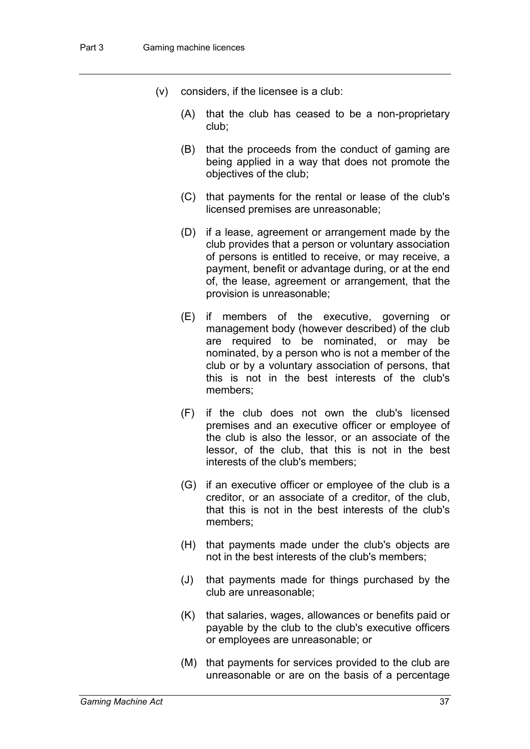(v) considers, if the licensee is a club:

(A) that the club has ceased to be a non-proprietary club;

(B) that the proceeds from the conduct of gaming are being applied in a way that does not promote the objectives of the club;

(C) that payments for the rental or lease of the club's licensed premises are unreasonable;

(D) if a lease, agreement or arrangement made by the club provides that a person or voluntary association of persons is entitled to receive, or may receive, a payment, benefit or advantage during, or at the end of, the lease, agreement or arrangement, that the provision is unreasonable;

(E) if members of the executive, governing or management body (however described) of the club are required to be nominated, or may be nominated, by a person who is not a member of the club or by a voluntary association of persons, that this is not in the best interests of the club's members;

(F) if the club does not own the club's licensed premises and an executive officer or employee of the club is also the lessor, or an associate of the lessor, of the club, that this is not in the best interests of the club's members;

(G) if an executive officer or employee of the club is a creditor, or an associate of a creditor, of the club, that this is not in the best interests of the club's members;

(H) that payments made under the club's objects are not in the best interests of the club's members;

(J) that payments made for things purchased by the club are unreasonable;

(K) that salaries, wages, allowances or benefits paid or payable by the club to the club's executive officers or employees are unreasonable; or

(M) that payments for services provided to the club are unreasonable or are on the basis of a percentage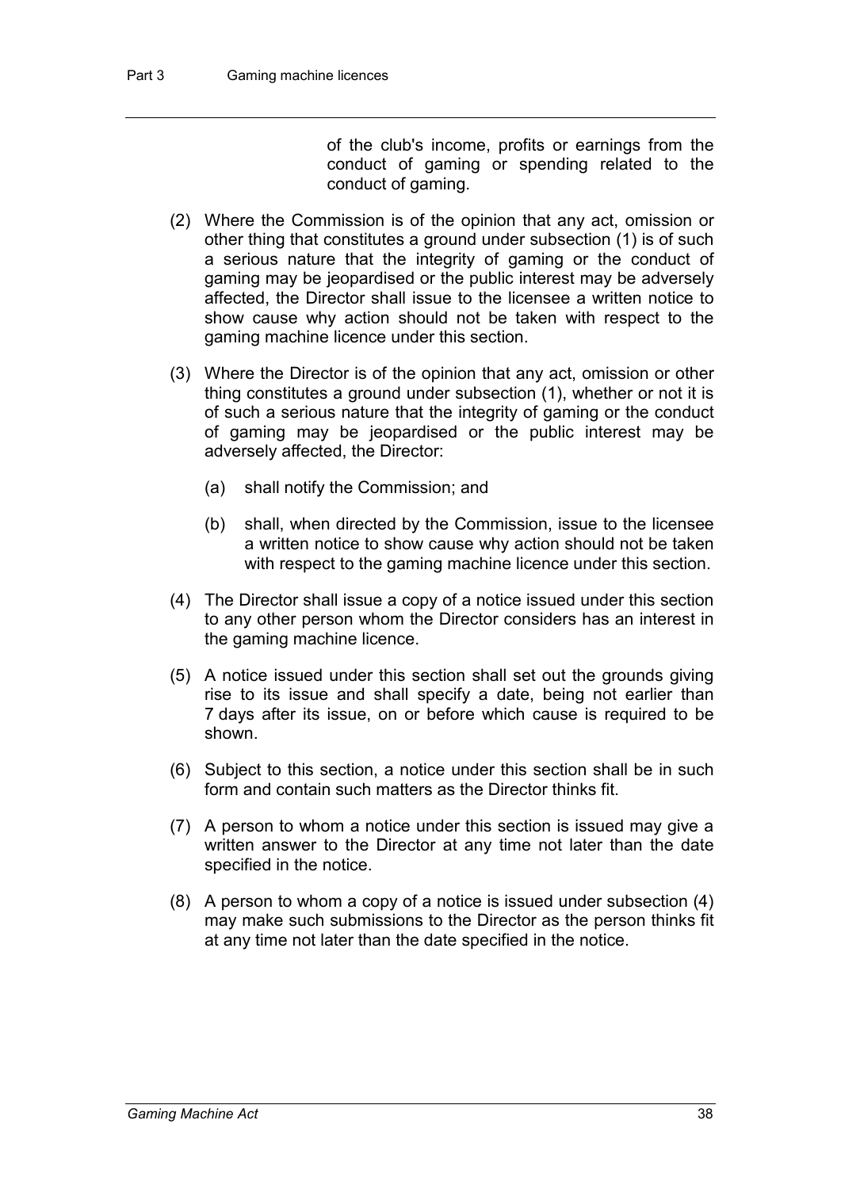of the club's income, profits or earnings from the conduct of gaming or spending related to the conduct of gaming.

(2) Where the Commission is of the opinion that any act, omission or other thing that constitutes a ground under subsection (1) is of such a serious nature that the integrity of gaming or the conduct of gaming may be jeopardised or the public interest may be adversely affected, the Director shall issue to the licensee a written notice to show cause why action should not be taken with respect to the gaming machine licence under this section.

(3) Where the Director is of the opinion that any act, omission or other thing constitutes a ground under subsection (1), whether or not it is of such a serious nature that the integrity of gaming or the conduct of gaming may be jeopardised or the public interest may be adversely affected, the Director:

(a) shall notify the Commission; and

(b) shall, when directed by the Commission, issue to the licensee a written notice to show cause why action should not be taken with respect to the gaming machine licence under this section.

(4) The Director shall issue a copy of a notice issued under this section to any other person whom the Director considers has an interest in the gaming machine licence.

(5) A notice issued under this section shall set out the grounds giving rise to its issue and shall specify a date, being not earlier than 7 days after its issue, on or before which cause is required to be shown.

(6) Subject to this section, a notice under this section shall be in such form and contain such matters as the Director thinks fit.

(7) A person to whom a notice under this section is issued may give a written answer to the Director at any time not later than the date specified in the notice.

(8) A person to whom a copy of a notice is issued under subsection (4) may make such submissions to the Director as the person thinks fit at any time not later than the date specified in the notice.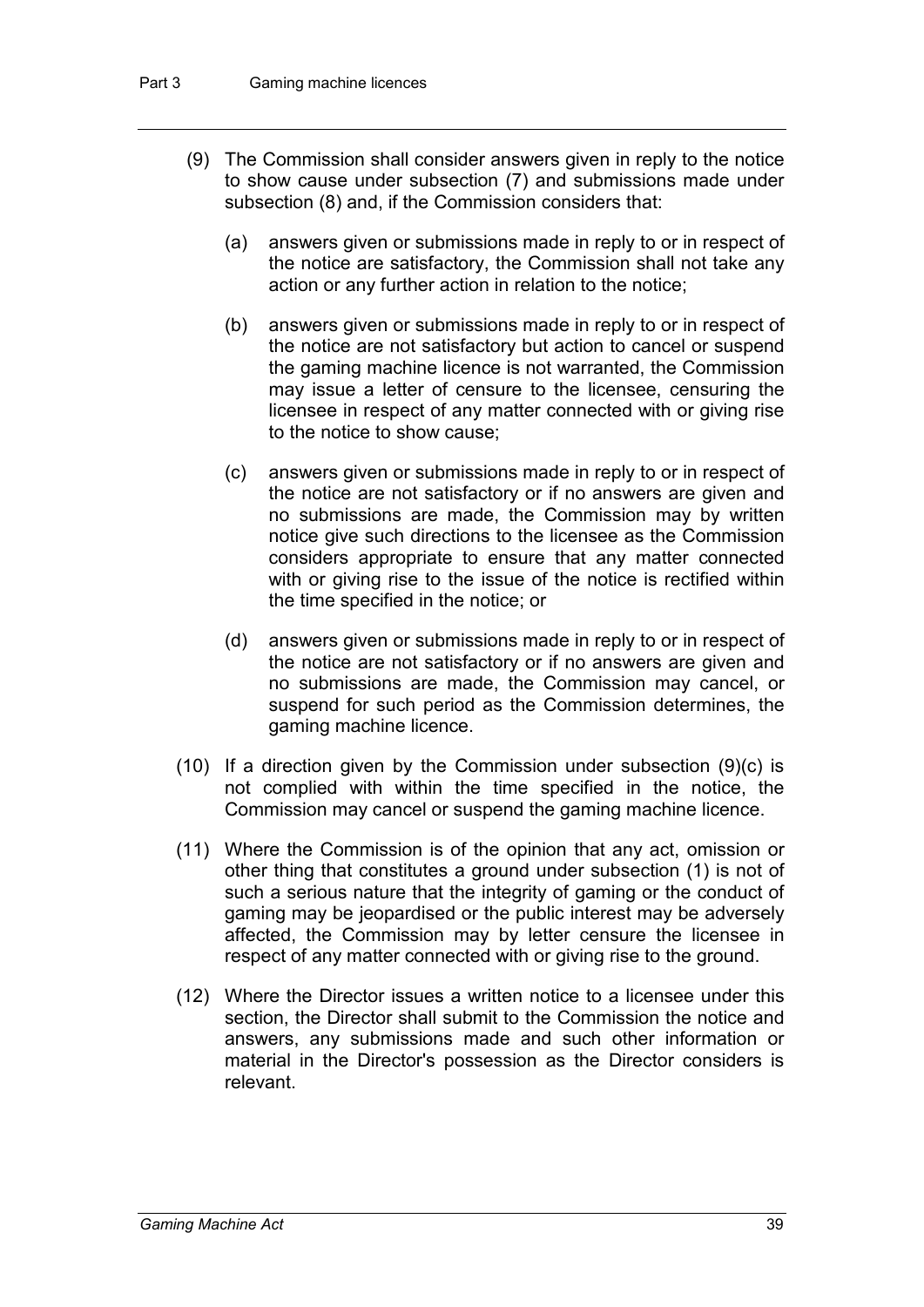(9) The Commission shall consider answers given in reply to the notice to show cause under subsection (7) and submissions made under subsection (8) and, if the Commission considers that:

(a) answers given or submissions made in reply to or in respect of the notice are satisfactory, the Commission shall not take any action or any further action in relation to the notice;

(b) answers given or submissions made in reply to or in respect of the notice are not satisfactory but action to cancel or suspend the gaming machine licence is not warranted, the Commission may issue a letter of censure to the licensee, censuring the licensee in respect of any matter connected with or giving rise to the notice to show cause;

(c) answers given or submissions made in reply to or in respect of the notice are not satisfactory or if no answers are given and no submissions are made, the Commission may by written notice give such directions to the licensee as the Commission considers appropriate to ensure that any matter connected with or giving rise to the issue of the notice is rectified within the time specified in the notice; or

(d) answers given or submissions made in reply to or in respect of the notice are not satisfactory or if no answers are given and no submissions are made, the Commission may cancel, or suspend for such period as the Commission determines, the gaming machine licence.

(10) If a direction given by the Commission under subsection (9)(c) is not complied with within the time specified in the notice, the Commission may cancel or suspend the gaming machine licence.

(11) Where the Commission is of the opinion that any act, omission or other thing that constitutes a ground under subsection (1) is not of such a serious nature that the integrity of gaming or the conduct of gaming may be jeopardised or the public interest may be adversely affected, the Commission may by letter censure the licensee in respect of any matter connected with or giving rise to the ground.

(12) Where the Director issues a written notice to a licensee under this section, the Director shall submit to the Commission the notice and answers, any submissions made and such other information or material in the Director's possession as the Director considers is relevant.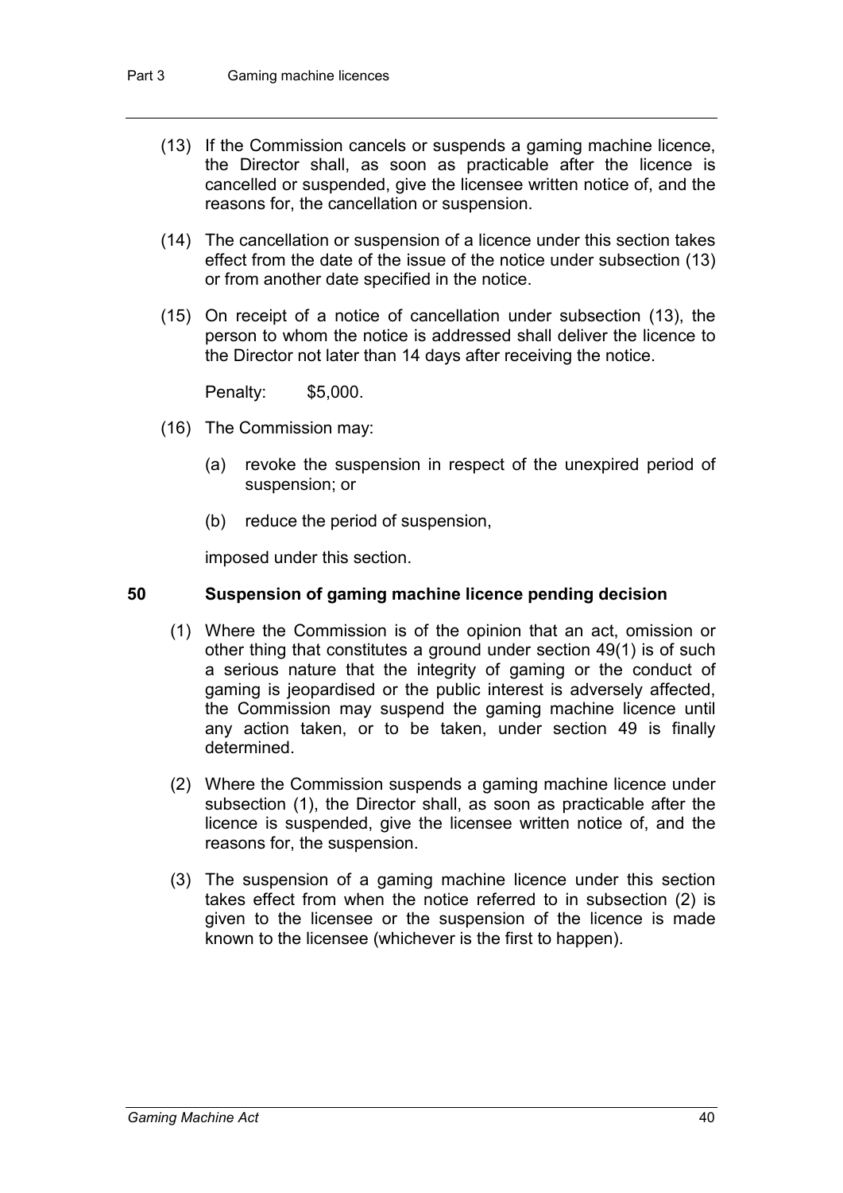(13) If the Commission cancels or suspends a gaming machine licence, the Director shall, as soon as practicable after the licence is cancelled or suspended, give the licensee written notice of, and the reasons for, the cancellation or suspension.

(14) The cancellation or suspension of a licence under this section takes effect from the date of the issue of the notice under subsection (13) or from another date specified in the notice.

(15) On receipt of a notice of cancellation under subsection (13), the person to whom the notice is addressed shall deliver the licence to the Director not later than 14 days after receiving the notice.

Penalty: $5,000.

(16) The Commission may:

(a) revoke the suspension in respect of the unexpired period of suspension; or

(b) reduce the period of suspension,

imposed under this section.

### 50 Suspension of gaming machine licence pending decision

(1) Where the Commission is of the opinion that an act, omission or other thing that constitutes a ground under section 49(1) is of such a serious nature that the integrity of gaming or the conduct of gaming is jeopardised or the public interest is adversely affected, the Commission may suspend the gaming machine licence until any action taken, or to be taken, under section 49 is finally determined.

(2) Where the Commission suspends a gaming machine licence under subsection (1), the Director shall, as soon as practicable after the licence is suspended, give the licensee written notice of, and the reasons for, the suspension.

(3) The suspension of a gaming machine licence under this section takes effect from when the notice referred to in subsection (2) is given to the licensee or the suspension of the licence is made known to the licensee (whichever is the first to happen).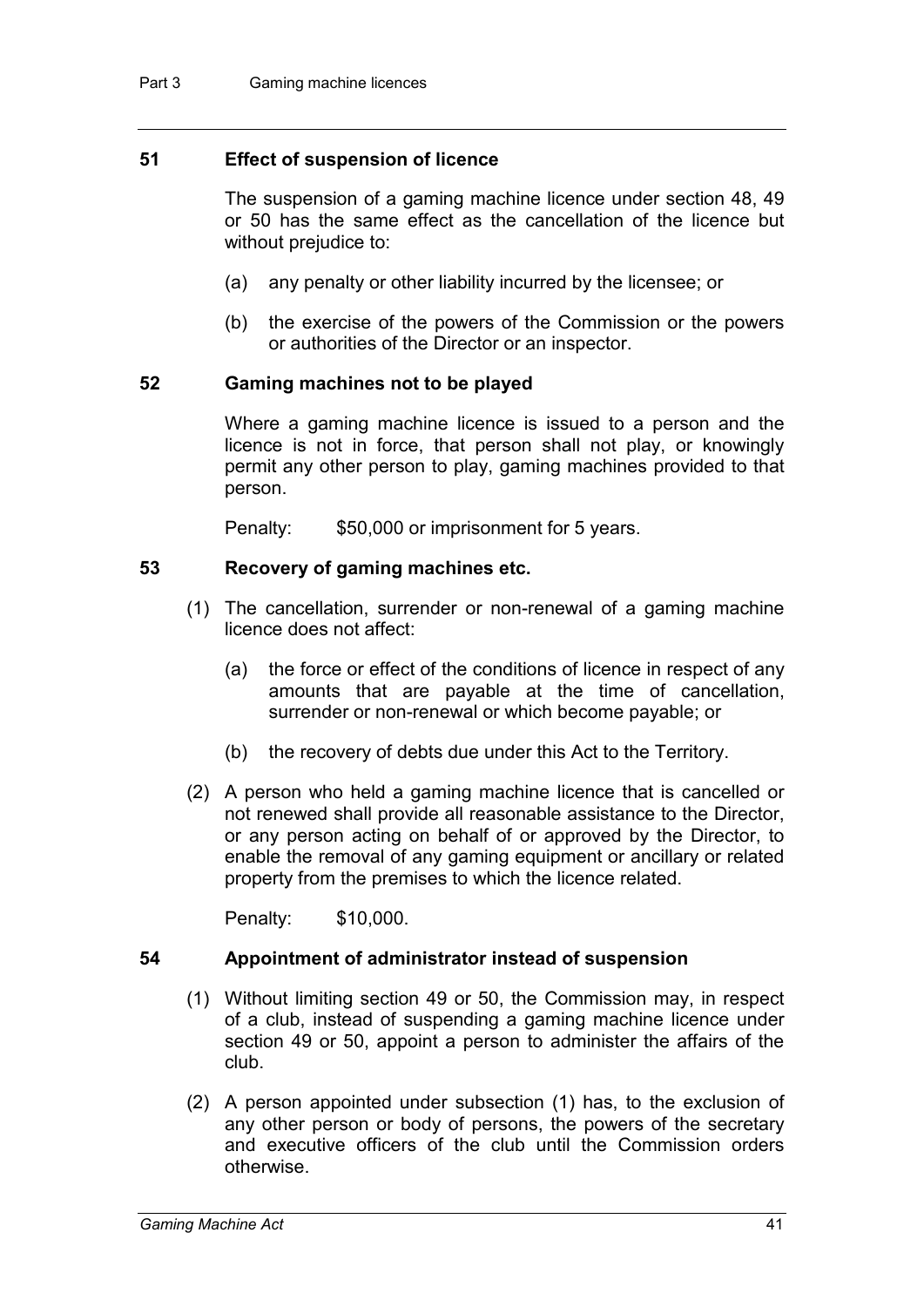### 51 Effect of suspension of licence

The suspension of a gaming machine licence under section 48, 49 or 50 has the same effect as the cancellation of the licence but without prejudice to:

- (a) any penalty or other liability incurred by the licensee; or
- (b) the exercise of the powers of the Commission or the powers or authorities of the Director or an inspector.

### 52 Gaming machines not to be played

Where a gaming machine licence is issued to a person and the licence is not in force, that person shall not play, or knowingly permit any other person to play, gaming machines provided to that person.

Penalty: $50,000 or imprisonment for 5 years.

### 53 Recovery of gaming machines etc.

(1) The cancellation, surrender or non-renewal of a gaming machine licence does not affect:

- (a) the force or effect of the conditions of licence in respect of any amounts that are payable at the time of cancellation, surrender or non-renewal or which become payable; or
- (b) the recovery of debts due under this Act to the Territory.

(2) A person who held a gaming machine licence that is cancelled or not renewed shall provide all reasonable assistance to the Director, or any person acting on behalf of or approved by the Director, to enable the removal of any gaming equipment or ancillary or related property from the premises to which the licence related.

Penalty: $10,000.

### 54 Appointment of administrator instead of suspension

(1) Without limiting section 49 or 50, the Commission may, in respect of a club, instead of suspending a gaming machine licence under section 49 or 50, appoint a person to administer the affairs of the club.

(2) A person appointed under subsection (1) has, to the exclusion of any other person or body of persons, the powers of the secretary and executive officers of the club until the Commission orders otherwise.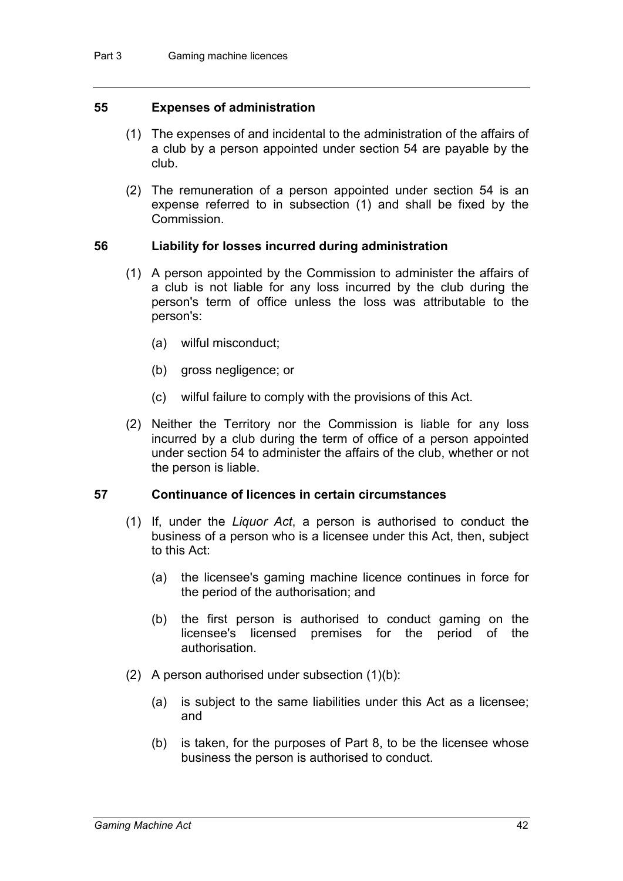### 55 Expenses of administration

(1) The expenses of and incidental to the administration of the affairs of a club by a person appointed under section 54 are payable by the club.

(2) The remuneration of a person appointed under section 54 is an expense referred to in subsection (1) and shall be fixed by the Commission.

### 56 Liability for losses incurred during administration

(1) A person appointed by the Commission to administer the affairs of a club is not liable for any loss incurred by the club during the person's term of office unless the loss was attributable to the person's:

- (a) wilful misconduct;
- (b) gross negligence; or
- (c) wilful failure to comply with the provisions of this Act.

(2) Neither the Territory nor the Commission is liable for any loss incurred by a club during the term of office of a person appointed under section 54 to administer the affairs of the club, whether or not the person is liable.

### 57 Continuance of licences in certain circumstances

(1) If, under the *Liquor Act*, a person is authorised to conduct the business of a person who is a licensee under this Act, then, subject to this Act:

- (a) the licensee's gaming machine licence continues in force for the period of the authorisation; and
- (b) the first person is authorised to conduct gaming on the licensee's licensed premises for the period of the authorisation.

(2) A person authorised under subsection (1)(b):

- (a) is subject to the same liabilities under this Act as a licensee; and
- (b) is taken, for the purposes of Part 8, to be the licensee whose business the person is authorised to conduct.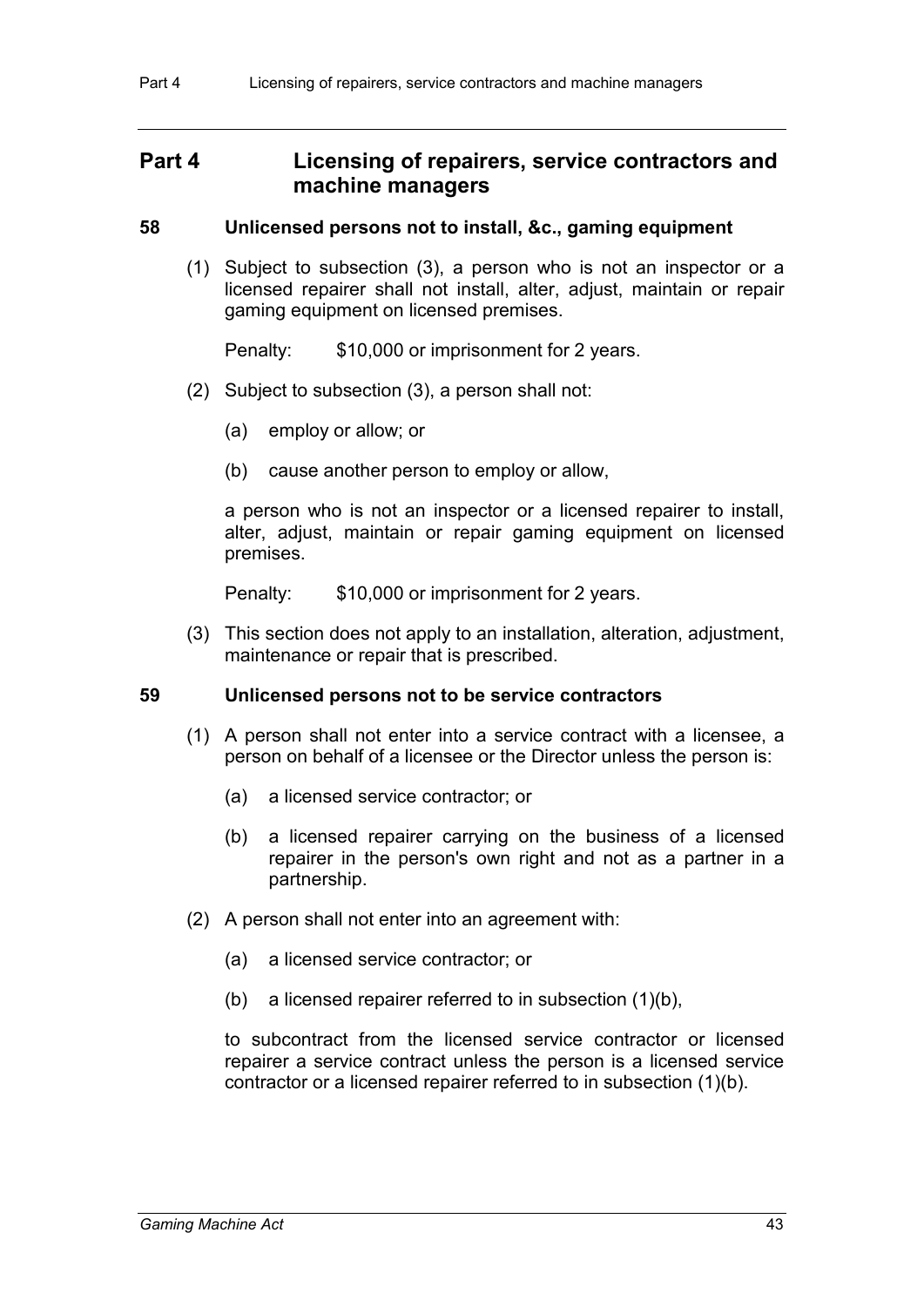# Part 4 Licensing of repairers, service contractors and machine managers

### 58 Unlicensed persons not to install, &c., gaming equipment

(1) Subject to subsection (3), a person who is not an inspector or a licensed repairer shall not install, alter, adjust, maintain or repair gaming equipment on licensed premises.

Penalty: $10,000 or imprisonment for 2 years.

(2) Subject to subsection (3), a person shall not:

(a) employ or allow; or

(b) cause another person to employ or allow,

a person who is not an inspector or a licensed repairer to install, alter, adjust, maintain or repair gaming equipment on licensed premises.

Penalty: $10,000 or imprisonment for 2 years.

(3) This section does not apply to an installation, alteration, adjustment, maintenance or repair that is prescribed.

### 59 Unlicensed persons not to be service contractors

(1) A person shall not enter into a service contract with a licensee, a person on behalf of a licensee or the Director unless the person is:

(a) a licensed service contractor; or

(b) a licensed repairer carrying on the business of a licensed repairer in the person's own right and not as a partner in a partnership.

(2) A person shall not enter into an agreement with:

(a) a licensed service contractor; or

(b) a licensed repairer referred to in subsection (1)(b),

to subcontract from the licensed service contractor or licensed repairer a service contract unless the person is a licensed service contractor or a licensed repairer referred to in subsection (1)(b).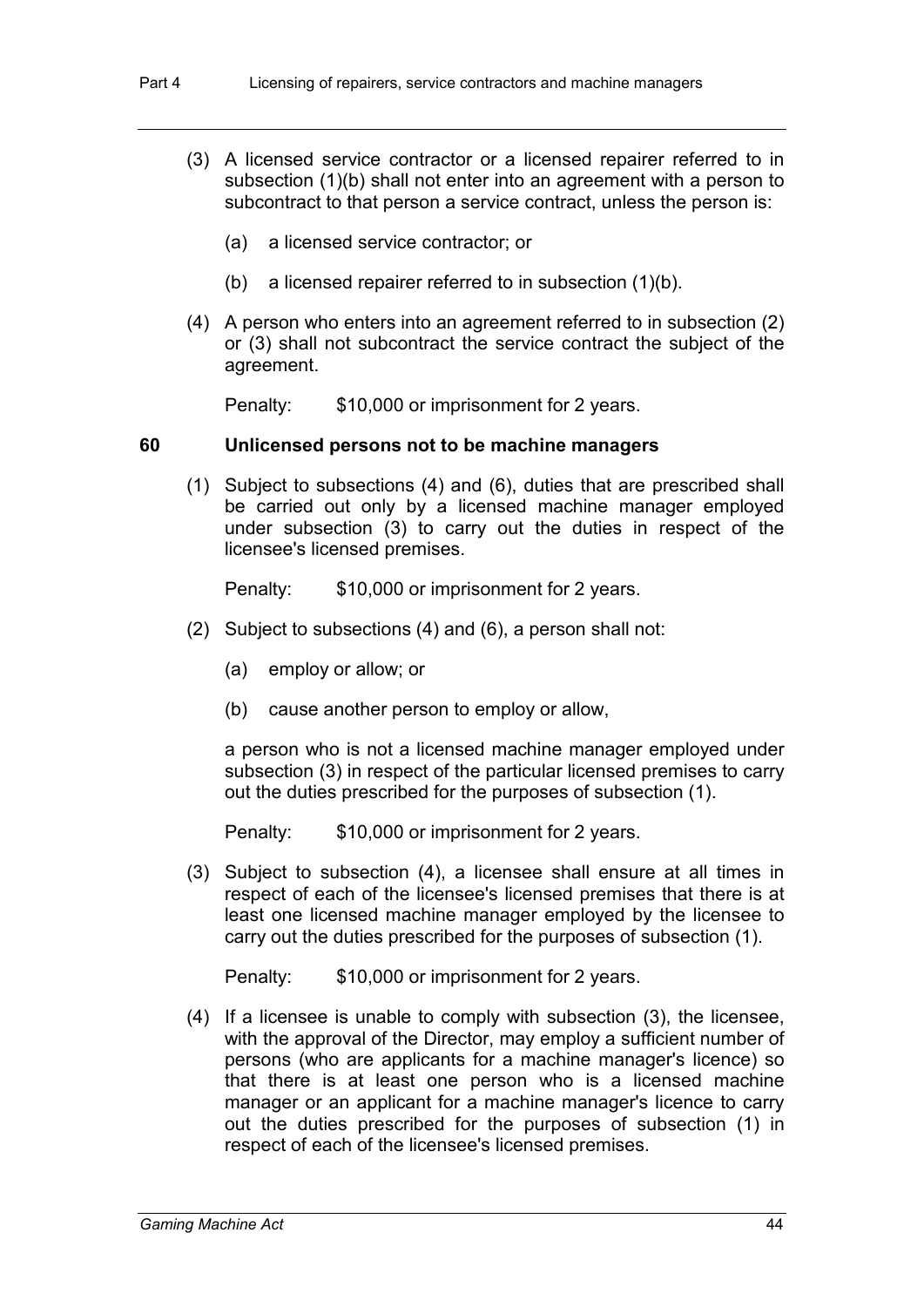(3) A licensed service contractor or a licensed repairer referred to in subsection (1)(b) shall not enter into an agreement with a person to subcontract to that person a service contract, unless the person is:

  (a) a licensed service contractor; or

  (b) a licensed repairer referred to in subsection (1)(b).

(4) A person who enters into an agreement referred to in subsection (2) or (3) shall not subcontract the service contract the subject of the agreement.

  Penalty: $10,000 or imprisonment for 2 years.

### 60 Unlicensed persons not to be machine managers

(1) Subject to subsections (4) and (6), duties that are prescribed shall be carried out only by a licensed machine manager employed under subsection (3) to carry out the duties in respect of the licensee's licensed premises.

  Penalty: $10,000 or imprisonment for 2 years.

(2) Subject to subsections (4) and (6), a person shall not:

  (a) employ or allow; or

  (b) cause another person to employ or allow,

  a person who is not a licensed machine manager employed under subsection (3) in respect of the particular licensed premises to carry out the duties prescribed for the purposes of subsection (1).

  Penalty: $10,000 or imprisonment for 2 years.

(3) Subject to subsection (4), a licensee shall ensure at all times in respect of each of the licensee's licensed premises that there is at least one licensed machine manager employed by the licensee to carry out the duties prescribed for the purposes of subsection (1).

  Penalty: $10,000 or imprisonment for 2 years.

(4) If a licensee is unable to comply with subsection (3), the licensee, with the approval of the Director, may employ a sufficient number of persons (who are applicants for a machine manager's licence) so that there is at least one person who is a licensed machine manager or an applicant for a machine manager's licence to carry out the duties prescribed for the purposes of subsection (1) in respect of each of the licensee's licensed premises.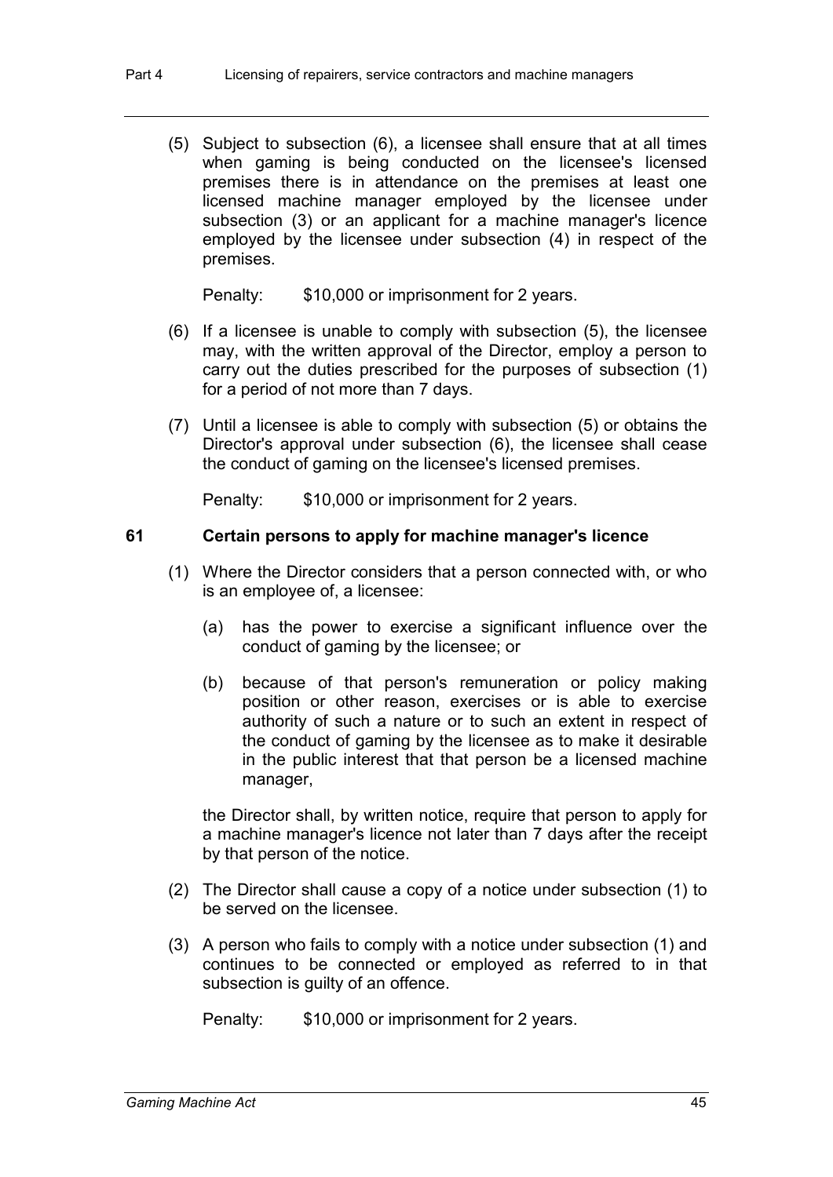(5) Subject to subsection (6), a licensee shall ensure that at all times when gaming is being conducted on the licensee's licensed premises there is in attendance on the premises at least one licensed machine manager employed by the licensee under subsection (3) or an applicant for a machine manager's licence employed by the licensee under subsection (4) in respect of the premises.

Penalty: $10,000 or imprisonment for 2 years.

(6) If a licensee is unable to comply with subsection (5), the licensee may, with the written approval of the Director, employ a person to carry out the duties prescribed for the purposes of subsection (1) for a period of not more than 7 days.

(7) Until a licensee is able to comply with subsection (5) or obtains the Director's approval under subsection (6), the licensee shall cease the conduct of gaming on the licensee's licensed premises.

Penalty: $10,000 or imprisonment for 2 years.

### 61 Certain persons to apply for machine manager's licence

(1) Where the Director considers that a person connected with, or who is an employee of, a licensee:

(a) has the power to exercise a significant influence over the conduct of gaming by the licensee; or

(b) because of that person's remuneration or policy making position or other reason, exercises or is able to exercise authority of such a nature or to such an extent in respect of the conduct of gaming by the licensee as to make it desirable in the public interest that that person be a licensed machine manager,

the Director shall, by written notice, require that person to apply for a machine manager's licence not later than 7 days after the receipt by that person of the notice.

(2) The Director shall cause a copy of a notice under subsection (1) to be served on the licensee.

(3) A person who fails to comply with a notice under subsection (1) and continues to be connected or employed as referred to in that subsection is guilty of an offence.

Penalty: $10,000 or imprisonment for 2 years.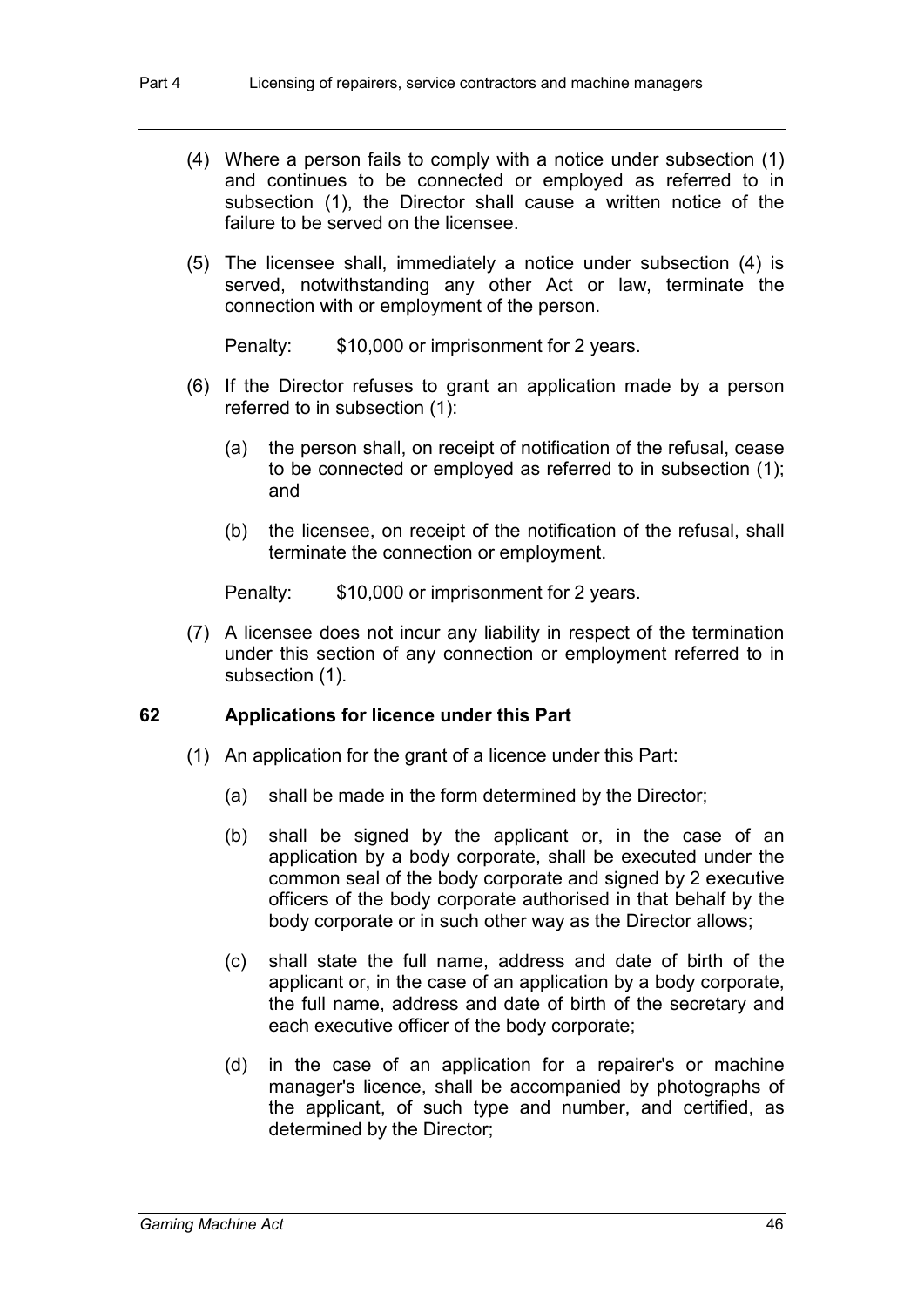(4) Where a person fails to comply with a notice under subsection (1) and continues to be connected or employed as referred to in subsection (1), the Director shall cause a written notice of the failure to be served on the licensee.

(5) The licensee shall, immediately a notice under subsection (4) is served, notwithstanding any other Act or law, terminate the connection with or employment of the person.

Penalty: $10,000 or imprisonment for 2 years.

(6) If the Director refuses to grant an application made by a person referred to in subsection (1):

(a) the person shall, on receipt of notification of the refusal, cease to be connected or employed as referred to in subsection (1); and

(b) the licensee, on receipt of the notification of the refusal, shall terminate the connection or employment.

Penalty: $10,000 or imprisonment for 2 years.

(7) A licensee does not incur any liability in respect of the termination under this section of any connection or employment referred to in subsection (1).

## 62 Applications for licence under this Part

(1) An application for the grant of a licence under this Part:

(a) shall be made in the form determined by the Director;

(b) shall be signed by the applicant or, in the case of an application by a body corporate, shall be executed under the common seal of the body corporate and signed by 2 executive officers of the body corporate authorised in that behalf by the body corporate or in such other way as the Director allows;

(c) shall state the full name, address and date of birth of the applicant or, in the case of an application by a body corporate, the full name, address and date of birth of the secretary and each executive officer of the body corporate;

(d) in the case of an application for a repairer's or machine manager's licence, shall be accompanied by photographs of the applicant, of such type and number, and certified, as determined by the Director;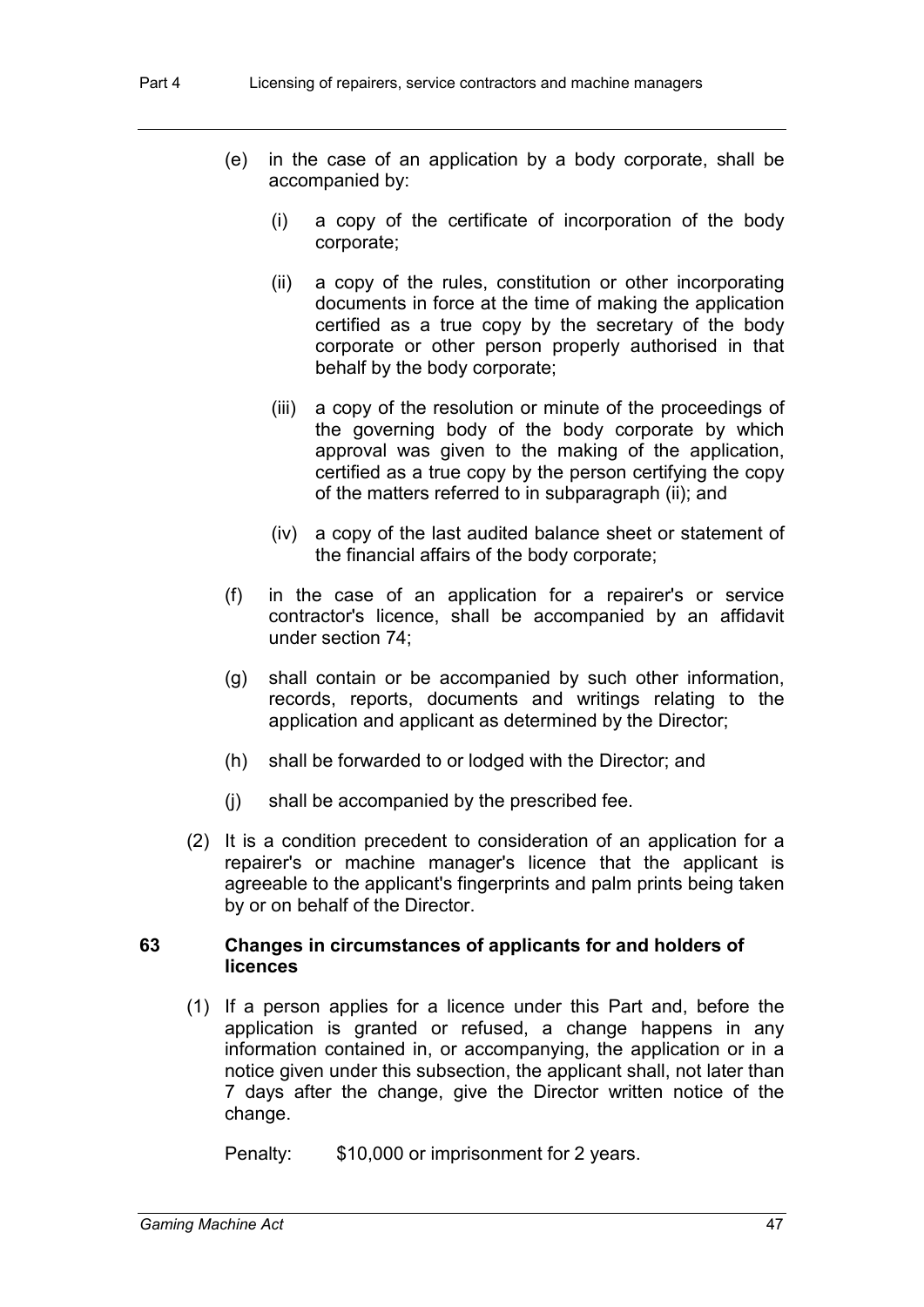(e) in the case of an application by a body corporate, shall be accompanied by:

  (i) a copy of the certificate of incorporation of the body corporate;

  (ii) a copy of the rules, constitution or other incorporating documents in force at the time of making the application certified as a true copy by the secretary of the body corporate or other person properly authorised in that behalf by the body corporate;

  (iii) a copy of the resolution or minute of the proceedings of the governing body of the body corporate by which approval was given to the making of the application, certified as a true copy by the person certifying the copy of the matters referred to in subparagraph (ii); and

  (iv) a copy of the last audited balance sheet or statement of the financial affairs of the body corporate;

(f) in the case of an application for a repairer's or service contractor's licence, shall be accompanied by an affidavit under section 74;

(g) shall contain or be accompanied by such other information, records, reports, documents and writings relating to the application and applicant as determined by the Director;

(h) shall be forwarded to or lodged with the Director; and

(j) shall be accompanied by the prescribed fee.

(2) It is a condition precedent to consideration of an application for a repairer's or machine manager's licence that the applicant is agreeable to the applicant's fingerprints and palm prints being taken by or on behalf of the Director.

### 63 Changes in circumstances of applicants for and holders of licences

(1) If a person applies for a licence under this Part and, before the application is granted or refused, a change happens in any information contained in, or accompanying, the application or in a notice given under this subsection, the applicant shall, not later than 7 days after the change, give the Director written notice of the change.

Penalty: $10,000 or imprisonment for 2 years.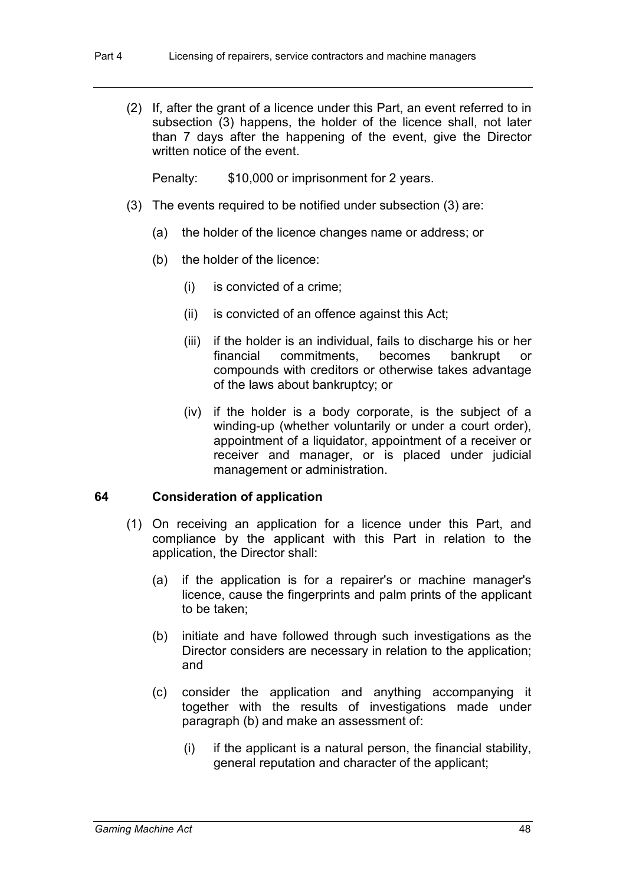(2) If, after the grant of a licence under this Part, an event referred to in subsection (3) happens, the holder of the licence shall, not later than 7 days after the happening of the event, give the Director written notice of the event.

Penalty: $10,000 or imprisonment for 2 years.

(3) The events required to be notified under subsection (3) are:

(a) the holder of the licence changes name or address; or

(b) the holder of the licence:

(i) is convicted of a crime;

(ii) is convicted of an offence against this Act;

(iii) if the holder is an individual, fails to discharge his or her financial commitments, becomes bankrupt or compounds with creditors or otherwise takes advantage of the laws about bankruptcy; or

(iv) if the holder is a body corporate, is the subject of a winding-up (whether voluntarily or under a court order), appointment of a liquidator, appointment of a receiver or receiver and manager, or is placed under judicial management or administration.

### 64 Consideration of application

(1) On receiving an application for a licence under this Part, and compliance by the applicant with this Part in relation to the application, the Director shall:

(a) if the application is for a repairer's or machine manager's licence, cause the fingerprints and palm prints of the applicant to be taken;

(b) initiate and have followed through such investigations as the Director considers are necessary in relation to the application; and

(c) consider the application and anything accompanying it together with the results of investigations made under paragraph (b) and make an assessment of:

(i) if the applicant is a natural person, the financial stability, general reputation and character of the applicant;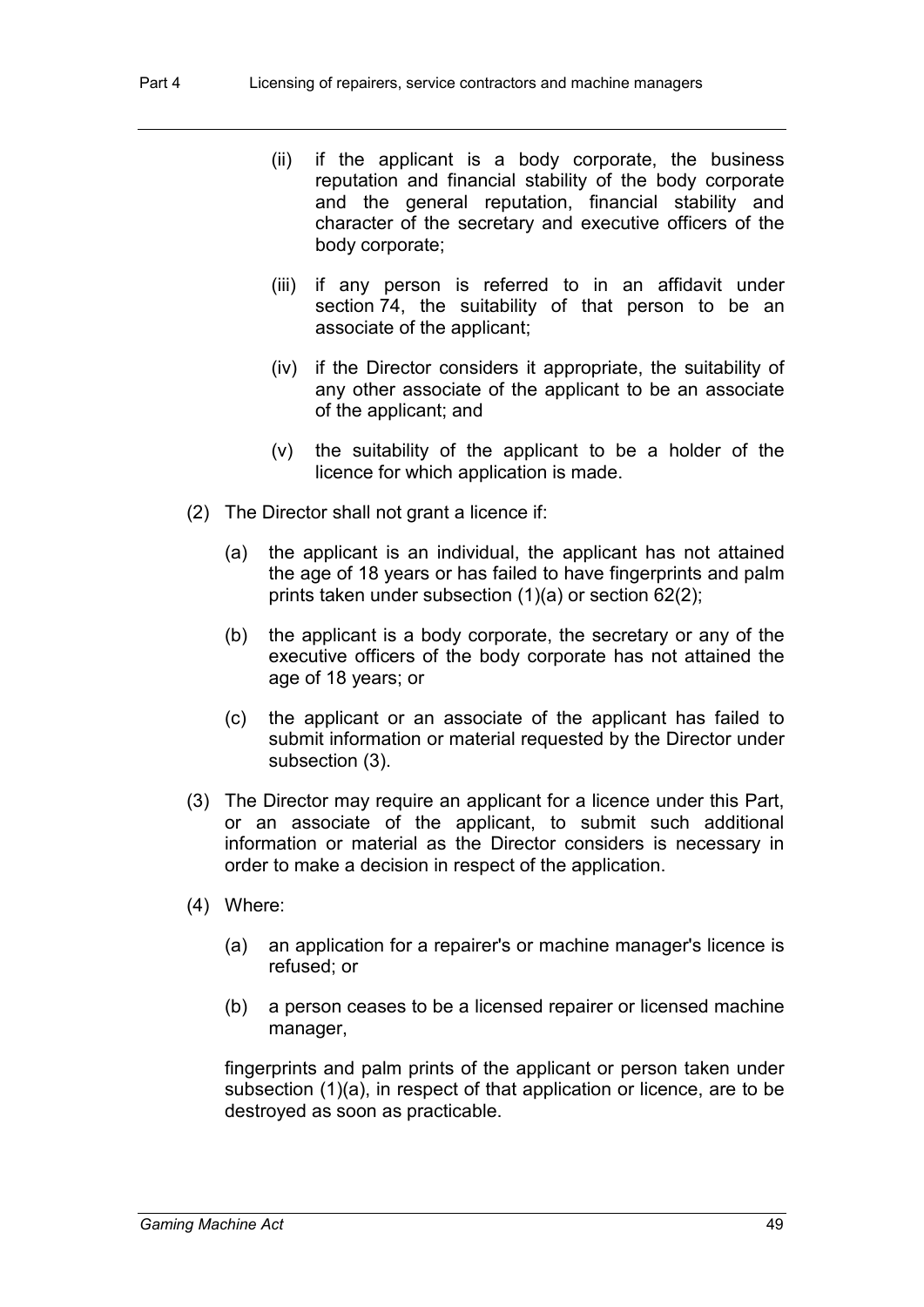(ii) if the applicant is a body corporate, the business reputation and financial stability of the body corporate and the general reputation, financial stability and character of the secretary and executive officers of the body corporate;

(iii) if any person is referred to in an affidavit under section 74, the suitability of that person to be an associate of the applicant;

(iv) if the Director considers it appropriate, the suitability of any other associate of the applicant to be an associate of the applicant; and

(v) the suitability of the applicant to be a holder of the licence for which application is made.

(2) The Director shall not grant a licence if:

(a) the applicant is an individual, the applicant has not attained the age of 18 years or has failed to have fingerprints and palm prints taken under subsection (1)(a) or section 62(2);

(b) the applicant is a body corporate, the secretary or any of the executive officers of the body corporate has not attained the age of 18 years; or

(c) the applicant or an associate of the applicant has failed to submit information or material requested by the Director under subsection (3).

(3) The Director may require an applicant for a licence under this Part, or an associate of the applicant, to submit such additional information or material as the Director considers is necessary in order to make a decision in respect of the application.

(4) Where:

(a) an application for a repairer's or machine manager's licence is refused; or

(b) a person ceases to be a licensed repairer or licensed machine manager,

fingerprints and palm prints of the applicant or person taken under subsection (1)(a), in respect of that application or licence, are to be destroyed as soon as practicable.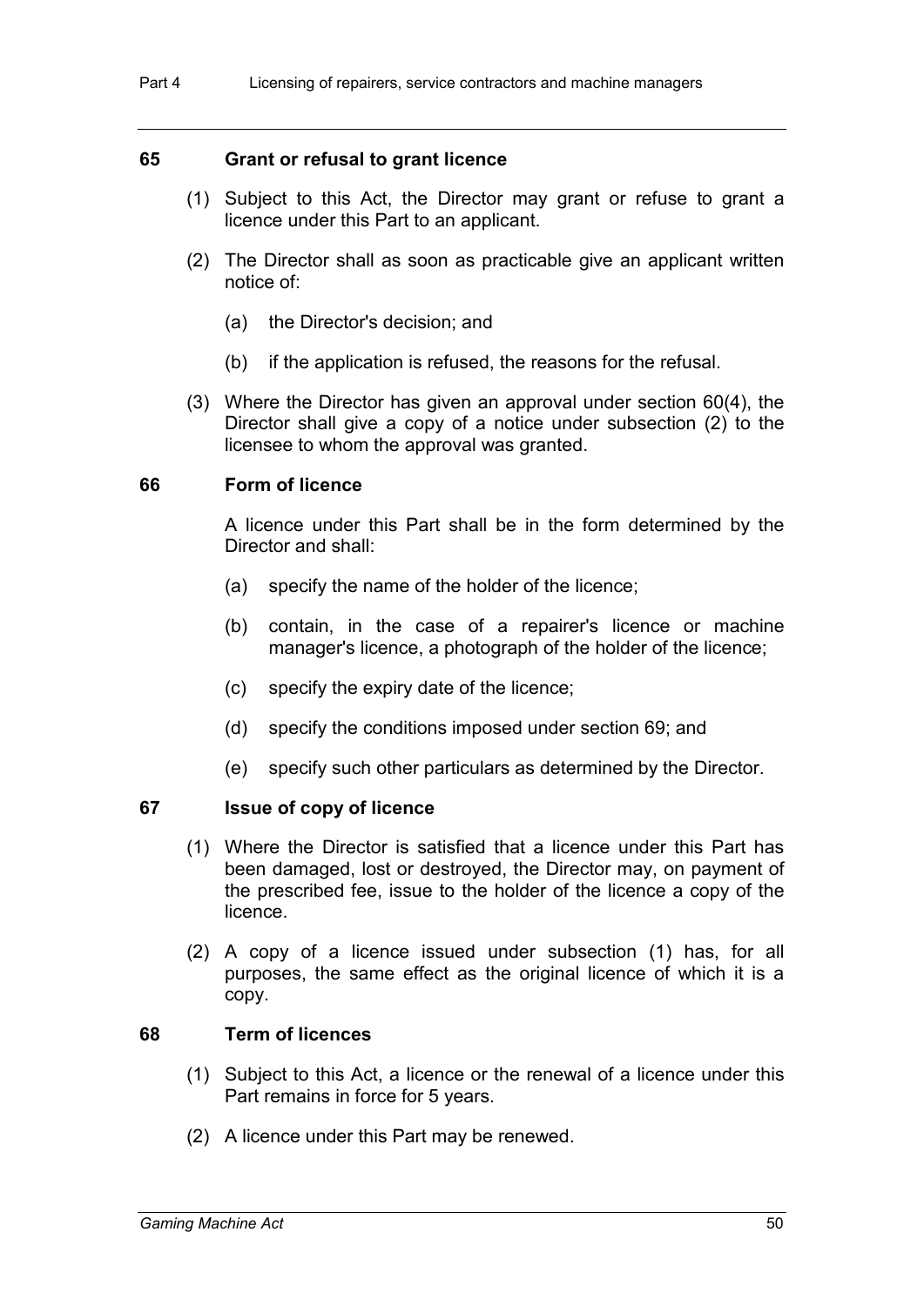### 65 Grant or refusal to grant licence

(1) Subject to this Act, the Director may grant or refuse to grant a licence under this Part to an applicant.

(2) The Director shall as soon as practicable give an applicant written notice of:

(a) the Director's decision; and

(b) if the application is refused, the reasons for the refusal.

(3) Where the Director has given an approval under section 60(4), the Director shall give a copy of a notice under subsection (2) to the licensee to whom the approval was granted.

### 66 Form of licence

A licence under this Part shall be in the form determined by the Director and shall:

(a) specify the name of the holder of the licence;

(b) contain, in the case of a repairer's licence or machine manager's licence, a photograph of the holder of the licence;

(c) specify the expiry date of the licence;

(d) specify the conditions imposed under section 69; and

(e) specify such other particulars as determined by the Director.

### 67 Issue of copy of licence

(1) Where the Director is satisfied that a licence under this Part has been damaged, lost or destroyed, the Director may, on payment of the prescribed fee, issue to the holder of the licence a copy of the licence.

(2) A copy of a licence issued under subsection (1) has, for all purposes, the same effect as the original licence of which it is a copy.

### 68 Term of licences

(1) Subject to this Act, a licence or the renewal of a licence under this Part remains in force for 5 years.

(2) A licence under this Part may be renewed.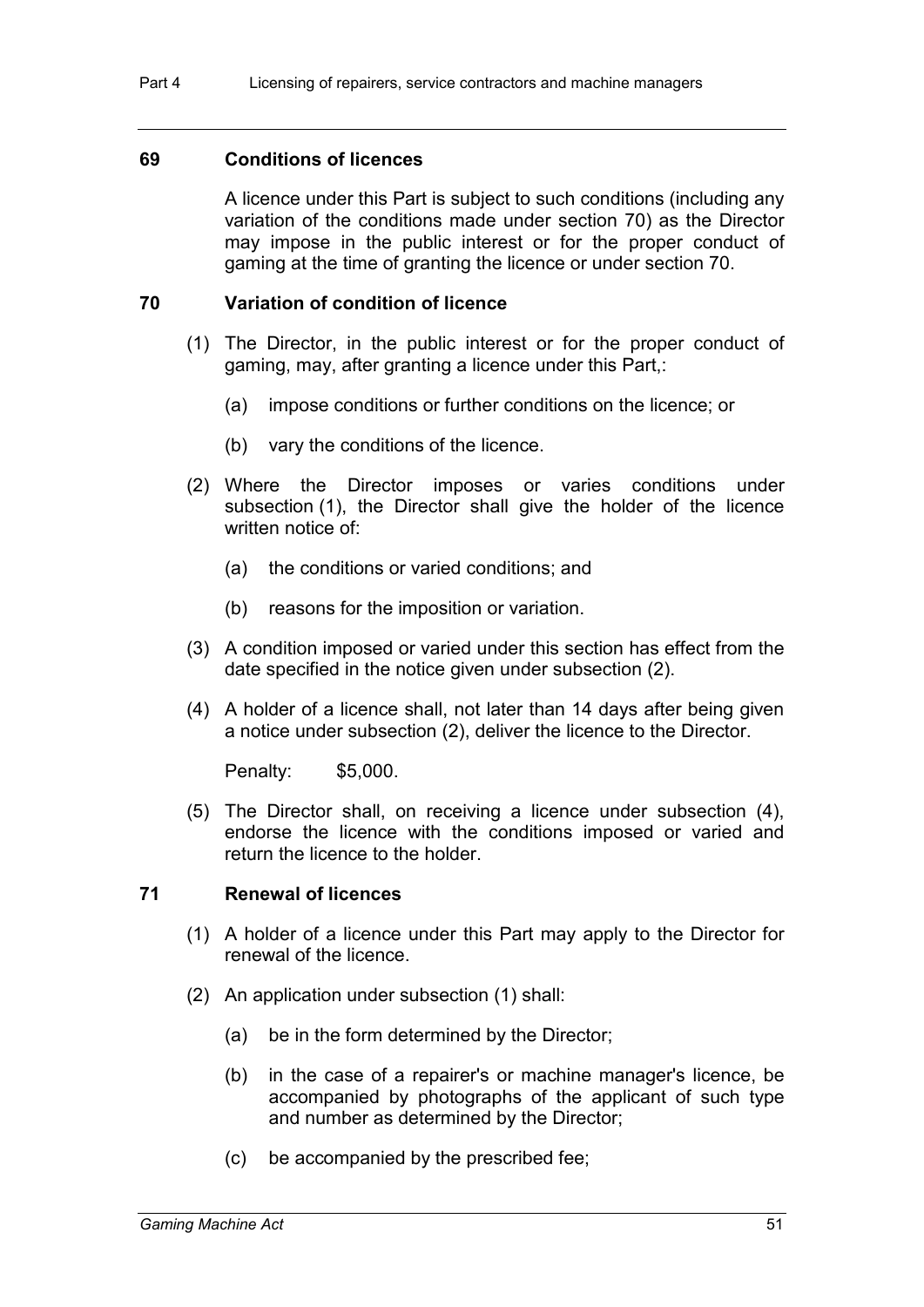### 69 Conditions of licences

A licence under this Part is subject to such conditions (including any variation of the conditions made under section 70) as the Director may impose in the public interest or for the proper conduct of gaming at the time of granting the licence or under section 70.

### 70 Variation of condition of licence

(1) The Director, in the public interest or for the proper conduct of gaming, may, after granting a licence under this Part,:

(a) impose conditions or further conditions on the licence; or

(b) vary the conditions of the licence.

(2) Where the Director imposes or varies conditions under subsection (1), the Director shall give the holder of the licence written notice of:

(a) the conditions or varied conditions; and

(b) reasons for the imposition or variation.

(3) A condition imposed or varied under this section has effect from the date specified in the notice given under subsection (2).

(4) A holder of a licence shall, not later than 14 days after being given a notice under subsection (2), deliver the licence to the Director.

Penalty: $5,000.

(5) The Director shall, on receiving a licence under subsection (4), endorse the licence with the conditions imposed or varied and return the licence to the holder.

### 71 Renewal of licences

(1) A holder of a licence under this Part may apply to the Director for renewal of the licence.

(2) An application under subsection (1) shall:

(a) be in the form determined by the Director;

(b) in the case of a repairer's or machine manager's licence, be accompanied by photographs of the applicant of such type and number as determined by the Director;

(c) be accompanied by the prescribed fee;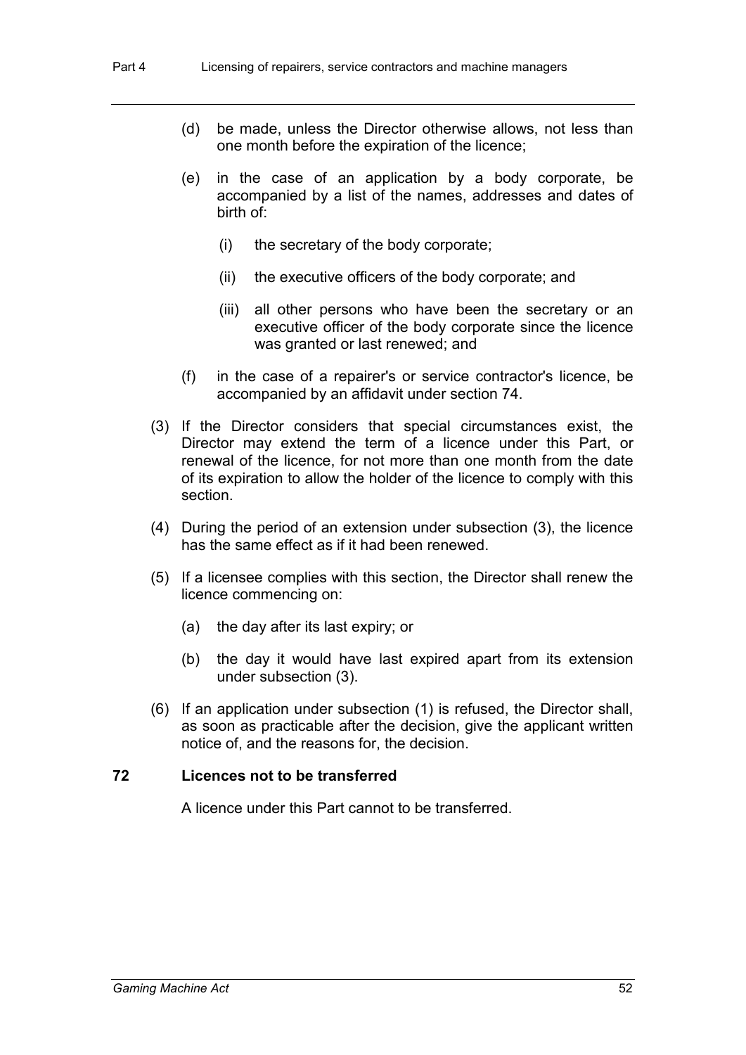(d) be made, unless the Director otherwise allows, not less than one month before the expiration of the licence;

(e) in the case of an application by a body corporate, be accompanied by a list of the names, addresses and dates of birth of:

   (i) the secretary of the body corporate;

   (ii) the executive officers of the body corporate; and

   (iii) all other persons who have been the secretary or an executive officer of the body corporate since the licence was granted or last renewed; and

(f) in the case of a repairer's or service contractor's licence, be accompanied by an affidavit under section 74.

(3) If the Director considers that special circumstances exist, the Director may extend the term of a licence under this Part, or renewal of the licence, for not more than one month from the date of its expiration to allow the holder of the licence to comply with this section.

(4) During the period of an extension under subsection (3), the licence has the same effect as if it had been renewed.

(5) If a licensee complies with this section, the Director shall renew the licence commencing on:

   (a) the day after its last expiry; or

   (b) the day it would have last expired apart from its extension under subsection (3).

(6) If an application under subsection (1) is refused, the Director shall, as soon as practicable after the decision, give the applicant written notice of, and the reasons for, the decision.

### 72 Licences not to be transferred

A licence under this Part cannot to be transferred.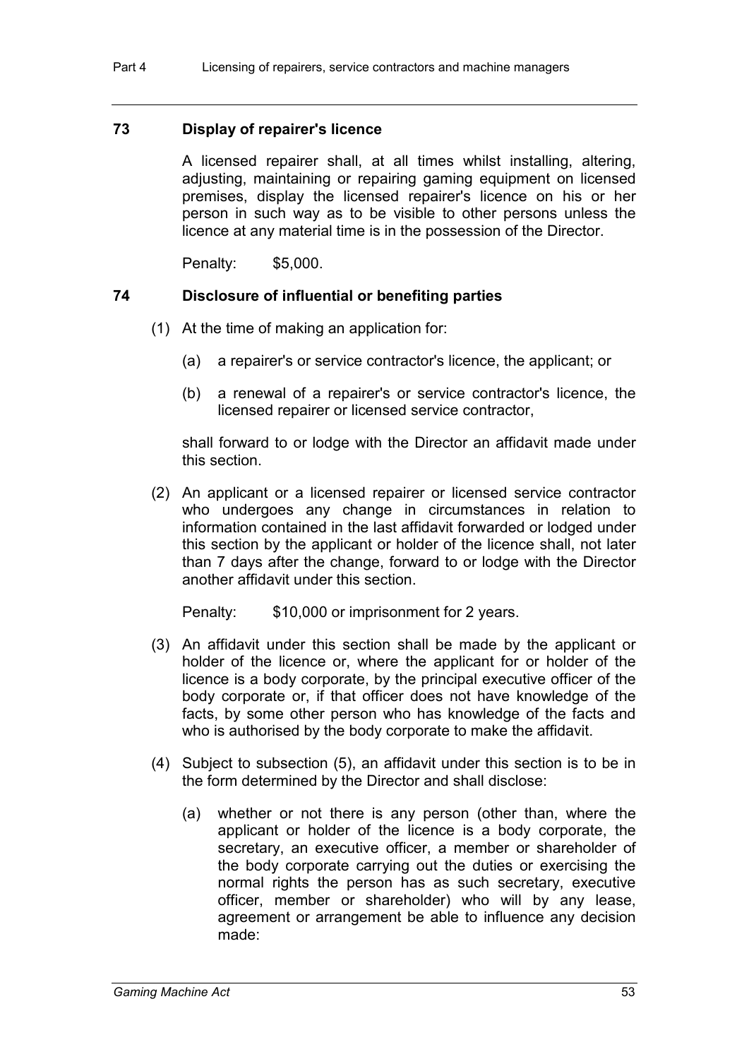### 73 Display of repairer's licence

A licensed repairer shall, at all times whilst installing, altering, adjusting, maintaining or repairing gaming equipment on licensed premises, display the licensed repairer's licence on his or her person in such way as to be visible to other persons unless the licence at any material time is in the possession of the Director.

Penalty: $5,000.

### 74 Disclosure of influential or benefiting parties

(1) At the time of making an application for:

(a) a repairer's or service contractor's licence, the applicant; or

(b) a renewal of a repairer's or service contractor's licence, the licensed repairer or licensed service contractor,

shall forward to or lodge with the Director an affidavit made under this section.

(2) An applicant or a licensed repairer or licensed service contractor who undergoes any change in circumstances in relation to information contained in the last affidavit forwarded or lodged under this section by the applicant or holder of the licence shall, not later than 7 days after the change, forward to or lodge with the Director another affidavit under this section.

Penalty: $10,000 or imprisonment for 2 years.

(3) An affidavit under this section shall be made by the applicant or holder of the licence or, where the applicant for or holder of the licence is a body corporate, by the principal executive officer of the body corporate or, if that officer does not have knowledge of the facts, by some other person who has knowledge of the facts and who is authorised by the body corporate to make the affidavit.

(4) Subject to subsection (5), an affidavit under this section is to be in the form determined by the Director and shall disclose:

(a) whether or not there is any person (other than, where the applicant or holder of the licence is a body corporate, the secretary, an executive officer, a member or shareholder of the body corporate carrying out the duties or exercising the normal rights the person has as such secretary, executive officer, member or shareholder) who will by any lease, agreement or arrangement be able to influence any decision made: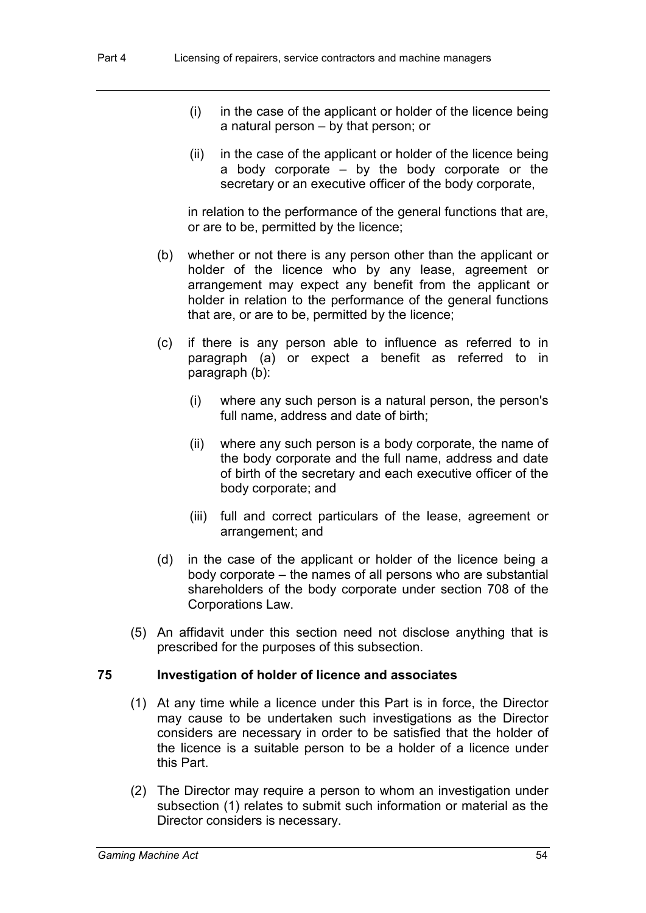(i) in the case of the applicant or holder of the licence being a natural person – by that person; or

(ii) in the case of the applicant or holder of the licence being a body corporate – by the body corporate or the secretary or an executive officer of the body corporate,

in relation to the performance of the general functions that are, or are to be, permitted by the licence;

(b) whether or not there is any person other than the applicant or holder of the licence who by any lease, agreement or arrangement may expect any benefit from the applicant or holder in relation to the performance of the general functions that are, or are to be, permitted by the licence;

(c) if there is any person able to influence as referred to in paragraph (a) or expect a benefit as referred to in paragraph (b):

(i) where any such person is a natural person, the person's full name, address and date of birth;

(ii) where any such person is a body corporate, the name of the body corporate and the full name, address and date of birth of the secretary and each executive officer of the body corporate; and

(iii) full and correct particulars of the lease, agreement or arrangement; and

(d) in the case of the applicant or holder of the licence being a body corporate – the names of all persons who are substantial shareholders of the body corporate under section 708 of the Corporations Law.

(5) An affidavit under this section need not disclose anything that is prescribed for the purposes of this subsection.

### 75 Investigation of holder of licence and associates

(1) At any time while a licence under this Part is in force, the Director may cause to be undertaken such investigations as the Director considers are necessary in order to be satisfied that the holder of the licence is a suitable person to be a holder of a licence under this Part.

(2) The Director may require a person to whom an investigation under subsection (1) relates to submit such information or material as the Director considers is necessary.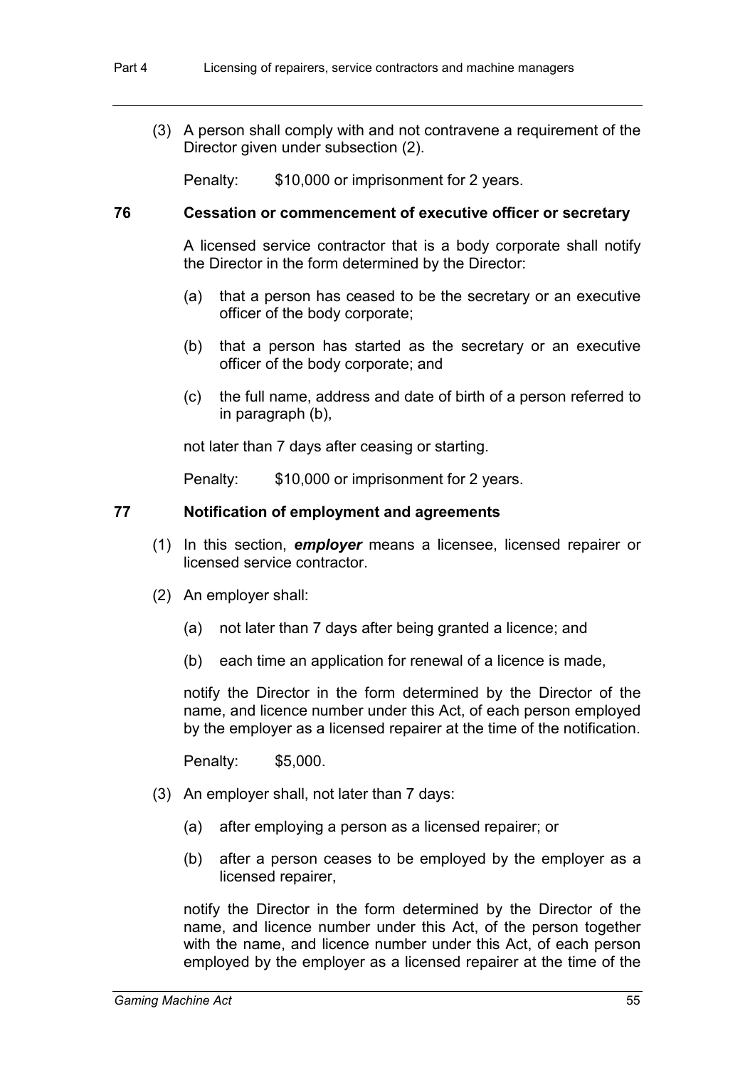(3) A person shall comply with and not contravene a requirement of the Director given under subsection (2).

Penalty: $10,000 or imprisonment for 2 years.

## 76 Cessation or commencement of executive officer or secretary

A licensed service contractor that is a body corporate shall notify the Director in the form determined by the Director:

(a) that a person has ceased to be the secretary or an executive officer of the body corporate;

(b) that a person has started as the secretary or an executive officer of the body corporate; and

(c) the full name, address and date of birth of a person referred to in paragraph (b),

not later than 7 days after ceasing or starting.

Penalty: $10,000 or imprisonment for 2 years.

## 77 Notification of employment and agreements

(1) In this section, ***employer*** means a licensee, licensed repairer or licensed service contractor.

(2) An employer shall:

(a) not later than 7 days after being granted a licence; and

(b) each time an application for renewal of a licence is made,

notify the Director in the form determined by the Director of the name, and licence number under this Act, of each person employed by the employer as a licensed repairer at the time of the notification.

Penalty: $5,000.

(3) An employer shall, not later than 7 days:

(a) after employing a person as a licensed repairer; or

(b) after a person ceases to be employed by the employer as a licensed repairer,

notify the Director in the form determined by the Director of the name, and licence number under this Act, of the person together with the name, and licence number under this Act, of each person employed by the employer as a licensed repairer at the time of the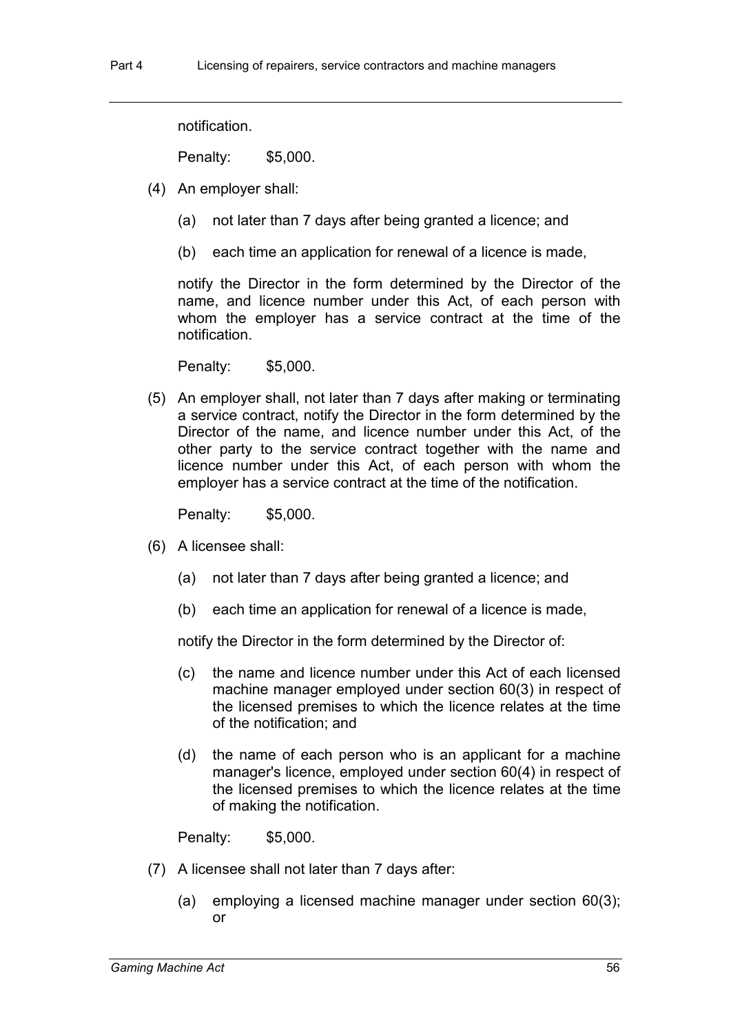notification.

Penalty: $5,000.

(4) An employer shall:

(a) not later than 7 days after being granted a licence; and

(b) each time an application for renewal of a licence is made,

notify the Director in the form determined by the Director of the name, and licence number under this Act, of each person with whom the employer has a service contract at the time of the notification.

Penalty: $5,000.

(5) An employer shall, not later than 7 days after making or terminating a service contract, notify the Director in the form determined by the Director of the name, and licence number under this Act, of the other party to the service contract together with the name and licence number under this Act, of each person with whom the employer has a service contract at the time of the notification.

Penalty: $5,000.

(6) A licensee shall:

(a) not later than 7 days after being granted a licence; and

(b) each time an application for renewal of a licence is made,

notify the Director in the form determined by the Director of:

(c) the name and licence number under this Act of each licensed machine manager employed under section 60(3) in respect of the licensed premises to which the licence relates at the time of the notification; and

(d) the name of each person who is an applicant for a machine manager's licence, employed under section 60(4) in respect of the licensed premises to which the licence relates at the time of making the notification.

Penalty: $5,000.

(7) A licensee shall not later than 7 days after:

(a) employing a licensed machine manager under section 60(3); or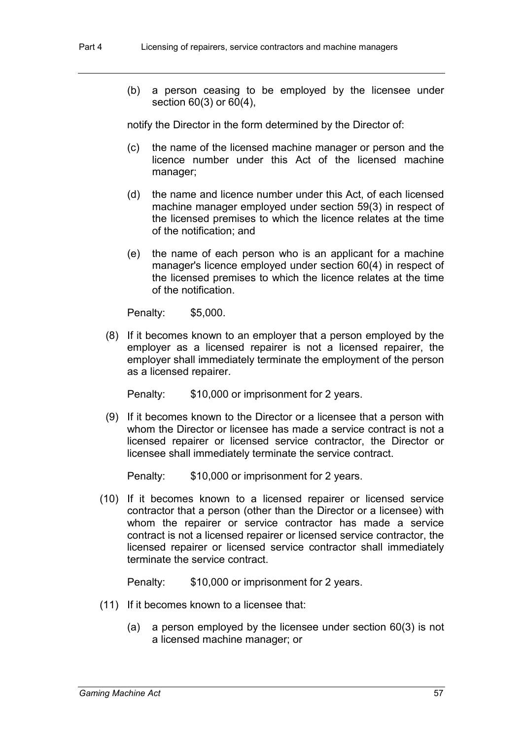(b) a person ceasing to be employed by the licensee under section 60(3) or 60(4),

notify the Director in the form determined by the Director of:

(c) the name of the licensed machine manager or person and the licence number under this Act of the licensed machine manager;

(d) the name and licence number under this Act, of each licensed machine manager employed under section 59(3) in respect of the licensed premises to which the licence relates at the time of the notification; and

(e) the name of each person who is an applicant for a machine manager's licence employed under section 60(4) in respect of the licensed premises to which the licence relates at the time of the notification.

Penalty: $5,000.

(8) If it becomes known to an employer that a person employed by the employer as a licensed repairer is not a licensed repairer, the employer shall immediately terminate the employment of the person as a licensed repairer.

Penalty: $10,000 or imprisonment for 2 years.

(9) If it becomes known to the Director or a licensee that a person with whom the Director or licensee has made a service contract is not a licensed repairer or licensed service contractor, the Director or licensee shall immediately terminate the service contract.

Penalty: $10,000 or imprisonment for 2 years.

(10) If it becomes known to a licensed repairer or licensed service contractor that a person (other than the Director or a licensee) with whom the repairer or service contractor has made a service contract is not a licensed repairer or licensed service contractor, the licensed repairer or licensed service contractor shall immediately terminate the service contract.

Penalty: $10,000 or imprisonment for 2 years.

(11) If it becomes known to a licensee that:

(a) a person employed by the licensee under section 60(3) is not a licensed machine manager; or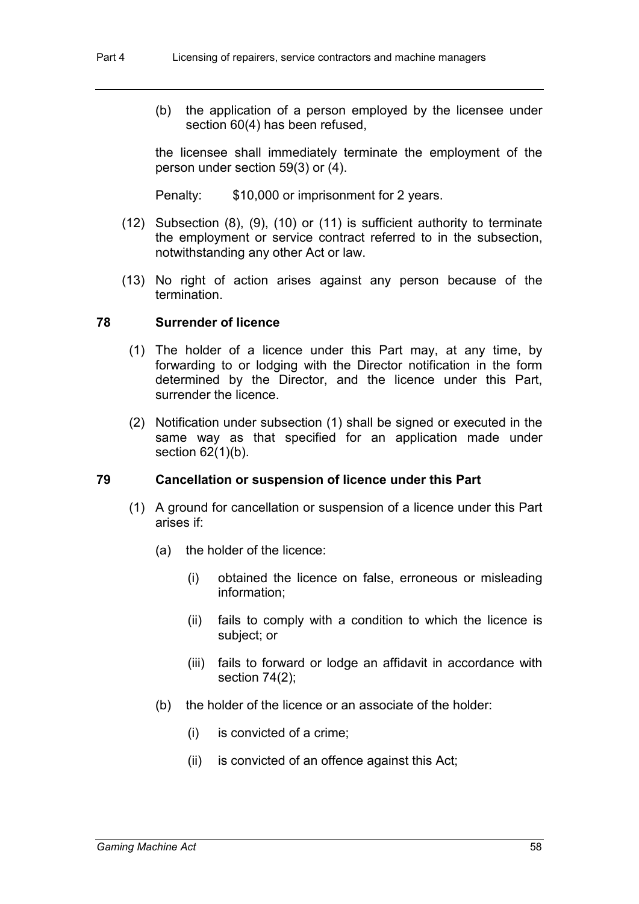(b) the application of a person employed by the licensee under section 60(4) has been refused,

the licensee shall immediately terminate the employment of the person under section 59(3) or (4).

Penalty: $10,000 or imprisonment for 2 years.

(12) Subsection (8), (9), (10) or (11) is sufficient authority to terminate the employment or service contract referred to in the subsection, notwithstanding any other Act or law.

(13) No right of action arises against any person because of the termination.

### 78 Surrender of licence

(1) The holder of a licence under this Part may, at any time, by forwarding to or lodging with the Director notification in the form determined by the Director, and the licence under this Part, surrender the licence.

(2) Notification under subsection (1) shall be signed or executed in the same way as that specified for an application made under section 62(1)(b).

### 79 Cancellation or suspension of licence under this Part

(1) A ground for cancellation or suspension of a licence under this Part arises if:

(a) the holder of the licence:

(i) obtained the licence on false, erroneous or misleading information;

(ii) fails to comply with a condition to which the licence is subject; or

(iii) fails to forward or lodge an affidavit in accordance with section 74(2);

(b) the holder of the licence or an associate of the holder:

(i) is convicted of a crime;

(ii) is convicted of an offence against this Act;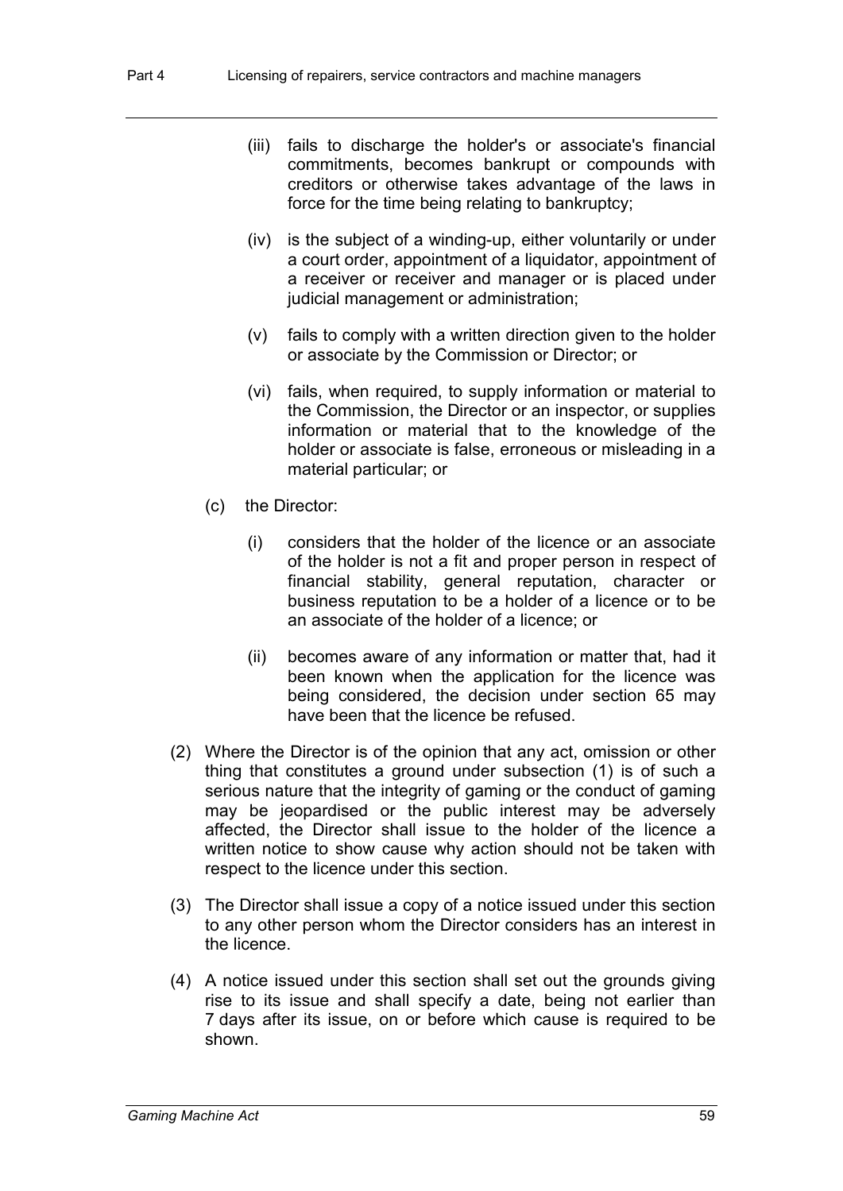(iii) fails to discharge the holder's or associate's financial commitments, becomes bankrupt or compounds with creditors or otherwise takes advantage of the laws in force for the time being relating to bankruptcy;

(iv) is the subject of a winding-up, either voluntarily or under a court order, appointment of a liquidator, appointment of a receiver or receiver and manager or is placed under judicial management or administration;

(v) fails to comply with a written direction given to the holder or associate by the Commission or Director; or

(vi) fails, when required, to supply information or material to the Commission, the Director or an inspector, or supplies information or material that to the knowledge of the holder or associate is false, erroneous or misleading in a material particular; or

(c) the Director:

(i) considers that the holder of the licence or an associate of the holder is not a fit and proper person in respect of financial stability, general reputation, character or business reputation to be a holder of a licence or to be an associate of the holder of a licence; or

(ii) becomes aware of any information or matter that, had it been known when the application for the licence was being considered, the decision under section 65 may have been that the licence be refused.

(2) Where the Director is of the opinion that any act, omission or other thing that constitutes a ground under subsection (1) is of such a serious nature that the integrity of gaming or the conduct of gaming may be jeopardised or the public interest may be adversely affected, the Director shall issue to the holder of the licence a written notice to show cause why action should not be taken with respect to the licence under this section.

(3) The Director shall issue a copy of a notice issued under this section to any other person whom the Director considers has an interest in the licence.

(4) A notice issued under this section shall set out the grounds giving rise to its issue and shall specify a date, being not earlier than 7 days after its issue, on or before which cause is required to be shown.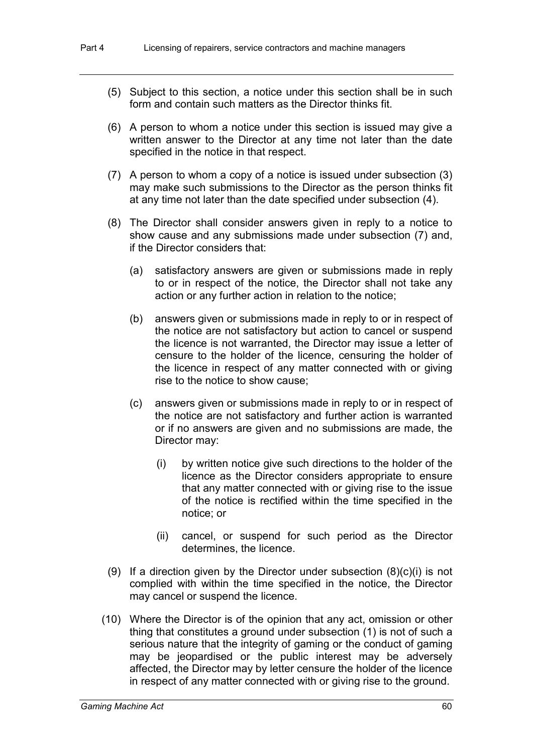(5) Subject to this section, a notice under this section shall be in such form and contain such matters as the Director thinks fit.

(6) A person to whom a notice under this section is issued may give a written answer to the Director at any time not later than the date specified in the notice in that respect.

(7) A person to whom a copy of a notice is issued under subsection (3) may make such submissions to the Director as the person thinks fit at any time not later than the date specified under subsection (4).

(8) The Director shall consider answers given in reply to a notice to show cause and any submissions made under subsection (7) and, if the Director considers that:

(a) satisfactory answers are given or submissions made in reply to or in respect of the notice, the Director shall not take any action or any further action in relation to the notice;

(b) answers given or submissions made in reply to or in respect of the notice are not satisfactory but action to cancel or suspend the licence is not warranted, the Director may issue a letter of censure to the holder of the licence, censuring the holder of the licence in respect of any matter connected with or giving rise to the notice to show cause;

(c) answers given or submissions made in reply to or in respect of the notice are not satisfactory and further action is warranted or if no answers are given and no submissions are made, the Director may:

(i) by written notice give such directions to the holder of the licence as the Director considers appropriate to ensure that any matter connected with or giving rise to the issue of the notice is rectified within the time specified in the notice; or

(ii) cancel, or suspend for such period as the Director determines, the licence.

(9) If a direction given by the Director under subsection (8)(c)(i) is not complied with within the time specified in the notice, the Director may cancel or suspend the licence.

(10) Where the Director is of the opinion that any act, omission or other thing that constitutes a ground under subsection (1) is not of such a serious nature that the integrity of gaming or the conduct of gaming may be jeopardised or the public interest may be adversely affected, the Director may by letter censure the holder of the licence in respect of any matter connected with or giving rise to the ground.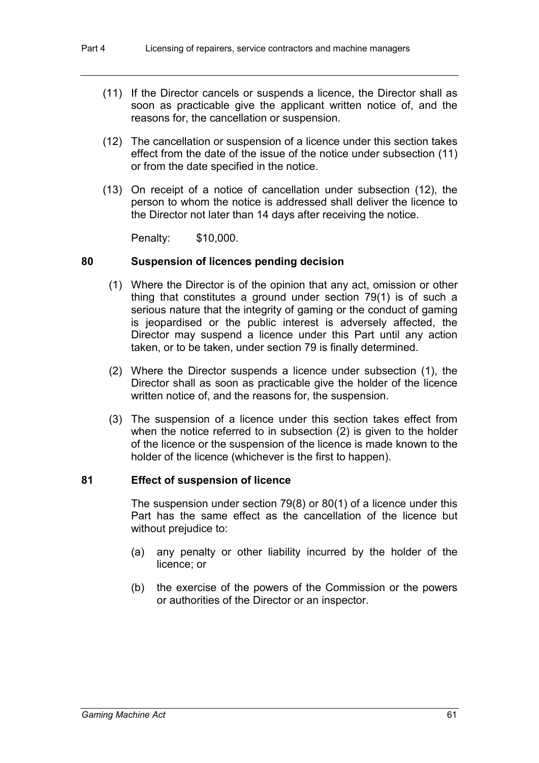(11) If the Director cancels or suspends a licence, the Director shall as soon as practicable give the applicant written notice of, and the reasons for, the cancellation or suspension.

(12) The cancellation or suspension of a licence under this section takes effect from the date of the issue of the notice under subsection (11) or from the date specified in the notice.

(13) On receipt of a notice of cancellation under subsection (12), the person to whom the notice is addressed shall deliver the licence to the Director not later than 14 days after receiving the notice.

Penalty: $10,000.

### 80 Suspension of licences pending decision

(1) Where the Director is of the opinion that any act, omission or other thing that constitutes a ground under section 79(1) is of such a serious nature that the integrity of gaming or the conduct of gaming is jeopardised or the public interest is adversely affected, the Director may suspend a licence under this Part until any action taken, or to be taken, under section 79 is finally determined.

(2) Where the Director suspends a licence under subsection (1), the Director shall as soon as practicable give the holder of the licence written notice of, and the reasons for, the suspension.

(3) The suspension of a licence under this section takes effect from when the notice referred to in subsection (2) is given to the holder of the licence or the suspension of the licence is made known to the holder of the licence (whichever is the first to happen).

### 81 Effect of suspension of licence

The suspension under section 79(8) or 80(1) of a licence under this Part has the same effect as the cancellation of the licence but without prejudice to:

(a) any penalty or other liability incurred by the holder of the licence; or

(b) the exercise of the powers of the Commission or the powers or authorities of the Director or an inspector.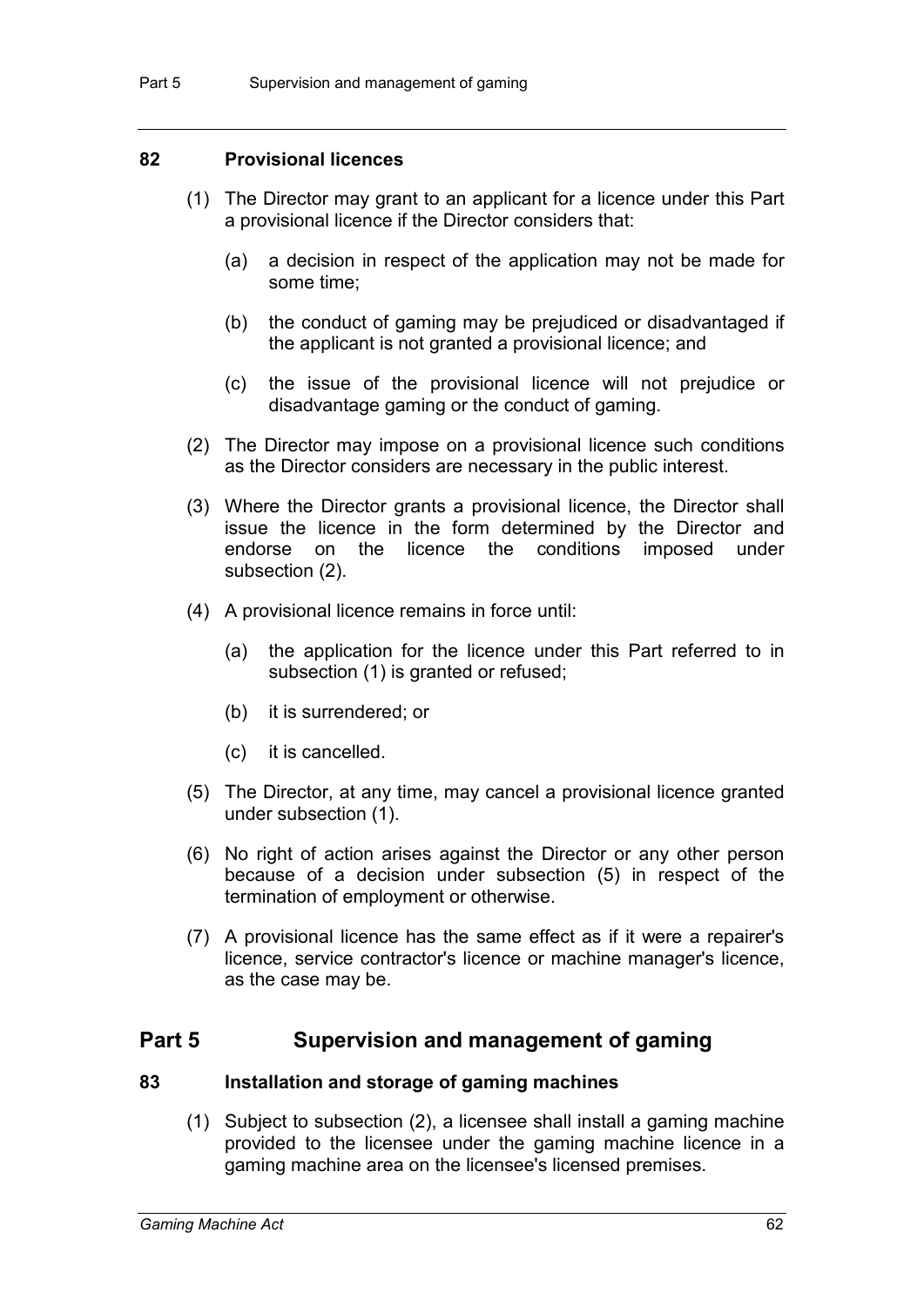### 82 Provisional licences

(1) The Director may grant to an applicant for a licence under this Part a provisional licence if the Director considers that:

(a) a decision in respect of the application may not be made for some time;

(b) the conduct of gaming may be prejudiced or disadvantaged if the applicant is not granted a provisional licence; and

(c) the issue of the provisional licence will not prejudice or disadvantage gaming or the conduct of gaming.

(2) The Director may impose on a provisional licence such conditions as the Director considers are necessary in the public interest.

(3) Where the Director grants a provisional licence, the Director shall issue the licence in the form determined by the Director and endorse on the licence the conditions imposed under subsection (2).

(4) A provisional licence remains in force until:

(a) the application for the licence under this Part referred to in subsection (1) is granted or refused;

(b) it is surrendered; or

(c) it is cancelled.

(5) The Director, at any time, may cancel a provisional licence granted under subsection (1).

(6) No right of action arises against the Director or any other person because of a decision under subsection (5) in respect of the termination of employment or otherwise.

(7) A provisional licence has the same effect as if it were a repairer's licence, service contractor's licence or machine manager's licence, as the case may be.

## Part 5 Supervision and management of gaming

### 83 Installation and storage of gaming machines

(1) Subject to subsection (2), a licensee shall install a gaming machine provided to the licensee under the gaming machine licence in a gaming machine area on the licensee's licensed premises.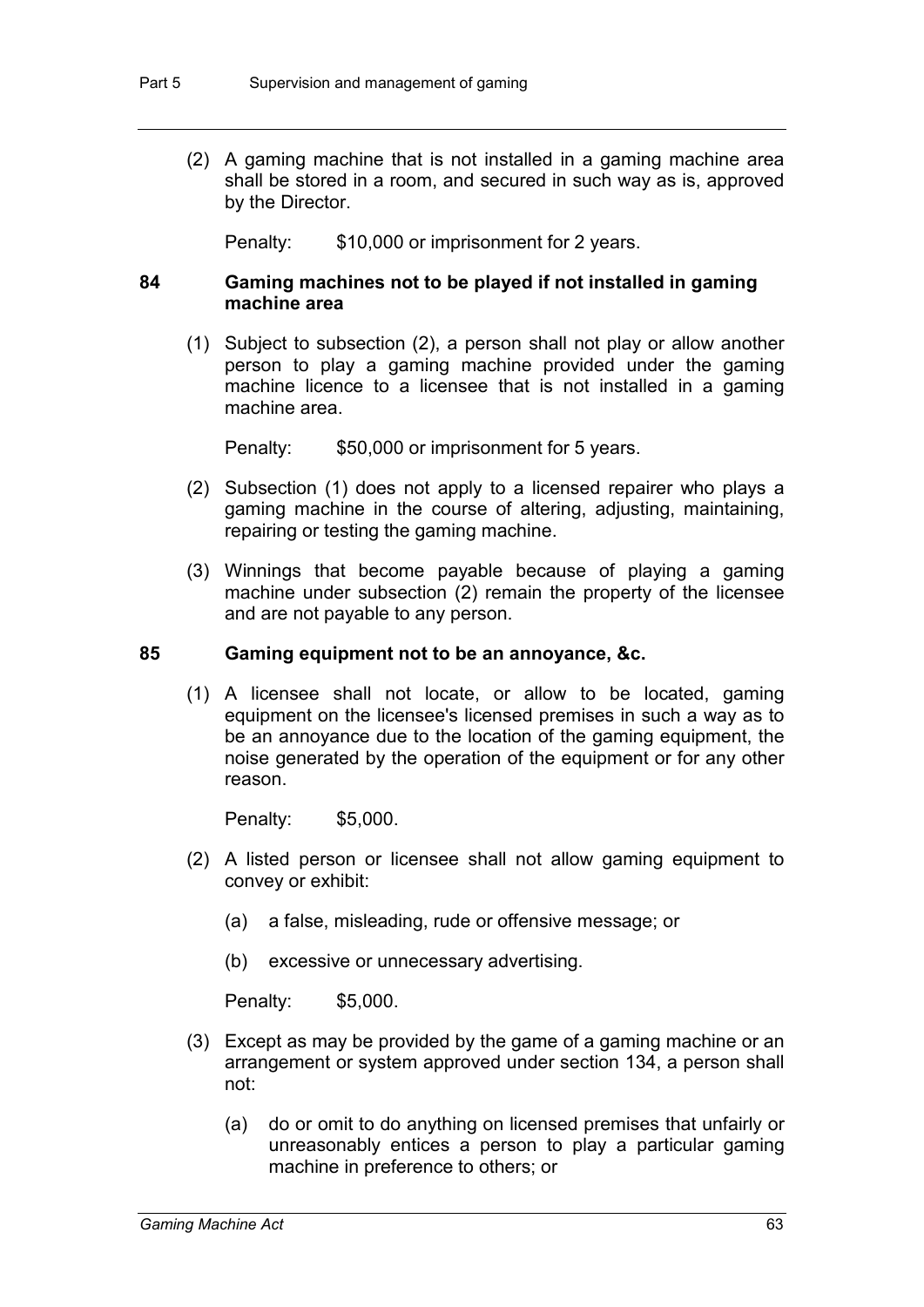(2) A gaming machine that is not installed in a gaming machine area shall be stored in a room, and secured in such way as is, approved by the Director.

Penalty: $10,000 or imprisonment for 2 years.

### 84 Gaming machines not to be played if not installed in gaming machine area

(1) Subject to subsection (2), a person shall not play or allow another person to play a gaming machine provided under the gaming machine licence to a licensee that is not installed in a gaming machine area.

Penalty: $50,000 or imprisonment for 5 years.

(2) Subsection (1) does not apply to a licensed repairer who plays a gaming machine in the course of altering, adjusting, maintaining, repairing or testing the gaming machine.

(3) Winnings that become payable because of playing a gaming machine under subsection (2) remain the property of the licensee and are not payable to any person.

### 85 Gaming equipment not to be an annoyance, &c.

(1) A licensee shall not locate, or allow to be located, gaming equipment on the licensee's licensed premises in such a way as to be an annoyance due to the location of the gaming equipment, the noise generated by the operation of the equipment or for any other reason.

Penalty: $5,000.

(2) A listed person or licensee shall not allow gaming equipment to convey or exhibit:

(a) a false, misleading, rude or offensive message; or

(b) excessive or unnecessary advertising.

Penalty: $5,000.

(3) Except as may be provided by the game of a gaming machine or an arrangement or system approved under section 134, a person shall not:

(a) do or omit to do anything on licensed premises that unfairly or unreasonably entices a person to play a particular gaming machine in preference to others; or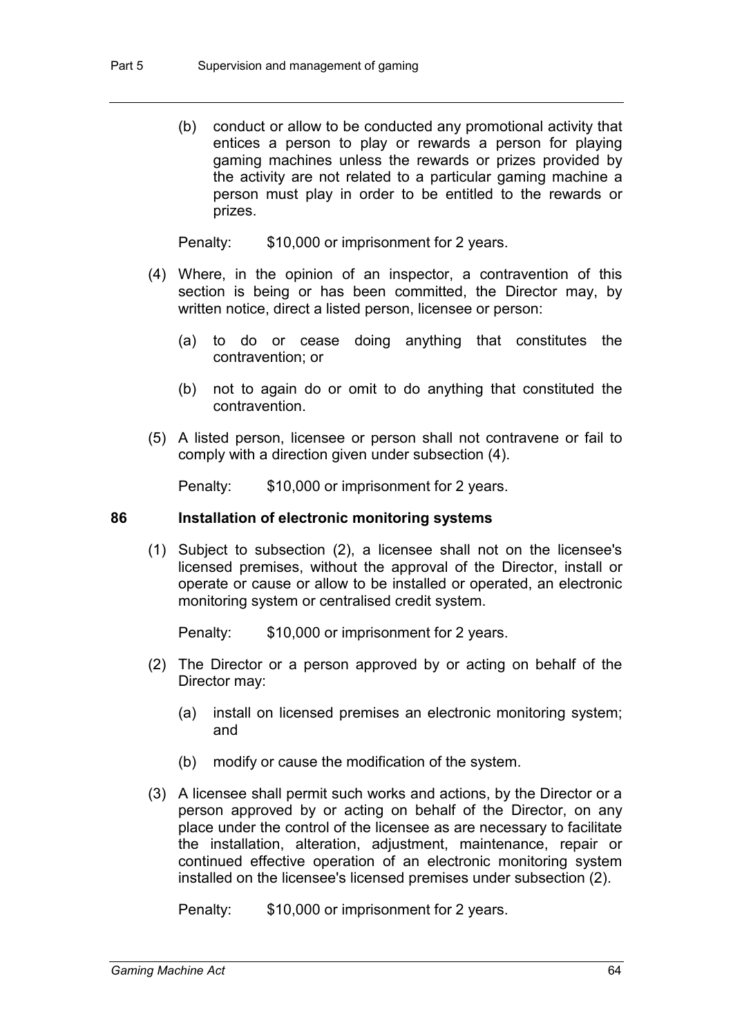(b) conduct or allow to be conducted any promotional activity that entices a person to play or rewards a person for playing gaming machines unless the rewards or prizes provided by the activity are not related to a particular gaming machine a person must play in order to be entitled to the rewards or prizes.

Penalty: $10,000 or imprisonment for 2 years.

(4) Where, in the opinion of an inspector, a contravention of this section is being or has been committed, the Director may, by written notice, direct a listed person, licensee or person:

(a) to do or cease doing anything that constitutes the contravention; or

(b) not to again do or omit to do anything that constituted the contravention.

(5) A listed person, licensee or person shall not contravene or fail to comply with a direction given under subsection (4).

Penalty: $10,000 or imprisonment for 2 years.

### 86 Installation of electronic monitoring systems

(1) Subject to subsection (2), a licensee shall not on the licensee's licensed premises, without the approval of the Director, install or operate or cause or allow to be installed or operated, an electronic monitoring system or centralised credit system.

Penalty: $10,000 or imprisonment for 2 years.

(2) The Director or a person approved by or acting on behalf of the Director may:

(a) install on licensed premises an electronic monitoring system; and

(b) modify or cause the modification of the system.

(3) A licensee shall permit such works and actions, by the Director or a person approved by or acting on behalf of the Director, on any place under the control of the licensee as are necessary to facilitate the installation, alteration, adjustment, maintenance, repair or continued effective operation of an electronic monitoring system installed on the licensee's licensed premises under subsection (2).

Penalty: $10,000 or imprisonment for 2 years.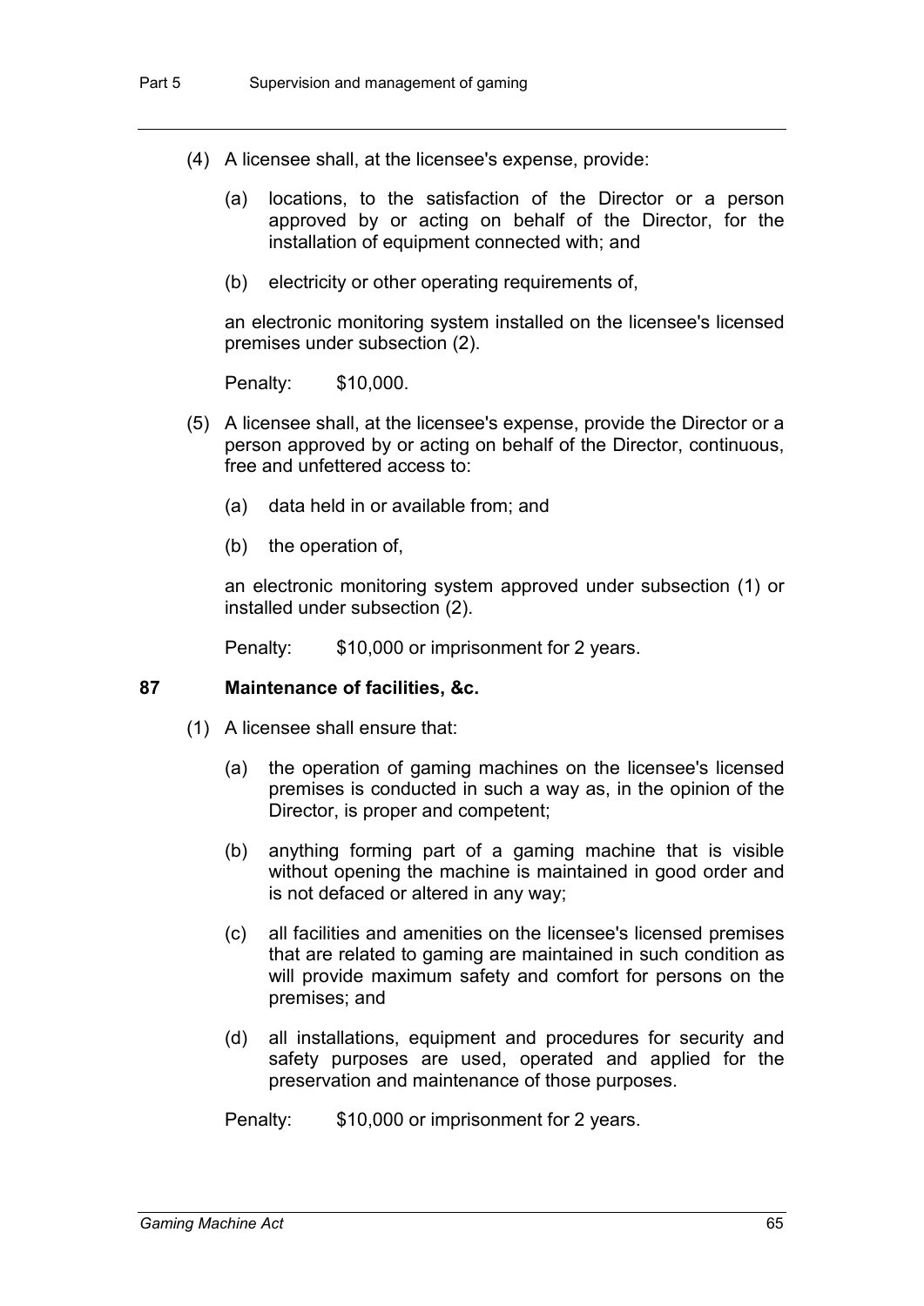(4) A licensee shall, at the licensee's expense, provide:

(a) locations, to the satisfaction of the Director or a person approved by or acting on behalf of the Director, for the installation of equipment connected with; and

(b) electricity or other operating requirements of,

an electronic monitoring system installed on the licensee's licensed premises under subsection (2).

Penalty: $10,000.

(5) A licensee shall, at the licensee's expense, provide the Director or a person approved by or acting on behalf of the Director, continuous, free and unfettered access to:

(a) data held in or available from; and

(b) the operation of,

an electronic monitoring system approved under subsection (1) or installed under subsection (2).

Penalty: $10,000 or imprisonment for 2 years.

### 87 Maintenance of facilities, &c.

(1) A licensee shall ensure that:

(a) the operation of gaming machines on the licensee's licensed premises is conducted in such a way as, in the opinion of the Director, is proper and competent;

(b) anything forming part of a gaming machine that is visible without opening the machine is maintained in good order and is not defaced or altered in any way;

(c) all facilities and amenities on the licensee's licensed premises that are related to gaming are maintained in such condition as will provide maximum safety and comfort for persons on the premises; and

(d) all installations, equipment and procedures for security and safety purposes are used, operated and applied for the preservation and maintenance of those purposes.

Penalty: $10,000 or imprisonment for 2 years.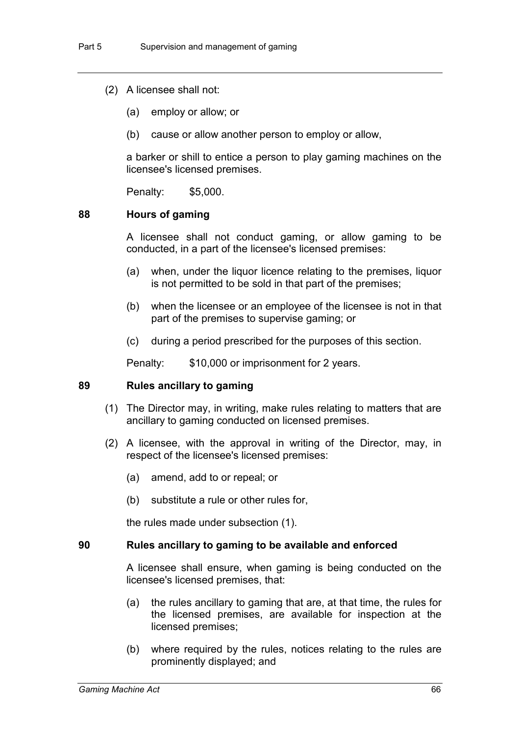(2) A licensee shall not:

(a) employ or allow; or

(b) cause or allow another person to employ or allow,

a barker or shill to entice a person to play gaming machines on the licensee's licensed premises.

Penalty: $5,000.

### 88 Hours of gaming

A licensee shall not conduct gaming, or allow gaming to be conducted, in a part of the licensee's licensed premises:

(a) when, under the liquor licence relating to the premises, liquor is not permitted to be sold in that part of the premises;

(b) when the licensee or an employee of the licensee is not in that part of the premises to supervise gaming; or

(c) during a period prescribed for the purposes of this section.

Penalty: $10,000 or imprisonment for 2 years.

### 89 Rules ancillary to gaming

(1) The Director may, in writing, make rules relating to matters that are ancillary to gaming conducted on licensed premises.

(2) A licensee, with the approval in writing of the Director, may, in respect of the licensee's licensed premises:

(a) amend, add to or repeal; or

(b) substitute a rule or other rules for,

the rules made under subsection (1).

### 90 Rules ancillary to gaming to be available and enforced

A licensee shall ensure, when gaming is being conducted on the licensee's licensed premises, that:

(a) the rules ancillary to gaming that are, at that time, the rules for the licensed premises, are available for inspection at the licensed premises;

(b) where required by the rules, notices relating to the rules are prominently displayed; and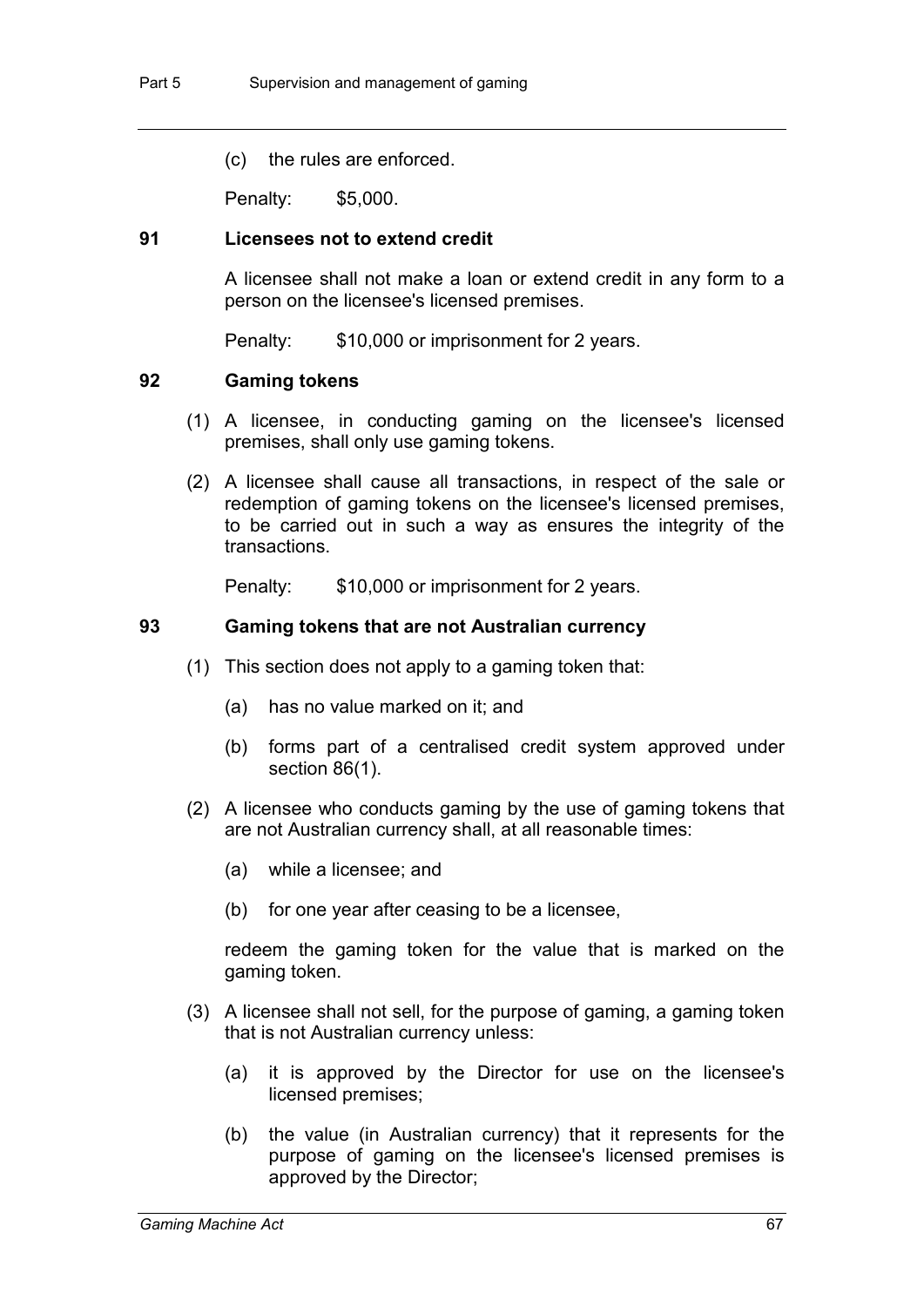(c) the rules are enforced.

Penalty: $5,000.

### 91 Licensees not to extend credit

A licensee shall not make a loan or extend credit in any form to a person on the licensee's licensed premises.

Penalty: $10,000 or imprisonment for 2 years.

### 92 Gaming tokens

(1) A licensee, in conducting gaming on the licensee's licensed premises, shall only use gaming tokens.

(2) A licensee shall cause all transactions, in respect of the sale or redemption of gaming tokens on the licensee's licensed premises, to be carried out in such a way as ensures the integrity of the transactions.

Penalty: $10,000 or imprisonment for 2 years.

### 93 Gaming tokens that are not Australian currency

(1) This section does not apply to a gaming token that:

(a) has no value marked on it; and

(b) forms part of a centralised credit system approved under section 86(1).

(2) A licensee who conducts gaming by the use of gaming tokens that are not Australian currency shall, at all reasonable times:

(a) while a licensee; and

(b) for one year after ceasing to be a licensee,

redeem the gaming token for the value that is marked on the gaming token.

(3) A licensee shall not sell, for the purpose of gaming, a gaming token that is not Australian currency unless:

(a) it is approved by the Director for use on the licensee's licensed premises;

(b) the value (in Australian currency) that it represents for the purpose of gaming on the licensee's licensed premises is approved by the Director;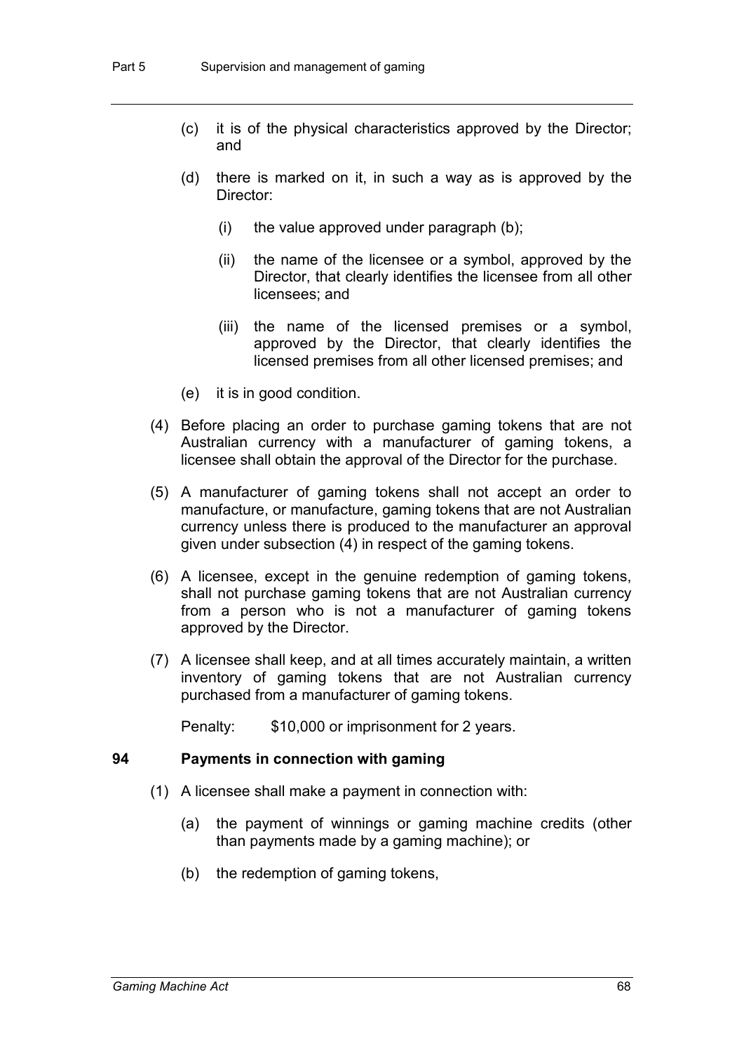(c) it is of the physical characteristics approved by the Director; and

(d) there is marked on it, in such a way as is approved by the Director:

   (i) the value approved under paragraph (b);

   (ii) the name of the licensee or a symbol, approved by the Director, that clearly identifies the licensee from all other licensees; and

   (iii) the name of the licensed premises or a symbol, approved by the Director, that clearly identifies the licensed premises from all other licensed premises; and

(e) it is in good condition.

(4) Before placing an order to purchase gaming tokens that are not Australian currency with a manufacturer of gaming tokens, a licensee shall obtain the approval of the Director for the purchase.

(5) A manufacturer of gaming tokens shall not accept an order to manufacture, or manufacture, gaming tokens that are not Australian currency unless there is produced to the manufacturer an approval given under subsection (4) in respect of the gaming tokens.

(6) A licensee, except in the genuine redemption of gaming tokens, shall not purchase gaming tokens that are not Australian currency from a person who is not a manufacturer of gaming tokens approved by the Director.

(7) A licensee shall keep, and at all times accurately maintain, a written inventory of gaming tokens that are not Australian currency purchased from a manufacturer of gaming tokens.

Penalty: $10,000 or imprisonment for 2 years.

### 94 Payments in connection with gaming

(1) A licensee shall make a payment in connection with:

(a) the payment of winnings or gaming machine credits (other than payments made by a gaming machine); or

(b) the redemption of gaming tokens,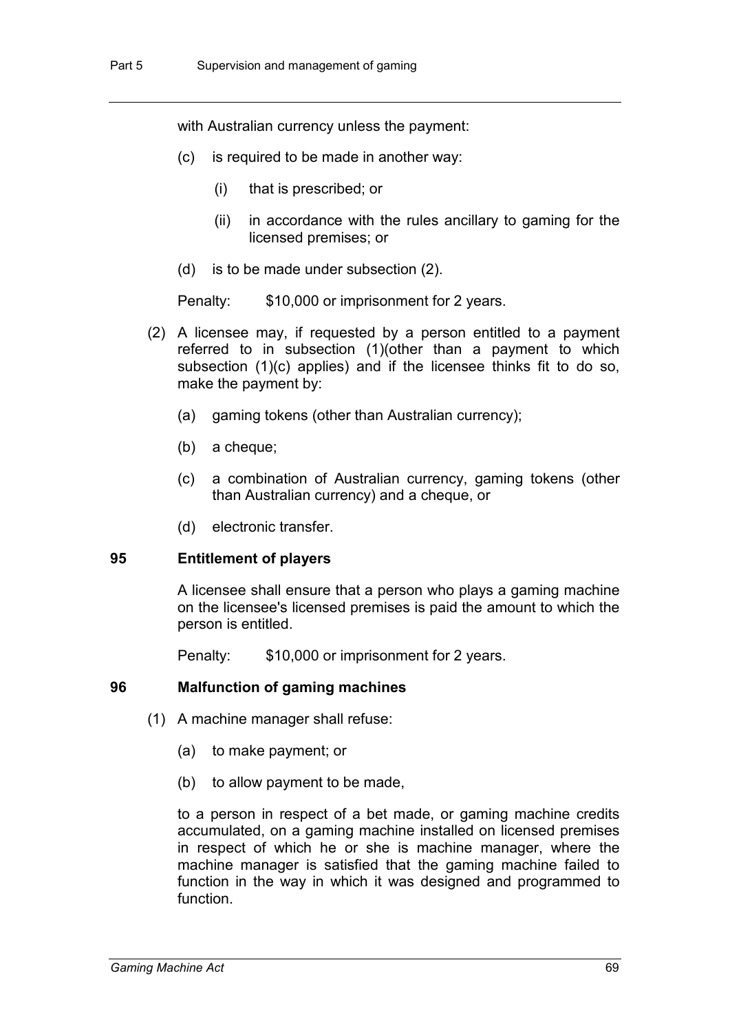with Australian currency unless the payment:

(c) is required to be made in another way:

(i) that is prescribed; or

(ii) in accordance with the rules ancillary to gaming for the licensed premises; or

(d) is to be made under subsection (2).

Penalty: $10,000 or imprisonment for 2 years.

(2) A licensee may, if requested by a person entitled to a payment referred to in subsection (1)(other than a payment to which subsection (1)(c) applies) and if the licensee thinks fit to do so, make the payment by:

(a) gaming tokens (other than Australian currency);

(b) a cheque;

(c) a combination of Australian currency, gaming tokens (other than Australian currency) and a cheque, or

(d) electronic transfer.

### 95 Entitlement of players

A licensee shall ensure that a person who plays a gaming machine on the licensee's licensed premises is paid the amount to which the person is entitled.

Penalty: $10,000 or imprisonment for 2 years.

### 96 Malfunction of gaming machines

(1) A machine manager shall refuse:

(a) to make payment; or

(b) to allow payment to be made,

to a person in respect of a bet made, or gaming machine credits accumulated, on a gaming machine installed on licensed premises in respect of which he or she is machine manager, where the machine manager is satisfied that the gaming machine failed to function in the way in which it was designed and programmed to function.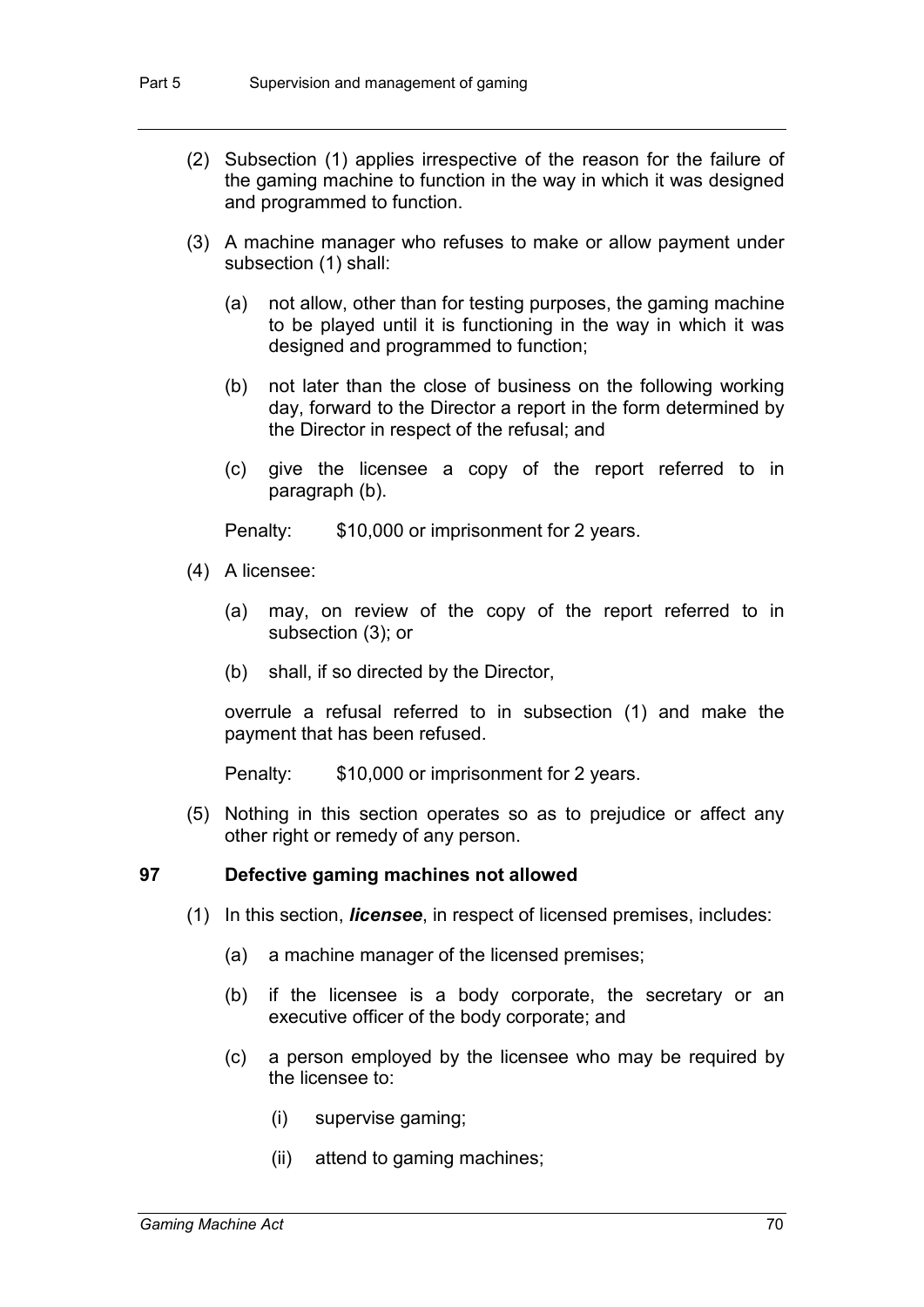(2) Subsection (1) applies irrespective of the reason for the failure of the gaming machine to function in the way in which it was designed and programmed to function.

(3) A machine manager who refuses to make or allow payment under subsection (1) shall:

(a) not allow, other than for testing purposes, the gaming machine to be played until it is functioning in the way in which it was designed and programmed to function;

(b) not later than the close of business on the following working day, forward to the Director a report in the form determined by the Director in respect of the refusal; and

(c) give the licensee a copy of the report referred to in paragraph (b).

Penalty: $10,000 or imprisonment for 2 years.

(4) A licensee:

(a) may, on review of the copy of the report referred to in subsection (3); or

(b) shall, if so directed by the Director,

overrule a refusal referred to in subsection (1) and make the payment that has been refused.

Penalty: $10,000 or imprisonment for 2 years.

(5) Nothing in this section operates so as to prejudice or affect any other right or remedy of any person.

### 97 Defective gaming machines not allowed

(1) In this section, ***licensee***, in respect of licensed premises, includes:

(a) a machine manager of the licensed premises;

(b) if the licensee is a body corporate, the secretary or an executive officer of the body corporate; and

(c) a person employed by the licensee who may be required by the licensee to:

(i) supervise gaming;

(ii) attend to gaming machines;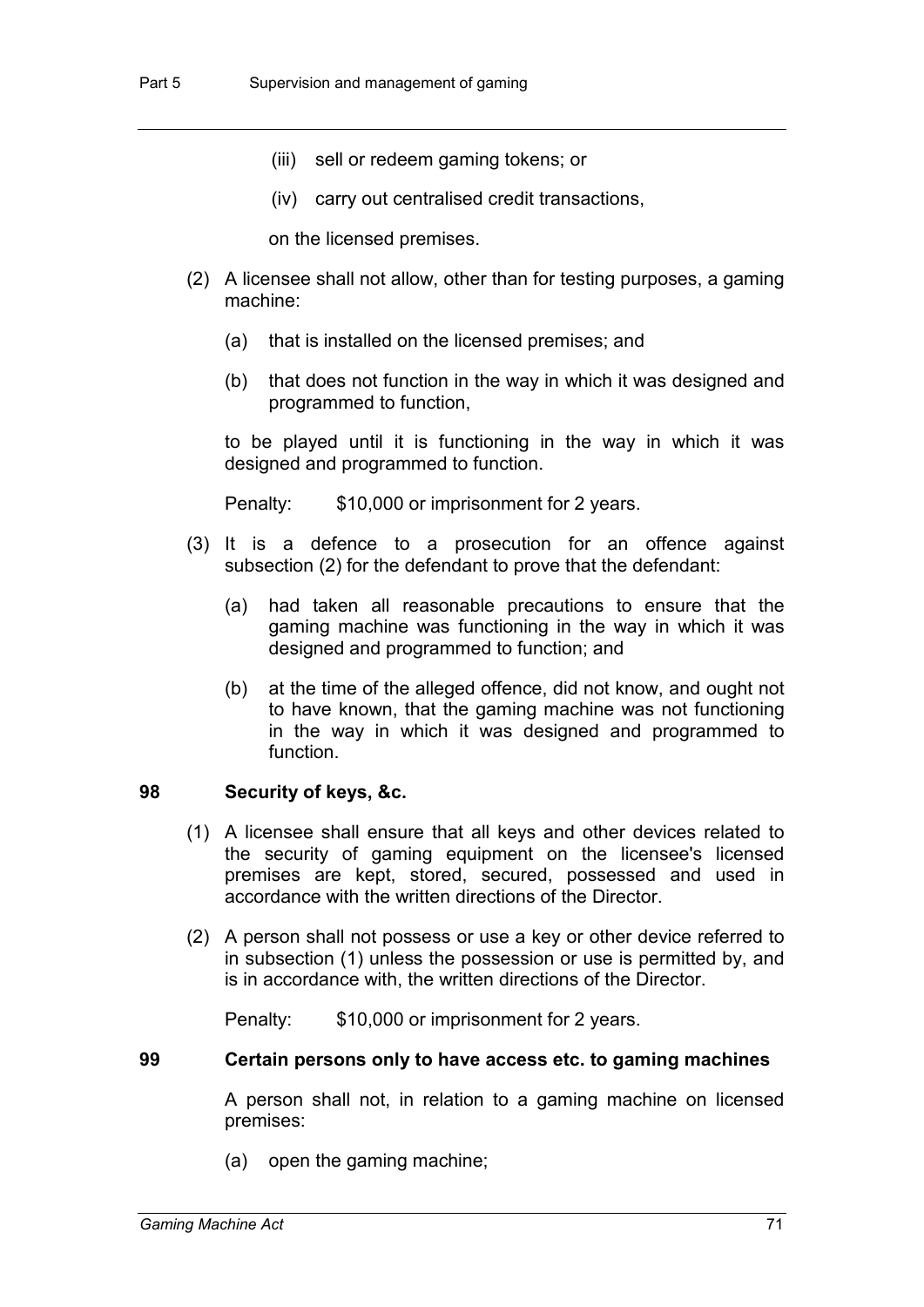(iii) sell or redeem gaming tokens; or

(iv) carry out centralised credit transactions,

on the licensed premises.

(2) A licensee shall not allow, other than for testing purposes, a gaming machine:

(a) that is installed on the licensed premises; and

(b) that does not function in the way in which it was designed and programmed to function,

to be played until it is functioning in the way in which it was designed and programmed to function.

Penalty: $10,000 or imprisonment for 2 years.

(3) It is a defence to a prosecution for an offence against subsection (2) for the defendant to prove that the defendant:

(a) had taken all reasonable precautions to ensure that the gaming machine was functioning in the way in which it was designed and programmed to function; and

(b) at the time of the alleged offence, did not know, and ought not to have known, that the gaming machine was not functioning in the way in which it was designed and programmed to function.

## 98 Security of keys, &c.

(1) A licensee shall ensure that all keys and other devices related to the security of gaming equipment on the licensee's licensed premises are kept, stored, secured, possessed and used in accordance with the written directions of the Director.

(2) A person shall not possess or use a key or other device referred to in subsection (1) unless the possession or use is permitted by, and is in accordance with, the written directions of the Director.

Penalty: $10,000 or imprisonment for 2 years.

## 99 Certain persons only to have access etc. to gaming machines

A person shall not, in relation to a gaming machine on licensed premises:

(a) open the gaming machine;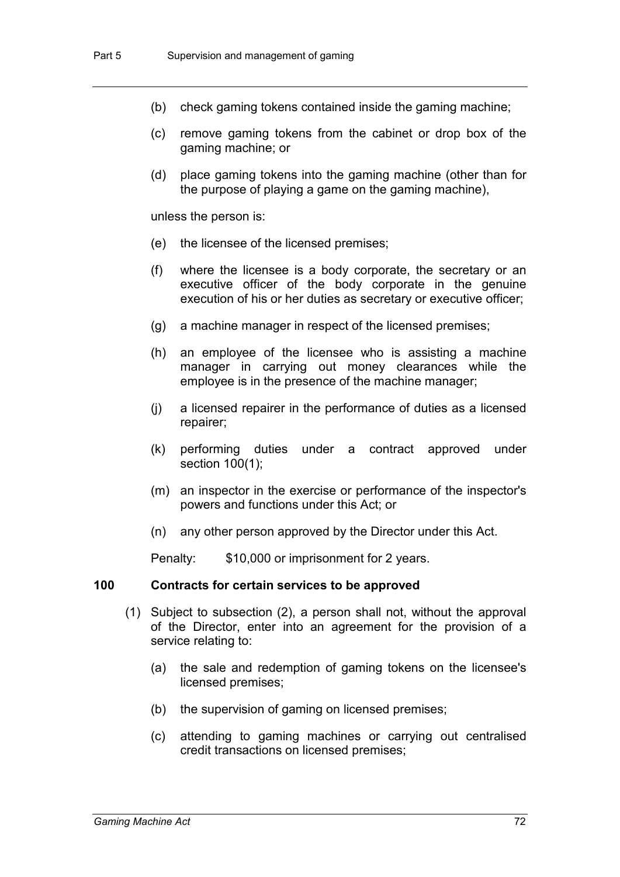- (b) check gaming tokens contained inside the gaming machine;
- (c) remove gaming tokens from the cabinet or drop box of the gaming machine; or
- (d) place gaming tokens into the gaming machine (other than for the purpose of playing a game on the gaming machine),

unless the person is:

- (e) the licensee of the licensed premises;
- (f) where the licensee is a body corporate, the secretary or an executive officer of the body corporate in the genuine execution of his or her duties as secretary or executive officer;
- (g) a machine manager in respect of the licensed premises;
- (h) an employee of the licensee who is assisting a machine manager in carrying out money clearances while the employee is in the presence of the machine manager;
- (j) a licensed repairer in the performance of duties as a licensed repairer;
- (k) performing duties under a contract approved under section 100(1);
- (m) an inspector in the exercise or performance of the inspector's powers and functions under this Act; or
- (n) any other person approved by the Director under this Act.

Penalty: $10,000 or imprisonment for 2 years.

### 100 Contracts for certain services to be approved

(1) Subject to subsection (2), a person shall not, without the approval of the Director, enter into an agreement for the provision of a service relating to:

- (a) the sale and redemption of gaming tokens on the licensee's licensed premises;
- (b) the supervision of gaming on licensed premises;
- (c) attending to gaming machines or carrying out centralised credit transactions on licensed premises;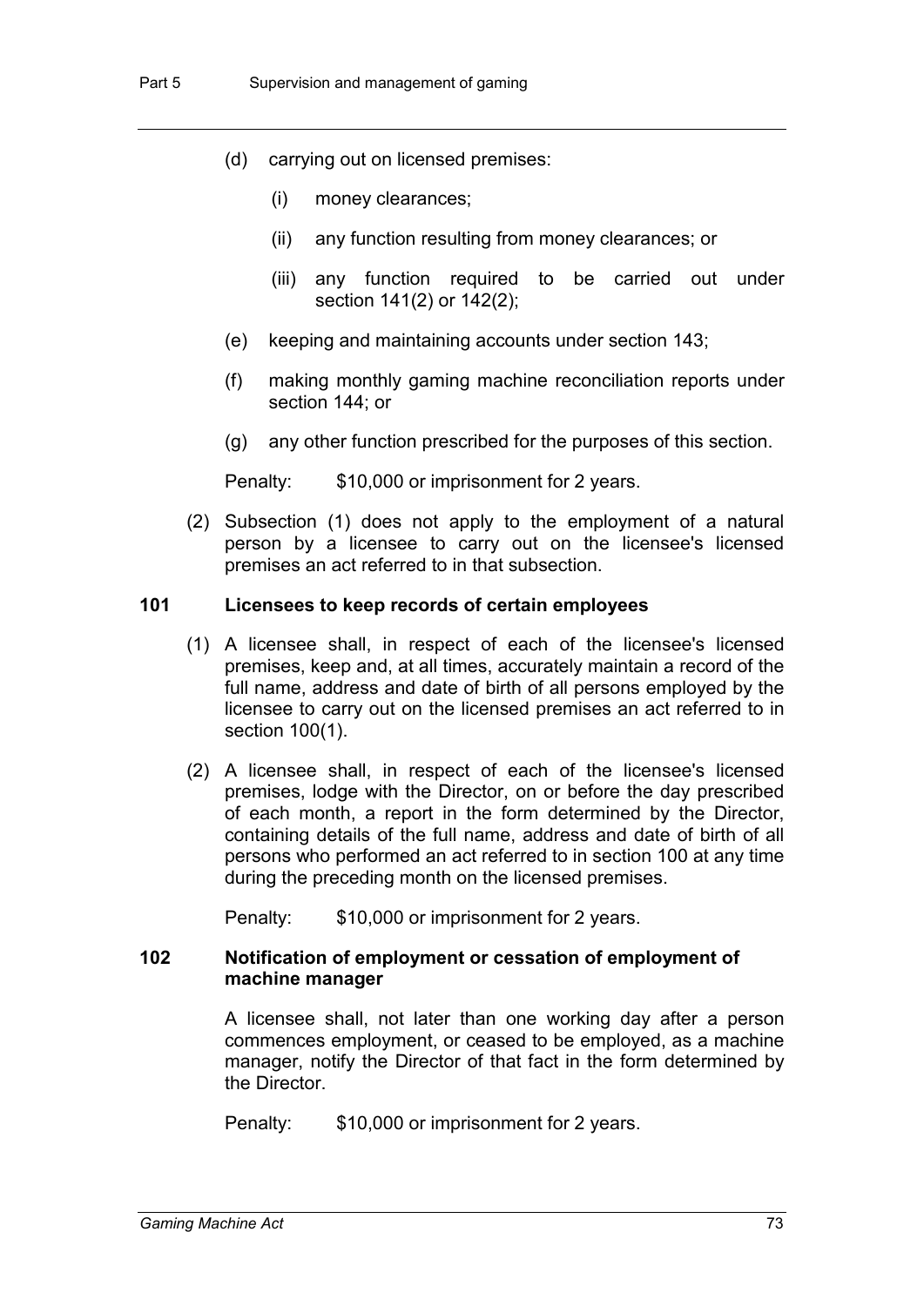(d) carrying out on licensed premises:

    (i) money clearances;

    (ii) any function resulting from money clearances; or

    (iii) any function required to be carried out under section 141(2) or 142(2);

(e) keeping and maintaining accounts under section 143;

(f) making monthly gaming machine reconciliation reports under section 144; or

(g) any other function prescribed for the purposes of this section.

Penalty: $10,000 or imprisonment for 2 years.

(2) Subsection (1) does not apply to the employment of a natural person by a licensee to carry out on the licensee's licensed premises an act referred to in that subsection.

### 101 Licensees to keep records of certain employees

(1) A licensee shall, in respect of each of the licensee's licensed premises, keep and, at all times, accurately maintain a record of the full name, address and date of birth of all persons employed by the licensee to carry out on the licensed premises an act referred to in section 100(1).

(2) A licensee shall, in respect of each of the licensee's licensed premises, lodge with the Director, on or before the day prescribed of each month, a report in the form determined by the Director, containing details of the full name, address and date of birth of all persons who performed an act referred to in section 100 at any time during the preceding month on the licensed premises.

Penalty: $10,000 or imprisonment for 2 years.

### 102 Notification of employment or cessation of employment of machine manager

A licensee shall, not later than one working day after a person commences employment, or ceased to be employed, as a machine manager, notify the Director of that fact in the form determined by the Director.

Penalty: $10,000 or imprisonment for 2 years.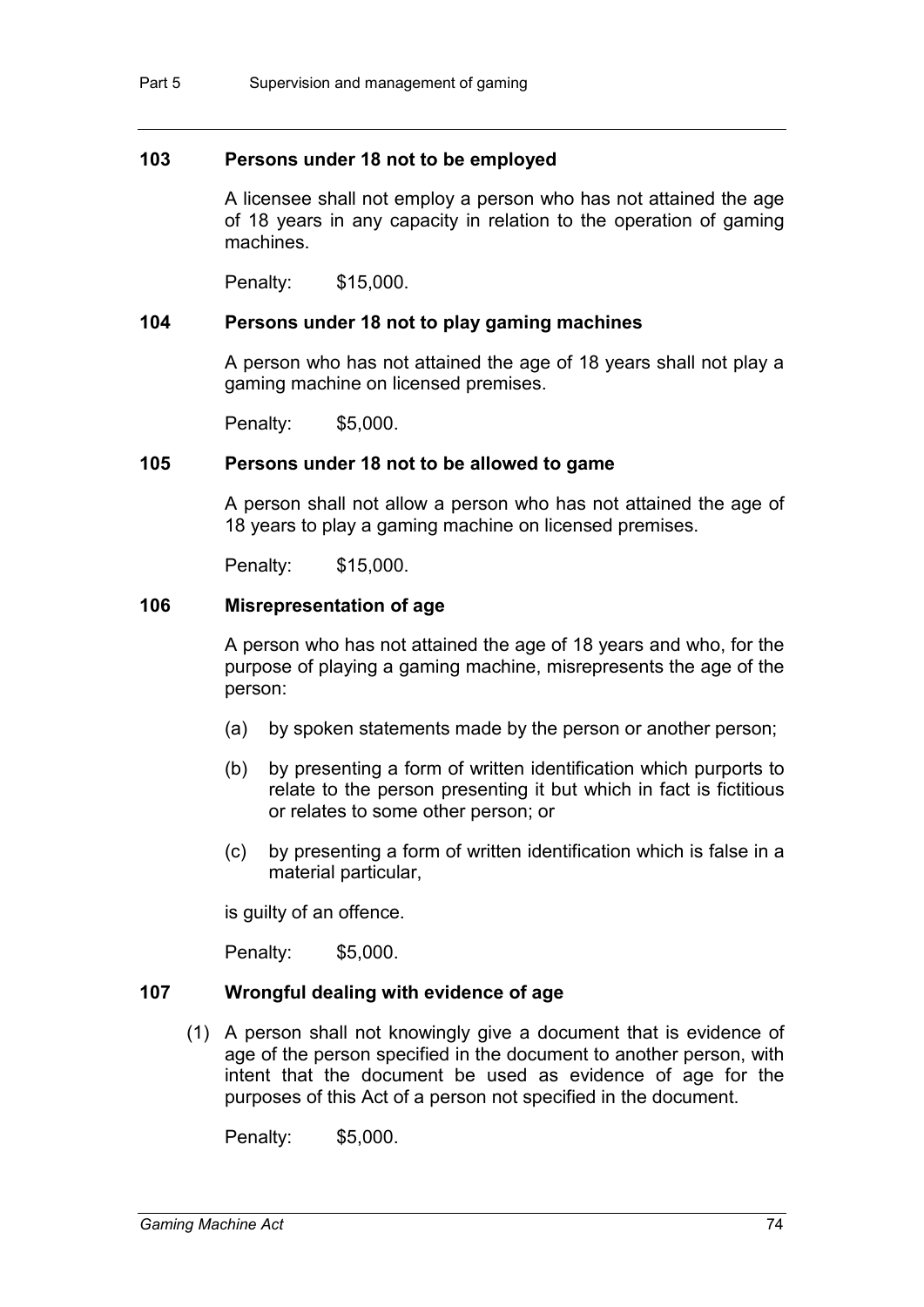### 103 Persons under 18 not to be employed

A licensee shall not employ a person who has not attained the age of 18 years in any capacity in relation to the operation of gaming machines.

Penalty: $15,000.

### 104 Persons under 18 not to play gaming machines

A person who has not attained the age of 18 years shall not play a gaming machine on licensed premises.

Penalty: $5,000.

### 105 Persons under 18 not to be allowed to game

A person shall not allow a person who has not attained the age of 18 years to play a gaming machine on licensed premises.

Penalty: $15,000.

### 106 Misrepresentation of age

A person who has not attained the age of 18 years and who, for the purpose of playing a gaming machine, misrepresents the age of the person:

(a) by spoken statements made by the person or another person;

(b) by presenting a form of written identification which purports to relate to the person presenting it but which in fact is fictitious or relates to some other person; or

(c) by presenting a form of written identification which is false in a material particular,

is guilty of an offence.

Penalty: $5,000.

### 107 Wrongful dealing with evidence of age

(1) A person shall not knowingly give a document that is evidence of age of the person specified in the document to another person, with intent that the document be used as evidence of age for the purposes of this Act of a person not specified in the document.

Penalty: $5,000.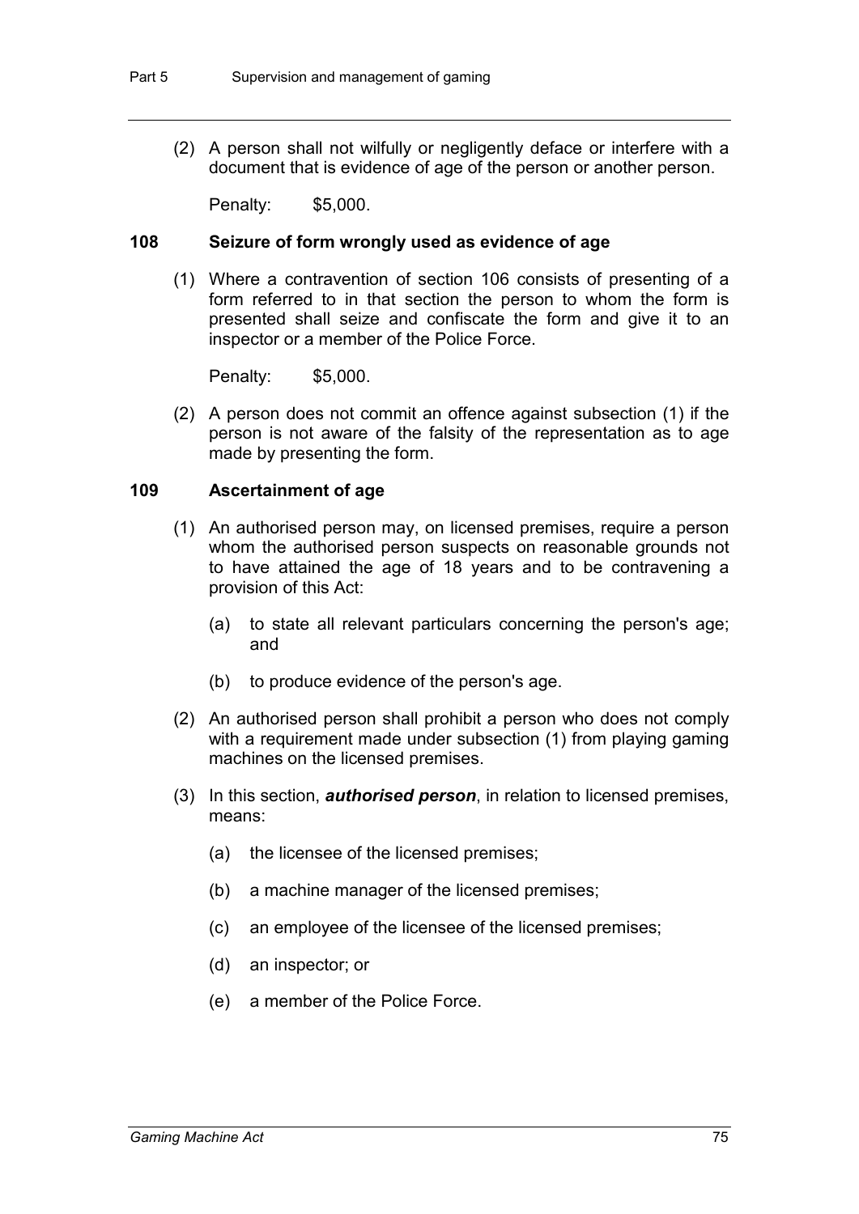(2) A person shall not wilfully or negligently deface or interfere with a document that is evidence of age of the person or another person.

Penalty: $5,000.

### 108 Seizure of form wrongly used as evidence of age

(1) Where a contravention of section 106 consists of presenting of a form referred to in that section the person to whom the form is presented shall seize and confiscate the form and give it to an inspector or a member of the Police Force.

Penalty: $5,000.

(2) A person does not commit an offence against subsection (1) if the person is not aware of the falsity of the representation as to age made by presenting the form.

### 109 Ascertainment of age

(1) An authorised person may, on licensed premises, require a person whom the authorised person suspects on reasonable grounds not to have attained the age of 18 years and to be contravening a provision of this Act:

(a) to state all relevant particulars concerning the person's age; and

(b) to produce evidence of the person's age.

(2) An authorised person shall prohibit a person who does not comply with a requirement made under subsection (1) from playing gaming machines on the licensed premises.

(3) In this section, ***authorised person***, in relation to licensed premises, means:

(a) the licensee of the licensed premises;

(b) a machine manager of the licensed premises;

(c) an employee of the licensee of the licensed premises;

(d) an inspector; or

(e) a member of the Police Force.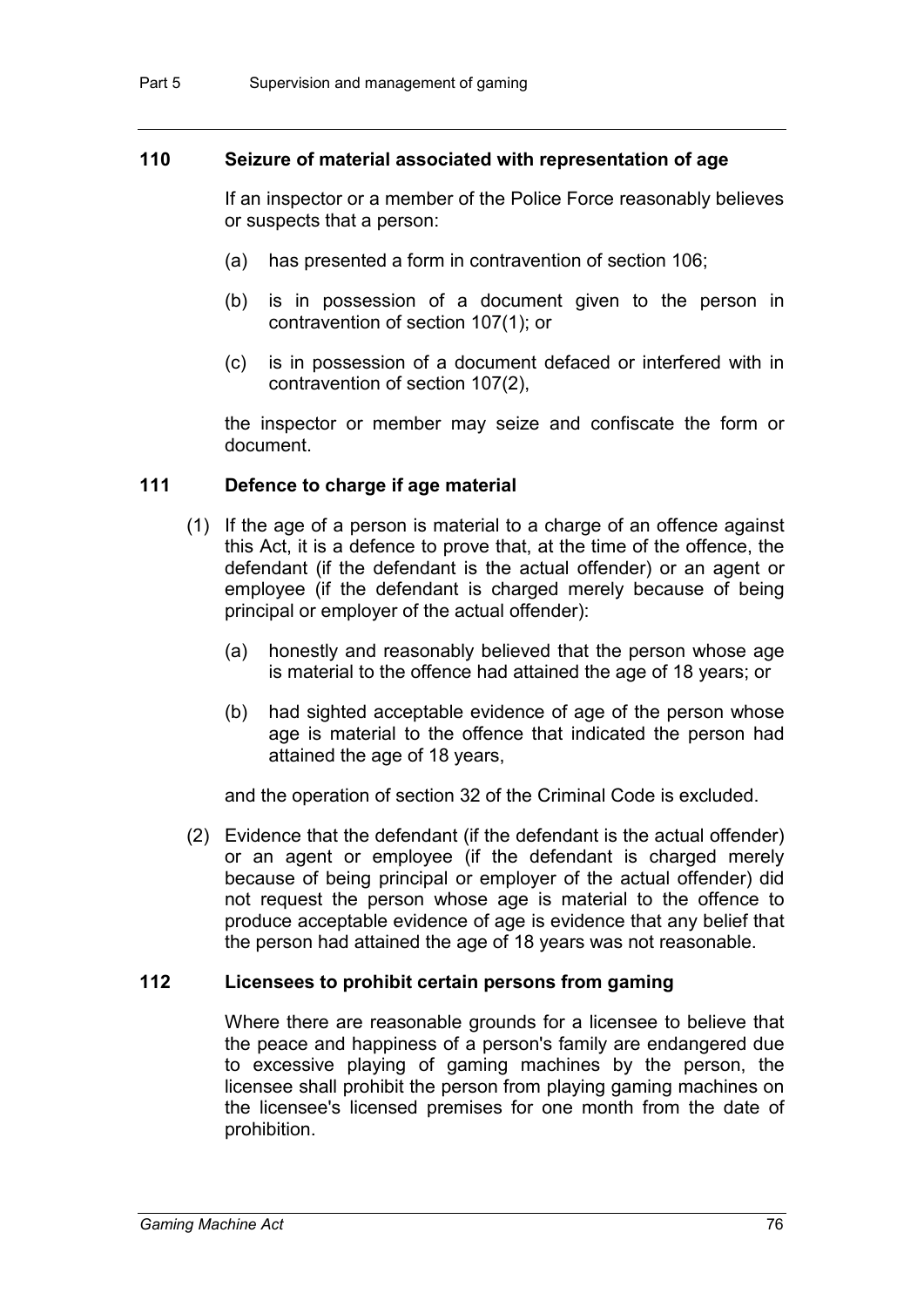### 110 Seizure of material associated with representation of age

If an inspector or a member of the Police Force reasonably believes or suspects that a person:

(a) has presented a form in contravention of section 106;

(b) is in possession of a document given to the person in contravention of section 107(1); or

(c) is in possession of a document defaced or interfered with in contravention of section 107(2),

the inspector or member may seize and confiscate the form or document.

### 111 Defence to charge if age material

(1) If the age of a person is material to a charge of an offence against this Act, it is a defence to prove that, at the time of the offence, the defendant (if the defendant is the actual offender) or an agent or employee (if the defendant is charged merely because of being principal or employer of the actual offender):

(a) honestly and reasonably believed that the person whose age is material to the offence had attained the age of 18 years; or

(b) had sighted acceptable evidence of age of the person whose age is material to the offence that indicated the person had attained the age of 18 years,

and the operation of section 32 of the Criminal Code is excluded.

(2) Evidence that the defendant (if the defendant is the actual offender) or an agent or employee (if the defendant is charged merely because of being principal or employer of the actual offender) did not request the person whose age is material to the offence to produce acceptable evidence of age is evidence that any belief that the person had attained the age of 18 years was not reasonable.

### 112 Licensees to prohibit certain persons from gaming

Where there are reasonable grounds for a licensee to believe that the peace and happiness of a person's family are endangered due to excessive playing of gaming machines by the person, the licensee shall prohibit the person from playing gaming machines on the licensee's licensed premises for one month from the date of prohibition.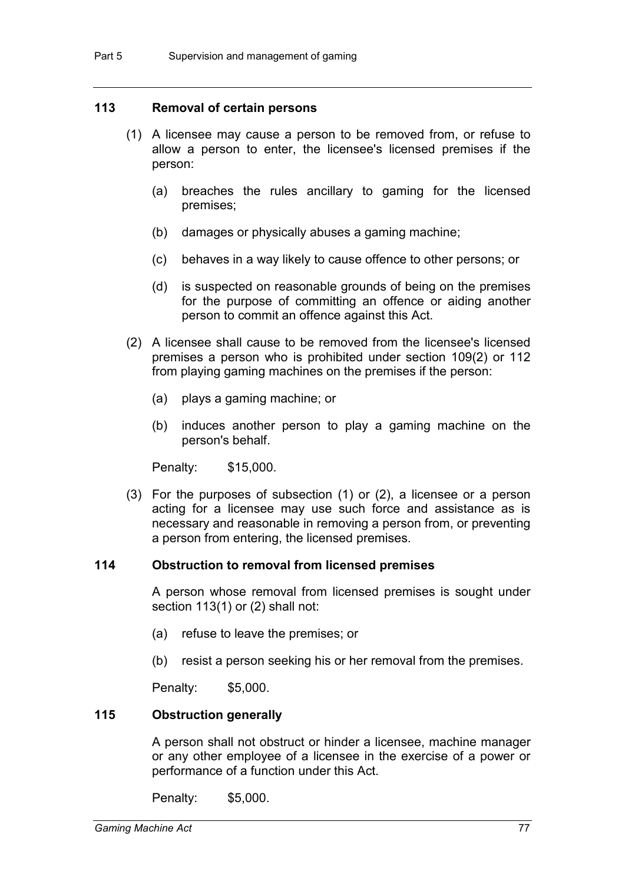### 113 Removal of certain persons

(1) A licensee may cause a person to be removed from, or refuse to allow a person to enter, the licensee's licensed premises if the person:

- (a) breaches the rules ancillary to gaming for the licensed premises;
- (b) damages or physically abuses a gaming machine;
- (c) behaves in a way likely to cause offence to other persons; or
- (d) is suspected on reasonable grounds of being on the premises for the purpose of committing an offence or aiding another person to commit an offence against this Act.

(2) A licensee shall cause to be removed from the licensee's licensed premises a person who is prohibited under section 109(2) or 112 from playing gaming machines on the premises if the person:

- (a) plays a gaming machine; or
- (b) induces another person to play a gaming machine on the person's behalf.

Penalty: $15,000.

(3) For the purposes of subsection (1) or (2), a licensee or a person acting for a licensee may use such force and assistance as is necessary and reasonable in removing a person from, or preventing a person from entering, the licensed premises.

### 114 Obstruction to removal from licensed premises

A person whose removal from licensed premises is sought under section 113(1) or (2) shall not:

- (a) refuse to leave the premises; or
- (b) resist a person seeking his or her removal from the premises.

Penalty: $5,000.

### 115 Obstruction generally

A person shall not obstruct or hinder a licensee, machine manager or any other employee of a licensee in the exercise of a power or performance of a function under this Act.

Penalty: $5,000.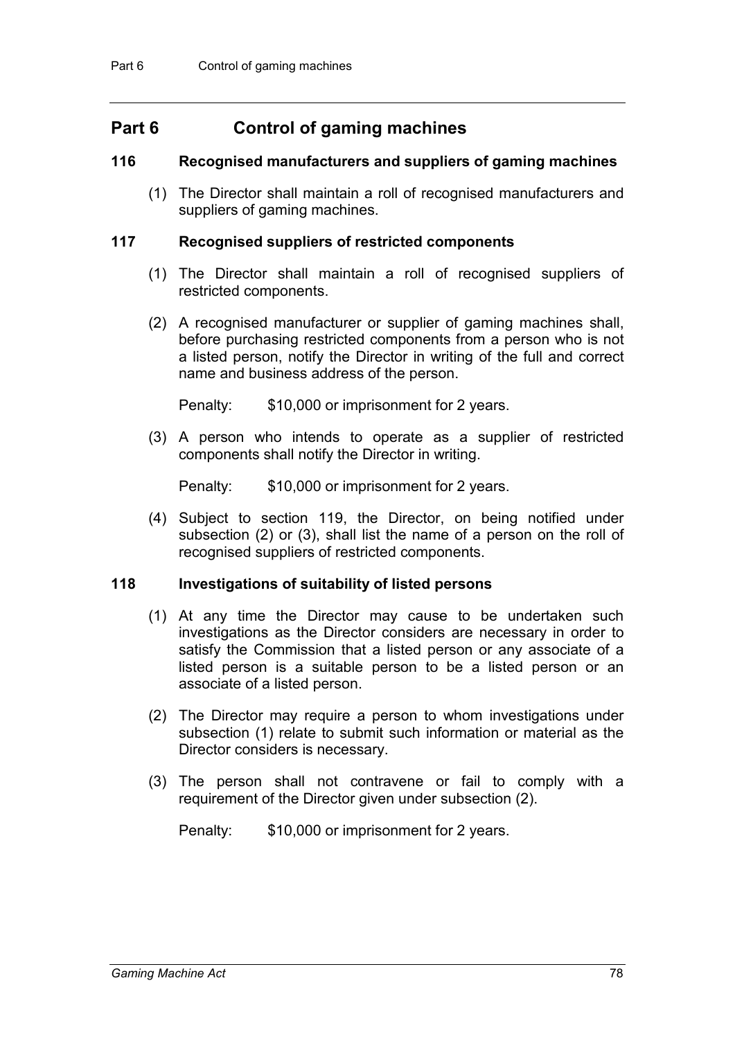# Part 6 Control of gaming machines

## 116 Recognised manufacturers and suppliers of gaming machines

(1) The Director shall maintain a roll of recognised manufacturers and suppliers of gaming machines.

## 117 Recognised suppliers of restricted components

(1) The Director shall maintain a roll of recognised suppliers of restricted components.

(2) A recognised manufacturer or supplier of gaming machines shall, before purchasing restricted components from a person who is not a listed person, notify the Director in writing of the full and correct name and business address of the person.

Penalty: $10,000 or imprisonment for 2 years.

(3) A person who intends to operate as a supplier of restricted components shall notify the Director in writing.

Penalty: $10,000 or imprisonment for 2 years.

(4) Subject to section 119, the Director, on being notified under subsection (2) or (3), shall list the name of a person on the roll of recognised suppliers of restricted components.

## 118 Investigations of suitability of listed persons

(1) At any time the Director may cause to be undertaken such investigations as the Director considers are necessary in order to satisfy the Commission that a listed person or any associate of a listed person is a suitable person to be a listed person or an associate of a listed person.

(2) The Director may require a person to whom investigations under subsection (1) relate to submit such information or material as the Director considers is necessary.

(3) The person shall not contravene or fail to comply with a requirement of the Director given under subsection (2).

Penalty: $10,000 or imprisonment for 2 years.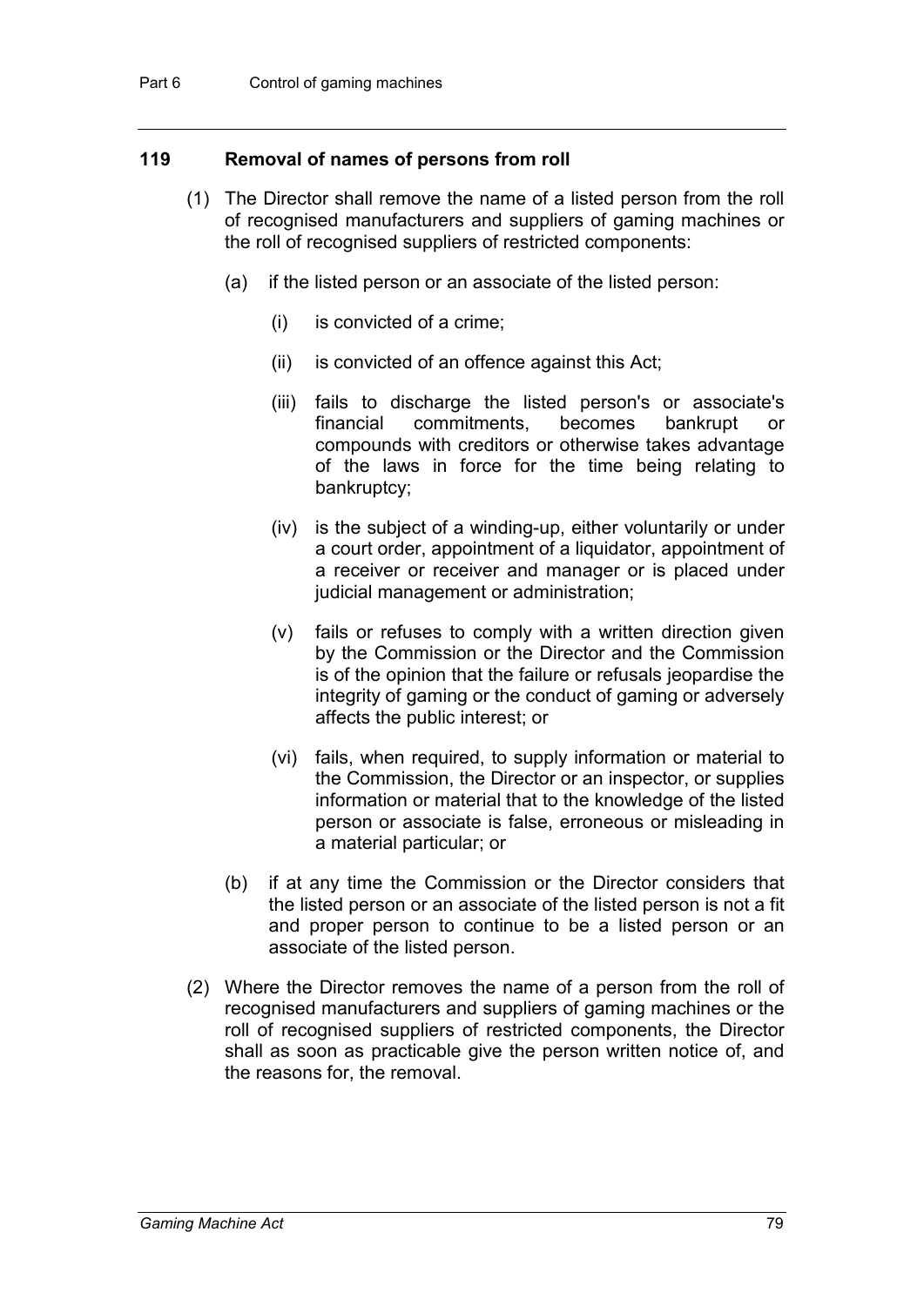### 119 Removal of names of persons from roll

(1) The Director shall remove the name of a listed person from the roll of recognised manufacturers and suppliers of gaming machines or the roll of recognised suppliers of restricted components:

(a) if the listed person or an associate of the listed person:

(i) is convicted of a crime;

(ii) is convicted of an offence against this Act;

(iii) fails to discharge the listed person's or associate's financial commitments, becomes bankrupt or compounds with creditors or otherwise takes advantage of the laws in force for the time being relating to bankruptcy;

(iv) is the subject of a winding-up, either voluntarily or under a court order, appointment of a liquidator, appointment of a receiver or receiver and manager or is placed under judicial management or administration;

(v) fails or refuses to comply with a written direction given by the Commission or the Director and the Commission is of the opinion that the failure or refusals jeopardise the integrity of gaming or the conduct of gaming or adversely affects the public interest; or

(vi) fails, when required, to supply information or material to the Commission, the Director or an inspector, or supplies information or material that to the knowledge of the listed person or associate is false, erroneous or misleading in a material particular; or

(b) if at any time the Commission or the Director considers that the listed person or an associate of the listed person is not a fit and proper person to continue to be a listed person or an associate of the listed person.

(2) Where the Director removes the name of a person from the roll of recognised manufacturers and suppliers of gaming machines or the roll of recognised suppliers of restricted components, the Director shall as soon as practicable give the person written notice of, and the reasons for, the removal.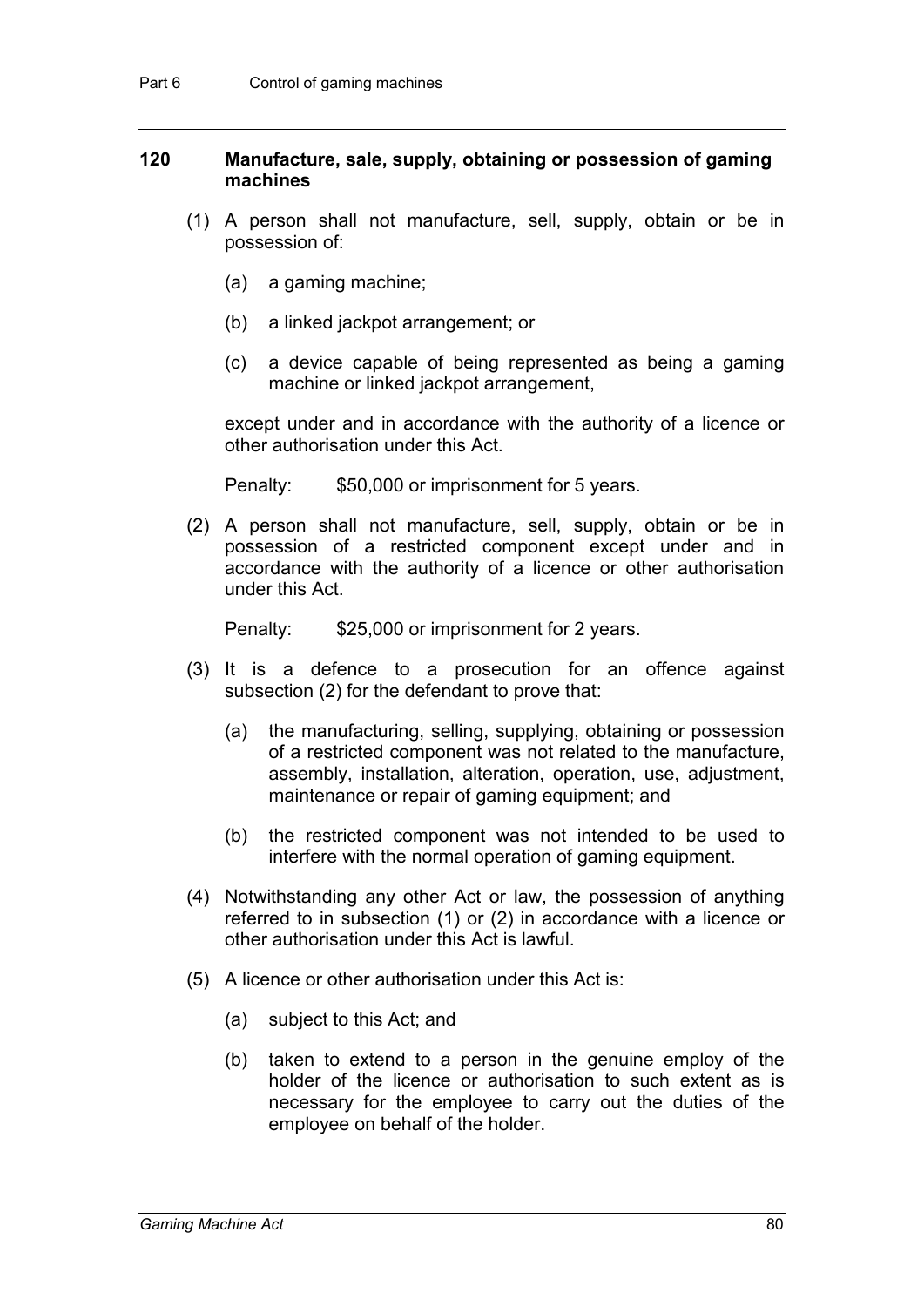### 120 Manufacture, sale, supply, obtaining or possession of gaming machines

(1) A person shall not manufacture, sell, supply, obtain or be in possession of:

(a) a gaming machine;

(b) a linked jackpot arrangement; or

(c) a device capable of being represented as being a gaming machine or linked jackpot arrangement,

except under and in accordance with the authority of a licence or other authorisation under this Act.

Penalty: $50,000 or imprisonment for 5 years.

(2) A person shall not manufacture, sell, supply, obtain or be in possession of a restricted component except under and in accordance with the authority of a licence or other authorisation under this Act.

Penalty: $25,000 or imprisonment for 2 years.

(3) It is a defence to a prosecution for an offence against subsection (2) for the defendant to prove that:

(a) the manufacturing, selling, supplying, obtaining or possession of a restricted component was not related to the manufacture, assembly, installation, alteration, operation, use, adjustment, maintenance or repair of gaming equipment; and

(b) the restricted component was not intended to be used to interfere with the normal operation of gaming equipment.

(4) Notwithstanding any other Act or law, the possession of anything referred to in subsection (1) or (2) in accordance with a licence or other authorisation under this Act is lawful.

(5) A licence or other authorisation under this Act is:

(a) subject to this Act; and

(b) taken to extend to a person in the genuine employ of the holder of the licence or authorisation to such extent as is necessary for the employee to carry out the duties of the employee on behalf of the holder.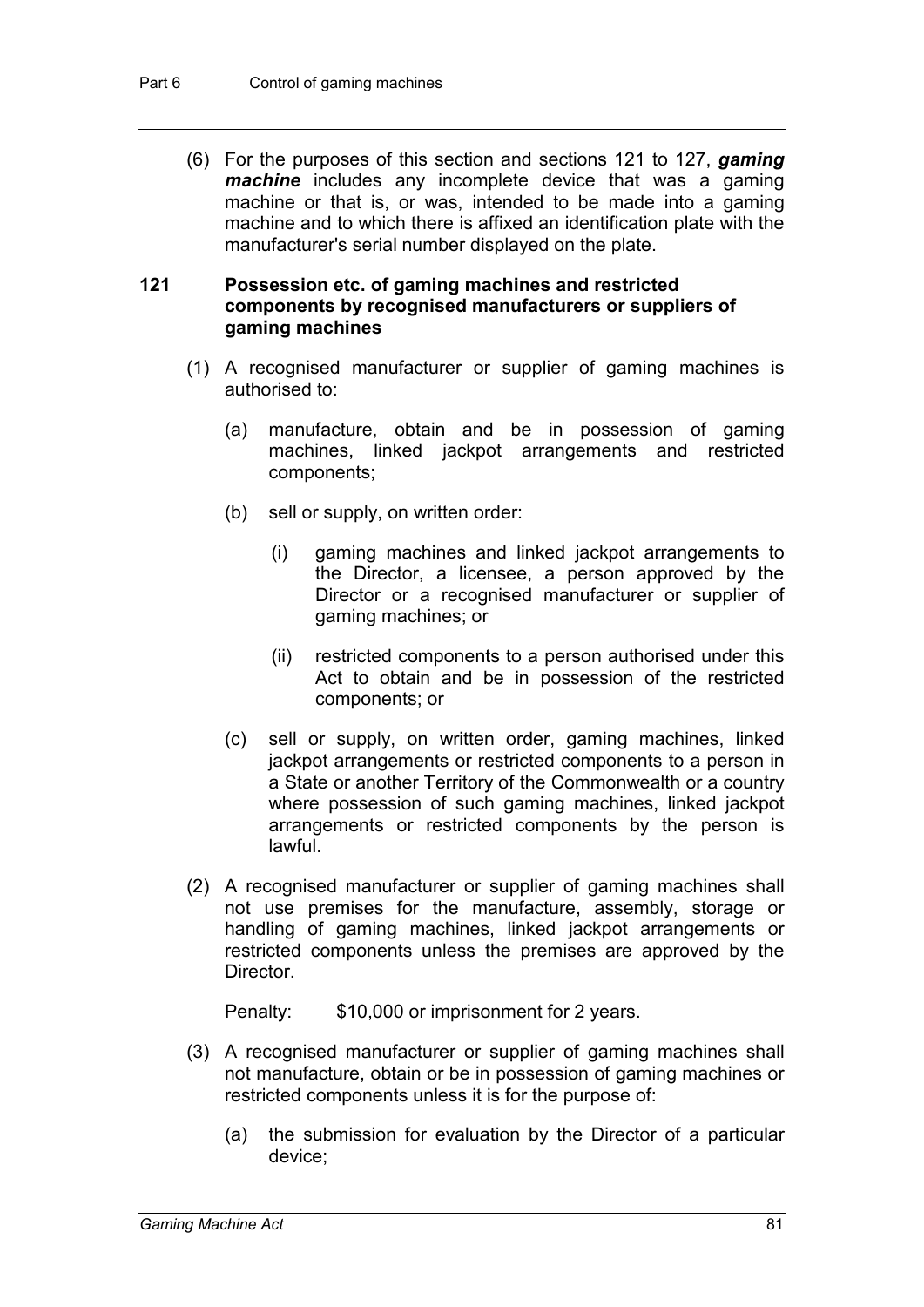(6) For the purposes of this section and sections 121 to 127, ***gaming machine*** includes any incomplete device that was a gaming machine or that is, or was, intended to be made into a gaming machine and to which there is affixed an identification plate with the manufacturer's serial number displayed on the plate.

### 121 Possession etc. of gaming machines and restricted components by recognised manufacturers or suppliers of gaming machines

(1) A recognised manufacturer or supplier of gaming machines is authorised to:

(a) manufacture, obtain and be in possession of gaming machines, linked jackpot arrangements and restricted components;

(b) sell or supply, on written order:

(i) gaming machines and linked jackpot arrangements to the Director, a licensee, a person approved by the Director or a recognised manufacturer or supplier of gaming machines; or

(ii) restricted components to a person authorised under this Act to obtain and be in possession of the restricted components; or

(c) sell or supply, on written order, gaming machines, linked jackpot arrangements or restricted components to a person in a State or another Territory of the Commonwealth or a country where possession of such gaming machines, linked jackpot arrangements or restricted components by the person is lawful.

(2) A recognised manufacturer or supplier of gaming machines shall not use premises for the manufacture, assembly, storage or handling of gaming machines, linked jackpot arrangements or restricted components unless the premises are approved by the Director.

Penalty: $10,000 or imprisonment for 2 years.

(3) A recognised manufacturer or supplier of gaming machines shall not manufacture, obtain or be in possession of gaming machines or restricted components unless it is for the purpose of:

(a) the submission for evaluation by the Director of a particular device;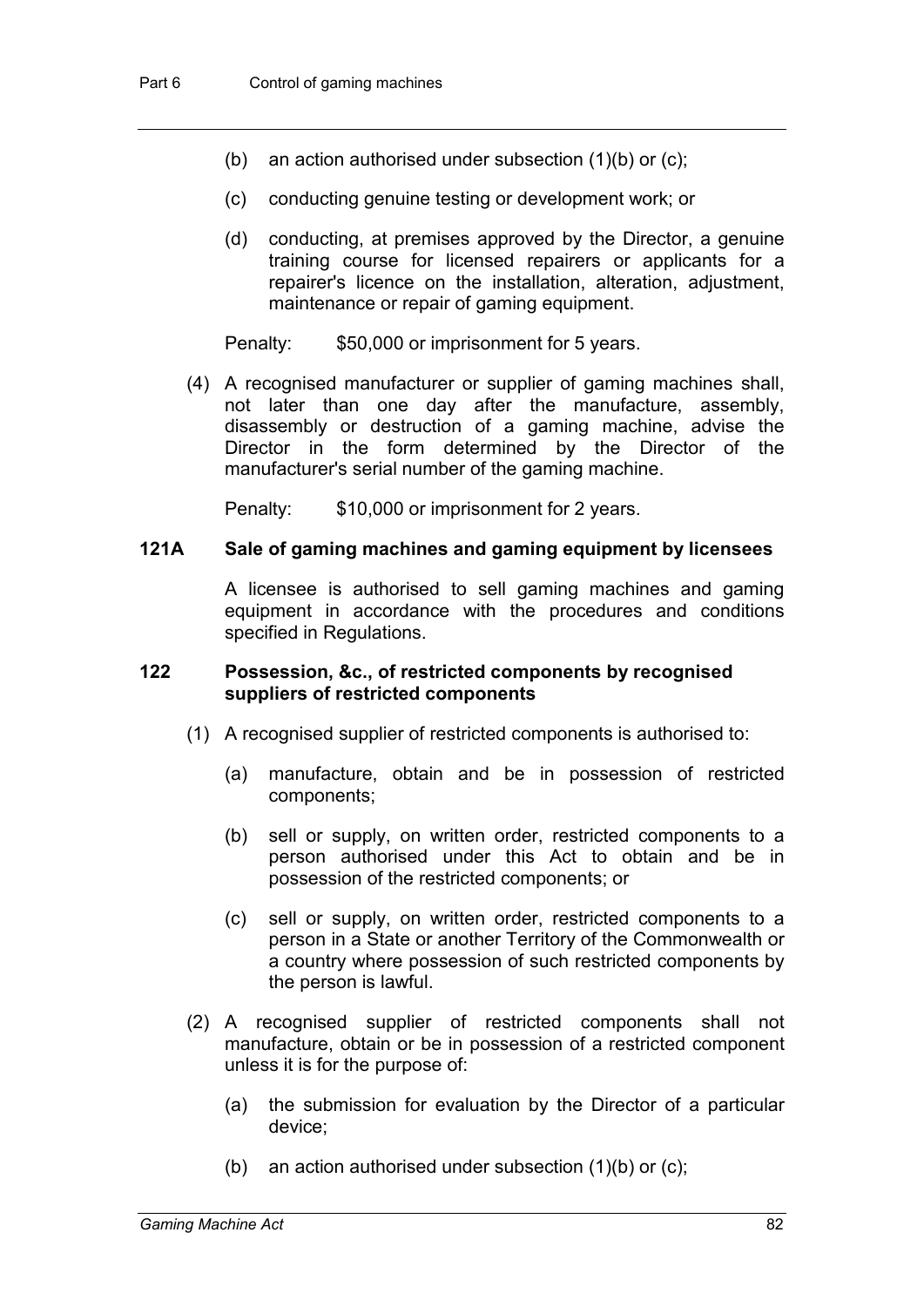(b) an action authorised under subsection (1)(b) or (c);

(c) conducting genuine testing or development work; or

(d) conducting, at premises approved by the Director, a genuine training course for licensed repairers or applicants for a repairer's licence on the installation, alteration, adjustment, maintenance or repair of gaming equipment.

Penalty: $50,000 or imprisonment for 5 years.

(4) A recognised manufacturer or supplier of gaming machines shall, not later than one day after the manufacture, assembly, disassembly or destruction of a gaming machine, advise the Director in the form determined by the Director of the manufacturer's serial number of the gaming machine.

Penalty: $10,000 or imprisonment for 2 years.

### 121A Sale of gaming machines and gaming equipment by licensees

A licensee is authorised to sell gaming machines and gaming equipment in accordance with the procedures and conditions specified in Regulations.

### 122 Possession, &c., of restricted components by recognised suppliers of restricted components

(1) A recognised supplier of restricted components is authorised to:

(a) manufacture, obtain and be in possession of restricted components;

(b) sell or supply, on written order, restricted components to a person authorised under this Act to obtain and be in possession of the restricted components; or

(c) sell or supply, on written order, restricted components to a person in a State or another Territory of the Commonwealth or a country where possession of such restricted components by the person is lawful.

(2) A recognised supplier of restricted components shall not manufacture, obtain or be in possession of a restricted component unless it is for the purpose of:

(a) the submission for evaluation by the Director of a particular device;

(b) an action authorised under subsection (1)(b) or (c);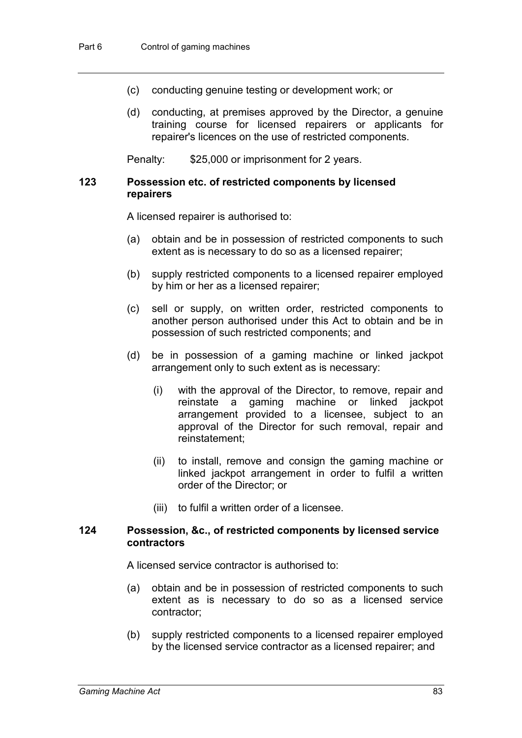(c) conducting genuine testing or development work; or

(d) conducting, at premises approved by the Director, a genuine training course for licensed repairers or applicants for repairer's licences on the use of restricted components.

Penalty: $25,000 or imprisonment for 2 years.

## 123 Possession etc. of restricted components by licensed repairers

A licensed repairer is authorised to:

(a) obtain and be in possession of restricted components to such extent as is necessary to do so as a licensed repairer;

(b) supply restricted components to a licensed repairer employed by him or her as a licensed repairer;

(c) sell or supply, on written order, restricted components to another person authorised under this Act to obtain and be in possession of such restricted components; and

(d) be in possession of a gaming machine or linked jackpot arrangement only to such extent as is necessary:

(i) with the approval of the Director, to remove, repair and reinstate a gaming machine or linked jackpot arrangement provided to a licensee, subject to an approval of the Director for such removal, repair and reinstatement;

(ii) to install, remove and consign the gaming machine or linked jackpot arrangement in order to fulfil a written order of the Director; or

(iii) to fulfil a written order of a licensee.

## 124 Possession, &c., of restricted components by licensed service contractors

A licensed service contractor is authorised to:

(a) obtain and be in possession of restricted components to such extent as is necessary to do so as a licensed service contractor;

(b) supply restricted components to a licensed repairer employed by the licensed service contractor as a licensed repairer; and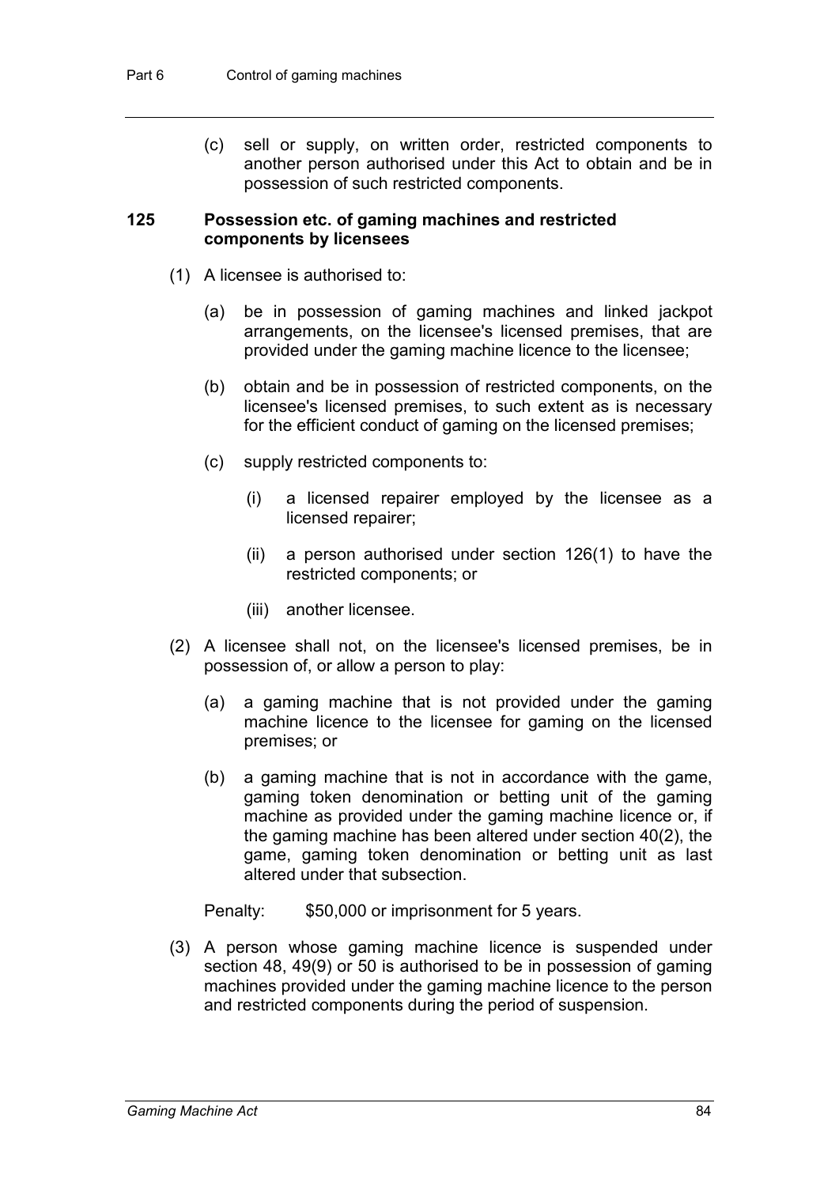(c) sell or supply, on written order, restricted components to another person authorised under this Act to obtain and be in possession of such restricted components.

### 125 Possession etc. of gaming machines and restricted components by licensees

(1) A licensee is authorised to:

(a) be in possession of gaming machines and linked jackpot arrangements, on the licensee's licensed premises, that are provided under the gaming machine licence to the licensee;

(b) obtain and be in possession of restricted components, on the licensee's licensed premises, to such extent as is necessary for the efficient conduct of gaming on the licensed premises;

(c) supply restricted components to:

(i) a licensed repairer employed by the licensee as a licensed repairer;

(ii) a person authorised under section 126(1) to have the restricted components; or

(iii) another licensee.

(2) A licensee shall not, on the licensee's licensed premises, be in possession of, or allow a person to play:

(a) a gaming machine that is not provided under the gaming machine licence to the licensee for gaming on the licensed premises; or

(b) a gaming machine that is not in accordance with the game, gaming token denomination or betting unit of the gaming machine as provided under the gaming machine licence or, if the gaming machine has been altered under section 40(2), the game, gaming token denomination or betting unit as last altered under that subsection.

Penalty: $50,000 or imprisonment for 5 years.

(3) A person whose gaming machine licence is suspended under section 48, 49(9) or 50 is authorised to be in possession of gaming machines provided under the gaming machine licence to the person and restricted components during the period of suspension.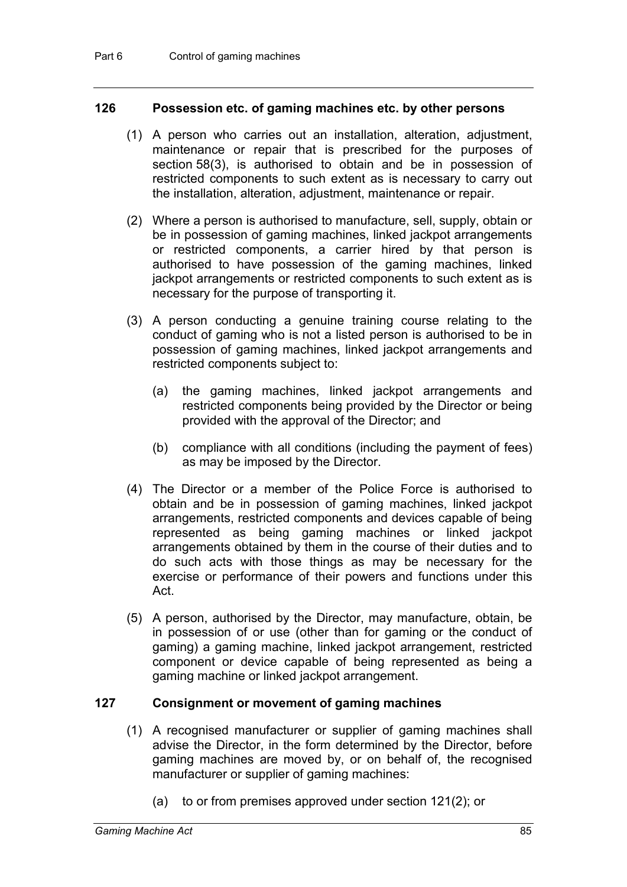### 126 Possession etc. of gaming machines etc. by other persons

(1) A person who carries out an installation, alteration, adjustment, maintenance or repair that is prescribed for the purposes of section 58(3), is authorised to obtain and be in possession of restricted components to such extent as is necessary to carry out the installation, alteration, adjustment, maintenance or repair.

(2) Where a person is authorised to manufacture, sell, supply, obtain or be in possession of gaming machines, linked jackpot arrangements or restricted components, a carrier hired by that person is authorised to have possession of the gaming machines, linked jackpot arrangements or restricted components to such extent as is necessary for the purpose of transporting it.

(3) A person conducting a genuine training course relating to the conduct of gaming who is not a listed person is authorised to be in possession of gaming machines, linked jackpot arrangements and restricted components subject to:

- (a) the gaming machines, linked jackpot arrangements and restricted components being provided by the Director or being provided with the approval of the Director; and
- (b) compliance with all conditions (including the payment of fees) as may be imposed by the Director.

(4) The Director or a member of the Police Force is authorised to obtain and be in possession of gaming machines, linked jackpot arrangements, restricted components and devices capable of being represented as being gaming machines or linked jackpot arrangements obtained by them in the course of their duties and to do such acts with those things as may be necessary for the exercise or performance of their powers and functions under this Act.

(5) A person, authorised by the Director, may manufacture, obtain, be in possession of or use (other than for gaming or the conduct of gaming) a gaming machine, linked jackpot arrangement, restricted component or device capable of being represented as being a gaming machine or linked jackpot arrangement.

### 127 Consignment or movement of gaming machines

(1) A recognised manufacturer or supplier of gaming machines shall advise the Director, in the form determined by the Director, before gaming machines are moved by, or on behalf of, the recognised manufacturer or supplier of gaming machines:

- (a) to or from premises approved under section 121(2); or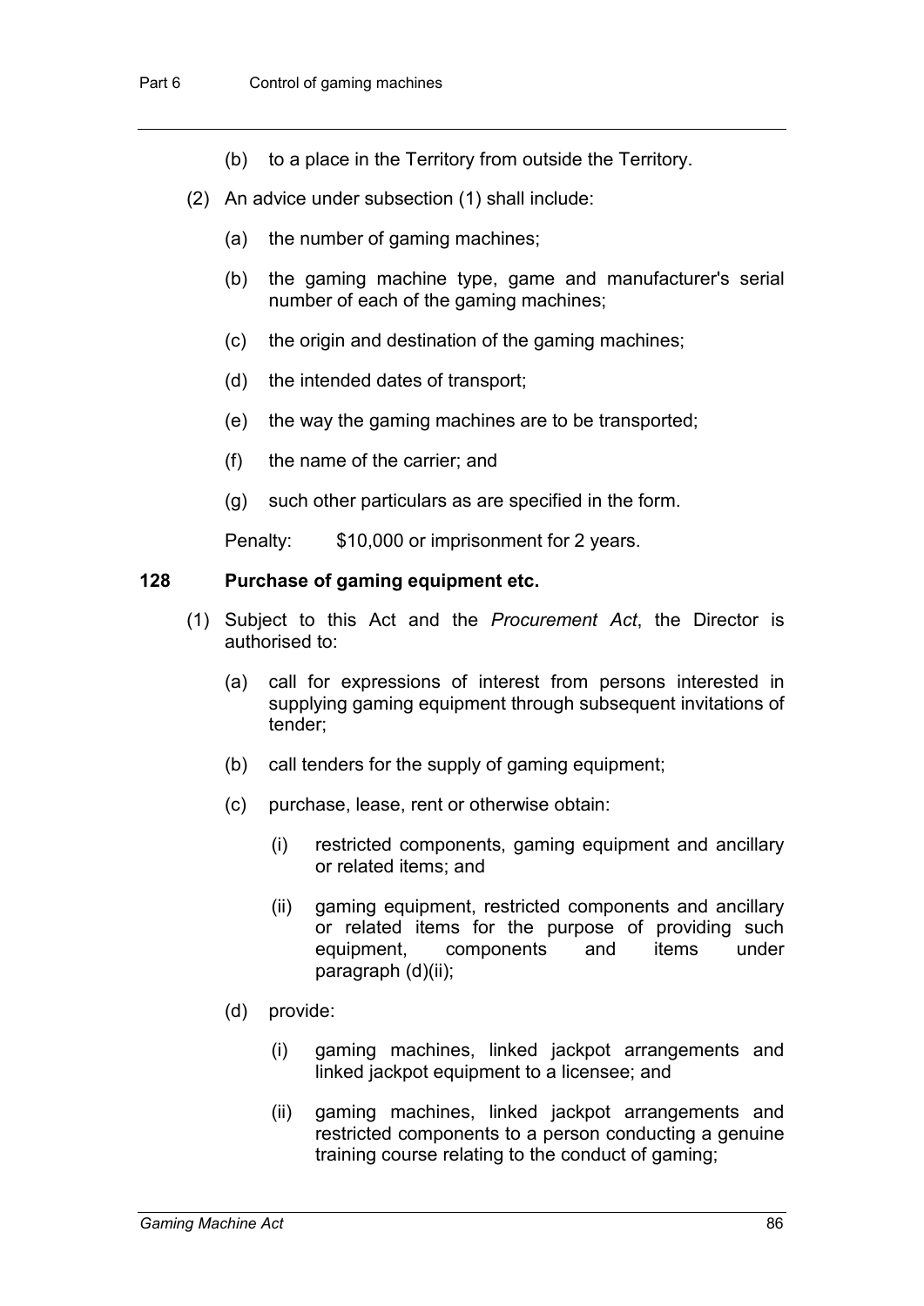(b) to a place in the Territory from outside the Territory.

(2) An advice under subsection (1) shall include:

(a) the number of gaming machines;

(b) the gaming machine type, game and manufacturer's serial number of each of the gaming machines;

(c) the origin and destination of the gaming machines;

(d) the intended dates of transport;

(e) the way the gaming machines are to be transported;

(f) the name of the carrier; and

(g) such other particulars as are specified in the form.

Penalty: $10,000 or imprisonment for 2 years.

### 128 Purchase of gaming equipment etc.

(1) Subject to this Act and the *Procurement Act*, the Director is authorised to:

(a) call for expressions of interest from persons interested in supplying gaming equipment through subsequent invitations of tender;

(b) call tenders for the supply of gaming equipment;

(c) purchase, lease, rent or otherwise obtain:

(i) restricted components, gaming equipment and ancillary or related items; and

(ii) gaming equipment, restricted components and ancillary or related items for the purpose of providing such equipment, components and items under paragraph (d)(ii);

(d) provide:

(i) gaming machines, linked jackpot arrangements and linked jackpot equipment to a licensee; and

(ii) gaming machines, linked jackpot arrangements and restricted components to a person conducting a genuine training course relating to the conduct of gaming;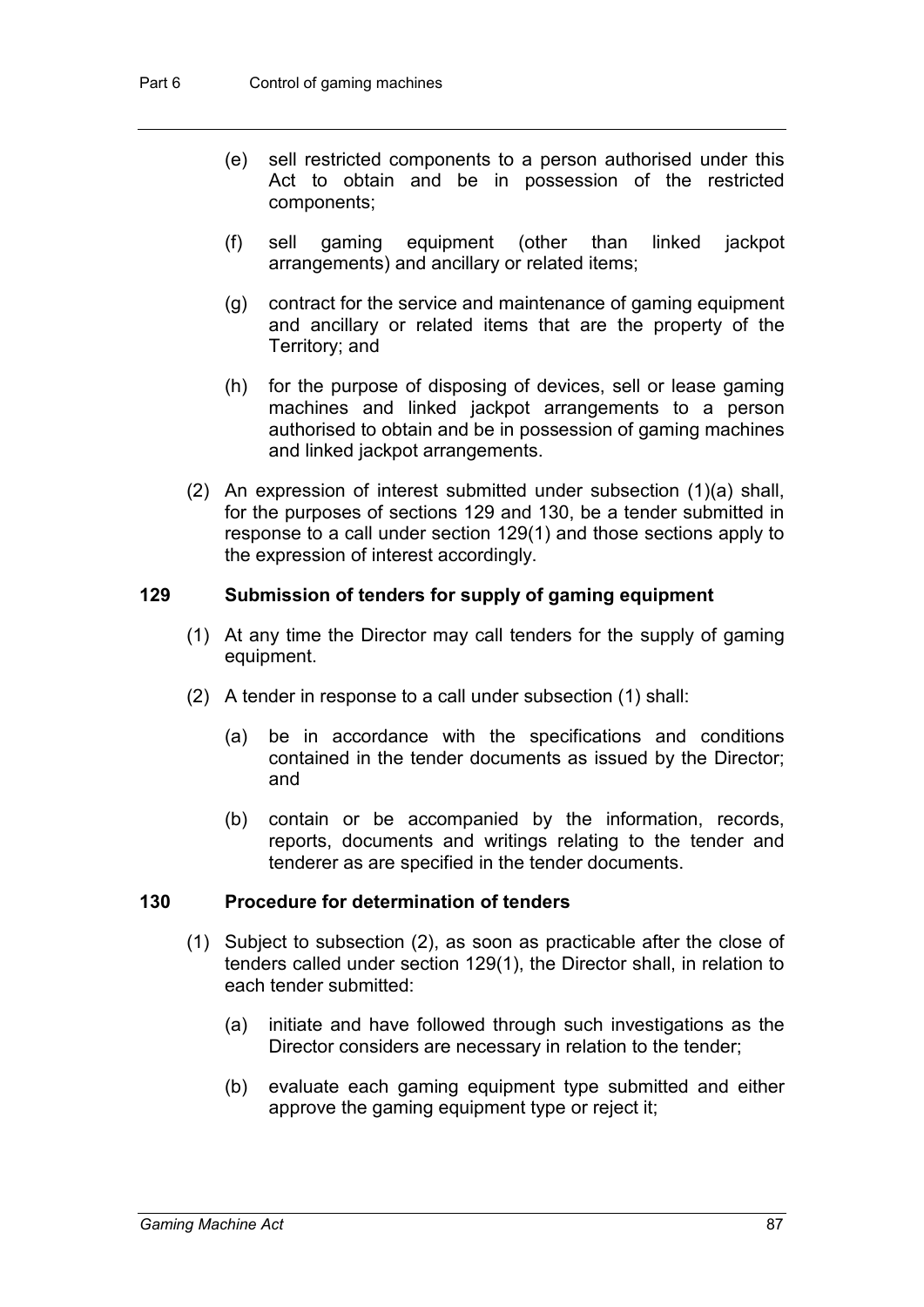(e) sell restricted components to a person authorised under this Act to obtain and be in possession of the restricted components;

(f) sell gaming equipment (other than linked jackpot arrangements) and ancillary or related items;

(g) contract for the service and maintenance of gaming equipment and ancillary or related items that are the property of the Territory; and

(h) for the purpose of disposing of devices, sell or lease gaming machines and linked jackpot arrangements to a person authorised to obtain and be in possession of gaming machines and linked jackpot arrangements.

(2) An expression of interest submitted under subsection (1)(a) shall, for the purposes of sections 129 and 130, be a tender submitted in response to a call under section 129(1) and those sections apply to the expression of interest accordingly.

### 129 Submission of tenders for supply of gaming equipment

(1) At any time the Director may call tenders for the supply of gaming equipment.

(2) A tender in response to a call under subsection (1) shall:

(a) be in accordance with the specifications and conditions contained in the tender documents as issued by the Director; and

(b) contain or be accompanied by the information, records, reports, documents and writings relating to the tender and tenderer as are specified in the tender documents.

### 130 Procedure for determination of tenders

(1) Subject to subsection (2), as soon as practicable after the close of tenders called under section 129(1), the Director shall, in relation to each tender submitted:

(a) initiate and have followed through such investigations as the Director considers are necessary in relation to the tender;

(b) evaluate each gaming equipment type submitted and either approve the gaming equipment type or reject it;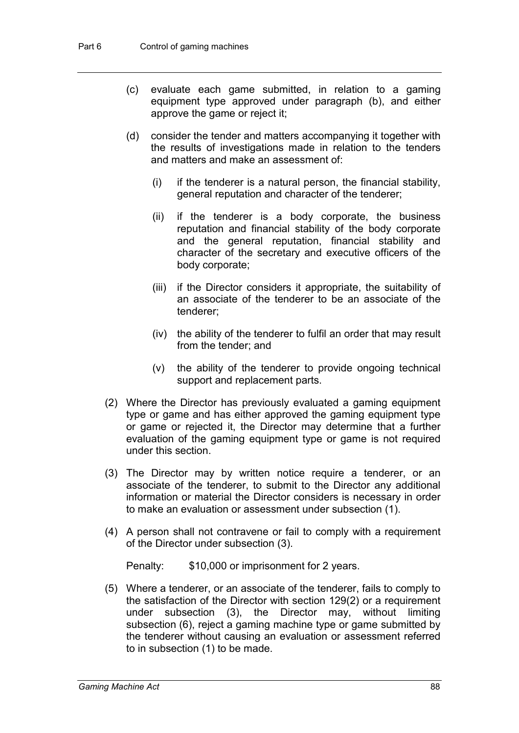(c) evaluate each game submitted, in relation to a gaming equipment type approved under paragraph (b), and either approve the game or reject it;

(d) consider the tender and matters accompanying it together with the results of investigations made in relation to the tenders and matters and make an assessment of:

   (i) if the tenderer is a natural person, the financial stability, general reputation and character of the tenderer;

   (ii) if the tenderer is a body corporate, the business reputation and financial stability of the body corporate and the general reputation, financial stability and character of the secretary and executive officers of the body corporate;

   (iii) if the Director considers it appropriate, the suitability of an associate of the tenderer to be an associate of the tenderer;

   (iv) the ability of the tenderer to fulfil an order that may result from the tender; and

   (v) the ability of the tenderer to provide ongoing technical support and replacement parts.

(2) Where the Director has previously evaluated a gaming equipment type or game and has either approved the gaming equipment type or game or rejected it, the Director may determine that a further evaluation of the gaming equipment type or game is not required under this section.

(3) The Director may by written notice require a tenderer, or an associate of the tenderer, to submit to the Director any additional information or material the Director considers is necessary in order to make an evaluation or assessment under subsection (1).

(4) A person shall not contravene or fail to comply with a requirement of the Director under subsection (3).

Penalty: $10,000 or imprisonment for 2 years.

(5) Where a tenderer, or an associate of the tenderer, fails to comply to the satisfaction of the Director with section 129(2) or a requirement under subsection (3), the Director may, without limiting subsection (6), reject a gaming machine type or game submitted by the tenderer without causing an evaluation or assessment referred to in subsection (1) to be made.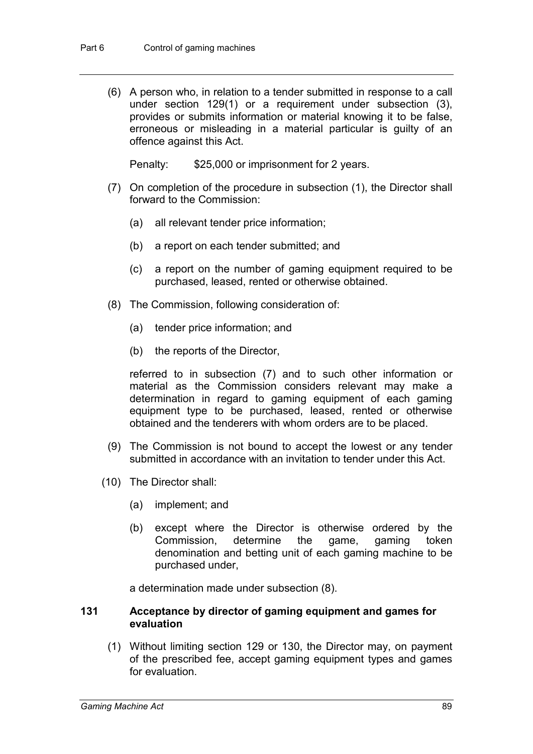(6) A person who, in relation to a tender submitted in response to a call under section 129(1) or a requirement under subsection (3), provides or submits information or material knowing it to be false, erroneous or misleading in a material particular is guilty of an offence against this Act.

Penalty: $25,000 or imprisonment for 2 years.

(7) On completion of the procedure in subsection (1), the Director shall forward to the Commission:

(a) all relevant tender price information;

(b) a report on each tender submitted; and

(c) a report on the number of gaming equipment required to be purchased, leased, rented or otherwise obtained.

(8) The Commission, following consideration of:

(a) tender price information; and

(b) the reports of the Director,

referred to in subsection (7) and to such other information or material as the Commission considers relevant may make a determination in regard to gaming equipment of each gaming equipment type to be purchased, leased, rented or otherwise obtained and the tenderers with whom orders are to be placed.

(9) The Commission is not bound to accept the lowest or any tender submitted in accordance with an invitation to tender under this Act.

(10) The Director shall:

(a) implement; and

(b) except where the Director is otherwise ordered by the Commission, determine the game, gaming token denomination and betting unit of each gaming machine to be purchased under,

a determination made under subsection (8).

### 131 Acceptance by director of gaming equipment and games for evaluation

(1) Without limiting section 129 or 130, the Director may, on payment of the prescribed fee, accept gaming equipment types and games for evaluation.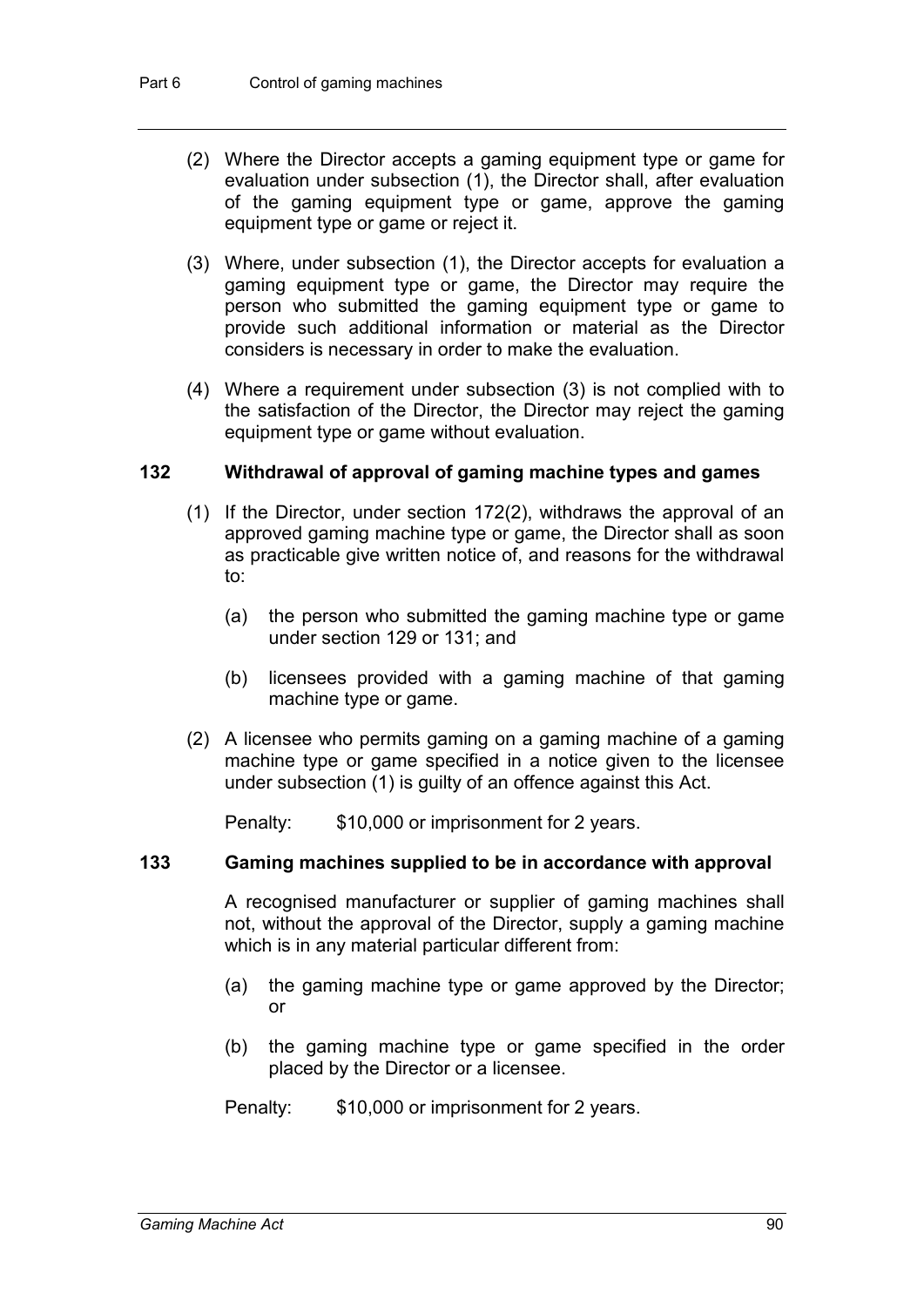(2) Where the Director accepts a gaming equipment type or game for evaluation under subsection (1), the Director shall, after evaluation of the gaming equipment type or game, approve the gaming equipment type or game or reject it.

(3) Where, under subsection (1), the Director accepts for evaluation a gaming equipment type or game, the Director may require the person who submitted the gaming equipment type or game to provide such additional information or material as the Director considers is necessary in order to make the evaluation.

(4) Where a requirement under subsection (3) is not complied with to the satisfaction of the Director, the Director may reject the gaming equipment type or game without evaluation.

### 132 Withdrawal of approval of gaming machine types and games

(1) If the Director, under section 172(2), withdraws the approval of an approved gaming machine type or game, the Director shall as soon as practicable give written notice of, and reasons for the withdrawal to:

(a) the person who submitted the gaming machine type or game under section 129 or 131; and

(b) licensees provided with a gaming machine of that gaming machine type or game.

(2) A licensee who permits gaming on a gaming machine of a gaming machine type or game specified in a notice given to the licensee under subsection (1) is guilty of an offence against this Act.

Penalty: $10,000 or imprisonment for 2 years.

### 133 Gaming machines supplied to be in accordance with approval

A recognised manufacturer or supplier of gaming machines shall not, without the approval of the Director, supply a gaming machine which is in any material particular different from:

(a) the gaming machine type or game approved by the Director; or

(b) the gaming machine type or game specified in the order placed by the Director or a licensee.

Penalty: $10,000 or imprisonment for 2 years.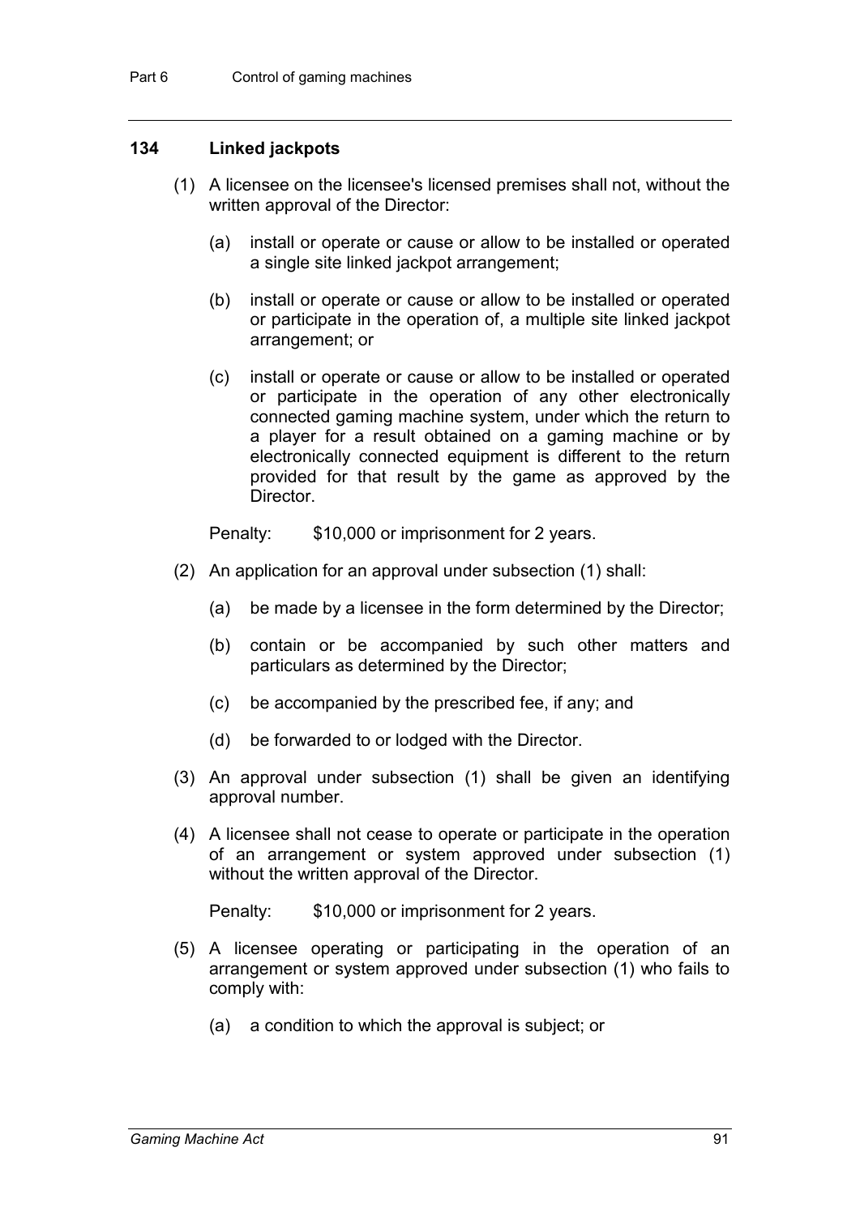### 134 Linked jackpots

(1) A licensee on the licensee's licensed premises shall not, without the written approval of the Director:

(a) install or operate or cause or allow to be installed or operated a single site linked jackpot arrangement;

(b) install or operate or cause or allow to be installed or operated or participate in the operation of, a multiple site linked jackpot arrangement; or

(c) install or operate or cause or allow to be installed or operated or participate in the operation of any other electronically connected gaming machine system, under which the return to a player for a result obtained on a gaming machine or by electronically connected equipment is different to the return provided for that result by the game as approved by the Director.

Penalty: $10,000 or imprisonment for 2 years.

(2) An application for an approval under subsection (1) shall:

(a) be made by a licensee in the form determined by the Director;

(b) contain or be accompanied by such other matters and particulars as determined by the Director;

(c) be accompanied by the prescribed fee, if any; and

(d) be forwarded to or lodged with the Director.

(3) An approval under subsection (1) shall be given an identifying approval number.

(4) A licensee shall not cease to operate or participate in the operation of an arrangement or system approved under subsection (1) without the written approval of the Director.

Penalty: $10,000 or imprisonment for 2 years.

(5) A licensee operating or participating in the operation of an arrangement or system approved under subsection (1) who fails to comply with:

(a) a condition to which the approval is subject; or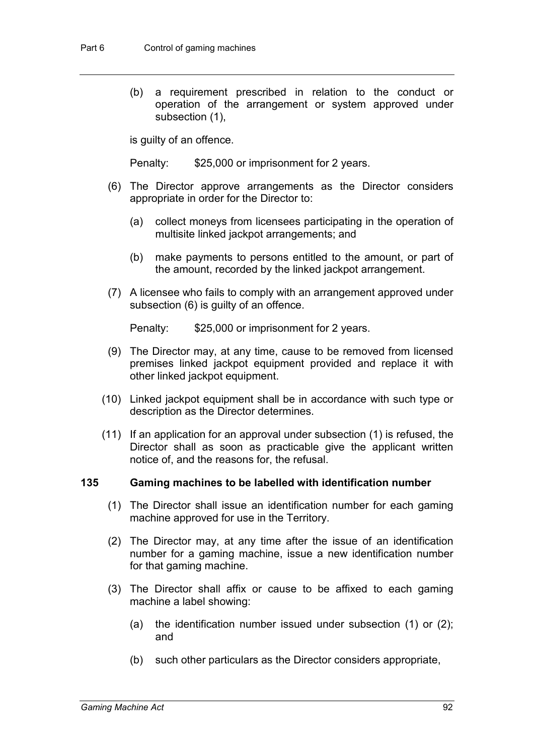(b) a requirement prescribed in relation to the conduct or operation of the arrangement or system approved under subsection (1),

is guilty of an offence.

Penalty: $25,000 or imprisonment for 2 years.

(6) The Director approve arrangements as the Director considers appropriate in order for the Director to:

(a) collect moneys from licensees participating in the operation of multisite linked jackpot arrangements; and

(b) make payments to persons entitled to the amount, or part of the amount, recorded by the linked jackpot arrangement.

(7) A licensee who fails to comply with an arrangement approved under subsection (6) is guilty of an offence.

Penalty: $25,000 or imprisonment for 2 years.

(9) The Director may, at any time, cause to be removed from licensed premises linked jackpot equipment provided and replace it with other linked jackpot equipment.

(10) Linked jackpot equipment shall be in accordance with such type or description as the Director determines.

(11) If an application for an approval under subsection (1) is refused, the Director shall as soon as practicable give the applicant written notice of, and the reasons for, the refusal.

### 135 Gaming machines to be labelled with identification number

(1) The Director shall issue an identification number for each gaming machine approved for use in the Territory.

(2) The Director may, at any time after the issue of an identification number for a gaming machine, issue a new identification number for that gaming machine.

(3) The Director shall affix or cause to be affixed to each gaming machine a label showing:

(a) the identification number issued under subsection (1) or (2); and

(b) such other particulars as the Director considers appropriate,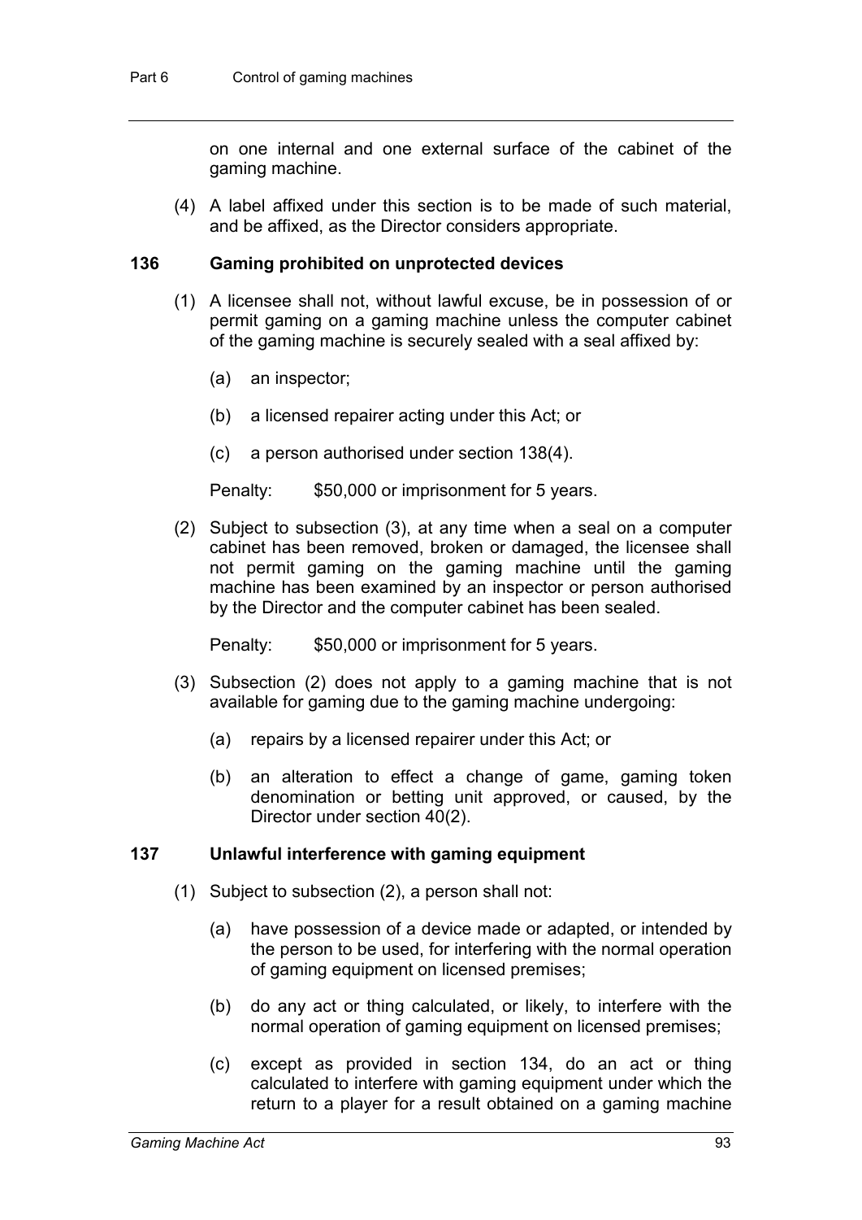on one internal and one external surface of the cabinet of the gaming machine.

(4) A label affixed under this section is to be made of such material, and be affixed, as the Director considers appropriate.

### 136 Gaming prohibited on unprotected devices

(1) A licensee shall not, without lawful excuse, be in possession of or permit gaming on a gaming machine unless the computer cabinet of the gaming machine is securely sealed with a seal affixed by:

(a) an inspector;

(b) a licensed repairer acting under this Act; or

(c) a person authorised under section 138(4).

Penalty: $50,000 or imprisonment for 5 years.

(2) Subject to subsection (3), at any time when a seal on a computer cabinet has been removed, broken or damaged, the licensee shall not permit gaming on the gaming machine until the gaming machine has been examined by an inspector or person authorised by the Director and the computer cabinet has been sealed.

Penalty: $50,000 or imprisonment for 5 years.

(3) Subsection (2) does not apply to a gaming machine that is not available for gaming due to the gaming machine undergoing:

(a) repairs by a licensed repairer under this Act; or

(b) an alteration to effect a change of game, gaming token denomination or betting unit approved, or caused, by the Director under section 40(2).

### 137 Unlawful interference with gaming equipment

(1) Subject to subsection (2), a person shall not:

(a) have possession of a device made or adapted, or intended by the person to be used, for interfering with the normal operation of gaming equipment on licensed premises;

(b) do any act or thing calculated, or likely, to interfere with the normal operation of gaming equipment on licensed premises;

(c) except as provided in section 134, do an act or thing calculated to interfere with gaming equipment under which the return to a player for a result obtained on a gaming machine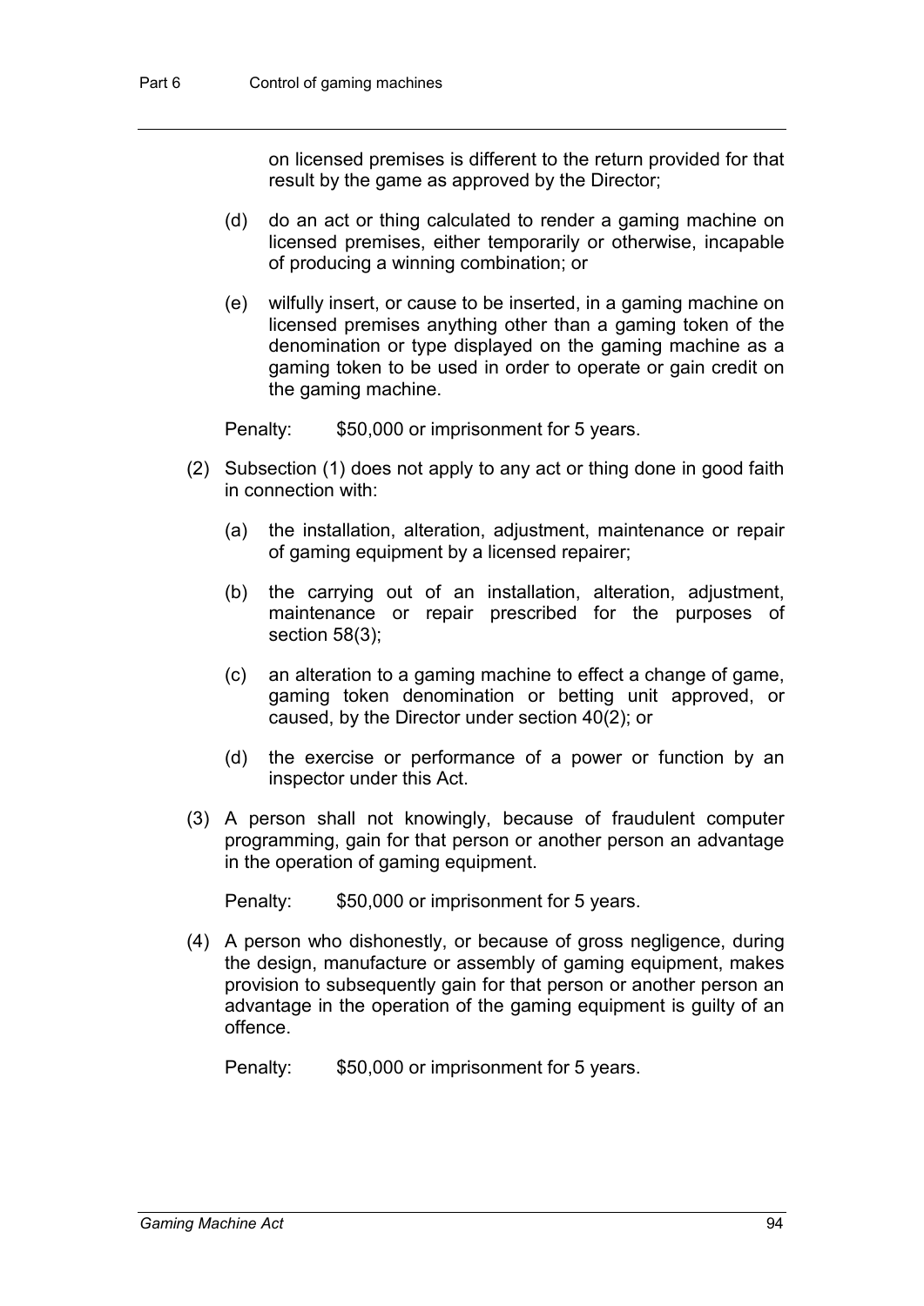on licensed premises is different to the return provided for that result by the game as approved by the Director;

(d) do an act or thing calculated to render a gaming machine on licensed premises, either temporarily or otherwise, incapable of producing a winning combination; or

(e) wilfully insert, or cause to be inserted, in a gaming machine on licensed premises anything other than a gaming token of the denomination or type displayed on the gaming machine as a gaming token to be used in order to operate or gain credit on the gaming machine.

Penalty: $50,000 or imprisonment for 5 years.

(2) Subsection (1) does not apply to any act or thing done in good faith in connection with:

(a) the installation, alteration, adjustment, maintenance or repair of gaming equipment by a licensed repairer;

(b) the carrying out of an installation, alteration, adjustment, maintenance or repair prescribed for the purposes of section 58(3);

(c) an alteration to a gaming machine to effect a change of game, gaming token denomination or betting unit approved, or caused, by the Director under section 40(2); or

(d) the exercise or performance of a power or function by an inspector under this Act.

(3) A person shall not knowingly, because of fraudulent computer programming, gain for that person or another person an advantage in the operation of gaming equipment.

Penalty: $50,000 or imprisonment for 5 years.

(4) A person who dishonestly, or because of gross negligence, during the design, manufacture or assembly of gaming equipment, makes provision to subsequently gain for that person or another person an advantage in the operation of the gaming equipment is guilty of an offence.

Penalty: $50,000 or imprisonment for 5 years.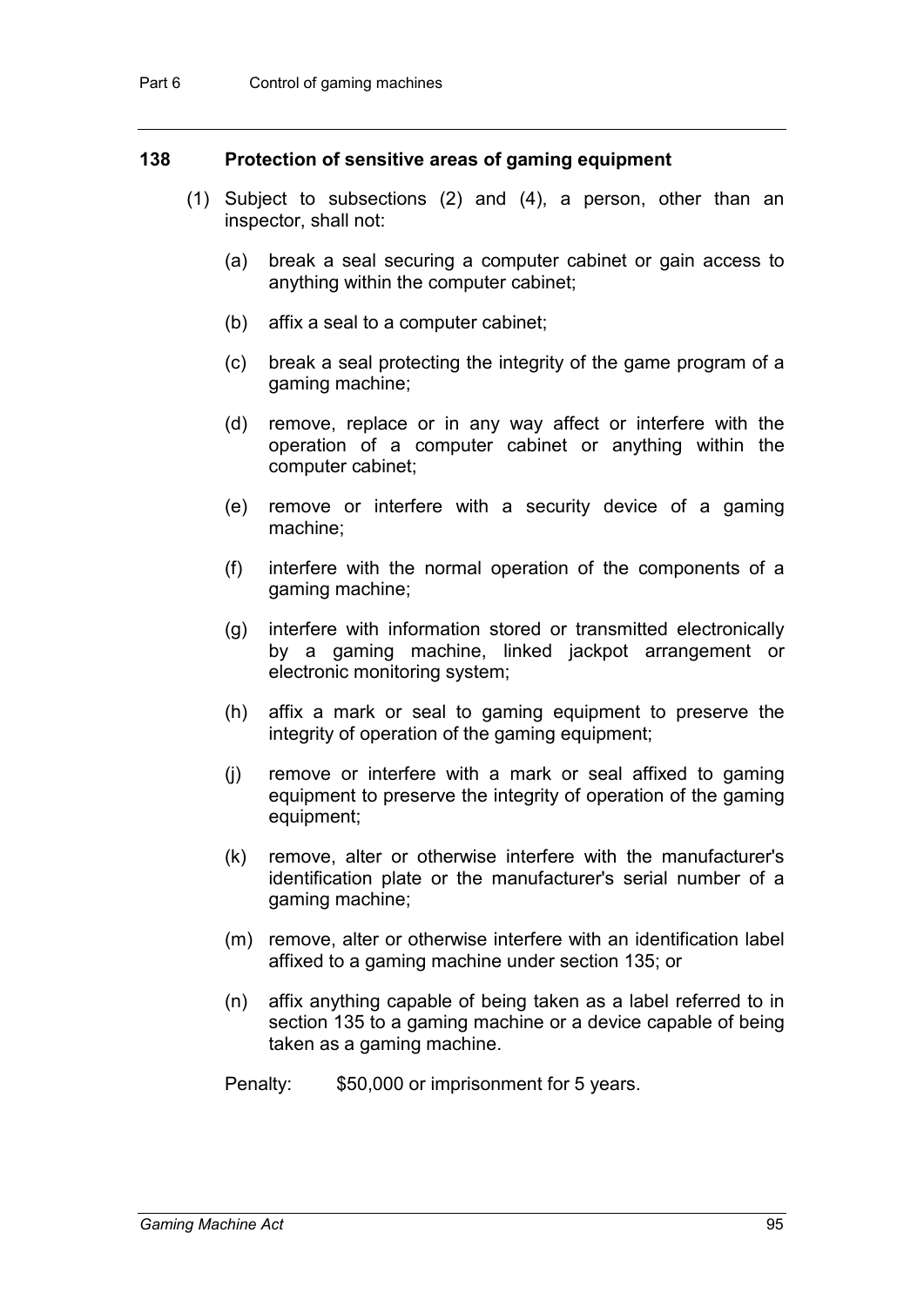### 138 Protection of sensitive areas of gaming equipment

(1) Subject to subsections (2) and (4), a person, other than an inspector, shall not:

(a) break a seal securing a computer cabinet or gain access to anything within the computer cabinet;

(b) affix a seal to a computer cabinet;

(c) break a seal protecting the integrity of the game program of a gaming machine;

(d) remove, replace or in any way affect or interfere with the operation of a computer cabinet or anything within the computer cabinet;

(e) remove or interfere with a security device of a gaming machine;

(f) interfere with the normal operation of the components of a gaming machine;

(g) interfere with information stored or transmitted electronically by a gaming machine, linked jackpot arrangement or electronic monitoring system;

(h) affix a mark or seal to gaming equipment to preserve the integrity of operation of the gaming equipment;

(j) remove or interfere with a mark or seal affixed to gaming equipment to preserve the integrity of operation of the gaming equipment;

(k) remove, alter or otherwise interfere with the manufacturer's identification plate or the manufacturer's serial number of a gaming machine;

(m) remove, alter or otherwise interfere with an identification label affixed to a gaming machine under section 135; or

(n) affix anything capable of being taken as a label referred to in section 135 to a gaming machine or a device capable of being taken as a gaming machine.

Penalty: $50,000 or imprisonment for 5 years.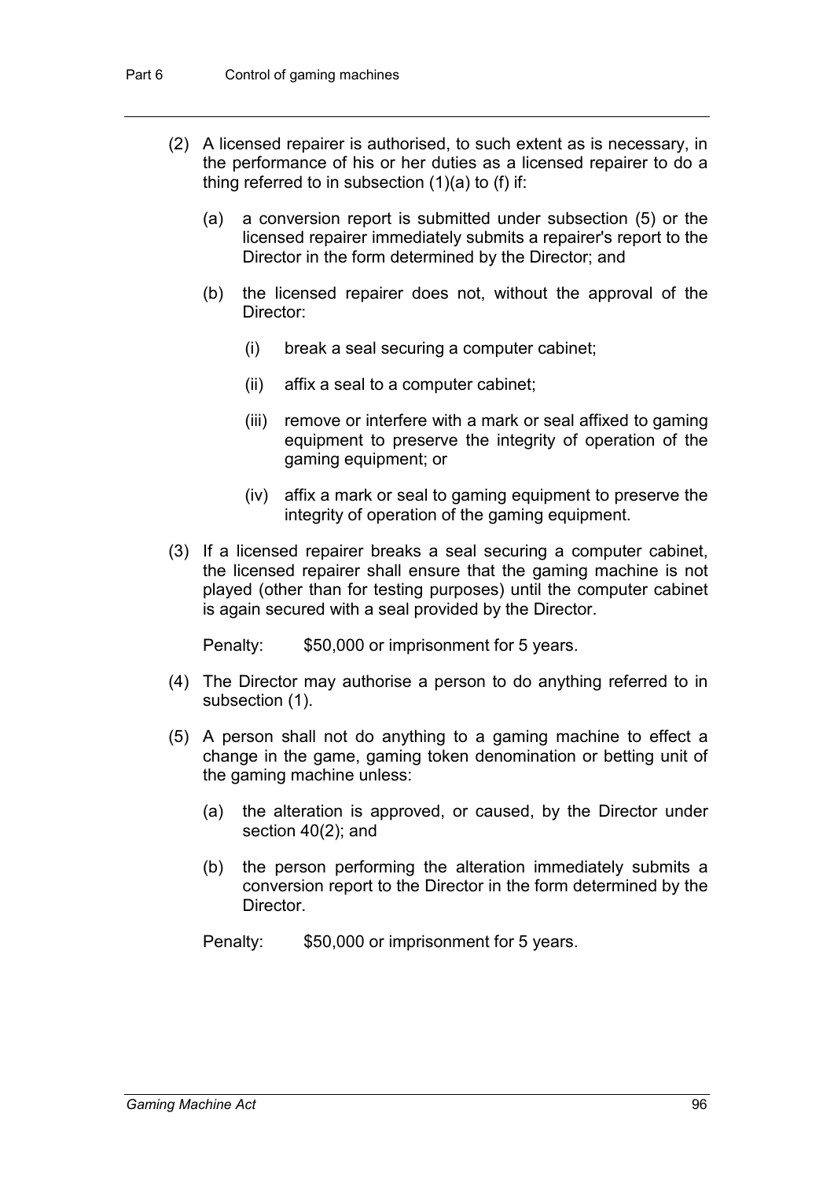(2) A licensed repairer is authorised, to such extent as is necessary, in the performance of his or her duties as a licensed repairer to do a thing referred to in subsection (1)(a) to (f) if:

(a) a conversion report is submitted under subsection (5) or the licensed repairer immediately submits a repairer's report to the Director in the form determined by the Director; and

(b) the licensed repairer does not, without the approval of the Director:

(i) break a seal securing a computer cabinet;

(ii) affix a seal to a computer cabinet;

(iii) remove or interfere with a mark or seal affixed to gaming equipment to preserve the integrity of operation of the gaming equipment; or

(iv) affix a mark or seal to gaming equipment to preserve the integrity of operation of the gaming equipment.

(3) If a licensed repairer breaks a seal securing a computer cabinet, the licensed repairer shall ensure that the gaming machine is not played (other than for testing purposes) until the computer cabinet is again secured with a seal provided by the Director.

Penalty: $50,000 or imprisonment for 5 years.

(4) The Director may authorise a person to do anything referred to in subsection (1).

(5) A person shall not do anything to a gaming machine to effect a change in the game, gaming token denomination or betting unit of the gaming machine unless:

(a) the alteration is approved, or caused, by the Director under section 40(2); and

(b) the person performing the alteration immediately submits a conversion report to the Director in the form determined by the Director.

Penalty: $50,000 or imprisonment for 5 years.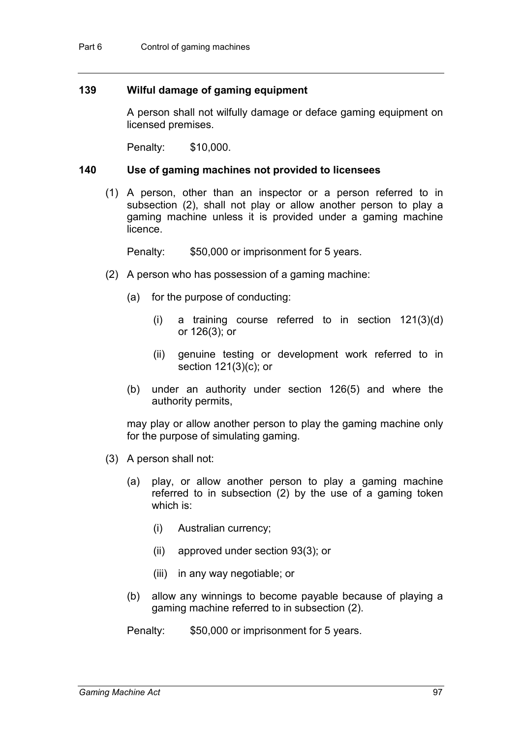### 139 Wilful damage of gaming equipment

A person shall not wilfully damage or deface gaming equipment on licensed premises.

Penalty: $10,000.

### 140 Use of gaming machines not provided to licensees

(1) A person, other than an inspector or a person referred to in subsection (2), shall not play or allow another person to play a gaming machine unless it is provided under a gaming machine licence.

Penalty: $50,000 or imprisonment for 5 years.

(2) A person who has possession of a gaming machine:

(a) for the purpose of conducting:

(i) a training course referred to in section 121(3)(d) or 126(3); or

(ii) genuine testing or development work referred to in section 121(3)(c); or

(b) under an authority under section 126(5) and where the authority permits,

may play or allow another person to play the gaming machine only for the purpose of simulating gaming.

(3) A person shall not:

(a) play, or allow another person to play a gaming machine referred to in subsection (2) by the use of a gaming token which is:

(i) Australian currency;

(ii) approved under section 93(3); or

(iii) in any way negotiable; or

(b) allow any winnings to become payable because of playing a gaming machine referred to in subsection (2).

Penalty: $50,000 or imprisonment for 5 years.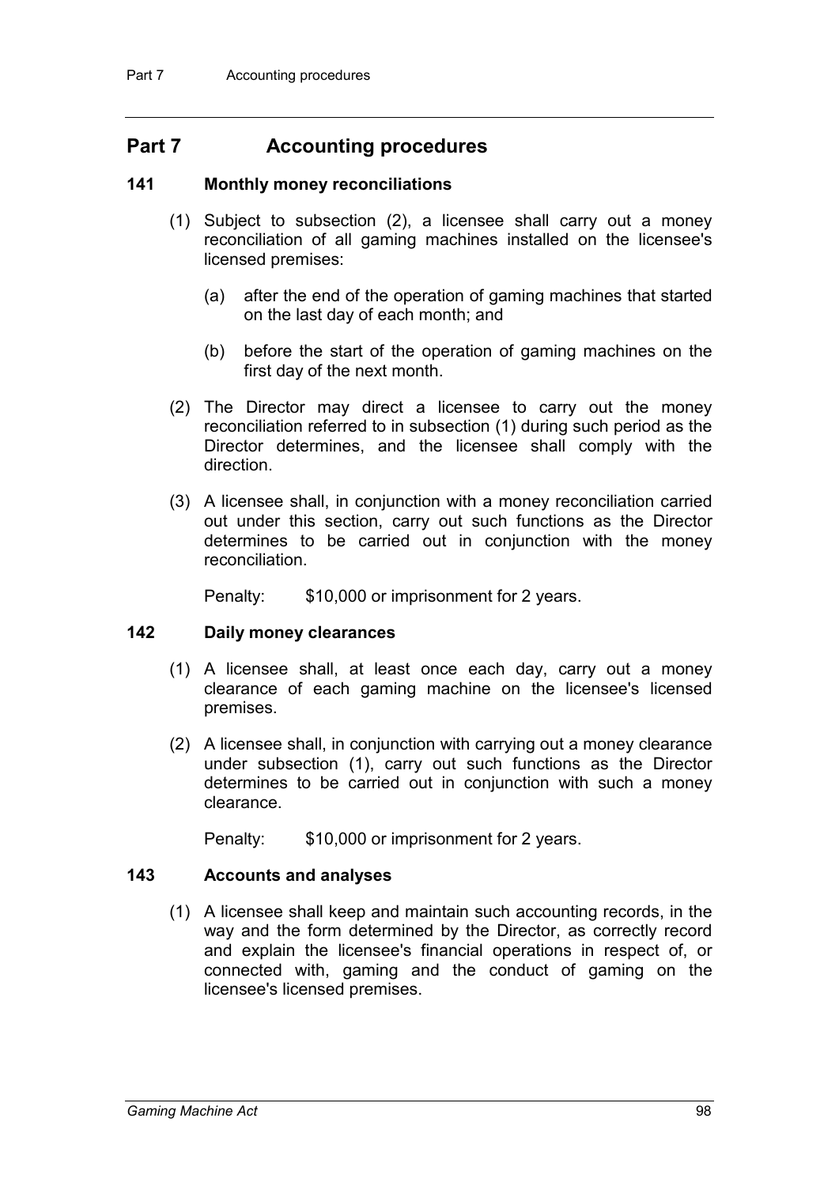# Part 7 Accounting procedures

## 141 Monthly money reconciliations

(1) Subject to subsection (2), a licensee shall carry out a money reconciliation of all gaming machines installed on the licensee's licensed premises:

(a) after the end of the operation of gaming machines that started on the last day of each month; and

(b) before the start of the operation of gaming machines on the first day of the next month.

(2) The Director may direct a licensee to carry out the money reconciliation referred to in subsection (1) during such period as the Director determines, and the licensee shall comply with the direction.

(3) A licensee shall, in conjunction with a money reconciliation carried out under this section, carry out such functions as the Director determines to be carried out in conjunction with the money reconciliation.

Penalty: $10,000 or imprisonment for 2 years.

## 142 Daily money clearances

(1) A licensee shall, at least once each day, carry out a money clearance of each gaming machine on the licensee's licensed premises.

(2) A licensee shall, in conjunction with carrying out a money clearance under subsection (1), carry out such functions as the Director determines to be carried out in conjunction with such a money clearance.

Penalty: $10,000 or imprisonment for 2 years.

## 143 Accounts and analyses

(1) A licensee shall keep and maintain such accounting records, in the way and the form determined by the Director, as correctly record and explain the licensee's financial operations in respect of, or connected with, gaming and the conduct of gaming on the licensee's licensed premises.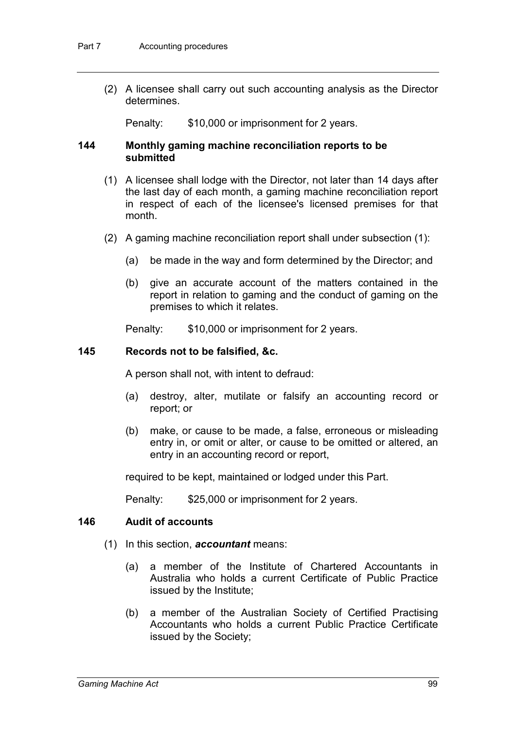(2) A licensee shall carry out such accounting analysis as the Director determines.

Penalty: $10,000 or imprisonment for 2 years.

### 144 Monthly gaming machine reconciliation reports to be submitted

(1) A licensee shall lodge with the Director, not later than 14 days after the last day of each month, a gaming machine reconciliation report in respect of each of the licensee's licensed premises for that month.

(2) A gaming machine reconciliation report shall under subsection (1):

(a) be made in the way and form determined by the Director; and

(b) give an accurate account of the matters contained in the report in relation to gaming and the conduct of gaming on the premises to which it relates.

Penalty: $10,000 or imprisonment for 2 years.

### 145 Records not to be falsified, &c.

A person shall not, with intent to defraud:

(a) destroy, alter, mutilate or falsify an accounting record or report; or

(b) make, or cause to be made, a false, erroneous or misleading entry in, or omit or alter, or cause to be omitted or altered, an entry in an accounting record or report,

required to be kept, maintained or lodged under this Part.

Penalty: $25,000 or imprisonment for 2 years.

### 146 Audit of accounts

(1) In this section, ***accountant*** means:

(a) a member of the Institute of Chartered Accountants in Australia who holds a current Certificate of Public Practice issued by the Institute;

(b) a member of the Australian Society of Certified Practising Accountants who holds a current Public Practice Certificate issued by the Society;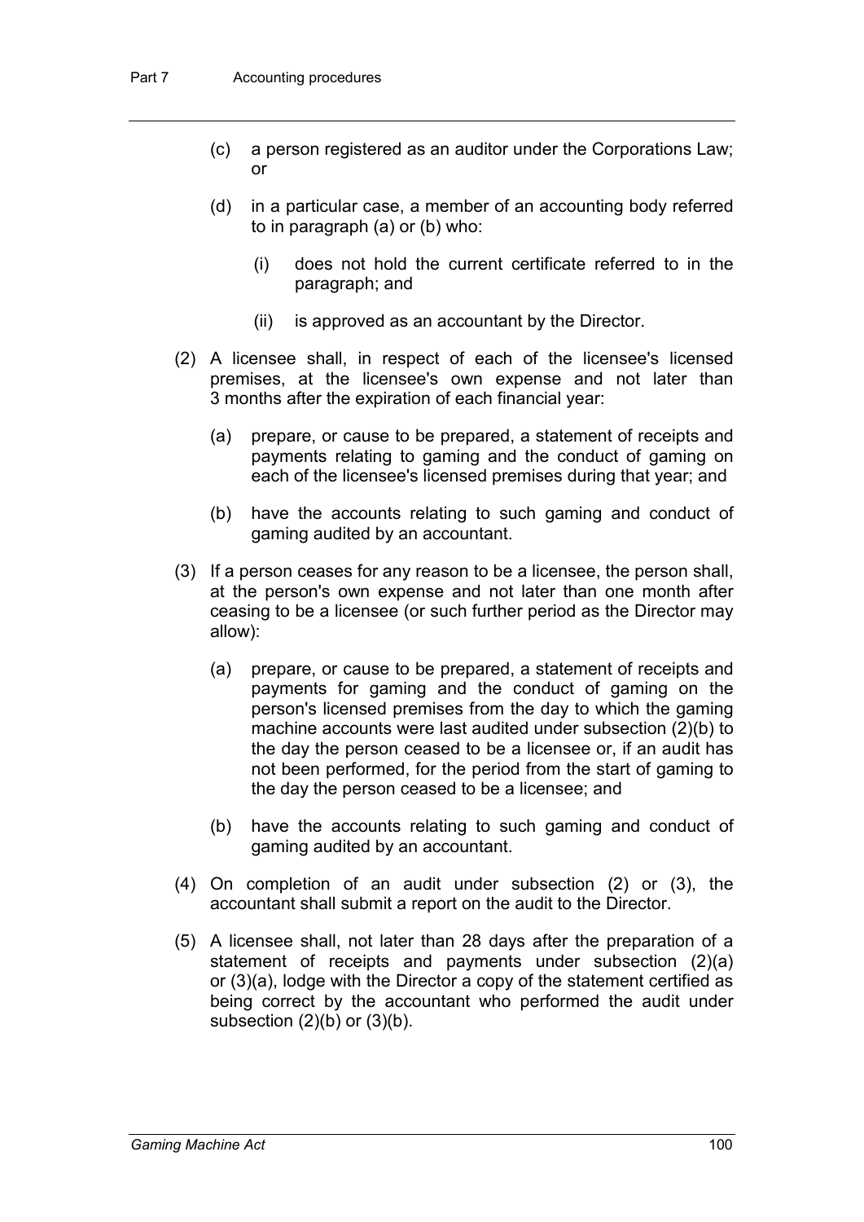(c) a person registered as an auditor under the Corporations Law; or

(d) in a particular case, a member of an accounting body referred to in paragraph (a) or (b) who:

  (i) does not hold the current certificate referred to in the paragraph; and

  (ii) is approved as an accountant by the Director.

(2) A licensee shall, in respect of each of the licensee's licensed premises, at the licensee's own expense and not later than 3 months after the expiration of each financial year:

  (a) prepare, or cause to be prepared, a statement of receipts and payments relating to gaming and the conduct of gaming on each of the licensee's licensed premises during that year; and

  (b) have the accounts relating to such gaming and conduct of gaming audited by an accountant.

(3) If a person ceases for any reason to be a licensee, the person shall, at the person's own expense and not later than one month after ceasing to be a licensee (or such further period as the Director may allow):

  (a) prepare, or cause to be prepared, a statement of receipts and payments for gaming and the conduct of gaming on the person's licensed premises from the day to which the gaming machine accounts were last audited under subsection (2)(b) to the day the person ceased to be a licensee or, if an audit has not been performed, for the period from the start of gaming to the day the person ceased to be a licensee; and

  (b) have the accounts relating to such gaming and conduct of gaming audited by an accountant.

(4) On completion of an audit under subsection (2) or (3), the accountant shall submit a report on the audit to the Director.

(5) A licensee shall, not later than 28 days after the preparation of a statement of receipts and payments under subsection (2)(a) or (3)(a), lodge with the Director a copy of the statement certified as being correct by the accountant who performed the audit under subsection (2)(b) or (3)(b).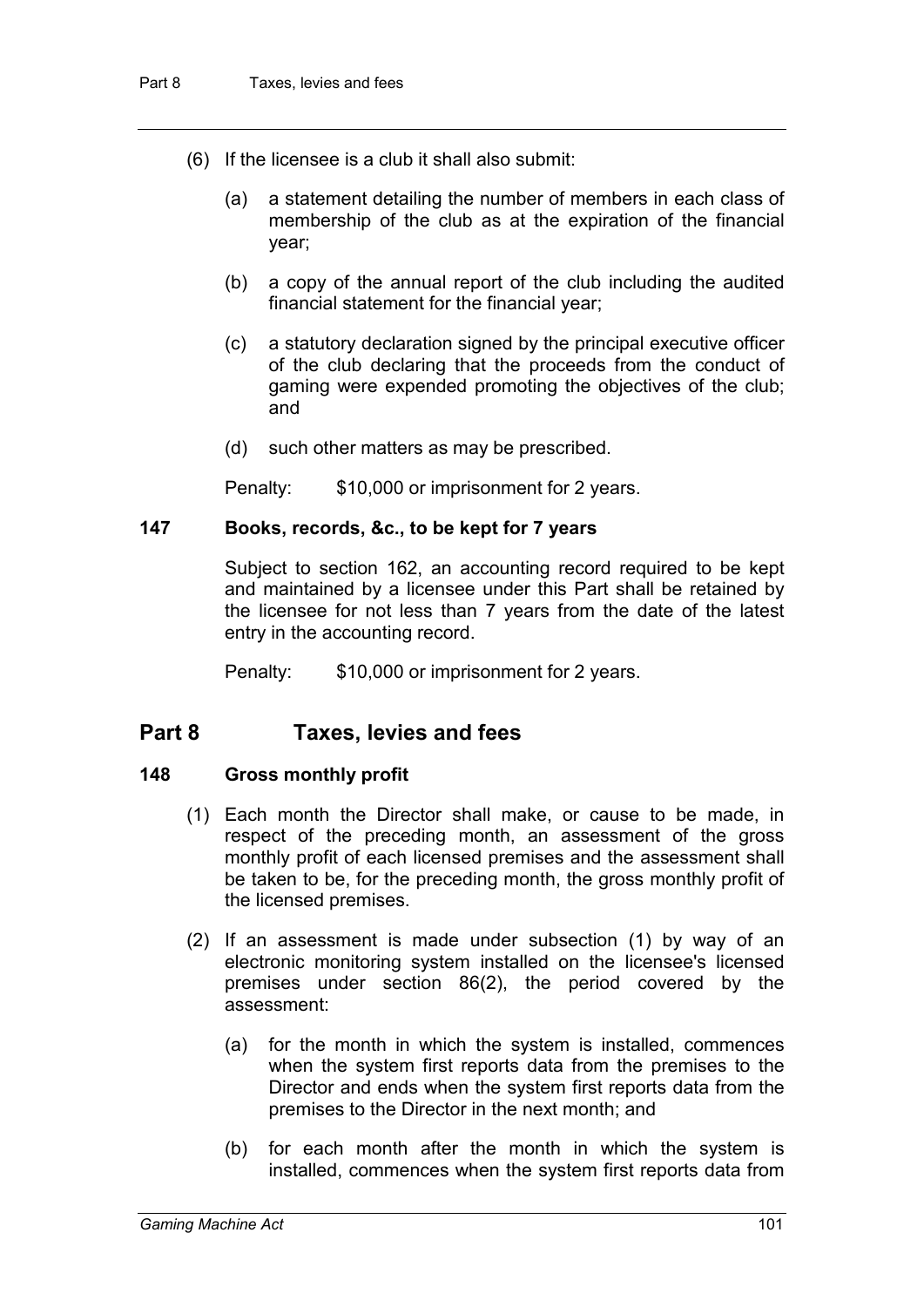(6) If the licensee is a club it shall also submit:

(a) a statement detailing the number of members in each class of membership of the club as at the expiration of the financial year;

(b) a copy of the annual report of the club including the audited financial statement for the financial year;

(c) a statutory declaration signed by the principal executive officer of the club declaring that the proceeds from the conduct of gaming were expended promoting the objectives of the club; and

(d) such other matters as may be prescribed.

Penalty: $10,000 or imprisonment for 2 years.

### 147 Books, records, &c., to be kept for 7 years

Subject to section 162, an accounting record required to be kept and maintained by a licensee under this Part shall be retained by the licensee for not less than 7 years from the date of the latest entry in the accounting record.

Penalty: $10,000 or imprisonment for 2 years.

## Part 8 Taxes, levies and fees

### 148 Gross monthly profit

(1) Each month the Director shall make, or cause to be made, in respect of the preceding month, an assessment of the gross monthly profit of each licensed premises and the assessment shall be taken to be, for the preceding month, the gross monthly profit of the licensed premises.

(2) If an assessment is made under subsection (1) by way of an electronic monitoring system installed on the licensee's licensed premises under section 86(2), the period covered by the assessment:

(a) for the month in which the system is installed, commences when the system first reports data from the premises to the Director and ends when the system first reports data from the premises to the Director in the next month; and

(b) for each month after the month in which the system is installed, commences when the system first reports data from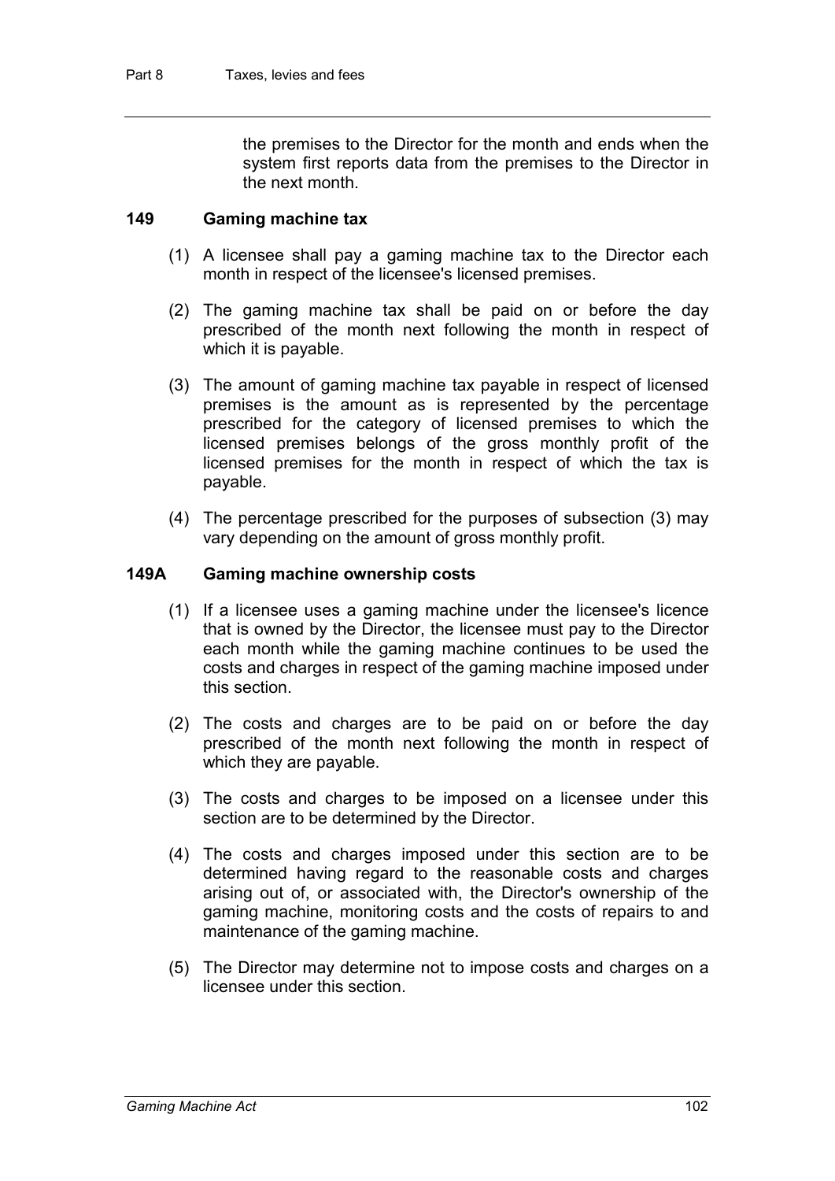the premises to the Director for the month and ends when the system first reports data from the premises to the Director in the next month.

### 149 Gaming machine tax

(1) A licensee shall pay a gaming machine tax to the Director each month in respect of the licensee's licensed premises.

(2) The gaming machine tax shall be paid on or before the day prescribed of the month next following the month in respect of which it is payable.

(3) The amount of gaming machine tax payable in respect of licensed premises is the amount as is represented by the percentage prescribed for the category of licensed premises to which the licensed premises belongs of the gross monthly profit of the licensed premises for the month in respect of which the tax is payable.

(4) The percentage prescribed for the purposes of subsection (3) may vary depending on the amount of gross monthly profit.

### 149A Gaming machine ownership costs

(1) If a licensee uses a gaming machine under the licensee's licence that is owned by the Director, the licensee must pay to the Director each month while the gaming machine continues to be used the costs and charges in respect of the gaming machine imposed under this section.

(2) The costs and charges are to be paid on or before the day prescribed of the month next following the month in respect of which they are payable.

(3) The costs and charges to be imposed on a licensee under this section are to be determined by the Director.

(4) The costs and charges imposed under this section are to be determined having regard to the reasonable costs and charges arising out of, or associated with, the Director's ownership of the gaming machine, monitoring costs and the costs of repairs to and maintenance of the gaming machine.

(5) The Director may determine not to impose costs and charges on a licensee under this section.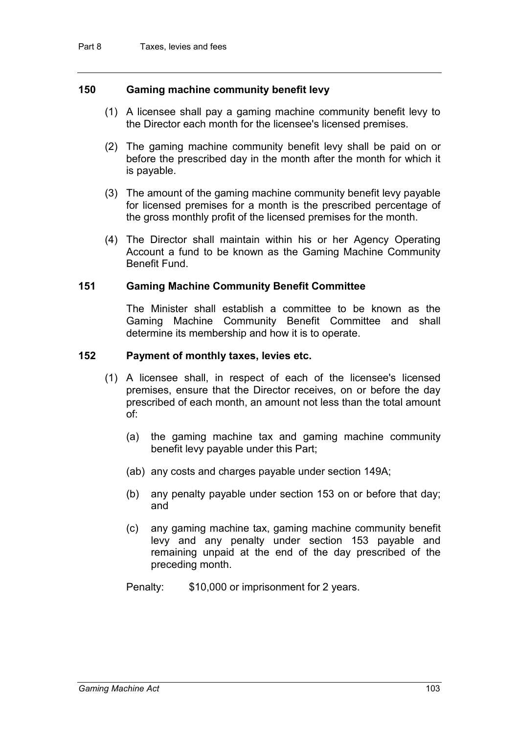### 150 Gaming machine community benefit levy

(1) A licensee shall pay a gaming machine community benefit levy to the Director each month for the licensee's licensed premises.

(2) The gaming machine community benefit levy shall be paid on or before the prescribed day in the month after the month for which it is payable.

(3) The amount of the gaming machine community benefit levy payable for licensed premises for a month is the prescribed percentage of the gross monthly profit of the licensed premises for the month.

(4) The Director shall maintain within his or her Agency Operating Account a fund to be known as the Gaming Machine Community Benefit Fund.

### 151 Gaming Machine Community Benefit Committee

The Minister shall establish a committee to be known as the Gaming Machine Community Benefit Committee and shall determine its membership and how it is to operate.

### 152 Payment of monthly taxes, levies etc.

(1) A licensee shall, in respect of each of the licensee's licensed premises, ensure that the Director receives, on or before the day prescribed of each month, an amount not less than the total amount of:

(a) the gaming machine tax and gaming machine community benefit levy payable under this Part;

(ab) any costs and charges payable under section 149A;

(b) any penalty payable under section 153 on or before that day; and

(c) any gaming machine tax, gaming machine community benefit levy and any penalty under section 153 payable and remaining unpaid at the end of the day prescribed of the preceding month.

Penalty: $10,000 or imprisonment for 2 years.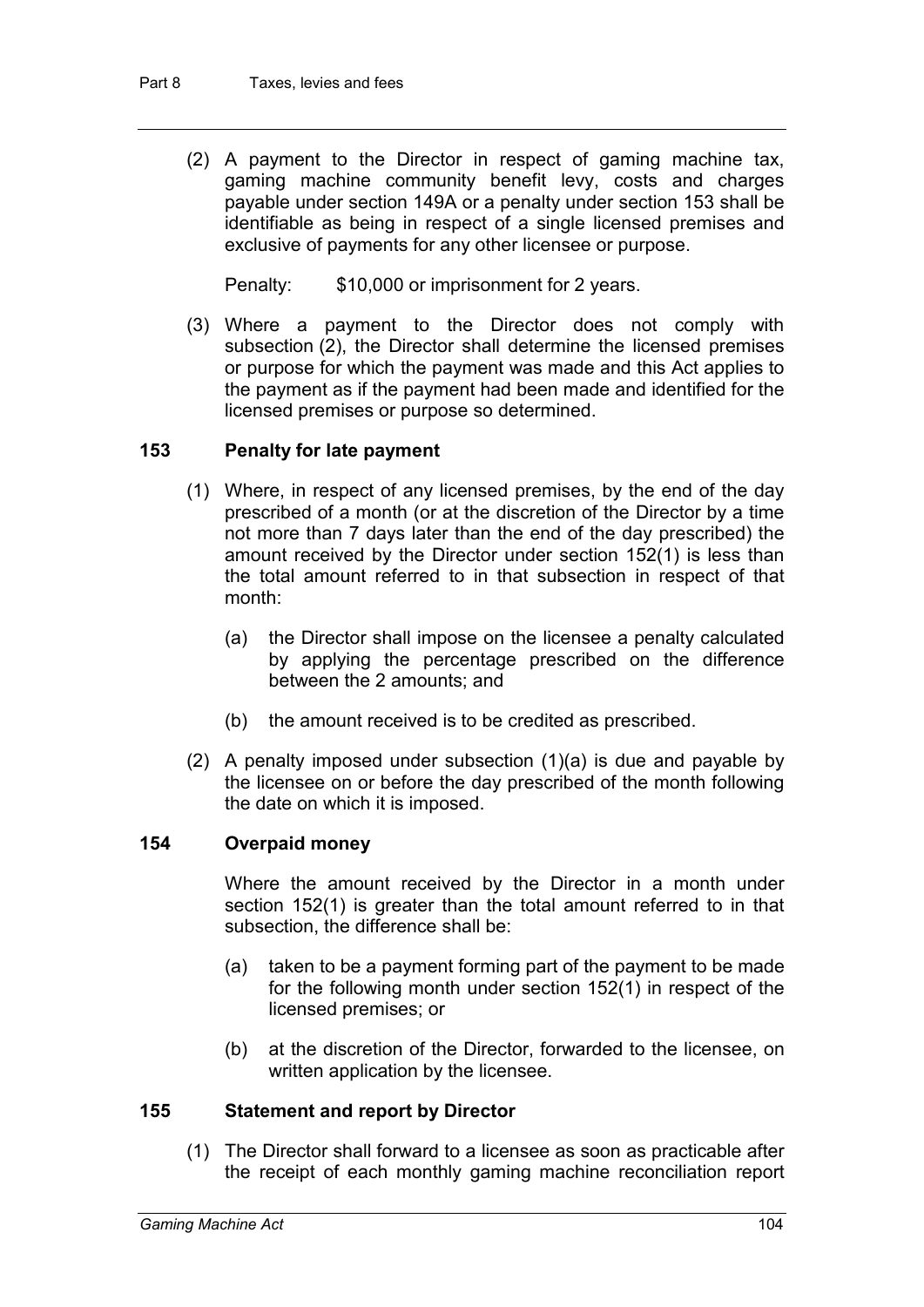(2) A payment to the Director in respect of gaming machine tax, gaming machine community benefit levy, costs and charges payable under section 149A or a penalty under section 153 shall be identifiable as being in respect of a single licensed premises and exclusive of payments for any other licensee or purpose.

Penalty: $10,000 or imprisonment for 2 years.

(3) Where a payment to the Director does not comply with subsection (2), the Director shall determine the licensed premises or purpose for which the payment was made and this Act applies to the payment as if the payment had been made and identified for the licensed premises or purpose so determined.

### 153 Penalty for late payment

(1) Where, in respect of any licensed premises, by the end of the day prescribed of a month (or at the discretion of the Director by a time not more than 7 days later than the end of the day prescribed) the amount received by the Director under section 152(1) is less than the total amount referred to in that subsection in respect of that month:

(a) the Director shall impose on the licensee a penalty calculated by applying the percentage prescribed on the difference between the 2 amounts; and

(b) the amount received is to be credited as prescribed.

(2) A penalty imposed under subsection (1)(a) is due and payable by the licensee on or before the day prescribed of the month following the date on which it is imposed.

### 154 Overpaid money

Where the amount received by the Director in a month under section 152(1) is greater than the total amount referred to in that subsection, the difference shall be:

(a) taken to be a payment forming part of the payment to be made for the following month under section 152(1) in respect of the licensed premises; or

(b) at the discretion of the Director, forwarded to the licensee, on written application by the licensee.

### 155 Statement and report by Director

(1) The Director shall forward to a licensee as soon as practicable after the receipt of each monthly gaming machine reconciliation report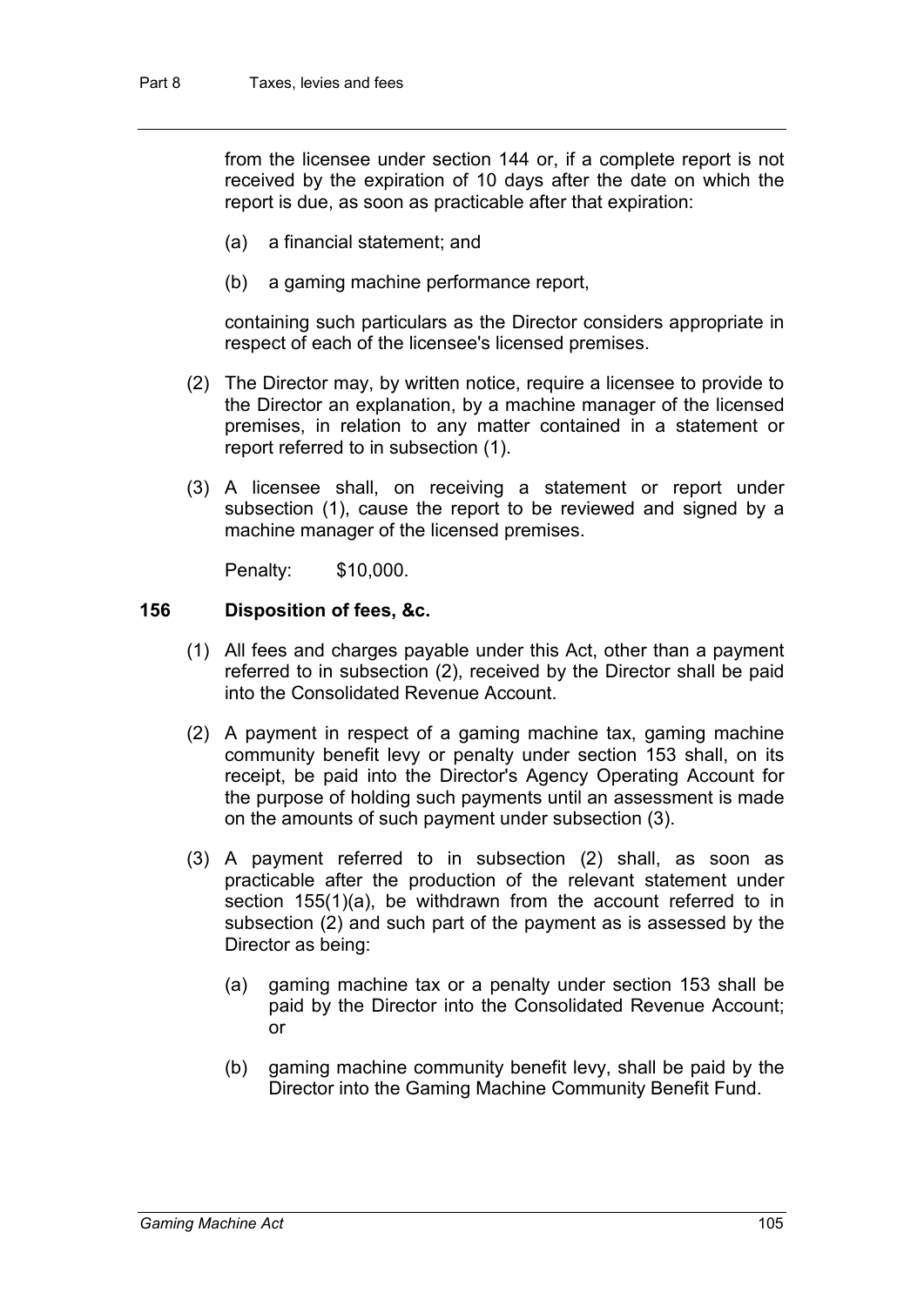from the licensee under section 144 or, if a complete report is not received by the expiration of 10 days after the date on which the report is due, as soon as practicable after that expiration:

(a) a financial statement; and

(b) a gaming machine performance report,

containing such particulars as the Director considers appropriate in respect of each of the licensee's licensed premises.

(2) The Director may, by written notice, require a licensee to provide to the Director an explanation, by a machine manager of the licensed premises, in relation to any matter contained in a statement or report referred to in subsection (1).

(3) A licensee shall, on receiving a statement or report under subsection (1), cause the report to be reviewed and signed by a machine manager of the licensed premises.

Penalty: $10,000.

### 156 Disposition of fees, &c.

(1) All fees and charges payable under this Act, other than a payment referred to in subsection (2), received by the Director shall be paid into the Consolidated Revenue Account.

(2) A payment in respect of a gaming machine tax, gaming machine community benefit levy or penalty under section 153 shall, on its receipt, be paid into the Director's Agency Operating Account for the purpose of holding such payments until an assessment is made on the amounts of such payment under subsection (3).

(3) A payment referred to in subsection (2) shall, as soon as practicable after the production of the relevant statement under section 155(1)(a), be withdrawn from the account referred to in subsection (2) and such part of the payment as is assessed by the Director as being:

(a) gaming machine tax or a penalty under section 153 shall be paid by the Director into the Consolidated Revenue Account; or

(b) gaming machine community benefit levy, shall be paid by the Director into the Gaming Machine Community Benefit Fund.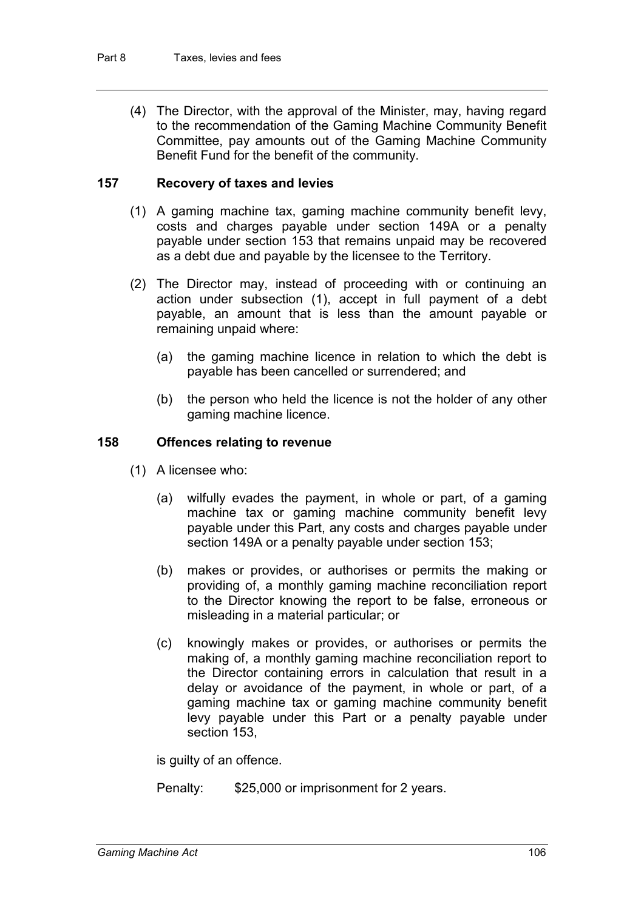(4) The Director, with the approval of the Minister, may, having regard to the recommendation of the Gaming Machine Community Benefit Committee, pay amounts out of the Gaming Machine Community Benefit Fund for the benefit of the community.

### 157 Recovery of taxes and levies

(1) A gaming machine tax, gaming machine community benefit levy, costs and charges payable under section 149A or a penalty payable under section 153 that remains unpaid may be recovered as a debt due and payable by the licensee to the Territory.

(2) The Director may, instead of proceeding with or continuing an action under subsection (1), accept in full payment of a debt payable, an amount that is less than the amount payable or remaining unpaid where:

(a) the gaming machine licence in relation to which the debt is payable has been cancelled or surrendered; and

(b) the person who held the licence is not the holder of any other gaming machine licence.

### 158 Offences relating to revenue

(1) A licensee who:

(a) wilfully evades the payment, in whole or part, of a gaming machine tax or gaming machine community benefit levy payable under this Part, any costs and charges payable under section 149A or a penalty payable under section 153;

(b) makes or provides, or authorises or permits the making or providing of, a monthly gaming machine reconciliation report to the Director knowing the report to be false, erroneous or misleading in a material particular; or

(c) knowingly makes or provides, or authorises or permits the making of, a monthly gaming machine reconciliation report to the Director containing errors in calculation that result in a delay or avoidance of the payment, in whole or part, of a gaming machine tax or gaming machine community benefit levy payable under this Part or a penalty payable under section 153,

is guilty of an offence.

Penalty: $25,000 or imprisonment for 2 years.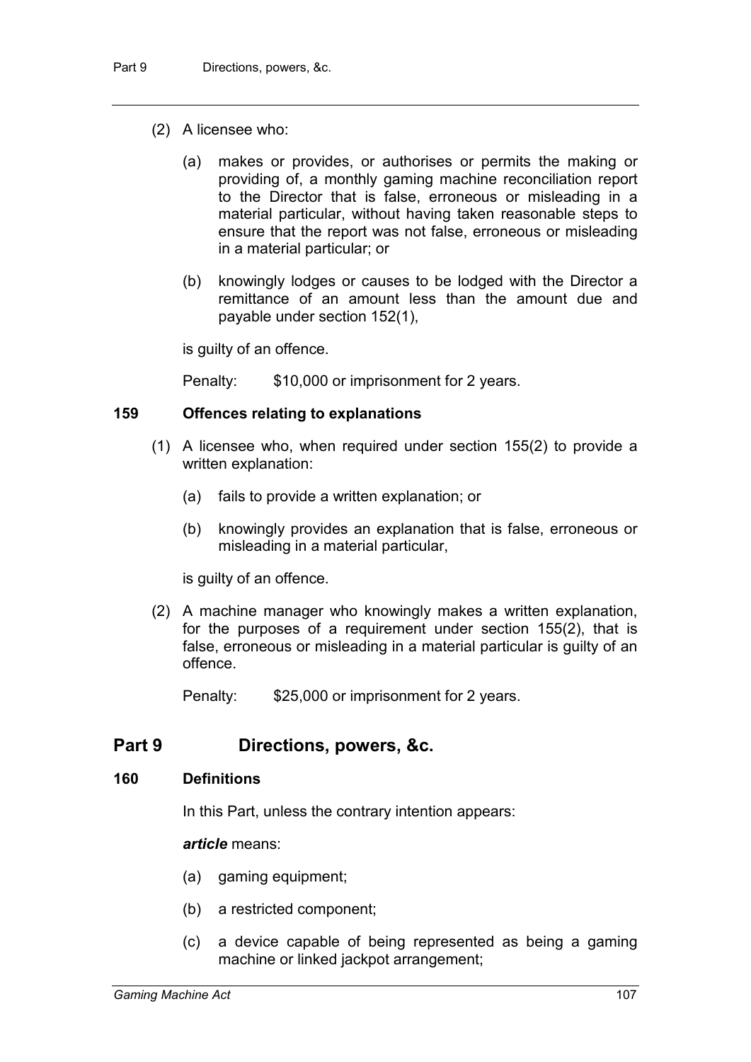(2) A licensee who:

(a) makes or provides, or authorises or permits the making or providing of, a monthly gaming machine reconciliation report to the Director that is false, erroneous or misleading in a material particular, without having taken reasonable steps to ensure that the report was not false, erroneous or misleading in a material particular; or

(b) knowingly lodges or causes to be lodged with the Director a remittance of an amount less than the amount due and payable under section 152(1),

is guilty of an offence.

Penalty: $10,000 or imprisonment for 2 years.

### 159 Offences relating to explanations

(1) A licensee who, when required under section 155(2) to provide a written explanation:

(a) fails to provide a written explanation; or

(b) knowingly provides an explanation that is false, erroneous or misleading in a material particular,

is guilty of an offence.

(2) A machine manager who knowingly makes a written explanation, for the purposes of a requirement under section 155(2), that is false, erroneous or misleading in a material particular is guilty of an offence.

Penalty: $25,000 or imprisonment for 2 years.

## Part 9 Directions, powers, &c.

### 160 Definitions

In this Part, unless the contrary intention appears:

***article*** means:

(a) gaming equipment;

(b) a restricted component;

(c) a device capable of being represented as being a gaming machine or linked jackpot arrangement;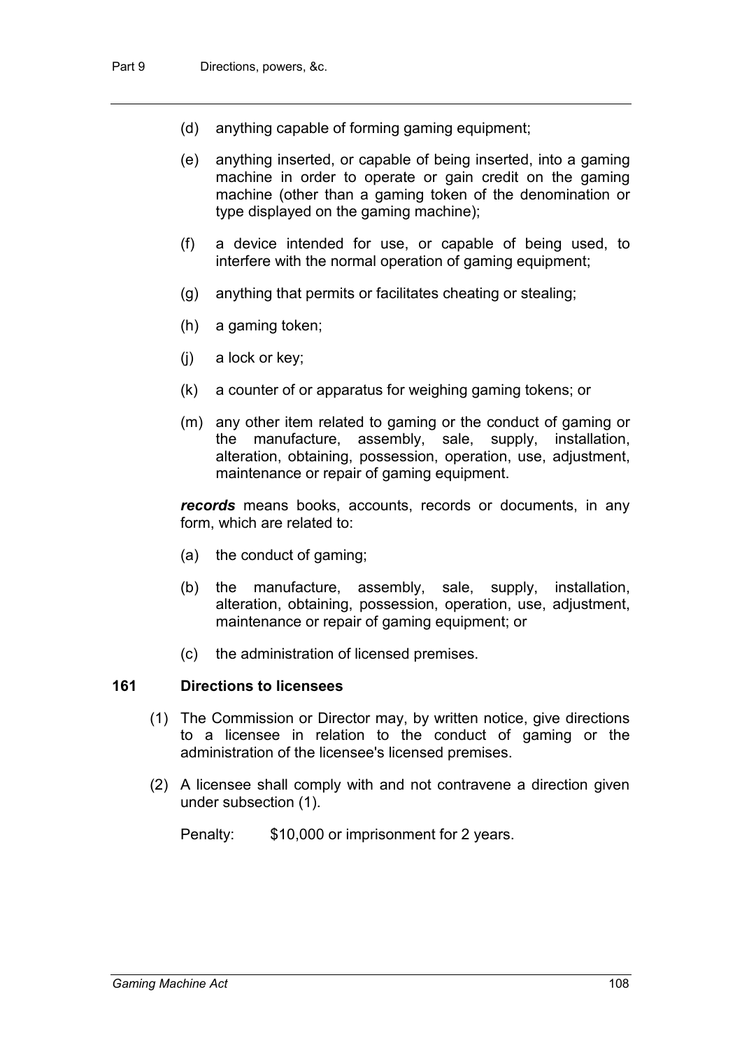(d) anything capable of forming gaming equipment;

(e) anything inserted, or capable of being inserted, into a gaming machine in order to operate or gain credit on the gaming machine (other than a gaming token of the denomination or type displayed on the gaming machine);

(f) a device intended for use, or capable of being used, to interfere with the normal operation of gaming equipment;

(g) anything that permits or facilitates cheating or stealing;

(h) a gaming token;

(j) a lock or key;

(k) a counter of or apparatus for weighing gaming tokens; or

(m) any other item related to gaming or the conduct of gaming or the manufacture, assembly, sale, supply, installation, alteration, obtaining, possession, operation, use, adjustment, maintenance or repair of gaming equipment.

***records*** means books, accounts, records or documents, in any form, which are related to:

(a) the conduct of gaming;

(b) the manufacture, assembly, sale, supply, installation, alteration, obtaining, possession, operation, use, adjustment, maintenance or repair of gaming equipment; or

(c) the administration of licensed premises.

### 161 Directions to licensees

(1) The Commission or Director may, by written notice, give directions to a licensee in relation to the conduct of gaming or the administration of the licensee's licensed premises.

(2) A licensee shall comply with and not contravene a direction given under subsection (1).

Penalty: $10,000 or imprisonment for 2 years.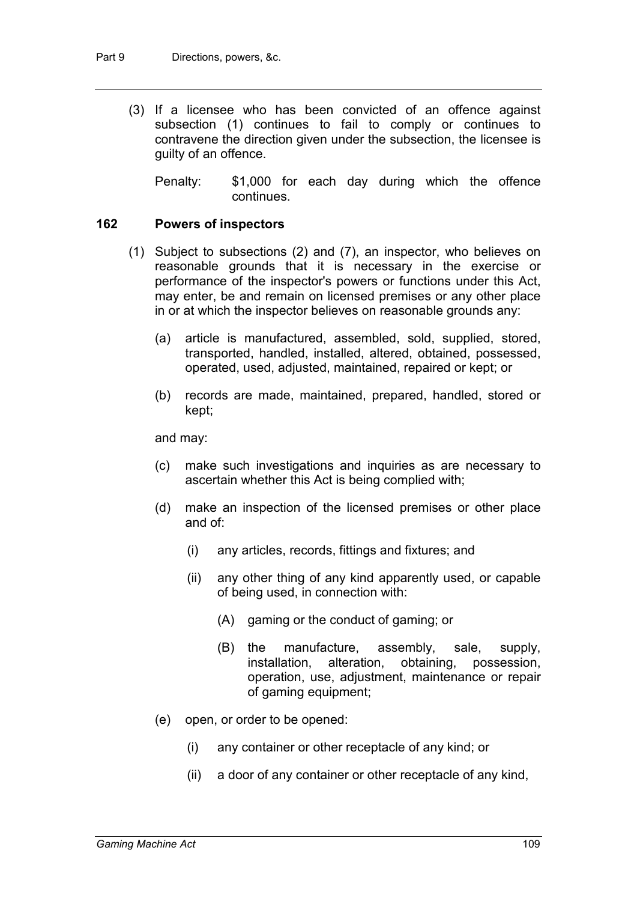(3) If a licensee who has been convicted of an offence against subsection (1) continues to fail to comply or continues to contravene the direction given under the subsection, the licensee is guilty of an offence.

Penalty: $1,000 for each day during which the offence continues.

### 162 Powers of inspectors

(1) Subject to subsections (2) and (7), an inspector, who believes on reasonable grounds that it is necessary in the exercise or performance of the inspector's powers or functions under this Act, may enter, be and remain on licensed premises or any other place in or at which the inspector believes on reasonable grounds any:

  (a) article is manufactured, assembled, sold, supplied, stored, transported, handled, installed, altered, obtained, possessed, operated, used, adjusted, maintained, repaired or kept; or

  (b) records are made, maintained, prepared, handled, stored or kept;

and may:

  (c) make such investigations and inquiries as are necessary to ascertain whether this Act is being complied with;

  (d) make an inspection of the licensed premises or other place and of:

    (i) any articles, records, fittings and fixtures; and

    (ii) any other thing of any kind apparently used, or capable of being used, in connection with:

      (A) gaming or the conduct of gaming; or

      (B) the manufacture, assembly, sale, supply, installation, alteration, obtaining, possession, operation, use, adjustment, maintenance or repair of gaming equipment;

  (e) open, or order to be opened:

    (i) any container or other receptacle of any kind; or

    (ii) a door of any container or other receptacle of any kind,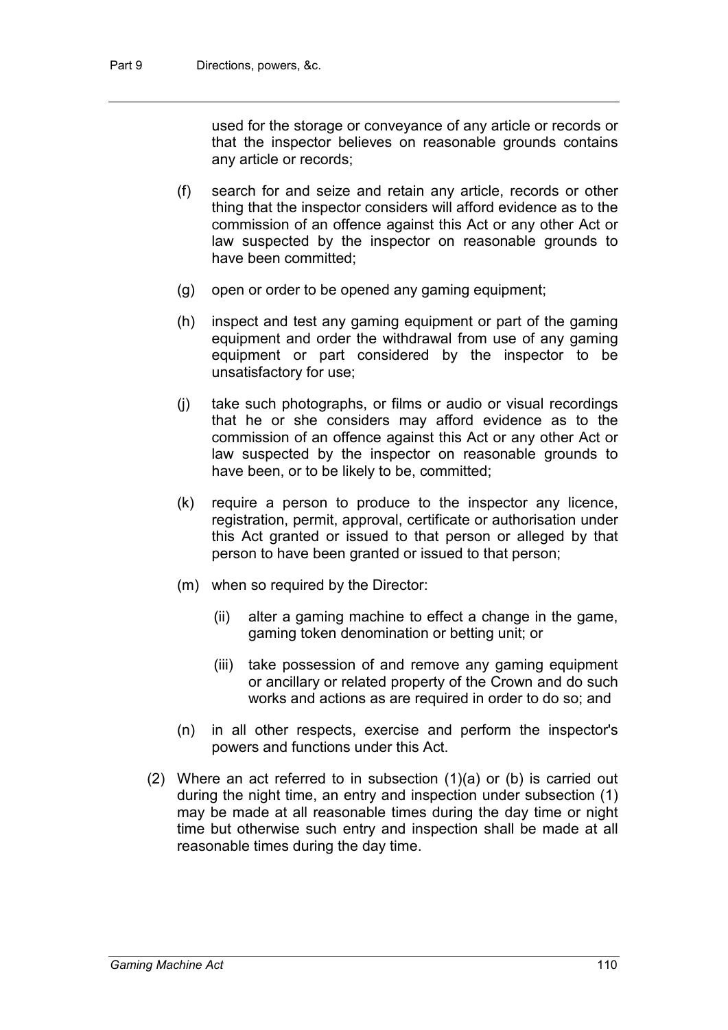used for the storage or conveyance of any article or records or that the inspector believes on reasonable grounds contains any article or records;

(f) search for and seize and retain any article, records or other thing that the inspector considers will afford evidence as to the commission of an offence against this Act or any other Act or law suspected by the inspector on reasonable grounds to have been committed;

(g) open or order to be opened any gaming equipment;

(h) inspect and test any gaming equipment or part of the gaming equipment and order the withdrawal from use of any gaming equipment or part considered by the inspector to be unsatisfactory for use;

(j) take such photographs, or films or audio or visual recordings that he or she considers may afford evidence as to the commission of an offence against this Act or any other Act or law suspected by the inspector on reasonable grounds to have been, or to be likely to be, committed;

(k) require a person to produce to the inspector any licence, registration, permit, approval, certificate or authorisation under this Act granted or issued to that person or alleged by that person to have been granted or issued to that person;

(m) when so required by the Director:

(ii) alter a gaming machine to effect a change in the game, gaming token denomination or betting unit; or

(iii) take possession of and remove any gaming equipment or ancillary or related property of the Crown and do such works and actions as are required in order to do so; and

(n) in all other respects, exercise and perform the inspector's powers and functions under this Act.

(2) Where an act referred to in subsection (1)(a) or (b) is carried out during the night time, an entry and inspection under subsection (1) may be made at all reasonable times during the day time or night time but otherwise such entry and inspection shall be made at all reasonable times during the day time.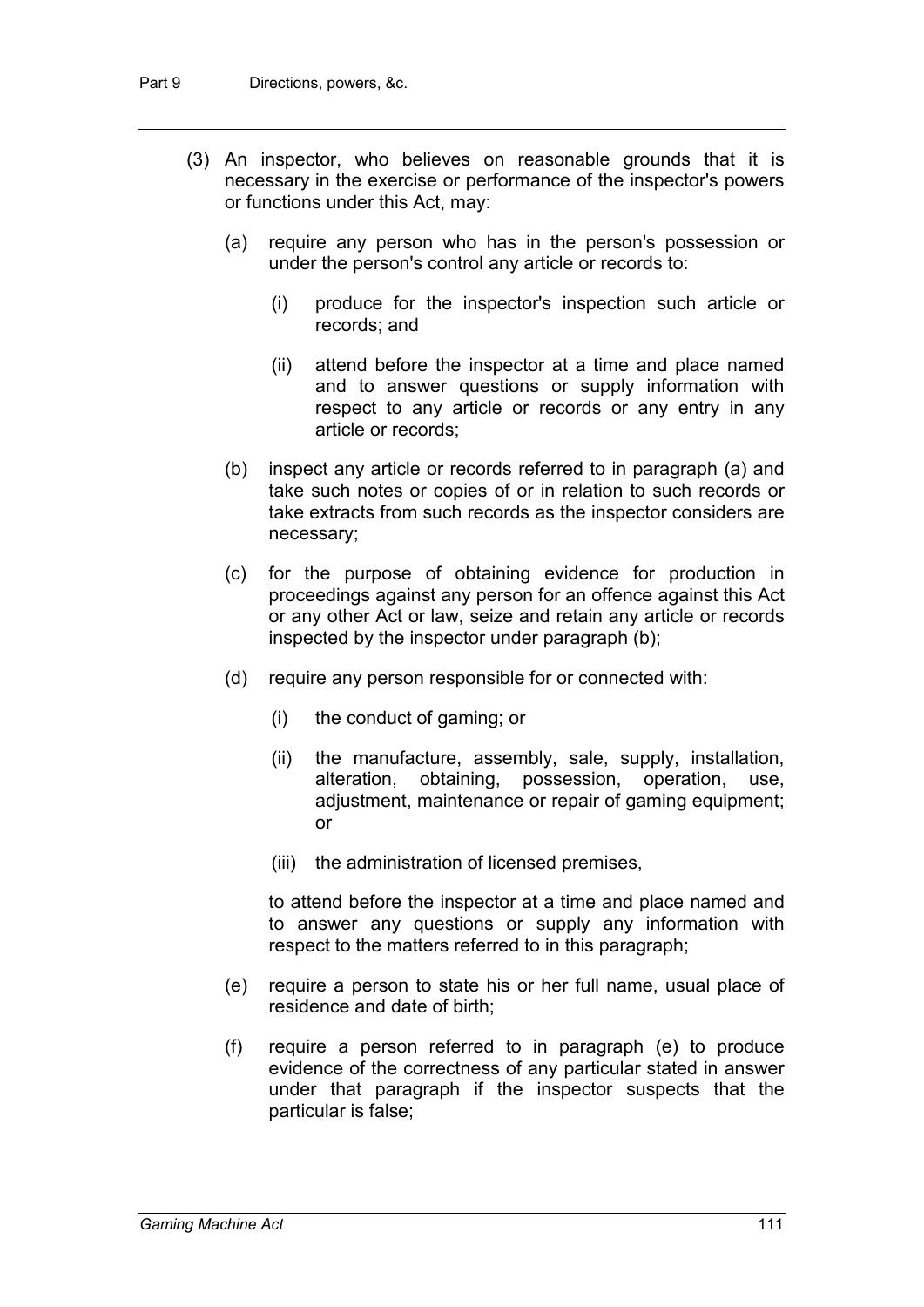(3) An inspector, who believes on reasonable grounds that it is necessary in the exercise or performance of the inspector's powers or functions under this Act, may:

(a) require any person who has in the person's possession or under the person's control any article or records to:

(i) produce for the inspector's inspection such article or records; and

(ii) attend before the inspector at a time and place named and to answer questions or supply information with respect to any article or records or any entry in any article or records;

(b) inspect any article or records referred to in paragraph (a) and take such notes or copies of or in relation to such records or take extracts from such records as the inspector considers are necessary;

(c) for the purpose of obtaining evidence for production in proceedings against any person for an offence against this Act or any other Act or law, seize and retain any article or records inspected by the inspector under paragraph (b);

(d) require any person responsible for or connected with:

(i) the conduct of gaming; or

(ii) the manufacture, assembly, sale, supply, installation, alteration, obtaining, possession, operation, use, adjustment, maintenance or repair of gaming equipment; or

(iii) the administration of licensed premises,

to attend before the inspector at a time and place named and to answer any questions or supply any information with respect to the matters referred to in this paragraph;

(e) require a person to state his or her full name, usual place of residence and date of birth;

(f) require a person referred to in paragraph (e) to produce evidence of the correctness of any particular stated in answer under that paragraph if the inspector suspects that the particular is false;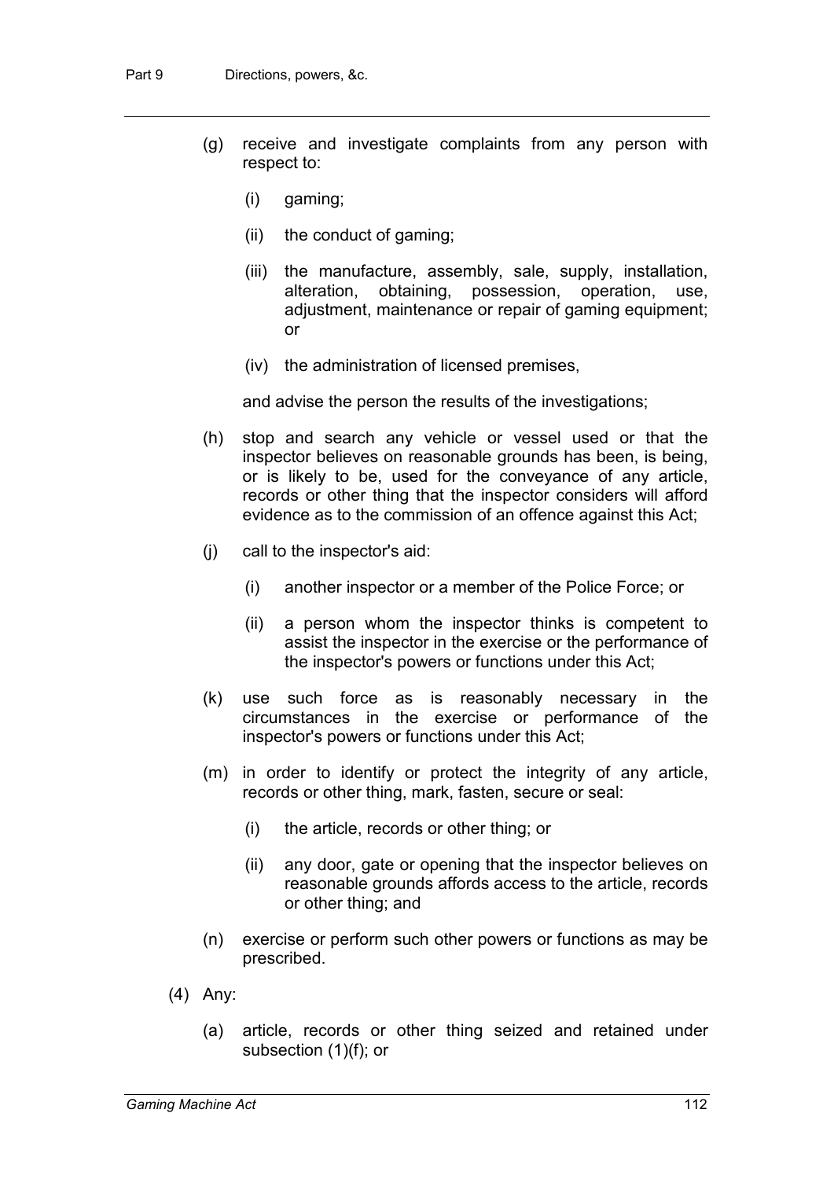(g) receive and investigate complaints from any person with respect to:

  (i) gaming;

  (ii) the conduct of gaming;

  (iii) the manufacture, assembly, sale, supply, installation, alteration, obtaining, possession, operation, use, adjustment, maintenance or repair of gaming equipment; or

  (iv) the administration of licensed premises,

and advise the person the results of the investigations;

(h) stop and search any vehicle or vessel used or that the inspector believes on reasonable grounds has been, is being, or is likely to be, used for the conveyance of any article, records or other thing that the inspector considers will afford evidence as to the commission of an offence against this Act;

(j) call to the inspector's aid:

  (i) another inspector or a member of the Police Force; or

  (ii) a person whom the inspector thinks is competent to assist the inspector in the exercise or the performance of the inspector's powers or functions under this Act;

(k) use such force as is reasonably necessary in the circumstances in the exercise or performance of the inspector's powers or functions under this Act;

(m) in order to identify or protect the integrity of any article, records or other thing, mark, fasten, secure or seal:

  (i) the article, records or other thing; or

  (ii) any door, gate or opening that the inspector believes on reasonable grounds affords access to the article, records or other thing; and

(n) exercise or perform such other powers or functions as may be prescribed.

(4) Any:

  (a) article, records or other thing seized and retained under subsection (1)(f); or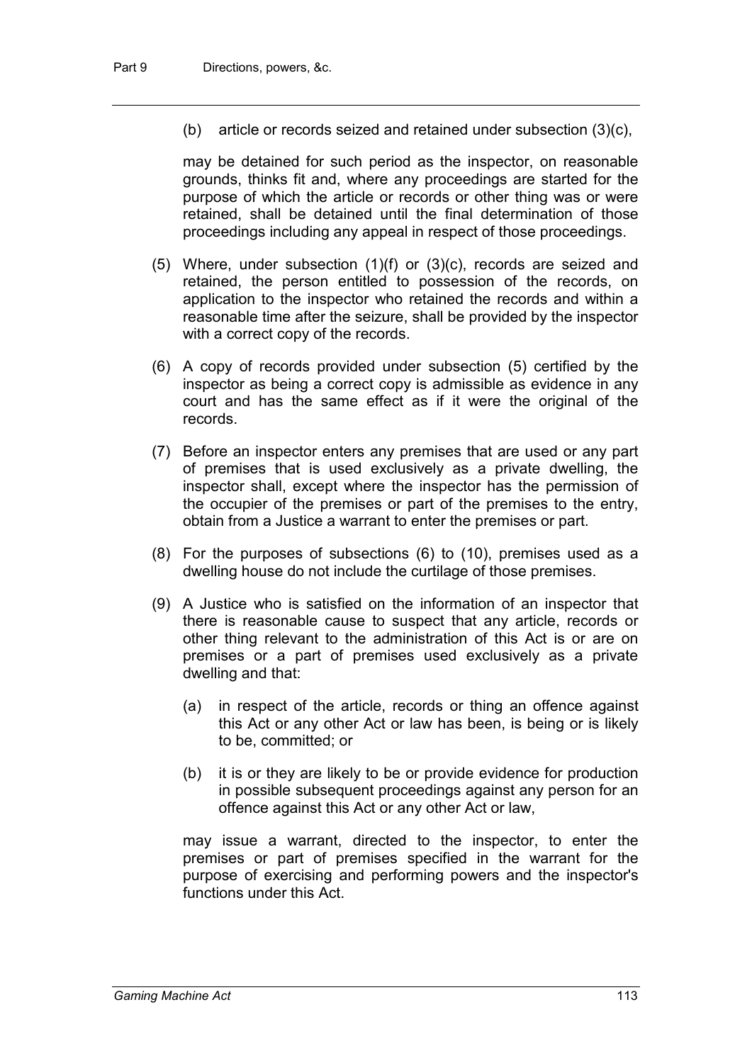(b) article or records seized and retained under subsection (3)(c),

may be detained for such period as the inspector, on reasonable grounds, thinks fit and, where any proceedings are started for the purpose of which the article or records or other thing was or were retained, shall be detained until the final determination of those proceedings including any appeal in respect of those proceedings.

(5) Where, under subsection (1)(f) or (3)(c), records are seized and retained, the person entitled to possession of the records, on application to the inspector who retained the records and within a reasonable time after the seizure, shall be provided by the inspector with a correct copy of the records.

(6) A copy of records provided under subsection (5) certified by the inspector as being a correct copy is admissible as evidence in any court and has the same effect as if it were the original of the records.

(7) Before an inspector enters any premises that are used or any part of premises that is used exclusively as a private dwelling, the inspector shall, except where the inspector has the permission of the occupier of the premises or part of the premises to the entry, obtain from a Justice a warrant to enter the premises or part.

(8) For the purposes of subsections (6) to (10), premises used as a dwelling house do not include the curtilage of those premises.

(9) A Justice who is satisfied on the information of an inspector that there is reasonable cause to suspect that any article, records or other thing relevant to the administration of this Act is or are on premises or a part of premises used exclusively as a private dwelling and that:

(a) in respect of the article, records or thing an offence against this Act or any other Act or law has been, is being or is likely to be, committed; or

(b) it is or they are likely to be or provide evidence for production in possible subsequent proceedings against any person for an offence against this Act or any other Act or law,

may issue a warrant, directed to the inspector, to enter the premises or part of premises specified in the warrant for the purpose of exercising and performing powers and the inspector's functions under this Act.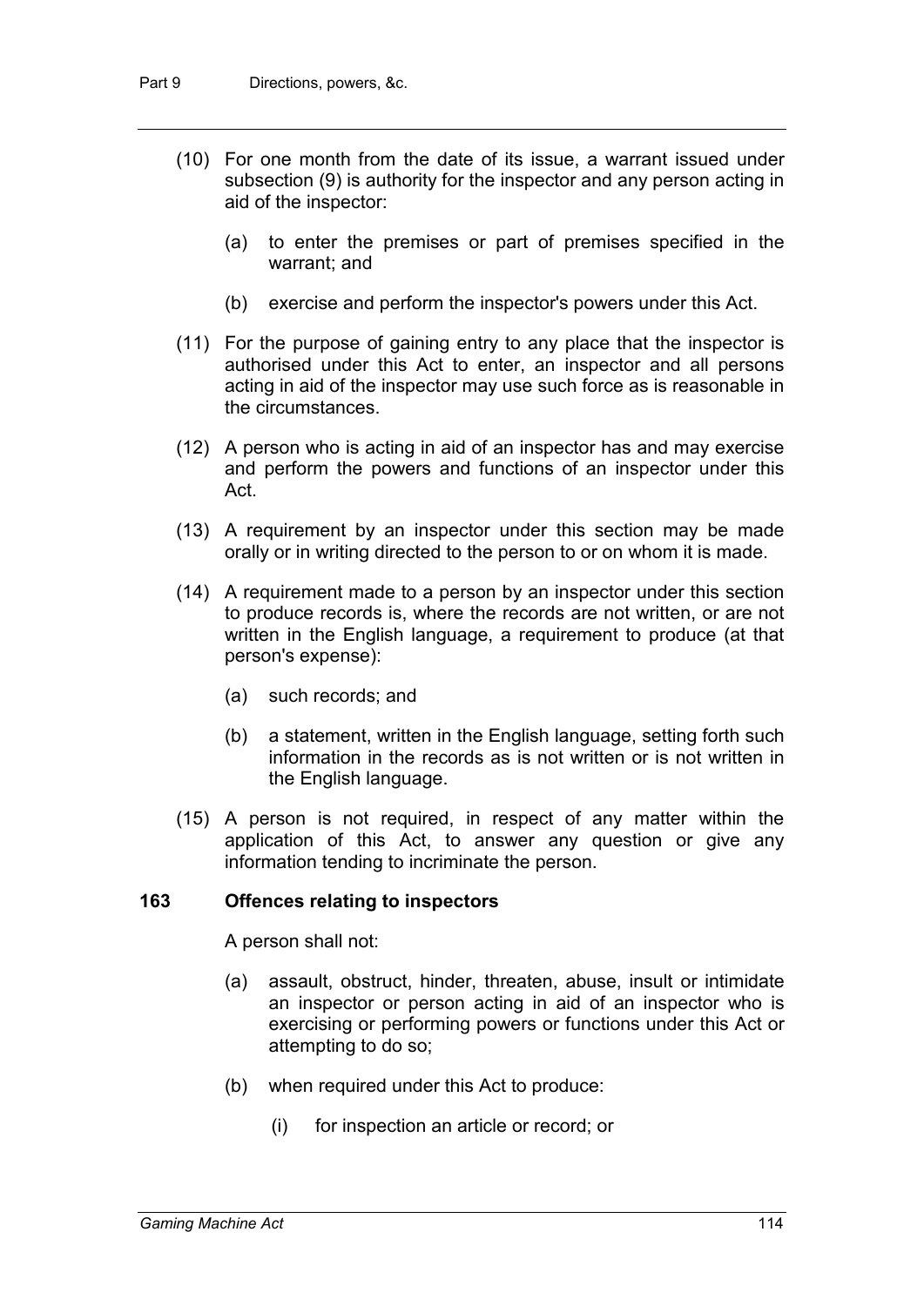(10) For one month from the date of its issue, a warrant issued under subsection (9) is authority for the inspector and any person acting in aid of the inspector:

(a) to enter the premises or part of premises specified in the warrant; and

(b) exercise and perform the inspector's powers under this Act.

(11) For the purpose of gaining entry to any place that the inspector is authorised under this Act to enter, an inspector and all persons acting in aid of the inspector may use such force as is reasonable in the circumstances.

(12) A person who is acting in aid of an inspector has and may exercise and perform the powers and functions of an inspector under this Act.

(13) A requirement by an inspector under this section may be made orally or in writing directed to the person to or on whom it is made.

(14) A requirement made to a person by an inspector under this section to produce records is, where the records are not written, or are not written in the English language, a requirement to produce (at that person's expense):

(a) such records; and

(b) a statement, written in the English language, setting forth such information in the records as is not written or is not written in the English language.

(15) A person is not required, in respect of any matter within the application of this Act, to answer any question or give any information tending to incriminate the person.

### 163 Offences relating to inspectors

A person shall not:

(a) assault, obstruct, hinder, threaten, abuse, insult or intimidate an inspector or person acting in aid of an inspector who is exercising or performing powers or functions under this Act or attempting to do so;

(b) when required under this Act to produce:

(i) for inspection an article or record; or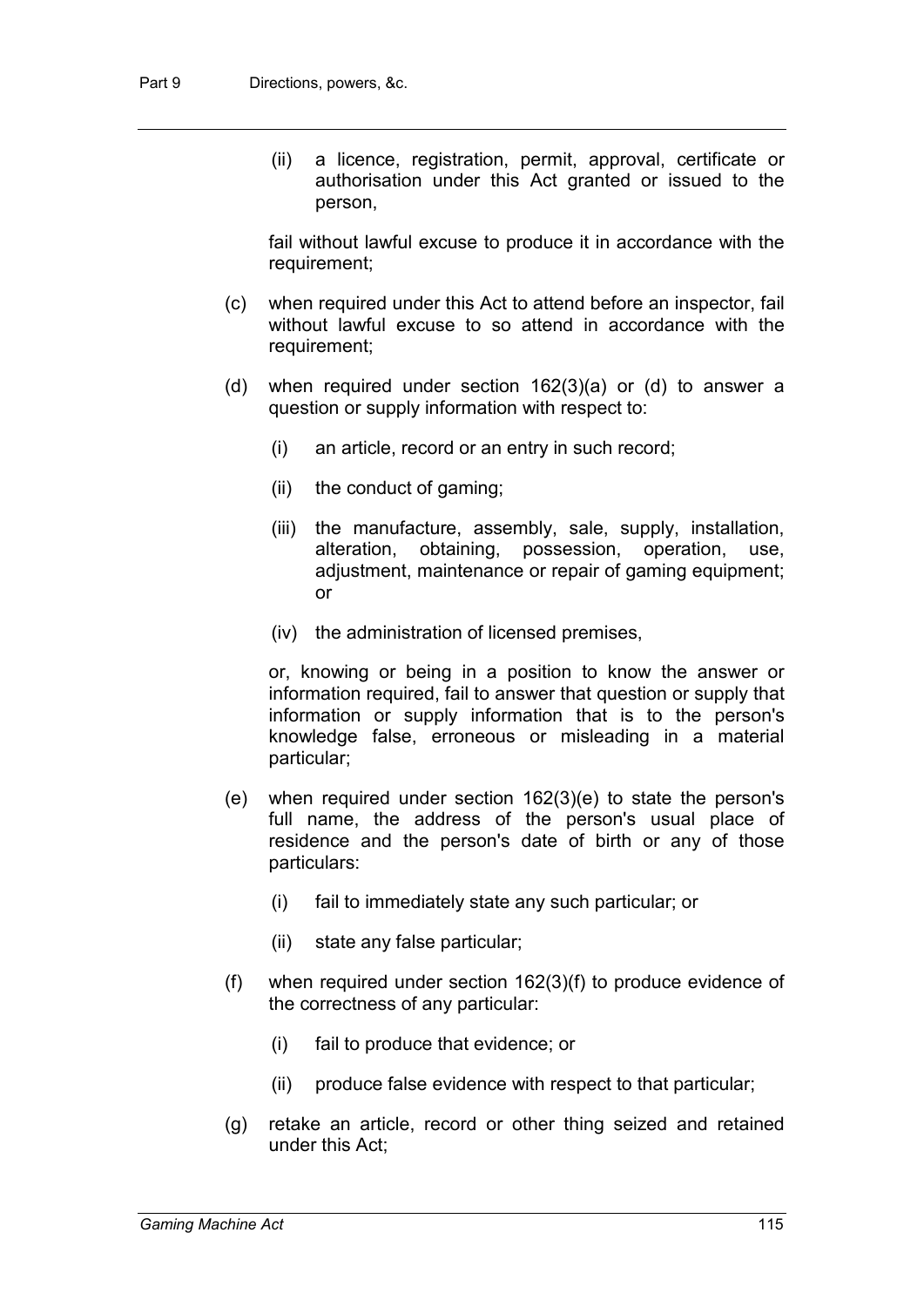(ii) a licence, registration, permit, approval, certificate or authorisation under this Act granted or issued to the person,

fail without lawful excuse to produce it in accordance with the requirement;

(c) when required under this Act to attend before an inspector, fail without lawful excuse to so attend in accordance with the requirement;

(d) when required under section 162(3)(a) or (d) to answer a question or supply information with respect to:

(i) an article, record or an entry in such record;

(ii) the conduct of gaming;

(iii) the manufacture, assembly, sale, supply, installation, alteration, obtaining, possession, operation, use, adjustment, maintenance or repair of gaming equipment; or

(iv) the administration of licensed premises,

or, knowing or being in a position to know the answer or information required, fail to answer that question or supply that information or supply information that is to the person's knowledge false, erroneous or misleading in a material particular;

(e) when required under section 162(3)(e) to state the person's full name, the address of the person's usual place of residence and the person's date of birth or any of those particulars:

(i) fail to immediately state any such particular; or

(ii) state any false particular;

(f) when required under section 162(3)(f) to produce evidence of the correctness of any particular:

(i) fail to produce that evidence; or

(ii) produce false evidence with respect to that particular;

(g) retake an article, record or other thing seized and retained under this Act;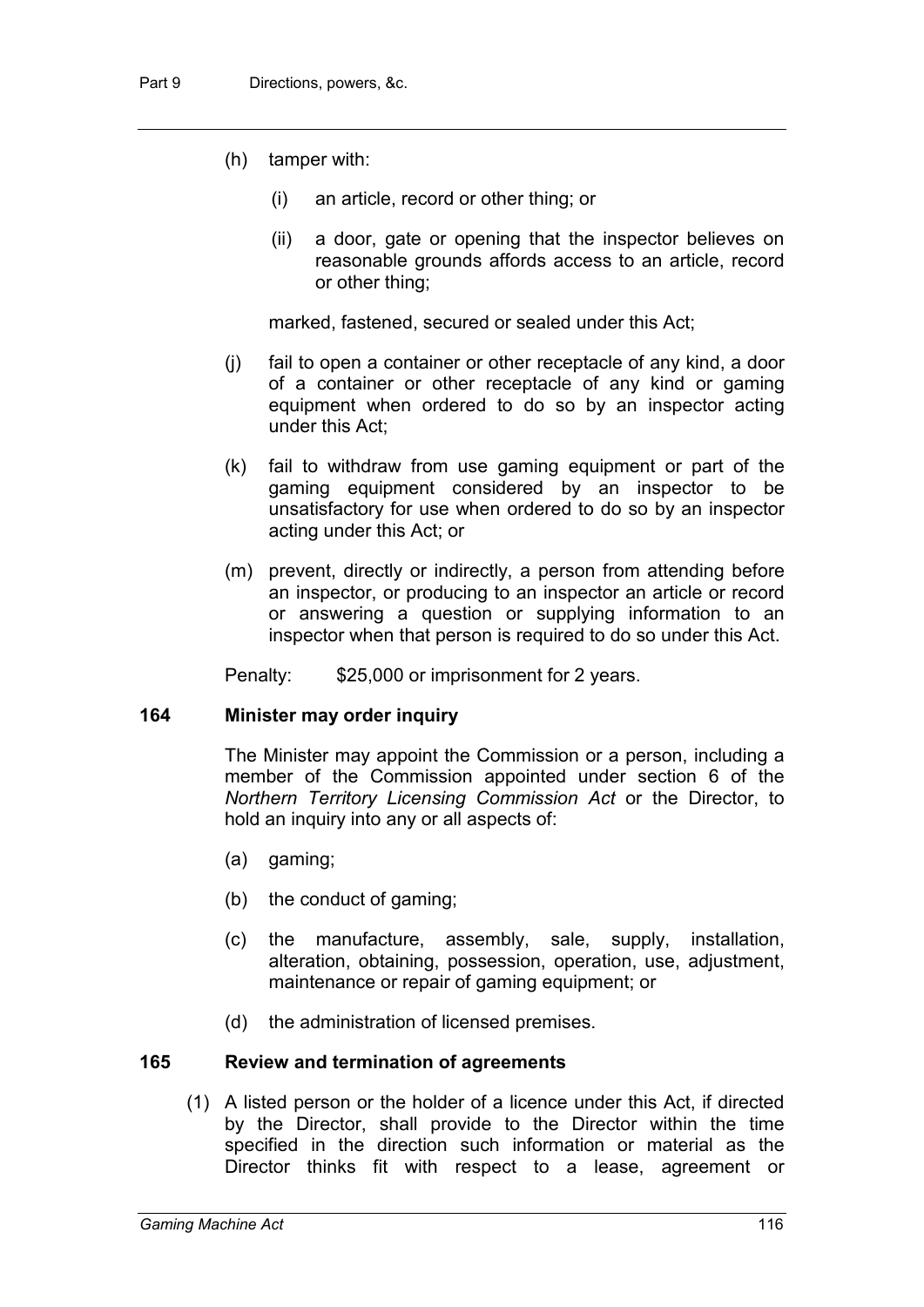(h) tamper with:

   (i) an article, record or other thing; or

   (ii) a door, gate or opening that the inspector believes on reasonable grounds affords access to an article, record or other thing;

   marked, fastened, secured or sealed under this Act;

(j) fail to open a container or other receptacle of any kind, a door of a container or other receptacle of any kind or gaming equipment when ordered to do so by an inspector acting under this Act;

(k) fail to withdraw from use gaming equipment or part of the gaming equipment considered by an inspector to be unsatisfactory for use when ordered to do so by an inspector acting under this Act; or

(m) prevent, directly or indirectly, a person from attending before an inspector, or producing to an inspector an article or record or answering a question or supplying information to an inspector when that person is required to do so under this Act.

Penalty: $25,000 or imprisonment for 2 years.

### 164 Minister may order inquiry

The Minister may appoint the Commission or a person, including a member of the Commission appointed under section 6 of the *Northern Territory Licensing Commission Act* or the Director, to hold an inquiry into any or all aspects of:

(a) gaming;

(b) the conduct of gaming;

(c) the manufacture, assembly, sale, supply, installation, alteration, obtaining, possession, operation, use, adjustment, maintenance or repair of gaming equipment; or

(d) the administration of licensed premises.

### 165 Review and termination of agreements

(1) A listed person or the holder of a licence under this Act, if directed by the Director, shall provide to the Director within the time specified in the direction such information or material as the Director thinks fit with respect to a lease, agreement or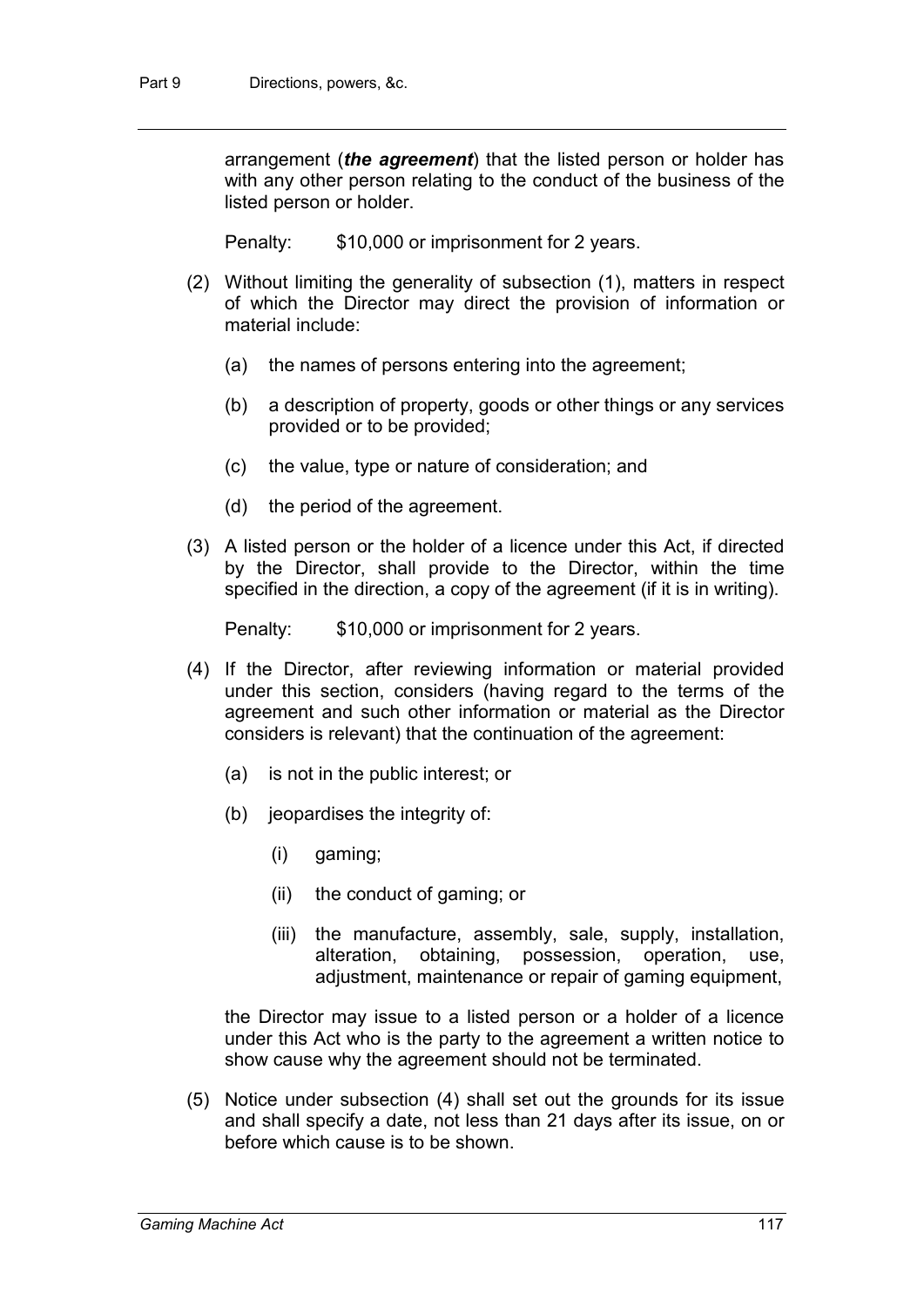arrangement (***the agreement***) that the listed person or holder has with any other person relating to the conduct of the business of the listed person or holder.

Penalty: $10,000 or imprisonment for 2 years.

(2) Without limiting the generality of subsection (1), matters in respect of which the Director may direct the provision of information or material include:

(a) the names of persons entering into the agreement;

(b) a description of property, goods or other things or any services provided or to be provided;

(c) the value, type or nature of consideration; and

(d) the period of the agreement.

(3) A listed person or the holder of a licence under this Act, if directed by the Director, shall provide to the Director, within the time specified in the direction, a copy of the agreement (if it is in writing).

Penalty: $10,000 or imprisonment for 2 years.

(4) If the Director, after reviewing information or material provided under this section, considers (having regard to the terms of the agreement and such other information or material as the Director considers is relevant) that the continuation of the agreement:

(a) is not in the public interest; or

(b) jeopardises the integrity of:

(i) gaming;

(ii) the conduct of gaming; or

(iii) the manufacture, assembly, sale, supply, installation, alteration, obtaining, possession, operation, use, adjustment, maintenance or repair of gaming equipment,

the Director may issue to a listed person or a holder of a licence under this Act who is the party to the agreement a written notice to show cause why the agreement should not be terminated.

(5) Notice under subsection (4) shall set out the grounds for its issue and shall specify a date, not less than 21 days after its issue, on or before which cause is to be shown.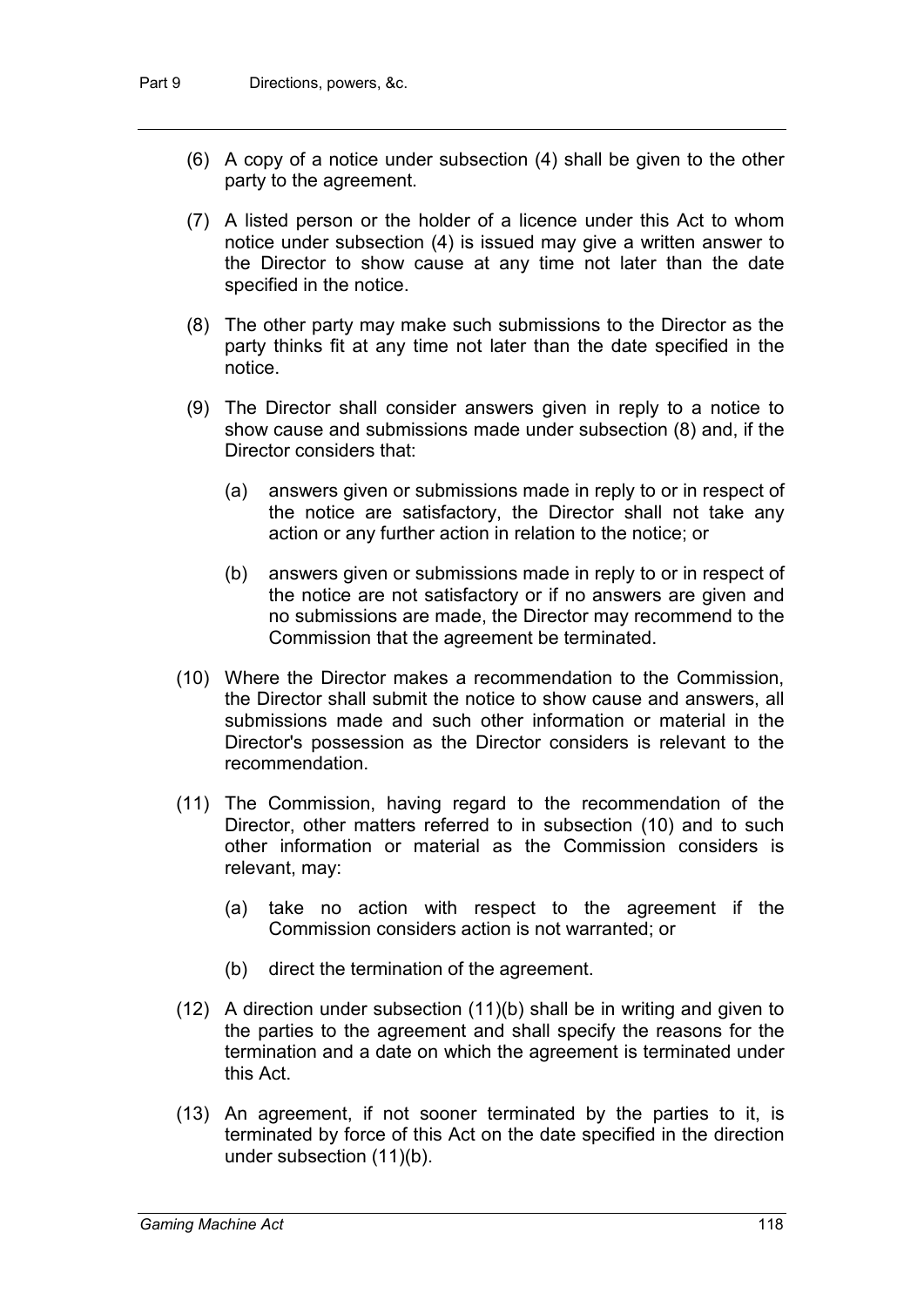(6) A copy of a notice under subsection (4) shall be given to the other party to the agreement.

(7) A listed person or the holder of a licence under this Act to whom notice under subsection (4) is issued may give a written answer to the Director to show cause at any time not later than the date specified in the notice.

(8) The other party may make such submissions to the Director as the party thinks fit at any time not later than the date specified in the notice.

(9) The Director shall consider answers given in reply to a notice to show cause and submissions made under subsection (8) and, if the Director considers that:

  (a) answers given or submissions made in reply to or in respect of the notice are satisfactory, the Director shall not take any action or any further action in relation to the notice; or

  (b) answers given or submissions made in reply to or in respect of the notice are not satisfactory or if no answers are given and no submissions are made, the Director may recommend to the Commission that the agreement be terminated.

(10) Where the Director makes a recommendation to the Commission, the Director shall submit the notice to show cause and answers, all submissions made and such other information or material in the Director's possession as the Director considers is relevant to the recommendation.

(11) The Commission, having regard to the recommendation of the Director, other matters referred to in subsection (10) and to such other information or material as the Commission considers is relevant, may:

  (a) take no action with respect to the agreement if the Commission considers action is not warranted; or

  (b) direct the termination of the agreement.

(12) A direction under subsection (11)(b) shall be in writing and given to the parties to the agreement and shall specify the reasons for the termination and a date on which the agreement is terminated under this Act.

(13) An agreement, if not sooner terminated by the parties to it, is terminated by force of this Act on the date specified in the direction under subsection (11)(b).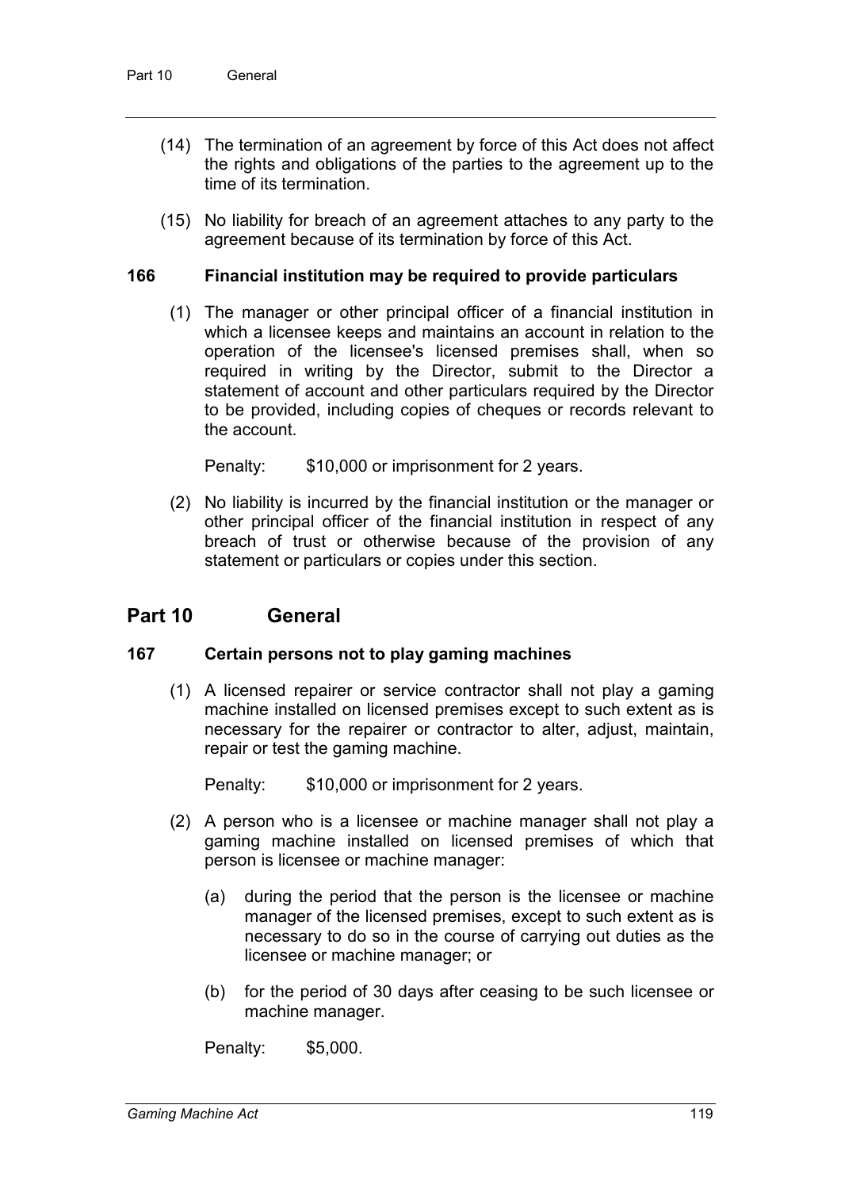(14) The termination of an agreement by force of this Act does not affect the rights and obligations of the parties to the agreement up to the time of its termination.

(15) No liability for breach of an agreement attaches to any party to the agreement because of its termination by force of this Act.

### 166 Financial institution may be required to provide particulars

(1) The manager or other principal officer of a financial institution in which a licensee keeps and maintains an account in relation to the operation of the licensee's licensed premises shall, when so required in writing by the Director, submit to the Director a statement of account and other particulars required by the Director to be provided, including copies of cheques or records relevant to the account.

Penalty: $10,000 or imprisonment for 2 years.

(2) No liability is incurred by the financial institution or the manager or other principal officer of the financial institution in respect of any breach of trust or otherwise because of the provision of any statement or particulars or copies under this section.

## Part 10 General

### 167 Certain persons not to play gaming machines

(1) A licensed repairer or service contractor shall not play a gaming machine installed on licensed premises except to such extent as is necessary for the repairer or contractor to alter, adjust, maintain, repair or test the gaming machine.

Penalty: $10,000 or imprisonment for 2 years.

(2) A person who is a licensee or machine manager shall not play a gaming machine installed on licensed premises of which that person is licensee or machine manager:

(a) during the period that the person is the licensee or machine manager of the licensed premises, except to such extent as is necessary to do so in the course of carrying out duties as the licensee or machine manager; or

(b) for the period of 30 days after ceasing to be such licensee or machine manager.

Penalty: $5,000.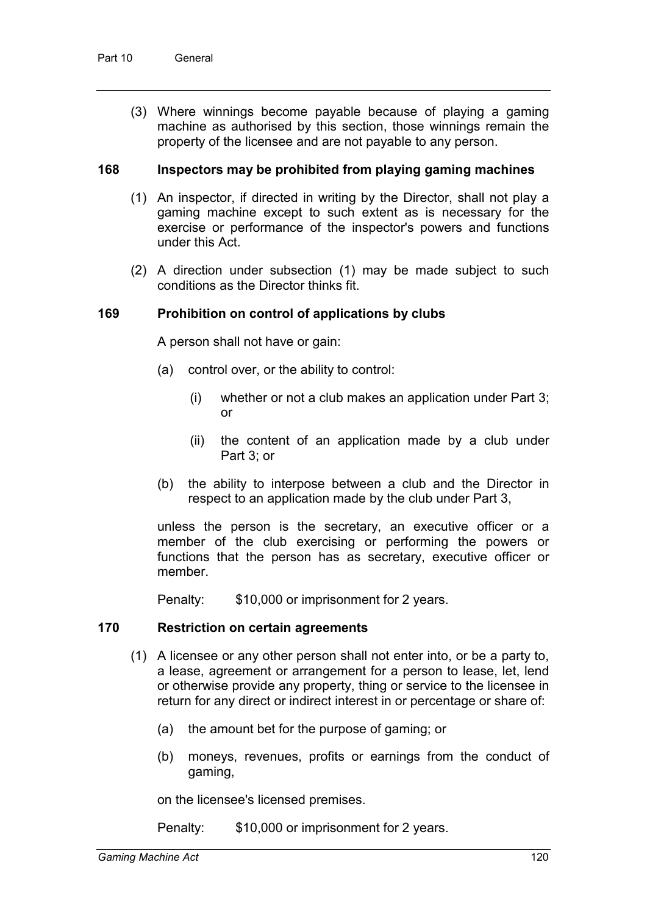(3) Where winnings become payable because of playing a gaming machine as authorised by this section, those winnings remain the property of the licensee and are not payable to any person.

### 168 Inspectors may be prohibited from playing gaming machines

(1) An inspector, if directed in writing by the Director, shall not play a gaming machine except to such extent as is necessary for the exercise or performance of the inspector's powers and functions under this Act.

(2) A direction under subsection (1) may be made subject to such conditions as the Director thinks fit.

### 169 Prohibition on control of applications by clubs

A person shall not have or gain:

- (a) control over, or the ability to control:
  - (i) whether or not a club makes an application under Part 3; or
  - (ii) the content of an application made by a club under Part 3; or
- (b) the ability to interpose between a club and the Director in respect to an application made by the club under Part 3,

unless the person is the secretary, an executive officer or a member of the club exercising or performing the powers or functions that the person has as secretary, executive officer or member.

Penalty: $10,000 or imprisonment for 2 years.

### 170 Restriction on certain agreements

(1) A licensee or any other person shall not enter into, or be a party to, a lease, agreement or arrangement for a person to lease, let, lend or otherwise provide any property, thing or service to the licensee in return for any direct or indirect interest in or percentage or share of:

- (a) the amount bet for the purpose of gaming; or
- (b) moneys, revenues, profits or earnings from the conduct of gaming,

on the licensee's licensed premises.

Penalty: $10,000 or imprisonment for 2 years.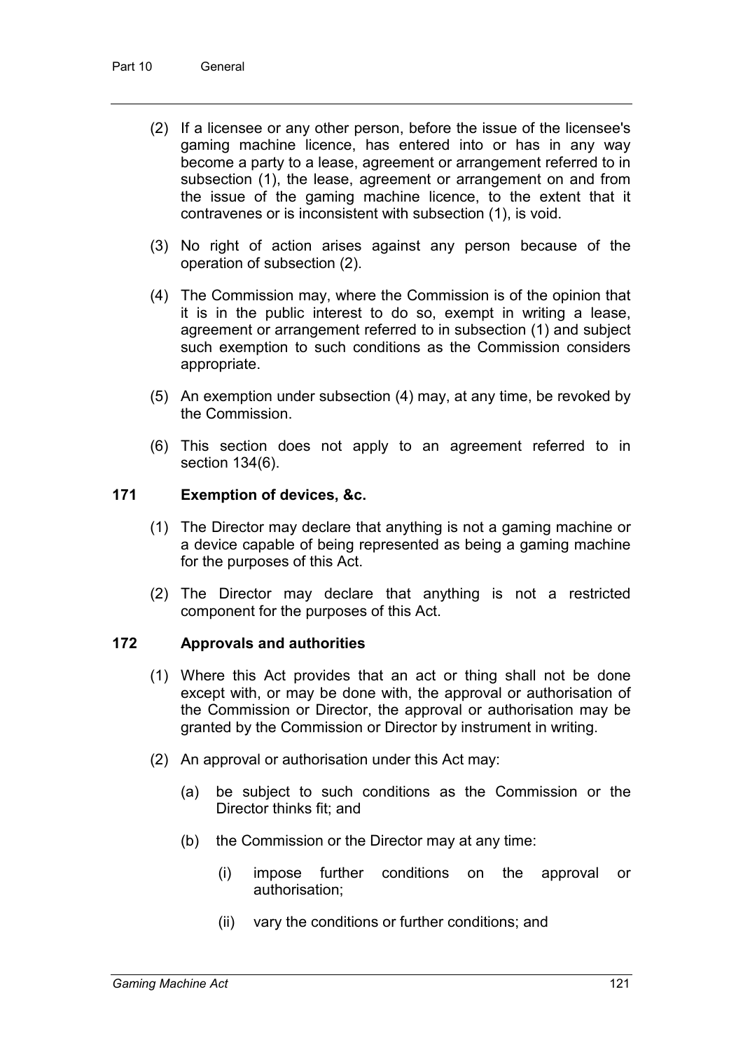(2) If a licensee or any other person, before the issue of the licensee's gaming machine licence, has entered into or has in any way become a party to a lease, agreement or arrangement referred to in subsection (1), the lease, agreement or arrangement on and from the issue of the gaming machine licence, to the extent that it contravenes or is inconsistent with subsection (1), is void.

(3) No right of action arises against any person because of the operation of subsection (2).

(4) The Commission may, where the Commission is of the opinion that it is in the public interest to do so, exempt in writing a lease, agreement or arrangement referred to in subsection (1) and subject such exemption to such conditions as the Commission considers appropriate.

(5) An exemption under subsection (4) may, at any time, be revoked by the Commission.

(6) This section does not apply to an agreement referred to in section 134(6).

### 171 Exemption of devices, &c.

(1) The Director may declare that anything is not a gaming machine or a device capable of being represented as being a gaming machine for the purposes of this Act.

(2) The Director may declare that anything is not a restricted component for the purposes of this Act.

### 172 Approvals and authorities

(1) Where this Act provides that an act or thing shall not be done except with, or may be done with, the approval or authorisation of the Commission or Director, the approval or authorisation may be granted by the Commission or Director by instrument in writing.

(2) An approval or authorisation under this Act may:

(a) be subject to such conditions as the Commission or the Director thinks fit; and

(b) the Commission or the Director may at any time:

(i) impose further conditions on the approval or authorisation;

(ii) vary the conditions or further conditions; and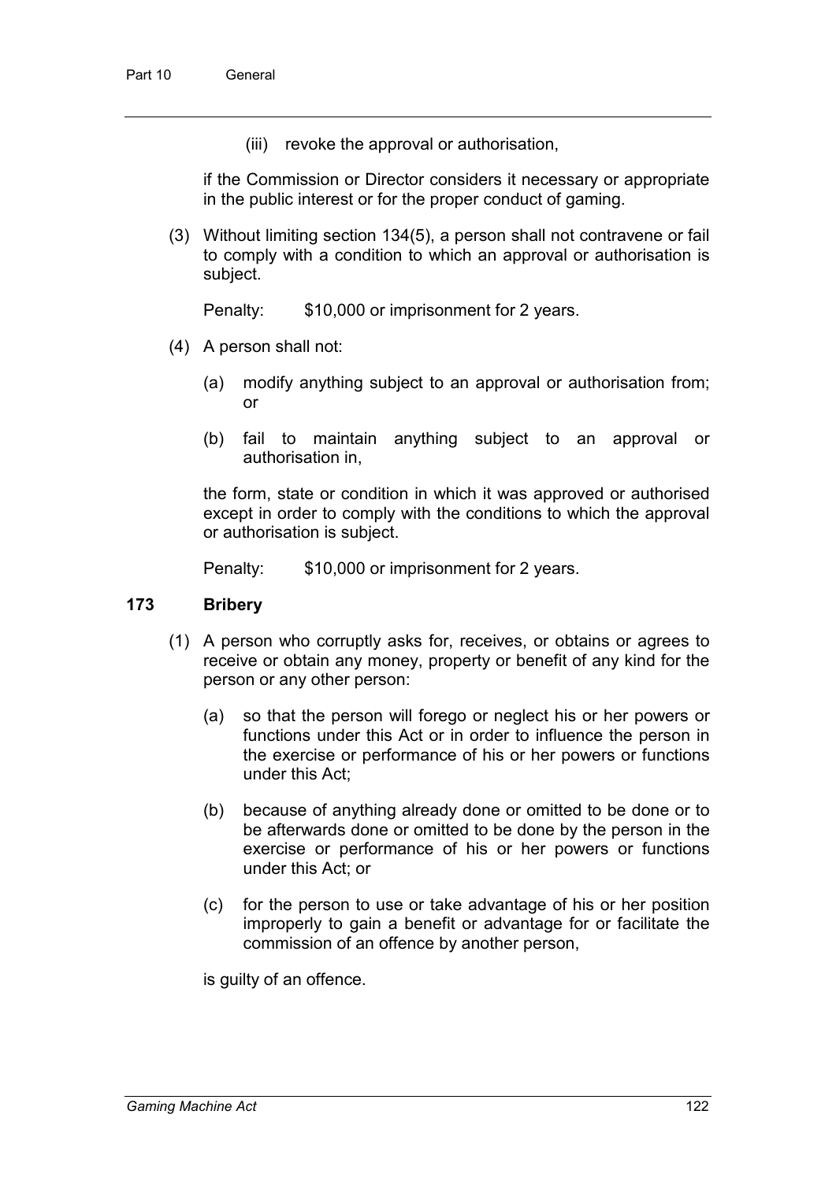(iii) revoke the approval or authorisation,

if the Commission or Director considers it necessary or appropriate in the public interest or for the proper conduct of gaming.

(3) Without limiting section 134(5), a person shall not contravene or fail to comply with a condition to which an approval or authorisation is subject.

Penalty: $10,000 or imprisonment for 2 years.

(4) A person shall not:

(a) modify anything subject to an approval or authorisation from; or

(b) fail to maintain anything subject to an approval or authorisation in,

the form, state or condition in which it was approved or authorised except in order to comply with the conditions to which the approval or authorisation is subject.

Penalty: $10,000 or imprisonment for 2 years.

### 173 Bribery

(1) A person who corruptly asks for, receives, or obtains or agrees to receive or obtain any money, property or benefit of any kind for the person or any other person:

(a) so that the person will forego or neglect his or her powers or functions under this Act or in order to influence the person in the exercise or performance of his or her powers or functions under this Act;

(b) because of anything already done or omitted to be done or to be afterwards done or omitted to be done by the person in the exercise or performance of his or her powers or functions under this Act; or

(c) for the person to use or take advantage of his or her position improperly to gain a benefit or advantage for or facilitate the commission of an offence by another person,

is guilty of an offence.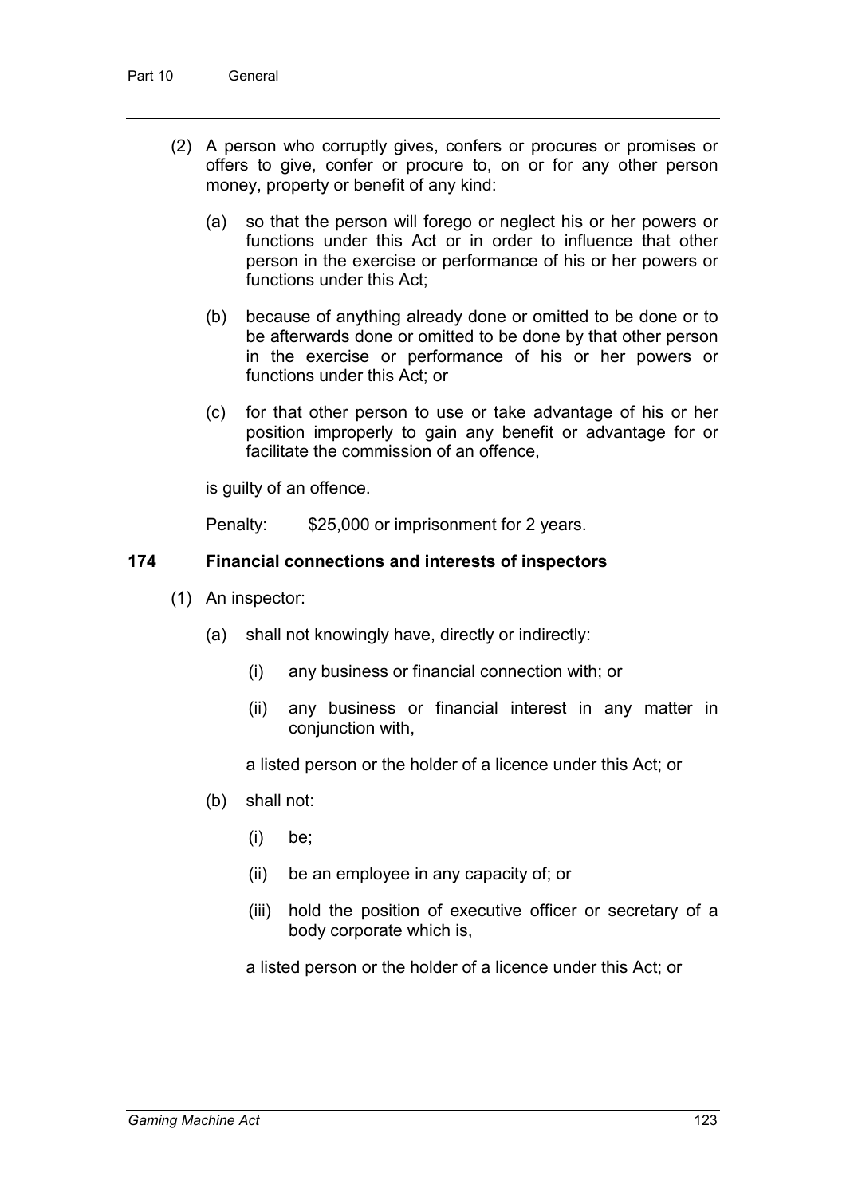(2) A person who corruptly gives, confers or procures or promises or offers to give, confer or procure to, on or for any other person money, property or benefit of any kind:

(a) so that the person will forego or neglect his or her powers or functions under this Act or in order to influence that other person in the exercise or performance of his or her powers or functions under this Act;

(b) because of anything already done or omitted to be done or to be afterwards done or omitted to be done by that other person in the exercise or performance of his or her powers or functions under this Act; or

(c) for that other person to use or take advantage of his or her position improperly to gain any benefit or advantage for or facilitate the commission of an offence,

is guilty of an offence.

Penalty: $25,000 or imprisonment for 2 years.

### 174 Financial connections and interests of inspectors

(1) An inspector:

(a) shall not knowingly have, directly or indirectly:

(i) any business or financial connection with; or

(ii) any business or financial interest in any matter in conjunction with,

a listed person or the holder of a licence under this Act; or

(b) shall not:

(i) be;

(ii) be an employee in any capacity of; or

(iii) hold the position of executive officer or secretary of a body corporate which is,

a listed person or the holder of a licence under this Act; or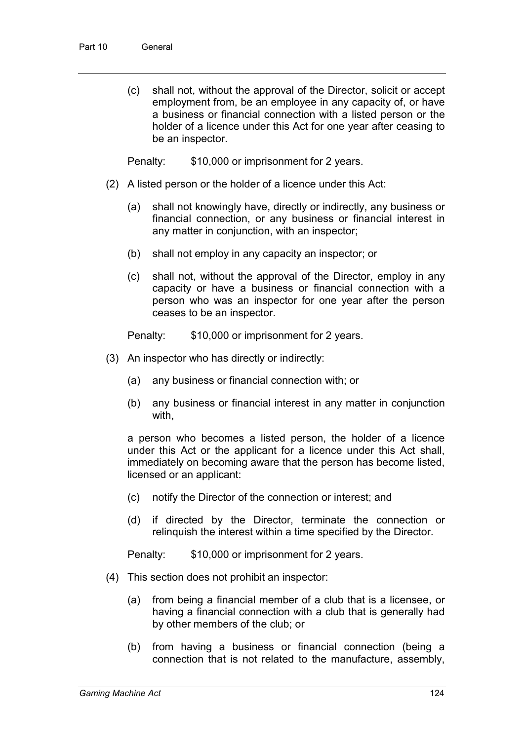(c) shall not, without the approval of the Director, solicit or accept employment from, be an employee in any capacity of, or have a business or financial connection with a listed person or the holder of a licence under this Act for one year after ceasing to be an inspector.

Penalty: $10,000 or imprisonment for 2 years.

(2) A listed person or the holder of a licence under this Act:

(a) shall not knowingly have, directly or indirectly, any business or financial connection, or any business or financial interest in any matter in conjunction, with an inspector;

(b) shall not employ in any capacity an inspector; or

(c) shall not, without the approval of the Director, employ in any capacity or have a business or financial connection with a person who was an inspector for one year after the person ceases to be an inspector.

Penalty: $10,000 or imprisonment for 2 years.

(3) An inspector who has directly or indirectly:

(a) any business or financial connection with; or

(b) any business or financial interest in any matter in conjunction with,

a person who becomes a listed person, the holder of a licence under this Act or the applicant for a licence under this Act shall, immediately on becoming aware that the person has become listed, licensed or an applicant:

(c) notify the Director of the connection or interest; and

(d) if directed by the Director, terminate the connection or relinquish the interest within a time specified by the Director.

Penalty: $10,000 or imprisonment for 2 years.

(4) This section does not prohibit an inspector:

(a) from being a financial member of a club that is a licensee, or having a financial connection with a club that is generally had by other members of the club; or

(b) from having a business or financial connection (being a connection that is not related to the manufacture, assembly,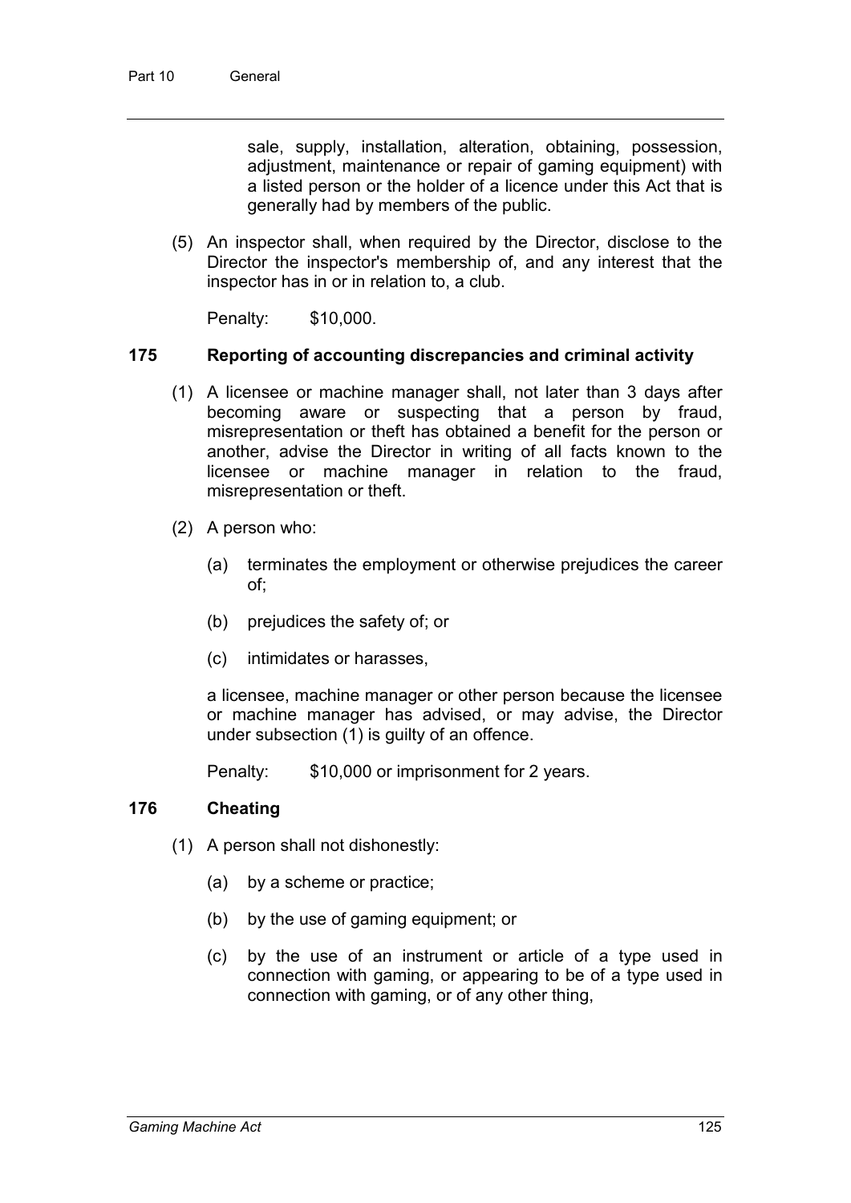sale, supply, installation, alteration, obtaining, possession, adjustment, maintenance or repair of gaming equipment) with a listed person or the holder of a licence under this Act that is generally had by members of the public.

(5) An inspector shall, when required by the Director, disclose to the Director the inspector's membership of, and any interest that the inspector has in or in relation to, a club.

Penalty: $10,000.

### 175 Reporting of accounting discrepancies and criminal activity

(1) A licensee or machine manager shall, not later than 3 days after becoming aware or suspecting that a person by fraud, misrepresentation or theft has obtained a benefit for the person or another, advise the Director in writing of all facts known to the licensee or machine manager in relation to the fraud, misrepresentation or theft.

(2) A person who:

(a) terminates the employment or otherwise prejudices the career of;

(b) prejudices the safety of; or

(c) intimidates or harasses,

a licensee, machine manager or other person because the licensee or machine manager has advised, or may advise, the Director under subsection (1) is guilty of an offence.

Penalty: $10,000 or imprisonment for 2 years.

### 176 Cheating

(1) A person shall not dishonestly:

(a) by a scheme or practice;

(b) by the use of gaming equipment; or

(c) by the use of an instrument or article of a type used in connection with gaming, or appearing to be of a type used in connection with gaming, or of any other thing,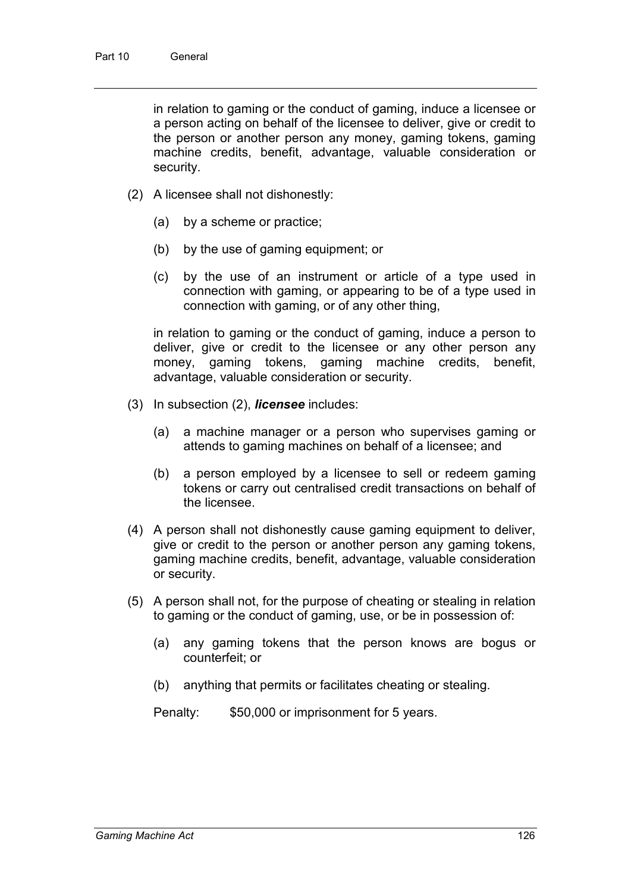in relation to gaming or the conduct of gaming, induce a licensee or a person acting on behalf of the licensee to deliver, give or credit to the person or another person any money, gaming tokens, gaming machine credits, benefit, advantage, valuable consideration or security.

(2) A licensee shall not dishonestly:

(a) by a scheme or practice;

(b) by the use of gaming equipment; or

(c) by the use of an instrument or article of a type used in connection with gaming, or appearing to be of a type used in connection with gaming, or of any other thing,

in relation to gaming or the conduct of gaming, induce a person to deliver, give or credit to the licensee or any other person any money, gaming tokens, gaming machine credits, benefit, advantage, valuable consideration or security.

(3) In subsection (2), ***licensee*** includes:

(a) a machine manager or a person who supervises gaming or attends to gaming machines on behalf of a licensee; and

(b) a person employed by a licensee to sell or redeem gaming tokens or carry out centralised credit transactions on behalf of the licensee.

(4) A person shall not dishonestly cause gaming equipment to deliver, give or credit to the person or another person any gaming tokens, gaming machine credits, benefit, advantage, valuable consideration or security.

(5) A person shall not, for the purpose of cheating or stealing in relation to gaming or the conduct of gaming, use, or be in possession of:

(a) any gaming tokens that the person knows are bogus or counterfeit; or

(b) anything that permits or facilitates cheating or stealing.

Penalty: $50,000 or imprisonment for 5 years.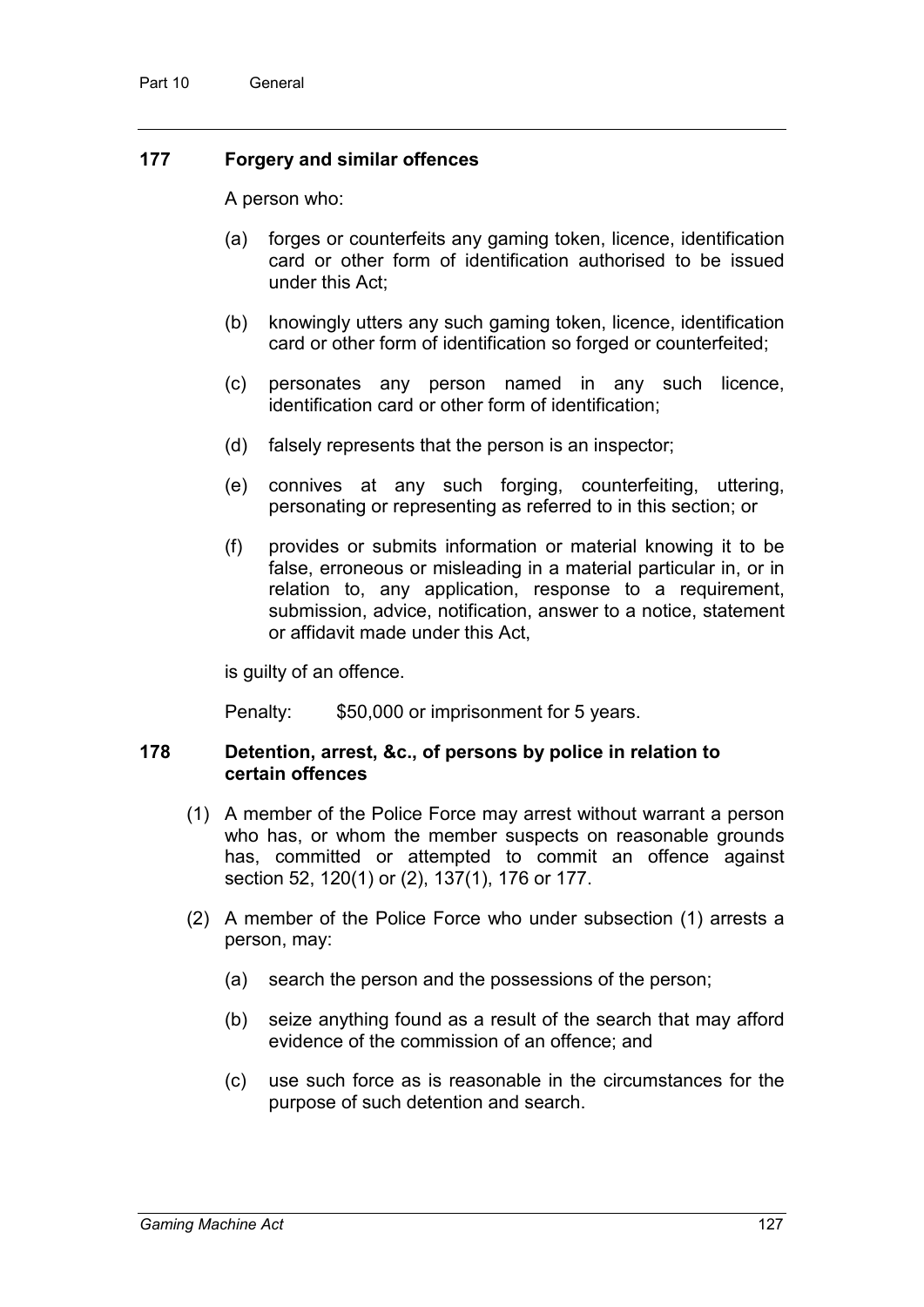## 177 Forgery and similar offences

A person who:

(a) forges or counterfeits any gaming token, licence, identification card or other form of identification authorised to be issued under this Act;

(b) knowingly utters any such gaming token, licence, identification card or other form of identification so forged or counterfeited;

(c) personates any person named in any such licence, identification card or other form of identification;

(d) falsely represents that the person is an inspector;

(e) connives at any such forging, counterfeiting, uttering, personating or representing as referred to in this section; or

(f) provides or submits information or material knowing it to be false, erroneous or misleading in a material particular in, or in relation to, any application, response to a requirement, submission, advice, notification, answer to a notice, statement or affidavit made under this Act,

is guilty of an offence.

Penalty: $50,000 or imprisonment for 5 years.

## 178 Detention, arrest, &c., of persons by police in relation to certain offences

(1) A member of the Police Force may arrest without warrant a person who has, or whom the member suspects on reasonable grounds has, committed or attempted to commit an offence against section 52, 120(1) or (2), 137(1), 176 or 177.

(2) A member of the Police Force who under subsection (1) arrests a person, may:

(a) search the person and the possessions of the person;

(b) seize anything found as a result of the search that may afford evidence of the commission of an offence; and

(c) use such force as is reasonable in the circumstances for the purpose of such detention and search.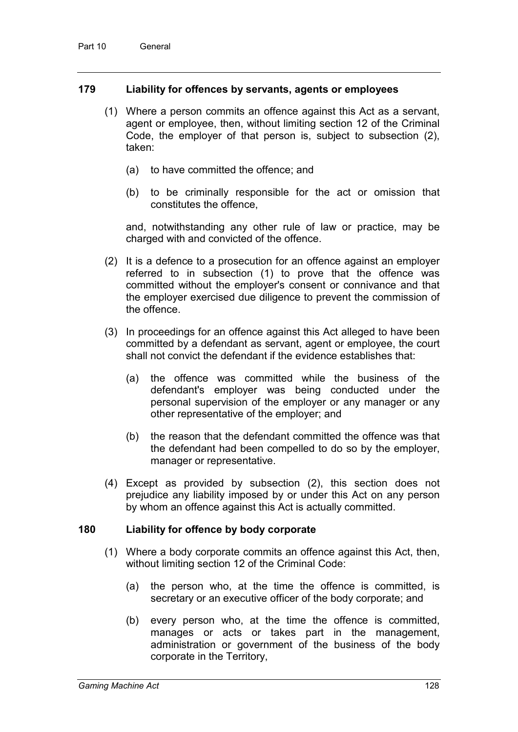### 179 Liability for offences by servants, agents or employees

(1) Where a person commits an offence against this Act as a servant, agent or employee, then, without limiting section 12 of the Criminal Code, the employer of that person is, subject to subsection (2), taken:

(a) to have committed the offence; and

(b) to be criminally responsible for the act or omission that constitutes the offence,

and, notwithstanding any other rule of law or practice, may be charged with and convicted of the offence.

(2) It is a defence to a prosecution for an offence against an employer referred to in subsection (1) to prove that the offence was committed without the employer's consent or connivance and that the employer exercised due diligence to prevent the commission of the offence.

(3) In proceedings for an offence against this Act alleged to have been committed by a defendant as servant, agent or employee, the court shall not convict the defendant if the evidence establishes that:

(a) the offence was committed while the business of the defendant's employer was being conducted under the personal supervision of the employer or any manager or any other representative of the employer; and

(b) the reason that the defendant committed the offence was that the defendant had been compelled to do so by the employer, manager or representative.

(4) Except as provided by subsection (2), this section does not prejudice any liability imposed by or under this Act on any person by whom an offence against this Act is actually committed.

### 180 Liability for offence by body corporate

(1) Where a body corporate commits an offence against this Act, then, without limiting section 12 of the Criminal Code:

(a) the person who, at the time the offence is committed, is secretary or an executive officer of the body corporate; and

(b) every person who, at the time the offence is committed, manages or acts or takes part in the management, administration or government of the business of the body corporate in the Territory,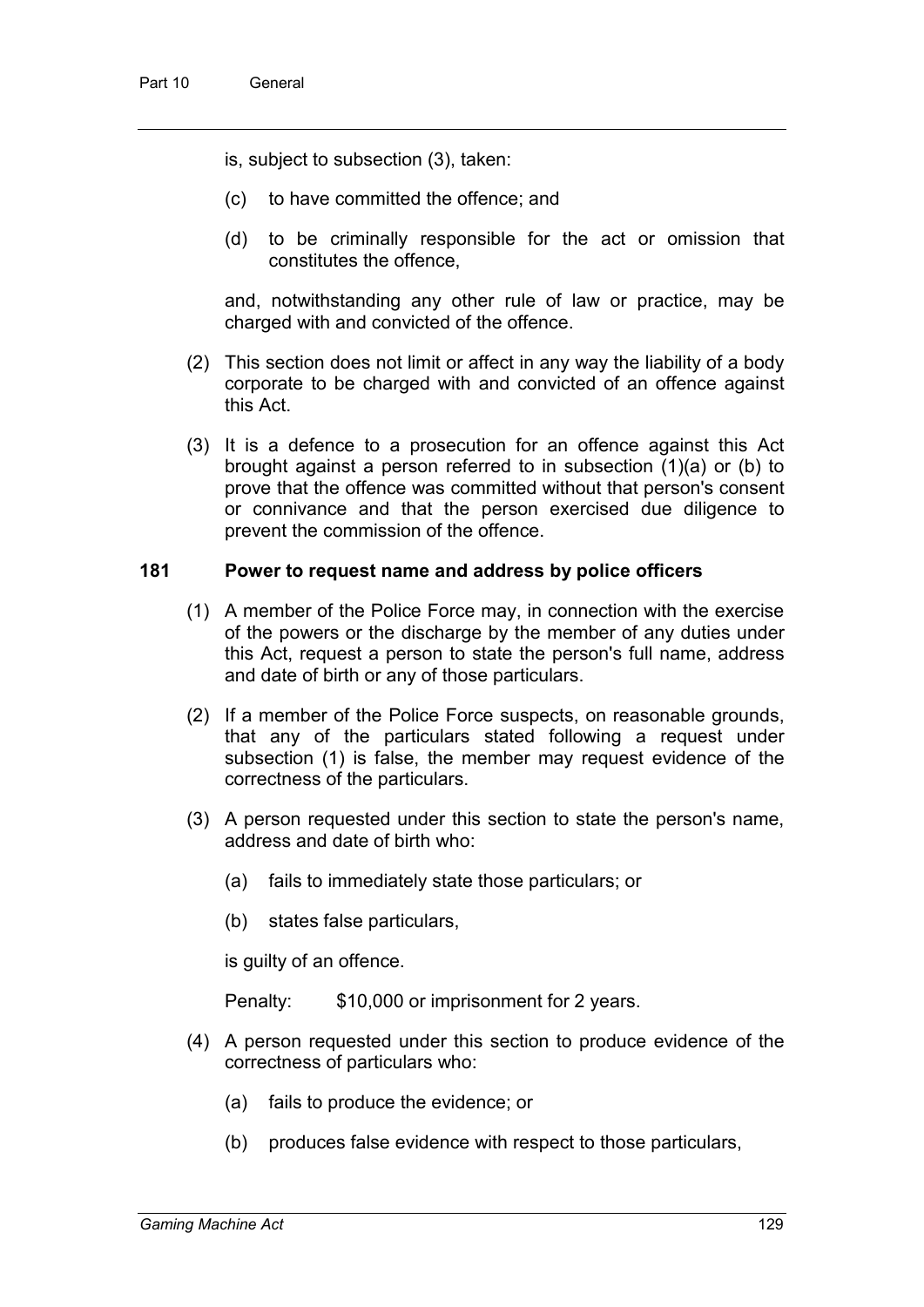is, subject to subsection (3), taken:

- (c) to have committed the offence; and
- (d) to be criminally responsible for the act or omission that constitutes the offence,

and, notwithstanding any other rule of law or practice, may be charged with and convicted of the offence.

(2) This section does not limit or affect in any way the liability of a body corporate to be charged with and convicted of an offence against this Act.

(3) It is a defence to a prosecution for an offence against this Act brought against a person referred to in subsection (1)(a) or (b) to prove that the offence was committed without that person's consent or connivance and that the person exercised due diligence to prevent the commission of the offence.

### 181 Power to request name and address by police officers

(1) A member of the Police Force may, in connection with the exercise of the powers or the discharge by the member of any duties under this Act, request a person to state the person's full name, address and date of birth or any of those particulars.

(2) If a member of the Police Force suspects, on reasonable grounds, that any of the particulars stated following a request under subsection (1) is false, the member may request evidence of the correctness of the particulars.

(3) A person requested under this section to state the person's name, address and date of birth who:

- (a) fails to immediately state those particulars; or
- (b) states false particulars,

is guilty of an offence.

Penalty: $10,000 or imprisonment for 2 years.

(4) A person requested under this section to produce evidence of the correctness of particulars who:

- (a) fails to produce the evidence; or
- (b) produces false evidence with respect to those particulars,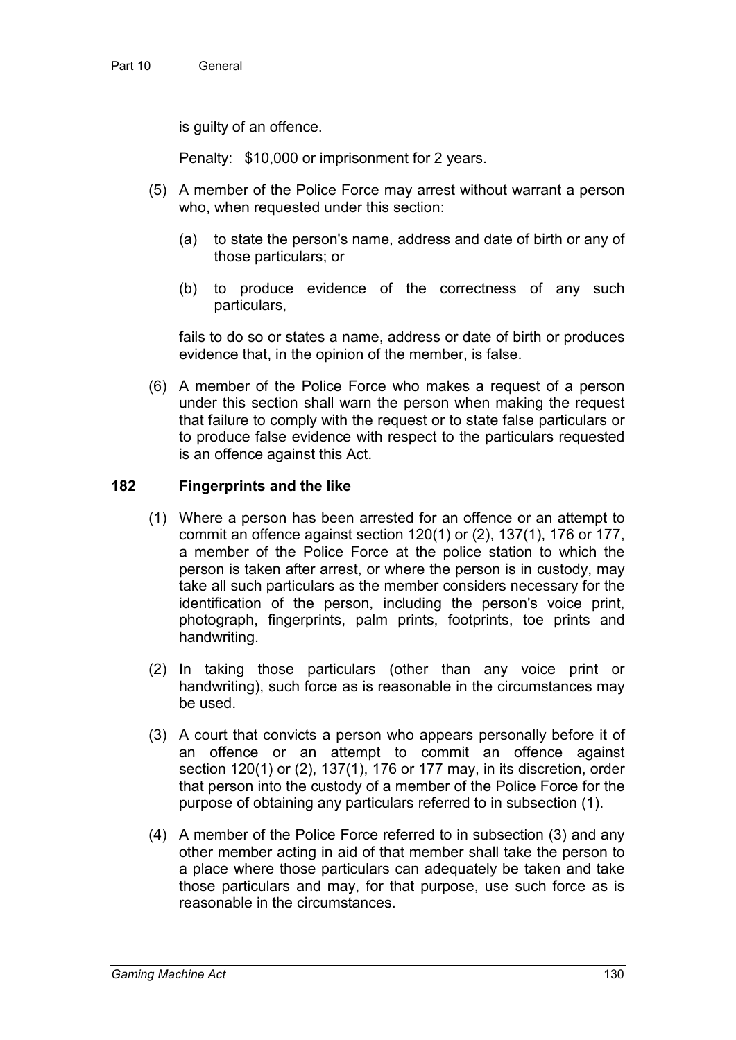is guilty of an offence.

Penalty: $10,000 or imprisonment for 2 years.

(5) A member of the Police Force may arrest without warrant a person who, when requested under this section:

(a) to state the person's name, address and date of birth or any of those particulars; or

(b) to produce evidence of the correctness of any such particulars,

fails to do so or states a name, address or date of birth or produces evidence that, in the opinion of the member, is false.

(6) A member of the Police Force who makes a request of a person under this section shall warn the person when making the request that failure to comply with the request or to state false particulars or to produce false evidence with respect to the particulars requested is an offence against this Act.

### 182 Fingerprints and the like

(1) Where a person has been arrested for an offence or an attempt to commit an offence against section 120(1) or (2), 137(1), 176 or 177, a member of the Police Force at the police station to which the person is taken after arrest, or where the person is in custody, may take all such particulars as the member considers necessary for the identification of the person, including the person's voice print, photograph, fingerprints, palm prints, footprints, toe prints and handwriting.

(2) In taking those particulars (other than any voice print or handwriting), such force as is reasonable in the circumstances may be used.

(3) A court that convicts a person who appears personally before it of an offence or an attempt to commit an offence against section 120(1) or (2), 137(1), 176 or 177 may, in its discretion, order that person into the custody of a member of the Police Force for the purpose of obtaining any particulars referred to in subsection (1).

(4) A member of the Police Force referred to in subsection (3) and any other member acting in aid of that member shall take the person to a place where those particulars can adequately be taken and take those particulars and may, for that purpose, use such force as is reasonable in the circumstances.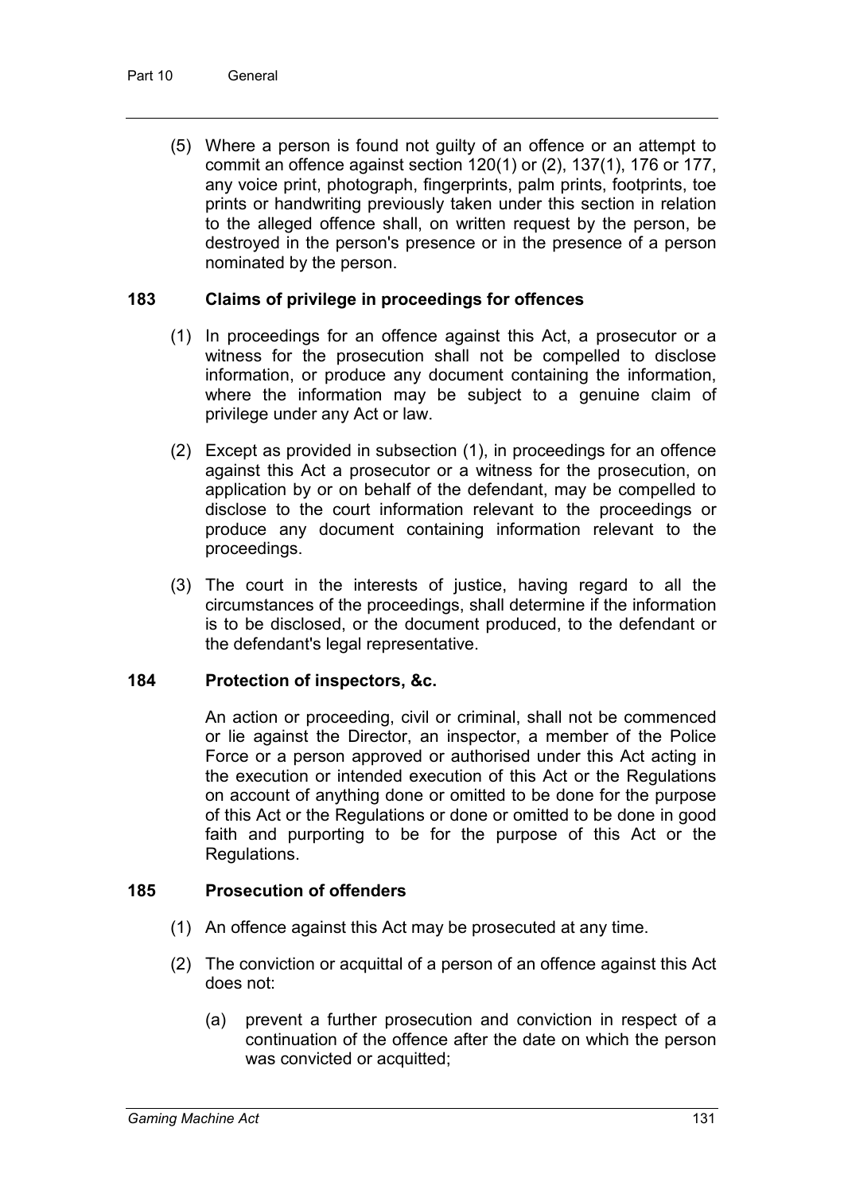(5) Where a person is found not guilty of an offence or an attempt to commit an offence against section 120(1) or (2), 137(1), 176 or 177, any voice print, photograph, fingerprints, palm prints, footprints, toe prints or handwriting previously taken under this section in relation to the alleged offence shall, on written request by the person, be destroyed in the person's presence or in the presence of a person nominated by the person.

### 183 Claims of privilege in proceedings for offences

(1) In proceedings for an offence against this Act, a prosecutor or a witness for the prosecution shall not be compelled to disclose information, or produce any document containing the information, where the information may be subject to a genuine claim of privilege under any Act or law.

(2) Except as provided in subsection (1), in proceedings for an offence against this Act a prosecutor or a witness for the prosecution, on application by or on behalf of the defendant, may be compelled to disclose to the court information relevant to the proceedings or produce any document containing information relevant to the proceedings.

(3) The court in the interests of justice, having regard to all the circumstances of the proceedings, shall determine if the information is to be disclosed, or the document produced, to the defendant or the defendant's legal representative.

### 184 Protection of inspectors, &c.

An action or proceeding, civil or criminal, shall not be commenced or lie against the Director, an inspector, a member of the Police Force or a person approved or authorised under this Act acting in the execution or intended execution of this Act or the Regulations on account of anything done or omitted to be done for the purpose of this Act or the Regulations or done or omitted to be done in good faith and purporting to be for the purpose of this Act or the Regulations.

### 185 Prosecution of offenders

(1) An offence against this Act may be prosecuted at any time.

(2) The conviction or acquittal of a person of an offence against this Act does not:

(a) prevent a further prosecution and conviction in respect of a continuation of the offence after the date on which the person was convicted or acquitted;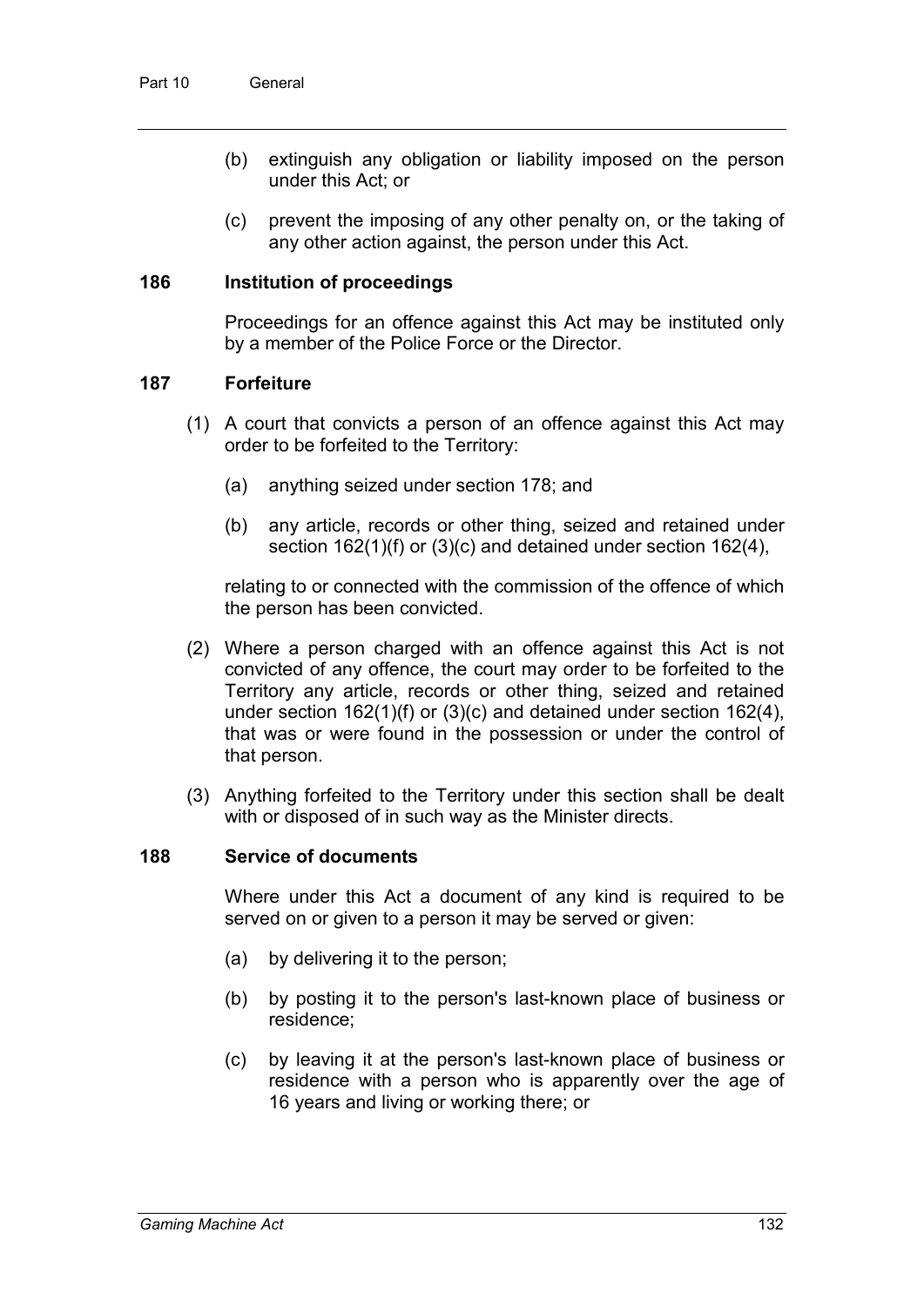(b) extinguish any obligation or liability imposed on the person under this Act; or

(c) prevent the imposing of any other penalty on, or the taking of any other action against, the person under this Act.

### 186 Institution of proceedings

Proceedings for an offence against this Act may be instituted only by a member of the Police Force or the Director.

### 187 Forfeiture

(1) A court that convicts a person of an offence against this Act may order to be forfeited to the Territory:

(a) anything seized under section 178; and

(b) any article, records or other thing, seized and retained under section 162(1)(f) or (3)(c) and detained under section 162(4),

relating to or connected with the commission of the offence of which the person has been convicted.

(2) Where a person charged with an offence against this Act is not convicted of any offence, the court may order to be forfeited to the Territory any article, records or other thing, seized and retained under section 162(1)(f) or (3)(c) and detained under section 162(4), that was or were found in the possession or under the control of that person.

(3) Anything forfeited to the Territory under this section shall be dealt with or disposed of in such way as the Minister directs.

### 188 Service of documents

Where under this Act a document of any kind is required to be served on or given to a person it may be served or given:

(a) by delivering it to the person;

(b) by posting it to the person's last-known place of business or residence;

(c) by leaving it at the person's last-known place of business or residence with a person who is apparently over the age of 16 years and living or working there; or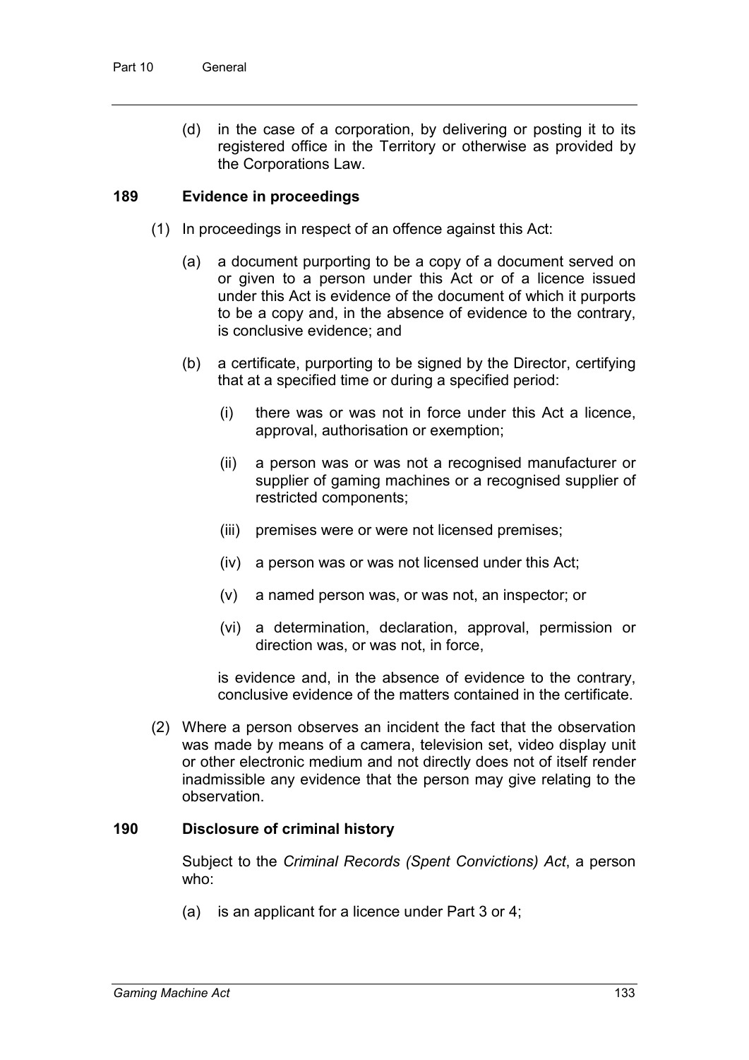(d) in the case of a corporation, by delivering or posting it to its registered office in the Territory or otherwise as provided by the Corporations Law.

### 189 Evidence in proceedings

(1) In proceedings in respect of an offence against this Act:

(a) a document purporting to be a copy of a document served on or given to a person under this Act or of a licence issued under this Act is evidence of the document of which it purports to be a copy and, in the absence of evidence to the contrary, is conclusive evidence; and

(b) a certificate, purporting to be signed by the Director, certifying that at a specified time or during a specified period:

(i) there was or was not in force under this Act a licence, approval, authorisation or exemption;

(ii) a person was or was not a recognised manufacturer or supplier of gaming machines or a recognised supplier of restricted components;

(iii) premises were or were not licensed premises;

(iv) a person was or was not licensed under this Act;

(v) a named person was, or was not, an inspector; or

(vi) a determination, declaration, approval, permission or direction was, or was not, in force,

is evidence and, in the absence of evidence to the contrary, conclusive evidence of the matters contained in the certificate.

(2) Where a person observes an incident the fact that the observation was made by means of a camera, television set, video display unit or other electronic medium and not directly does not of itself render inadmissible any evidence that the person may give relating to the observation.

### 190 Disclosure of criminal history

Subject to the *Criminal Records (Spent Convictions) Act*, a person who:

(a) is an applicant for a licence under Part 3 or 4;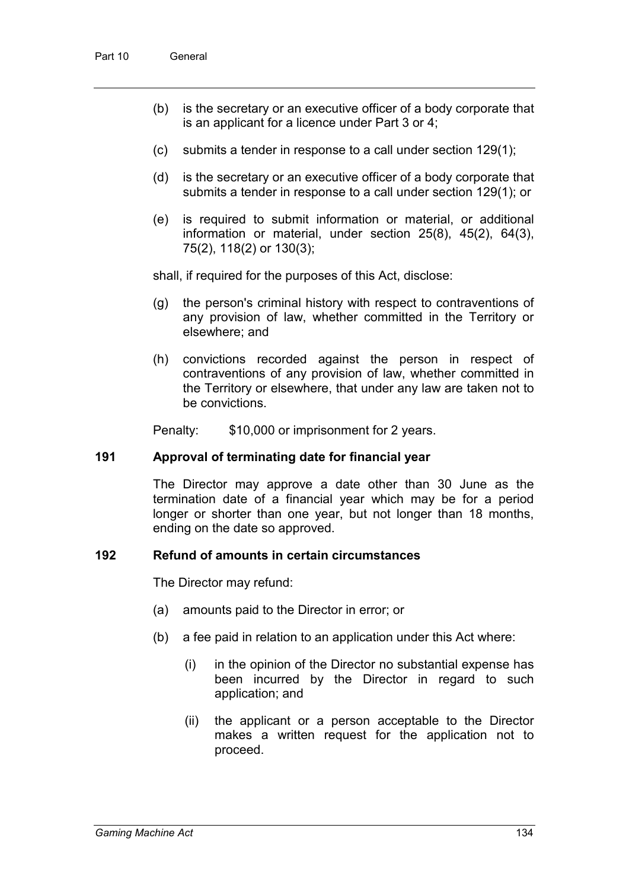(b) is the secretary or an executive officer of a body corporate that is an applicant for a licence under Part 3 or 4;

(c) submits a tender in response to a call under section 129(1);

(d) is the secretary or an executive officer of a body corporate that submits a tender in response to a call under section 129(1); or

(e) is required to submit information or material, or additional information or material, under section 25(8), 45(2), 64(3), 75(2), 118(2) or 130(3);

shall, if required for the purposes of this Act, disclose:

(g) the person's criminal history with respect to contraventions of any provision of law, whether committed in the Territory or elsewhere; and

(h) convictions recorded against the person in respect of contraventions of any provision of law, whether committed in the Territory or elsewhere, that under any law are taken not to be convictions.

Penalty: $10,000 or imprisonment for 2 years.

### 191 Approval of terminating date for financial year

The Director may approve a date other than 30 June as the termination date of a financial year which may be for a period longer or shorter than one year, but not longer than 18 months, ending on the date so approved.

### 192 Refund of amounts in certain circumstances

The Director may refund:

(a) amounts paid to the Director in error; or

(b) a fee paid in relation to an application under this Act where:

  (i) in the opinion of the Director no substantial expense has been incurred by the Director in regard to such application; and

  (ii) the applicant or a person acceptable to the Director makes a written request for the application not to proceed.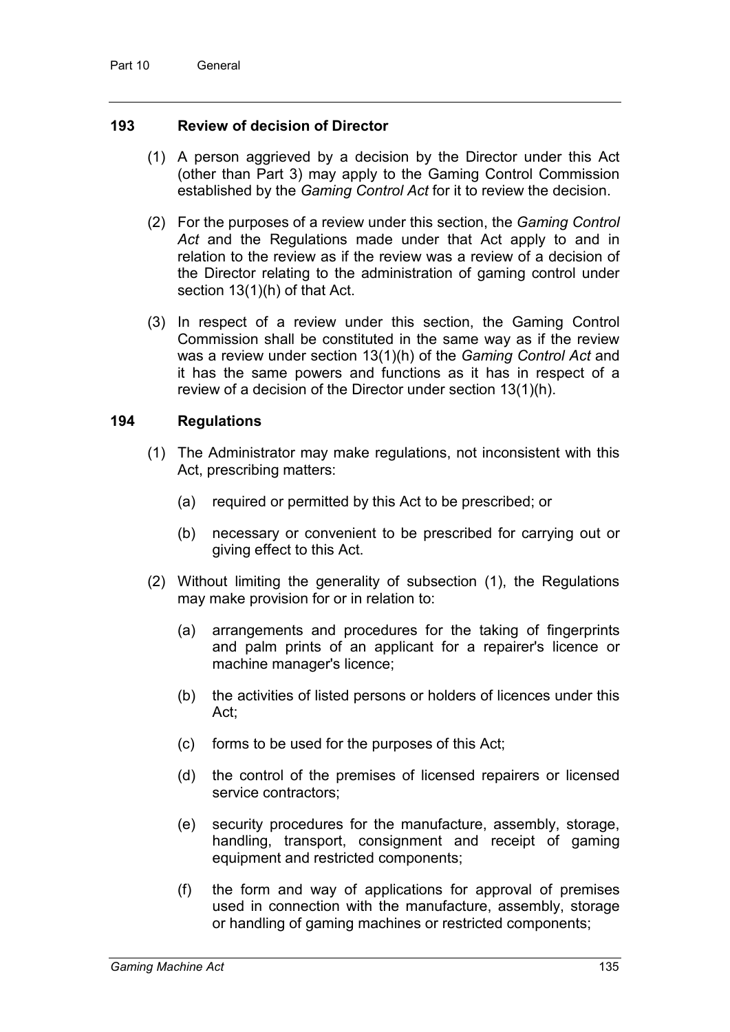### 193 Review of decision of Director

(1) A person aggrieved by a decision by the Director under this Act (other than Part 3) may apply to the Gaming Control Commission established by the *Gaming Control Act* for it to review the decision.

(2) For the purposes of a review under this section, the *Gaming Control Act* and the Regulations made under that Act apply to and in relation to the review as if the review was a review of a decision of the Director relating to the administration of gaming control under section 13(1)(h) of that Act.

(3) In respect of a review under this section, the Gaming Control Commission shall be constituted in the same way as if the review was a review under section 13(1)(h) of the *Gaming Control Act* and it has the same powers and functions as it has in respect of a review of a decision of the Director under section 13(1)(h).

### 194 Regulations

(1) The Administrator may make regulations, not inconsistent with this Act, prescribing matters:

(a) required or permitted by this Act to be prescribed; or

(b) necessary or convenient to be prescribed for carrying out or giving effect to this Act.

(2) Without limiting the generality of subsection (1), the Regulations may make provision for or in relation to:

(a) arrangements and procedures for the taking of fingerprints and palm prints of an applicant for a repairer's licence or machine manager's licence;

(b) the activities of listed persons or holders of licences under this Act;

(c) forms to be used for the purposes of this Act;

(d) the control of the premises of licensed repairers or licensed service contractors;

(e) security procedures for the manufacture, assembly, storage, handling, transport, consignment and receipt of gaming equipment and restricted components;

(f) the form and way of applications for approval of premises used in connection with the manufacture, assembly, storage or handling of gaming machines or restricted components;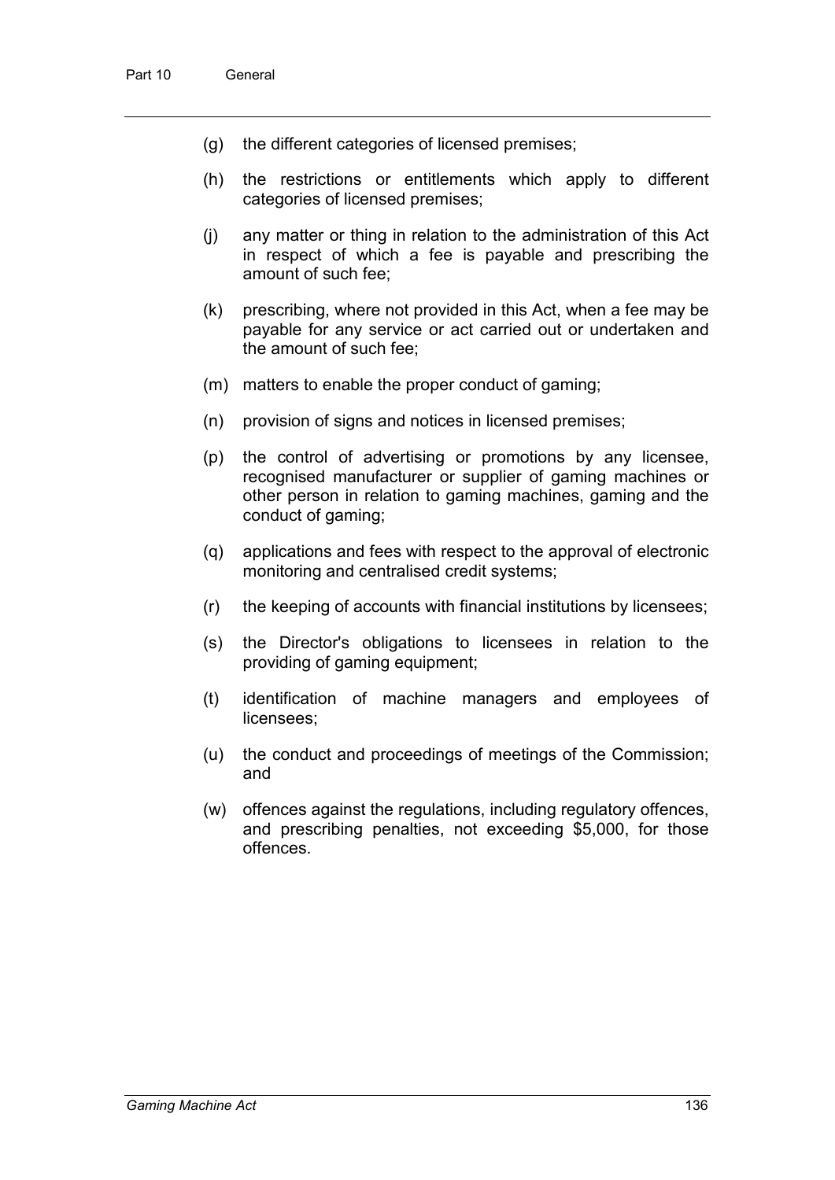(g) the different categories of licensed premises;

(h) the restrictions or entitlements which apply to different categories of licensed premises;

(j) any matter or thing in relation to the administration of this Act in respect of which a fee is payable and prescribing the amount of such fee;

(k) prescribing, where not provided in this Act, when a fee may be payable for any service or act carried out or undertaken and the amount of such fee;

(m) matters to enable the proper conduct of gaming;

(n) provision of signs and notices in licensed premises;

(p) the control of advertising or promotions by any licensee, recognised manufacturer or supplier of gaming machines or other person in relation to gaming machines, gaming and the conduct of gaming;

(q) applications and fees with respect to the approval of electronic monitoring and centralised credit systems;

(r) the keeping of accounts with financial institutions by licensees;

(s) the Director's obligations to licensees in relation to the providing of gaming equipment;

(t) identification of machine managers and employees of licensees;

(u) the conduct and proceedings of meetings of the Commission; and

(w) offences against the regulations, including regulatory offences, and prescribing penalties, not exceeding $5,000, for those offences.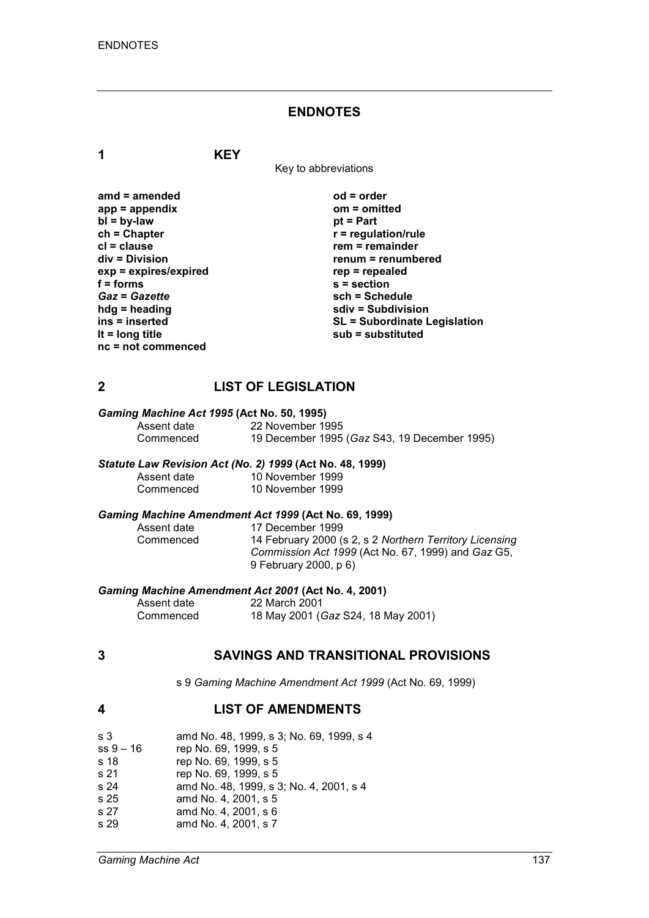# ENDNOTES

## 1 KEY

Key to abbreviations

| | |
|---|---|
| **amd = amended** | **od = order** |
| **app = appendix** | **om = omitted** |
| **bl = by-law** | **pt = Part** |
| **ch = Chapter** | **r = regulation/rule** |
| **cl = clause** | **rem = remainder** |
| **div = Division** | **renum = renumbered** |
| **exp = expires/expired** | **rep = repealed** |
| **f = forms** | **s = section** |
| ***Gaz* = *Gazette*** | **sch = Schedule** |
| **hdg = heading** | **sdiv = Subdivision** |
| **ins = inserted** | **SL = Subordinate Legislation** |
| **lt = long title** | **sub = substituted** |
| **nc = not commenced** | |

## 2 LIST OF LEGISLATION

***Gaming Machine Act 1995* (Act No. 50, 1995)**

Assent date 22 November 1995
Commenced 19 December 1995 (*Gaz* S43, 19 December 1995)

***Statute Law Revision Act (No. 2) 1999* (Act No. 48, 1999)**

Assent date 10 November 1999
Commenced 10 November 1999

***Gaming Machine Amendment Act 1999* (Act No. 69, 1999)**

Assent date 17 December 1999
Commenced 14 February 2000 (s 2, s 2 *Northern Territory Licensing Commission Act 1999* (Act No. 67, 1999) and *Gaz* G5, 9 February 2000, p 6)

***Gaming Machine Amendment Act 2001* (Act No. 4, 2001)**

Assent date 22 March 2001
Commenced 18 May 2001 (*Gaz* S24, 18 May 2001)

## 3 SAVINGS AND TRANSITIONAL PROVISIONS

s 9 *Gaming Machine Amendment Act 1999* (Act No. 69, 1999)

## 4 LIST OF AMENDMENTS

| | |
|---|---|
| s 3 | amd No. 48, 1999, s 3; No. 69, 1999, s 4 |
| ss 9 – 16 | rep No. 69, 1999, s 5 |
| s 18 | rep No. 69, 1999, s 5 |
| s 21 | rep No. 69, 1999, s 5 |
| s 24 | amd No. 48, 1999, s 3; No. 4, 2001, s 4 |
| s 25 | amd No. 4, 2001, s 5 |
| s 27 | amd No. 4, 2001, s 6 |
| s 29 | amd No. 4, 2001, s 7 |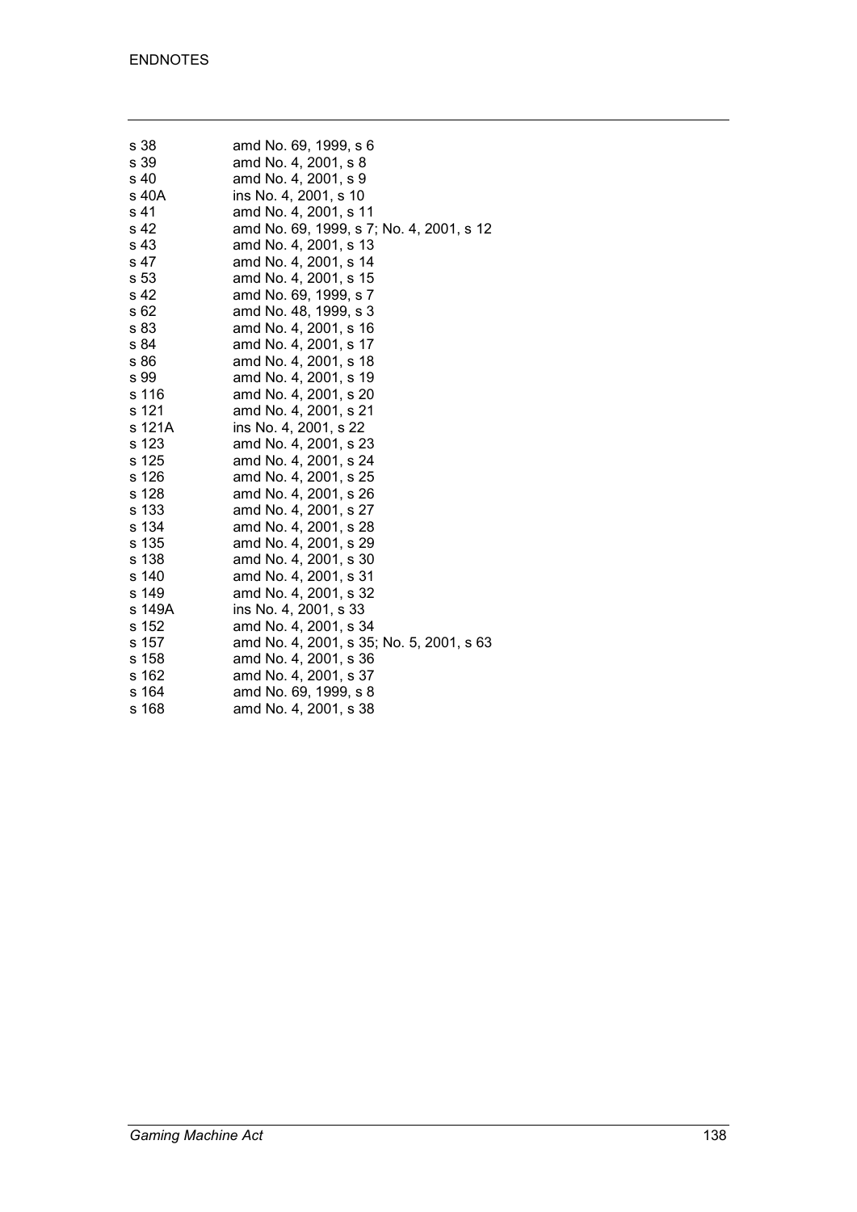| | |
|---|---|
| s 38 | amd No. 69, 1999, s 6 |
| s 39 | amd No. 4, 2001, s 8 |
| s 40 | amd No. 4, 2001, s 9 |
| s 40A | ins No. 4, 2001, s 10 |
| s 41 | amd No. 4, 2001, s 11 |
| s 42 | amd No. 69, 1999, s 7; No. 4, 2001, s 12 |
| s 43 | amd No. 4, 2001, s 13 |
| s 47 | amd No. 4, 2001, s 14 |
| s 53 | amd No. 4, 2001, s 15 |
| s 42 | amd No. 69, 1999, s 7 |
| s 62 | amd No. 48, 1999, s 3 |
| s 83 | amd No. 4, 2001, s 16 |
| s 84 | amd No. 4, 2001, s 17 |
| s 86 | amd No. 4, 2001, s 18 |
| s 99 | amd No. 4, 2001, s 19 |
| s 116 | amd No. 4, 2001, s 20 |
| s 121 | amd No. 4, 2001, s 21 |
| s 121A | ins No. 4, 2001, s 22 |
| s 123 | amd No. 4, 2001, s 23 |
| s 125 | amd No. 4, 2001, s 24 |
| s 126 | amd No. 4, 2001, s 25 |
| s 128 | amd No. 4, 2001, s 26 |
| s 133 | amd No. 4, 2001, s 27 |
| s 134 | amd No. 4, 2001, s 28 |
| s 135 | amd No. 4, 2001, s 29 |
| s 138 | amd No. 4, 2001, s 30 |
| s 140 | amd No. 4, 2001, s 31 |
| s 149 | amd No. 4, 2001, s 32 |
| s 149A | ins No. 4, 2001, s 33 |
| s 152 | amd No. 4, 2001, s 34 |
| s 157 | amd No. 4, 2001, s 35; No. 5, 2001, s 63 |
| s 158 | amd No. 4, 2001, s 36 |
| s 162 | amd No. 4, 2001, s 37 |
| s 164 | amd No. 69, 1999, s 8 |
| s 168 | amd No. 4, 2001, s 38 |